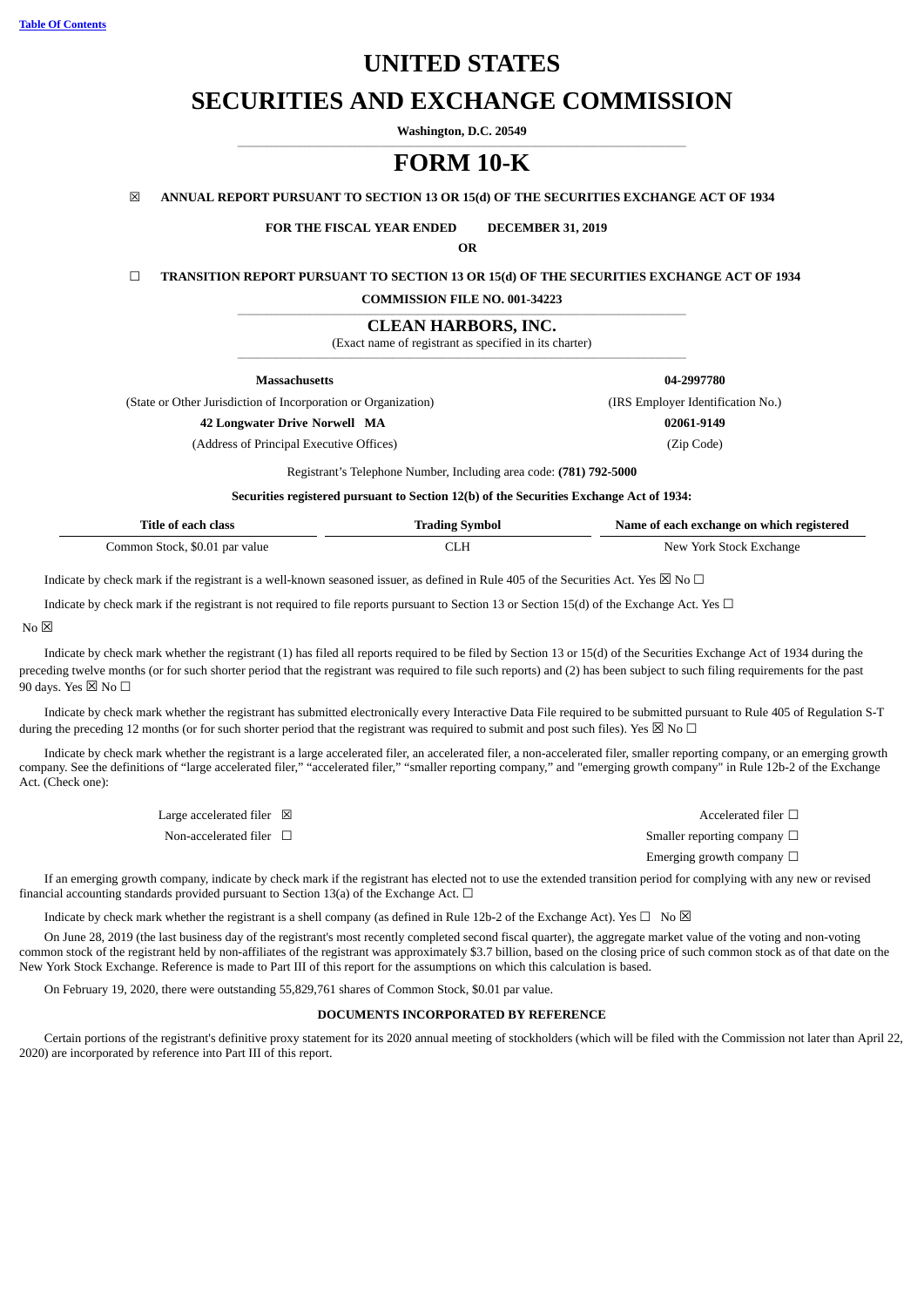Table Of Contents

# UNITED STATES

# SECURITIES AND EXCHANGE COMMISSION

**Washington, D.C. 20549**

# FORM 10-K

☒ **ANNUAL REPORT PURSUANT TO SECTION 13 OR 15(d) OF THE SECURITIES EXCHANGE ACT OF 1934**

**FOR THE FISCAL YEAR ENDED DECEMBER 31, 2019**

**OR**

☐ **TRANSITION REPORT PURSUANT TO SECTION 13 OR 15(d) OF THE SECURITIES EXCHANGE ACT OF 1934**

**COMMISSION FILE NO. 001-34223**

## CLEAN HARBORS, INC.

(Exact name of registrant as specified in its charter)

| **Massachusetts** | **04-2997780** |
|---|---|
| (State or Other Jurisdiction of Incorporation or Organization) | (IRS Employer Identification No.) |
| **42 Longwater Drive Norwell MA** | **02061-9149** |
| (Address of Principal Executive Offices) | (Zip Code) |

Registrant's Telephone Number, Including area code: **(781) 792-5000**

**Securities registered pursuant to Section 12(b) of the Securities Exchange Act of 1934:**

| Title of each class | Trading Symbol | Name of each exchange on which registered |
|---|---|---|
| Common Stock, $0.01 par value | CLH | New York Stock Exchange |

Indicate by check mark if the registrant is a well-known seasoned issuer, as defined in Rule 405 of the Securities Act. Yes ☒ No ☐

Indicate by check mark if the registrant is not required to file reports pursuant to Section 13 or Section 15(d) of the Exchange Act. Yes ☐ No ☒

Indicate by check mark whether the registrant (1) has filed all reports required to be filed by Section 13 or 15(d) of the Securities Exchange Act of 1934 during the preceding twelve months (or for such shorter period that the registrant was required to file such reports) and (2) has been subject to such filing requirements for the past 90 days. Yes ☒ No ☐

Indicate by check mark whether the registrant has submitted electronically every Interactive Data File required to be submitted pursuant to Rule 405 of Regulation S-T during the preceding 12 months (or for such shorter period that the registrant was required to submit and post such files). Yes ☒ No ☐

Indicate by check mark whether the registrant is a large accelerated filer, an accelerated filer, a non-accelerated filer, smaller reporting company, or an emerging growth company. See the definitions of "large accelerated filer," "accelerated filer," "smaller reporting company," and "emerging growth company" in Rule 12b-2 of the Exchange Act. (Check one):

| | |
|---|---|
| Large accelerated filer ☒ | Accelerated filer ☐ |
| Non-accelerated filer ☐ | Smaller reporting company ☐ |
| | Emerging growth company ☐ |

If an emerging growth company, indicate by check mark if the registrant has elected not to use the extended transition period for complying with any new or revised financial accounting standards provided pursuant to Section 13(a) of the Exchange Act. ☐

Indicate by check mark whether the registrant is a shell company (as defined in Rule 12b-2 of the Exchange Act). Yes ☐ No ☒

On June 28, 2019 (the last business day of the registrant's most recently completed second fiscal quarter), the aggregate market value of the voting and non-voting common stock of the registrant held by non-affiliates of the registrant was approximately $3.7 billion, based on the closing price of such common stock as of that date on the New York Stock Exchange. Reference is made to Part III of this report for the assumptions on which this calculation is based.

On February 19, 2020, there were outstanding 55,829,761 shares of Common Stock, $0.01 par value.

**DOCUMENTS INCORPORATED BY REFERENCE**

Certain portions of the registrant's definitive proxy statement for its 2020 annual meeting of stockholders (which will be filed with the Commission not later than April 22, 2020) are incorporated by reference into Part III of this report.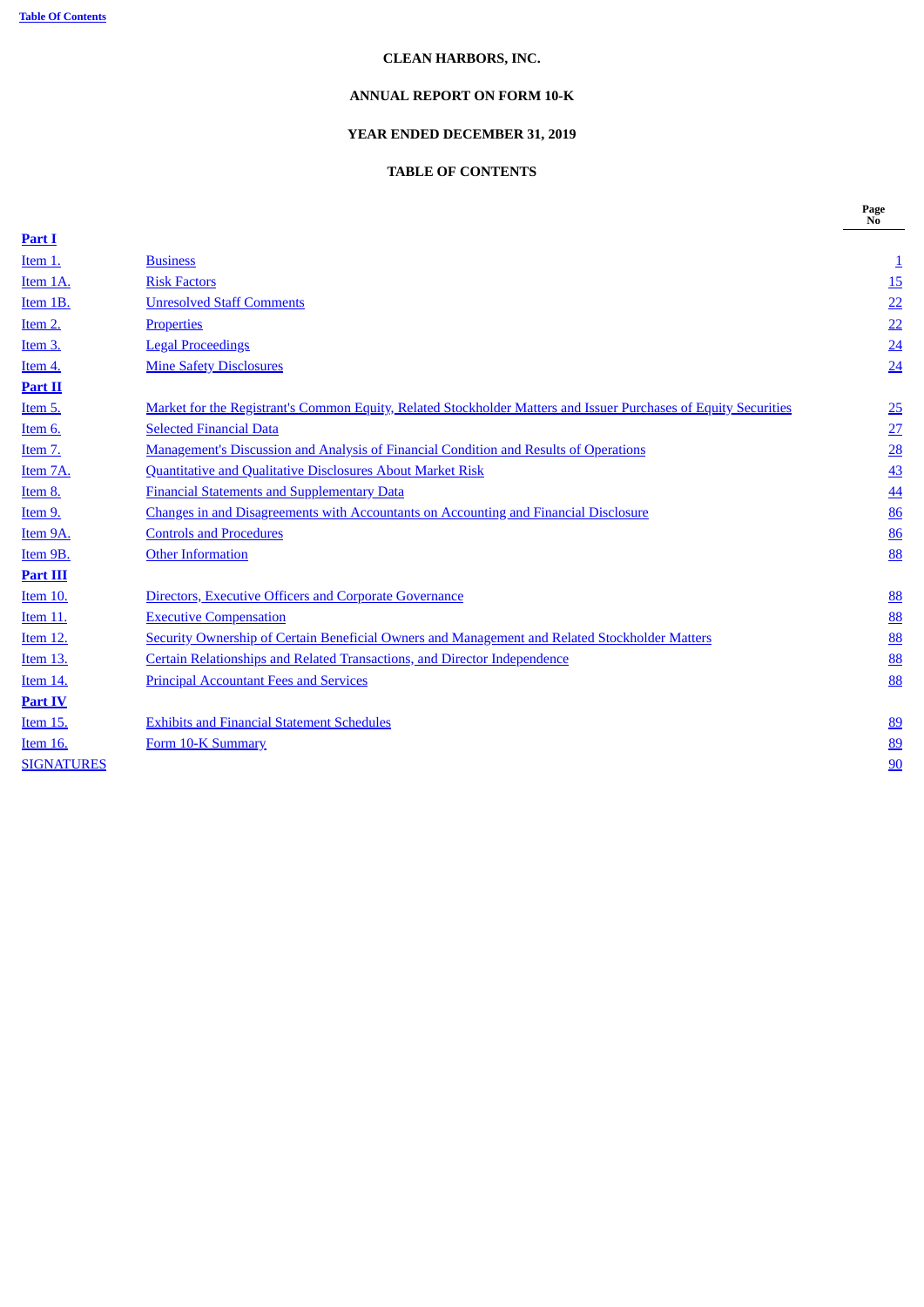**CLEAN HARBORS, INC.**

**ANNUAL REPORT ON FORM 10-K**

**YEAR ENDED DECEMBER 31, 2019**

**TABLE OF CONTENTS**

| | | Page No |
|---|---|---|
| **Part I** | | |
| Item 1. | Business | 1 |
| Item 1A. | Risk Factors | 15 |
| Item 1B. | Unresolved Staff Comments | 22 |
| Item 2. | Properties | 22 |
| Item 3. | Legal Proceedings | 24 |
| Item 4. | Mine Safety Disclosures | 24 |
| **Part II** | | |
| Item 5. | Market for the Registrant's Common Equity, Related Stockholder Matters and Issuer Purchases of Equity Securities | 25 |
| Item 6. | Selected Financial Data | 27 |
| Item 7. | Management's Discussion and Analysis of Financial Condition and Results of Operations | 28 |
| Item 7A. | Quantitative and Qualitative Disclosures About Market Risk | 43 |
| Item 8. | Financial Statements and Supplementary Data | 44 |
| Item 9. | Changes in and Disagreements with Accountants on Accounting and Financial Disclosure | 86 |
| Item 9A. | Controls and Procedures | 86 |
| Item 9B. | Other Information | 88 |
| **Part III** | | |
| Item 10. | Directors, Executive Officers and Corporate Governance | 88 |
| Item 11. | Executive Compensation | 88 |
| Item 12. | Security Ownership of Certain Beneficial Owners and Management and Related Stockholder Matters | 88 |
| Item 13. | Certain Relationships and Related Transactions, and Director Independence | 88 |
| Item 14. | Principal Accountant Fees and Services | 88 |
| **Part IV** | | |
| Item 15. | Exhibits and Financial Statement Schedules | 89 |
| Item 16. | Form 10-K Summary | 89 |
| SIGNATURES | | 90 |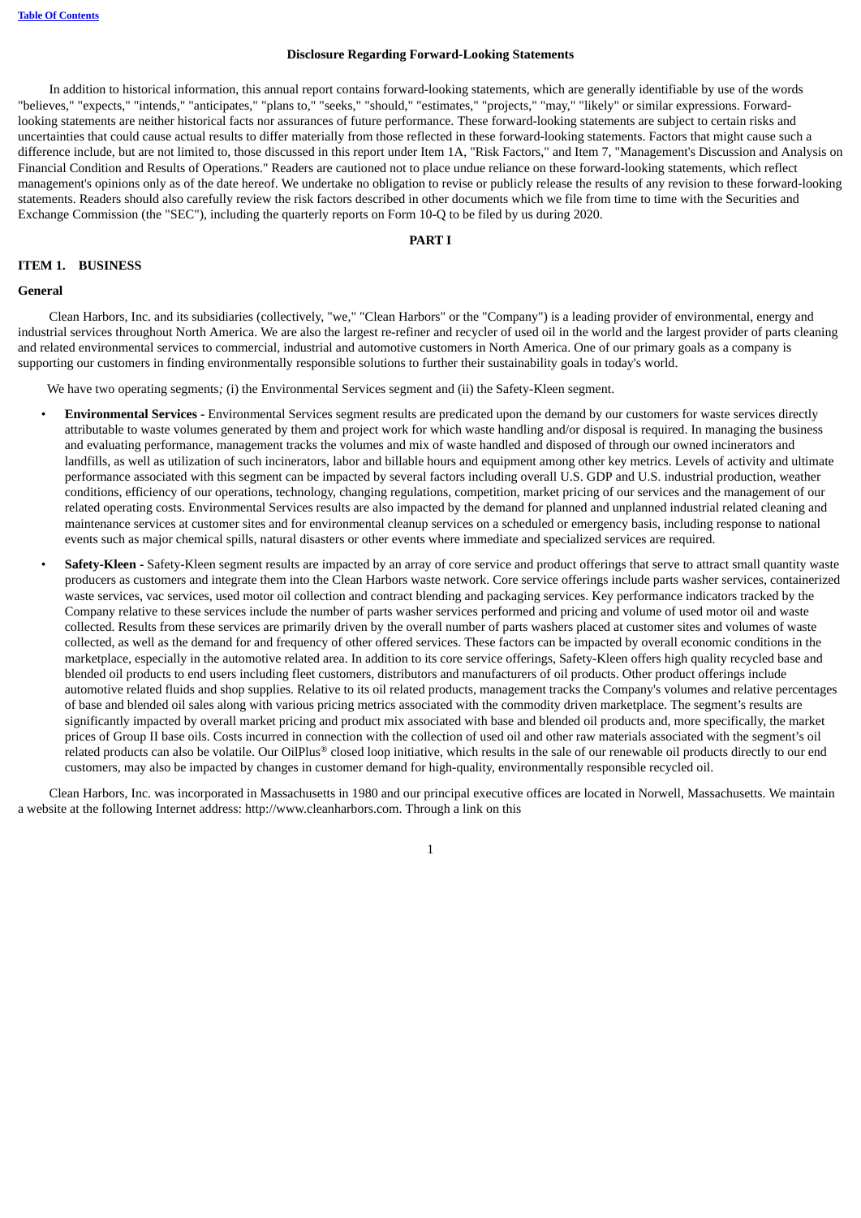## Disclosure Regarding Forward-Looking Statements

In addition to historical information, this annual report contains forward-looking statements, which are generally identifiable by use of the words "believes," "expects," "intends," "anticipates," "plans to," "seeks," "should," "estimates," "projects," "may," "likely" or similar expressions. Forward-looking statements are neither historical facts nor assurances of future performance. These forward-looking statements are subject to certain risks and uncertainties that could cause actual results to differ materially from those reflected in these forward-looking statements. Factors that might cause such a difference include, but are not limited to, those discussed in this report under Item 1A, "Risk Factors," and Item 7, "Management's Discussion and Analysis on Financial Condition and Results of Operations." Readers are cautioned not to place undue reliance on these forward-looking statements, which reflect management's opinions only as of the date hereof. We undertake no obligation to revise or publicly release the results of any revision to these forward-looking statements. Readers should also carefully review the risk factors described in other documents which we file from time to time with the Securities and Exchange Commission (the "SEC"), including the quarterly reports on Form 10-Q to be filed by us during 2020.

# PART I

## ITEM 1. BUSINESS

### General

Clean Harbors, Inc. and its subsidiaries (collectively, "we," "Clean Harbors" or the "Company") is a leading provider of environmental, energy and industrial services throughout North America. We are also the largest re-refiner and recycler of used oil in the world and the largest provider of parts cleaning and related environmental services to commercial, industrial and automotive customers in North America. One of our primary goals as a company is supporting our customers in finding environmentally responsible solutions to further their sustainability goals in today's world.

We have two operating segments*;* (i) the Environmental Services segment and (ii) the Safety-Kleen segment.

- **Environmental Services -** Environmental Services segment results are predicated upon the demand by our customers for waste services directly attributable to waste volumes generated by them and project work for which waste handling and/or disposal is required. In managing the business and evaluating performance, management tracks the volumes and mix of waste handled and disposed of through our owned incinerators and landfills, as well as utilization of such incinerators, labor and billable hours and equipment among other key metrics. Levels of activity and ultimate performance associated with this segment can be impacted by several factors including overall U.S. GDP and U.S. industrial production, weather conditions, efficiency of our operations, technology, changing regulations, competition, market pricing of our services and the management of our related operating costs. Environmental Services results are also impacted by the demand for planned and unplanned industrial related cleaning and maintenance services at customer sites and for environmental cleanup services on a scheduled or emergency basis, including response to national events such as major chemical spills, natural disasters or other events where immediate and specialized services are required.
- **Safety-Kleen -** Safety-Kleen segment results are impacted by an array of core service and product offerings that serve to attract small quantity waste producers as customers and integrate them into the Clean Harbors waste network. Core service offerings include parts washer services, containerized waste services, vac services, used motor oil collection and contract blending and packaging services. Key performance indicators tracked by the Company relative to these services include the number of parts washer services performed and pricing and volume of used motor oil and waste collected. Results from these services are primarily driven by the overall number of parts washers placed at customer sites and volumes of waste collected, as well as the demand for and frequency of other offered services. These factors can be impacted by overall economic conditions in the marketplace, especially in the automotive related area. In addition to its core service offerings, Safety-Kleen offers high quality recycled base and blended oil products to end users including fleet customers, distributors and manufacturers of oil products. Other product offerings include automotive related fluids and shop supplies. Relative to its oil related products, management tracks the Company's volumes and relative percentages of base and blended oil sales along with various pricing metrics associated with the commodity driven marketplace. The segment's results are significantly impacted by overall market pricing and product mix associated with base and blended oil products and, more specifically, the market prices of Group II base oils. Costs incurred in connection with the collection of used oil and other raw materials associated with the segment's oil related products can also be volatile. Our OilPlus® closed loop initiative, which results in the sale of our renewable oil products directly to our end customers, may also be impacted by changes in customer demand for high-quality, environmentally responsible recycled oil.

Clean Harbors, Inc. was incorporated in Massachusetts in 1980 and our principal executive offices are located in Norwell, Massachusetts. We maintain a website at the following Internet address: http://www.cleanharbors.com. Through a link on this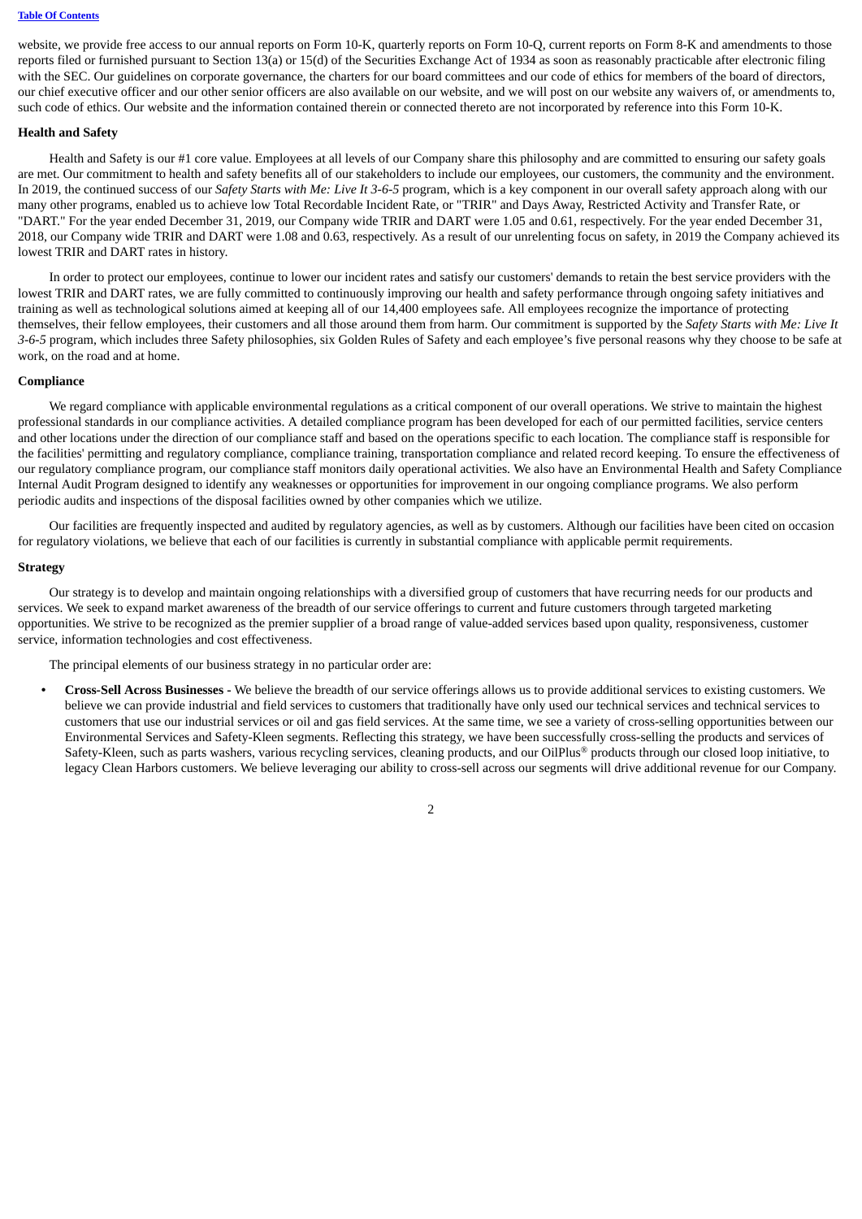website, we provide free access to our annual reports on Form 10-K, quarterly reports on Form 10-Q, current reports on Form 8-K and amendments to those reports filed or furnished pursuant to Section 13(a) or 15(d) of the Securities Exchange Act of 1934 as soon as reasonably practicable after electronic filing with the SEC. Our guidelines on corporate governance, the charters for our board committees and our code of ethics for members of the board of directors, our chief executive officer and our other senior officers are also available on our website, and we will post on our website any waivers of, or amendments to, such code of ethics. Our website and the information contained therein or connected thereto are not incorporated by reference into this Form 10-K.

**Health and Safety**

Health and Safety is our #1 core value. Employees at all levels of our Company share this philosophy and are committed to ensuring our safety goals are met. Our commitment to health and safety benefits all of our stakeholders to include our employees, our customers, the community and the environment. In 2019, the continued success of our *Safety Starts with Me: Live It 3-6-5* program, which is a key component in our overall safety approach along with our many other programs, enabled us to achieve low Total Recordable Incident Rate, or "TRIR" and Days Away, Restricted Activity and Transfer Rate, or "DART." For the year ended December 31, 2019, our Company wide TRIR and DART were 1.05 and 0.61, respectively. For the year ended December 31, 2018, our Company wide TRIR and DART were 1.08 and 0.63, respectively. As a result of our unrelenting focus on safety, in 2019 the Company achieved its lowest TRIR and DART rates in history.

In order to protect our employees, continue to lower our incident rates and satisfy our customers' demands to retain the best service providers with the lowest TRIR and DART rates, we are fully committed to continuously improving our health and safety performance through ongoing safety initiatives and training as well as technological solutions aimed at keeping all of our 14,400 employees safe. All employees recognize the importance of protecting themselves, their fellow employees, their customers and all those around them from harm. Our commitment is supported by the *Safety Starts with Me: Live It 3-6-5* program, which includes three Safety philosophies, six Golden Rules of Safety and each employee's five personal reasons why they choose to be safe at work, on the road and at home.

**Compliance**

We regard compliance with applicable environmental regulations as a critical component of our overall operations. We strive to maintain the highest professional standards in our compliance activities. A detailed compliance program has been developed for each of our permitted facilities, service centers and other locations under the direction of our compliance staff and based on the operations specific to each location. The compliance staff is responsible for the facilities' permitting and regulatory compliance, compliance training, transportation compliance and related record keeping. To ensure the effectiveness of our regulatory compliance program, our compliance staff monitors daily operational activities. We also have an Environmental Health and Safety Compliance Internal Audit Program designed to identify any weaknesses or opportunities for improvement in our ongoing compliance programs. We also perform periodic audits and inspections of the disposal facilities owned by other companies which we utilize.

Our facilities are frequently inspected and audited by regulatory agencies, as well as by customers. Although our facilities have been cited on occasion for regulatory violations, we believe that each of our facilities is currently in substantial compliance with applicable permit requirements.

**Strategy**

Our strategy is to develop and maintain ongoing relationships with a diversified group of customers that have recurring needs for our products and services. We seek to expand market awareness of the breadth of our service offerings to current and future customers through targeted marketing opportunities. We strive to be recognized as the premier supplier of a broad range of value-added services based upon quality, responsiveness, customer service, information technologies and cost effectiveness.

The principal elements of our business strategy in no particular order are:

- **Cross-Sell Across Businesses -** We believe the breadth of our service offerings allows us to provide additional services to existing customers. We believe we can provide industrial and field services to customers that traditionally have only used our technical services and technical services to customers that use our industrial services or oil and gas field services. At the same time, we see a variety of cross-selling opportunities between our Environmental Services and Safety-Kleen segments. Reflecting this strategy, we have been successfully cross-selling the products and services of Safety-Kleen, such as parts washers, various recycling services, cleaning products, and our OilPlus® products through our closed loop initiative, to legacy Clean Harbors customers. We believe leveraging our ability to cross-sell across our segments will drive additional revenue for our Company.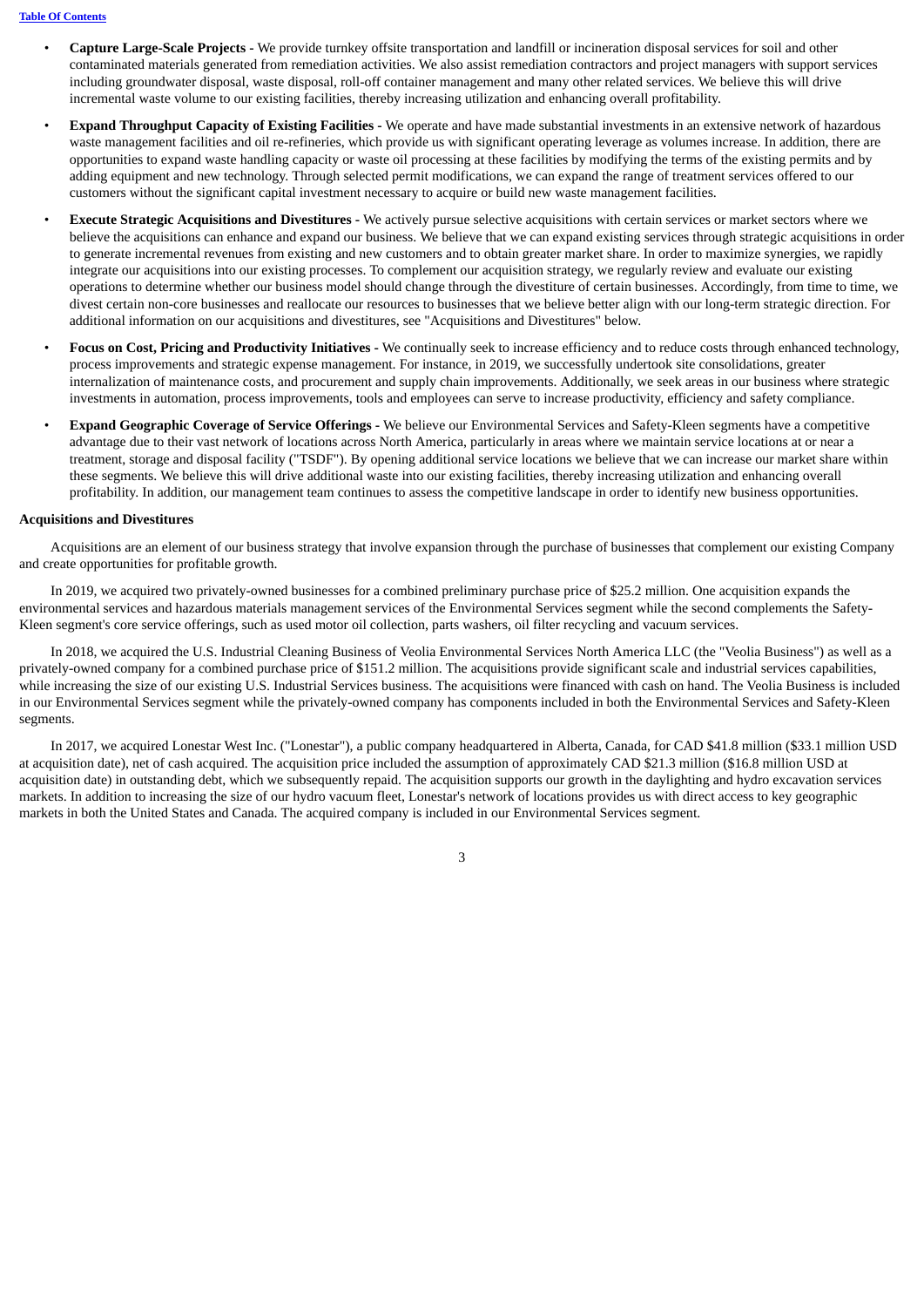- **Capture Large-Scale Projects -** We provide turnkey offsite transportation and landfill or incineration disposal services for soil and other contaminated materials generated from remediation activities. We also assist remediation contractors and project managers with support services including groundwater disposal, waste disposal, roll-off container management and many other related services. We believe this will drive incremental waste volume to our existing facilities, thereby increasing utilization and enhancing overall profitability.
- **Expand Throughput Capacity of Existing Facilities -** We operate and have made substantial investments in an extensive network of hazardous waste management facilities and oil re-refineries, which provide us with significant operating leverage as volumes increase. In addition, there are opportunities to expand waste handling capacity or waste oil processing at these facilities by modifying the terms of the existing permits and by adding equipment and new technology. Through selected permit modifications, we can expand the range of treatment services offered to our customers without the significant capital investment necessary to acquire or build new waste management facilities.
- **Execute Strategic Acquisitions and Divestitures -** We actively pursue selective acquisitions with certain services or market sectors where we believe the acquisitions can enhance and expand our business. We believe that we can expand existing services through strategic acquisitions in order to generate incremental revenues from existing and new customers and to obtain greater market share. In order to maximize synergies, we rapidly integrate our acquisitions into our existing processes. To complement our acquisition strategy, we regularly review and evaluate our existing operations to determine whether our business model should change through the divestiture of certain businesses. Accordingly, from time to time, we divest certain non-core businesses and reallocate our resources to businesses that we believe better align with our long-term strategic direction. For additional information on our acquisitions and divestitures, see "Acquisitions and Divestitures" below.
- **Focus on Cost, Pricing and Productivity Initiatives -** We continually seek to increase efficiency and to reduce costs through enhanced technology, process improvements and strategic expense management. For instance, in 2019, we successfully undertook site consolidations, greater internalization of maintenance costs, and procurement and supply chain improvements. Additionally, we seek areas in our business where strategic investments in automation, process improvements, tools and employees can serve to increase productivity, efficiency and safety compliance.
- **Expand Geographic Coverage of Service Offerings -** We believe our Environmental Services and Safety-Kleen segments have a competitive advantage due to their vast network of locations across North America, particularly in areas where we maintain service locations at or near a treatment, storage and disposal facility ("TSDF"). By opening additional service locations we believe that we can increase our market share within these segments. We believe this will drive additional waste into our existing facilities, thereby increasing utilization and enhancing overall profitability. In addition, our management team continues to assess the competitive landscape in order to identify new business opportunities.

**Acquisitions and Divestitures**

Acquisitions are an element of our business strategy that involve expansion through the purchase of businesses that complement our existing Company and create opportunities for profitable growth.

In 2019, we acquired two privately-owned businesses for a combined preliminary purchase price of $25.2 million. One acquisition expands the environmental services and hazardous materials management services of the Environmental Services segment while the second complements the Safety-Kleen segment's core service offerings, such as used motor oil collection, parts washers, oil filter recycling and vacuum services.

In 2018, we acquired the U.S. Industrial Cleaning Business of Veolia Environmental Services North America LLC (the "Veolia Business") as well as a privately-owned company for a combined purchase price of $151.2 million. The acquisitions provide significant scale and industrial services capabilities, while increasing the size of our existing U.S. Industrial Services business. The acquisitions were financed with cash on hand. The Veolia Business is included in our Environmental Services segment while the privately-owned company has components included in both the Environmental Services and Safety-Kleen segments.

In 2017, we acquired Lonestar West Inc. ("Lonestar"), a public company headquartered in Alberta, Canada, for CAD $41.8 million ($33.1 million USD at acquisition date), net of cash acquired. The acquisition price included the assumption of approximately CAD $21.3 million ($16.8 million USD at acquisition date) in outstanding debt, which we subsequently repaid. The acquisition supports our growth in the daylighting and hydro excavation services markets. In addition to increasing the size of our hydro vacuum fleet, Lonestar's network of locations provides us with direct access to key geographic markets in both the United States and Canada. The acquired company is included in our Environmental Services segment.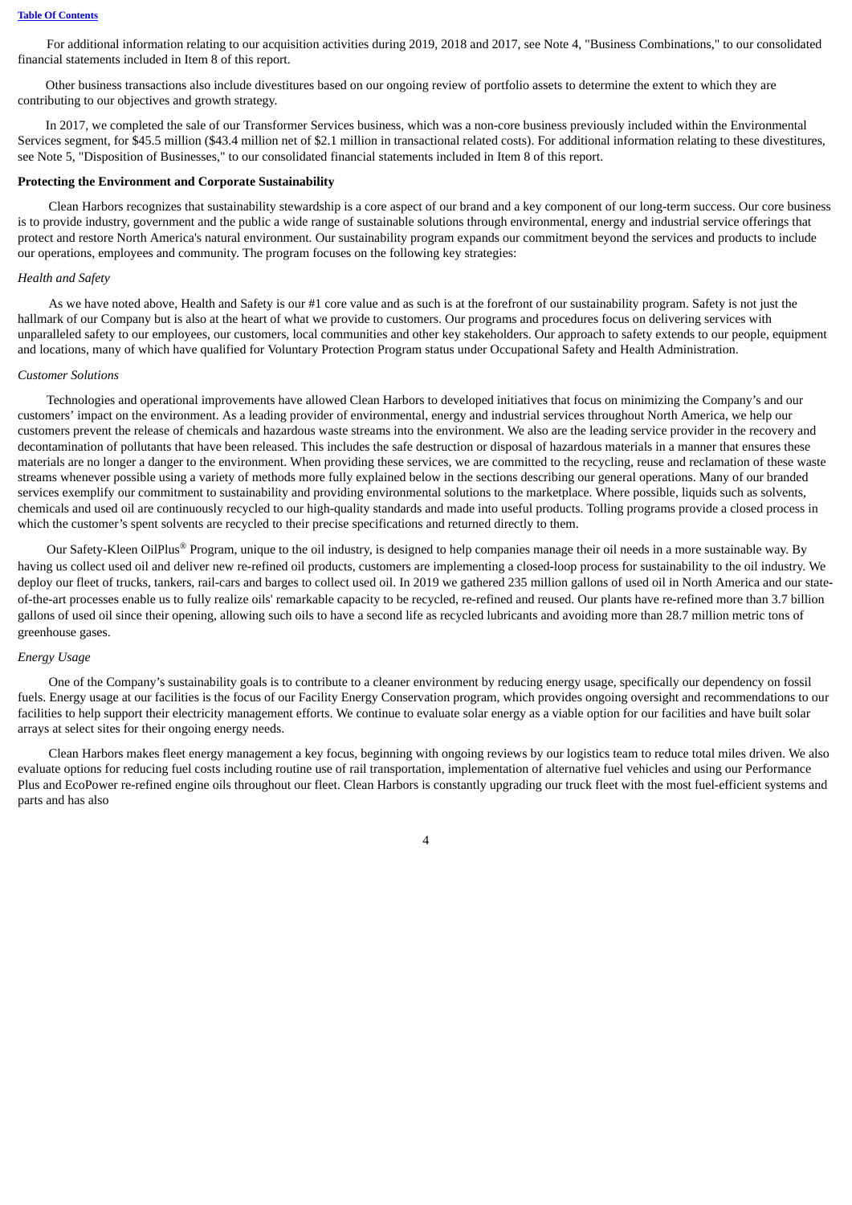For additional information relating to our acquisition activities during 2019, 2018 and 2017, see Note 4, "Business Combinations," to our consolidated financial statements included in Item 8 of this report.

Other business transactions also include divestitures based on our ongoing review of portfolio assets to determine the extent to which they are contributing to our objectives and growth strategy.

In 2017, we completed the sale of our Transformer Services business, which was a non-core business previously included within the Environmental Services segment, for $45.5 million ($43.4 million net of $2.1 million in transactional related costs). For additional information relating to these divestitures, see Note 5, "Disposition of Businesses," to our consolidated financial statements included in Item 8 of this report.

**Protecting the Environment and Corporate Sustainability**

Clean Harbors recognizes that sustainability stewardship is a core aspect of our brand and a key component of our long-term success. Our core business is to provide industry, government and the public a wide range of sustainable solutions through environmental, energy and industrial service offerings that protect and restore North America's natural environment. Our sustainability program expands our commitment beyond the services and products to include our operations, employees and community. The program focuses on the following key strategies:

*Health and Safety*

As we have noted above, Health and Safety is our #1 core value and as such is at the forefront of our sustainability program. Safety is not just the hallmark of our Company but is also at the heart of what we provide to customers. Our programs and procedures focus on delivering services with unparalleled safety to our employees, our customers, local communities and other key stakeholders. Our approach to safety extends to our people, equipment and locations, many of which have qualified for Voluntary Protection Program status under Occupational Safety and Health Administration.

*Customer Solutions*

Technologies and operational improvements have allowed Clean Harbors to developed initiatives that focus on minimizing the Company's and our customers' impact on the environment. As a leading provider of environmental, energy and industrial services throughout North America, we help our customers prevent the release of chemicals and hazardous waste streams into the environment. We also are the leading service provider in the recovery and decontamination of pollutants that have been released. This includes the safe destruction or disposal of hazardous materials in a manner that ensures these materials are no longer a danger to the environment. When providing these services, we are committed to the recycling, reuse and reclamation of these waste streams whenever possible using a variety of methods more fully explained below in the sections describing our general operations. Many of our branded services exemplify our commitment to sustainability and providing environmental solutions to the marketplace. Where possible, liquids such as solvents, chemicals and used oil are continuously recycled to our high-quality standards and made into useful products. Tolling programs provide a closed process in which the customer's spent solvents are recycled to their precise specifications and returned directly to them.

Our Safety-Kleen OilPlus® Program, unique to the oil industry, is designed to help companies manage their oil needs in a more sustainable way. By having us collect used oil and deliver new re-refined oil products, customers are implementing a closed-loop process for sustainability to the oil industry. We deploy our fleet of trucks, tankers, rail-cars and barges to collect used oil. In 2019 we gathered 235 million gallons of used oil in North America and our state-of-the-art processes enable us to fully realize oils' remarkable capacity to be recycled, re-refined and reused. Our plants have re-refined more than 3.7 billion gallons of used oil since their opening, allowing such oils to have a second life as recycled lubricants and avoiding more than 28.7 million metric tons of greenhouse gases.

*Energy Usage*

One of the Company's sustainability goals is to contribute to a cleaner environment by reducing energy usage, specifically our dependency on fossil fuels. Energy usage at our facilities is the focus of our Facility Energy Conservation program, which provides ongoing oversight and recommendations to our facilities to help support their electricity management efforts. We continue to evaluate solar energy as a viable option for our facilities and have built solar arrays at select sites for their ongoing energy needs.

Clean Harbors makes fleet energy management a key focus, beginning with ongoing reviews by our logistics team to reduce total miles driven. We also evaluate options for reducing fuel costs including routine use of rail transportation, implementation of alternative fuel vehicles and using our Performance Plus and EcoPower re-refined engine oils throughout our fleet. Clean Harbors is constantly upgrading our truck fleet with the most fuel-efficient systems and parts and has also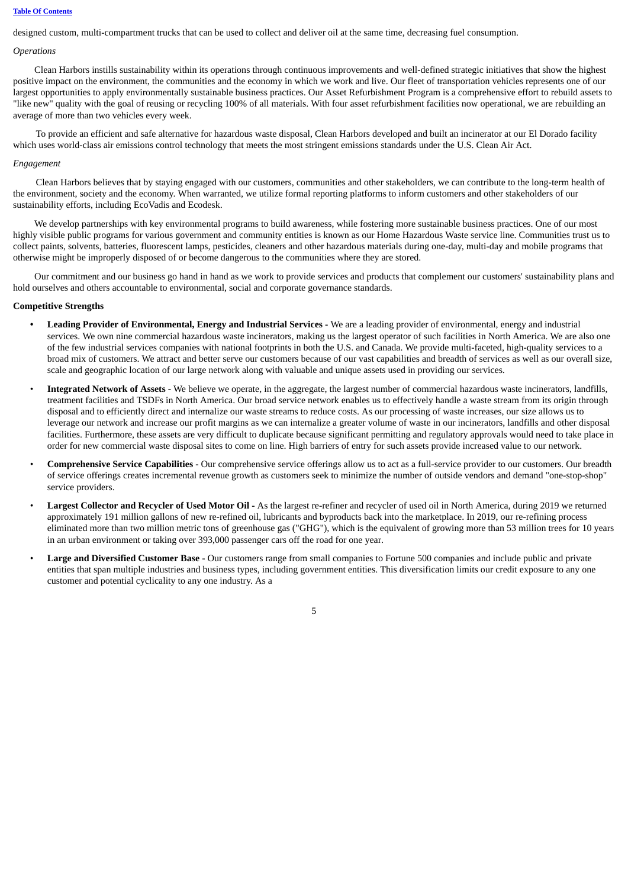designed custom, multi-compartment trucks that can be used to collect and deliver oil at the same time, decreasing fuel consumption.

*Operations*

Clean Harbors instills sustainability within its operations through continuous improvements and well-defined strategic initiatives that show the highest positive impact on the environment, the communities and the economy in which we work and live. Our fleet of transportation vehicles represents one of our largest opportunities to apply environmentally sustainable business practices. Our Asset Refurbishment Program is a comprehensive effort to rebuild assets to "like new" quality with the goal of reusing or recycling 100% of all materials. With four asset refurbishment facilities now operational, we are rebuilding an average of more than two vehicles every week.

To provide an efficient and safe alternative for hazardous waste disposal, Clean Harbors developed and built an incinerator at our El Dorado facility which uses world-class air emissions control technology that meets the most stringent emissions standards under the U.S. Clean Air Act.

*Engagement*

Clean Harbors believes that by staying engaged with our customers, communities and other stakeholders, we can contribute to the long-term health of the environment, society and the economy. When warranted, we utilize formal reporting platforms to inform customers and other stakeholders of our sustainability efforts, including EcoVadis and Ecodesk.

We develop partnerships with key environmental programs to build awareness, while fostering more sustainable business practices. One of our most highly visible public programs for various government and community entities is known as our Home Hazardous Waste service line. Communities trust us to collect paints, solvents, batteries, fluorescent lamps, pesticides, cleaners and other hazardous materials during one-day, multi-day and mobile programs that otherwise might be improperly disposed of or become dangerous to the communities where they are stored.

Our commitment and our business go hand in hand as we work to provide services and products that complement our customers' sustainability plans and hold ourselves and others accountable to environmental, social and corporate governance standards.

**Competitive Strengths**

- **Leading Provider of Environmental, Energy and Industrial Services -** We are a leading provider of environmental, energy and industrial services. We own nine commercial hazardous waste incinerators, making us the largest operator of such facilities in North America. We are also one of the few industrial services companies with national footprints in both the U.S. and Canada. We provide multi-faceted, high-quality services to a broad mix of customers. We attract and better serve our customers because of our vast capabilities and breadth of services as well as our overall size, scale and geographic location of our large network along with valuable and unique assets used in providing our services.
- **Integrated Network of Assets -** We believe we operate, in the aggregate, the largest number of commercial hazardous waste incinerators, landfills, treatment facilities and TSDFs in North America. Our broad service network enables us to effectively handle a waste stream from its origin through disposal and to efficiently direct and internalize our waste streams to reduce costs. As our processing of waste increases, our size allows us to leverage our network and increase our profit margins as we can internalize a greater volume of waste in our incinerators, landfills and other disposal facilities. Furthermore, these assets are very difficult to duplicate because significant permitting and regulatory approvals would need to take place in order for new commercial waste disposal sites to come on line. High barriers of entry for such assets provide increased value to our network.
- **Comprehensive Service Capabilities -** Our comprehensive service offerings allow us to act as a full-service provider to our customers. Our breadth of service offerings creates incremental revenue growth as customers seek to minimize the number of outside vendors and demand "one-stop-shop" service providers.
- **Largest Collector and Recycler of Used Motor Oil -** As the largest re-refiner and recycler of used oil in North America, during 2019 we returned approximately 191 million gallons of new re-refined oil, lubricants and byproducts back into the marketplace. In 2019, our re-refining process eliminated more than two million metric tons of greenhouse gas ("GHG"), which is the equivalent of growing more than 53 million trees for 10 years in an urban environment or taking over 393,000 passenger cars off the road for one year.
- **Large and Diversified Customer Base -** Our customers range from small companies to Fortune 500 companies and include public and private entities that span multiple industries and business types, including government entities. This diversification limits our credit exposure to any one customer and potential cyclicality to any one industry. As a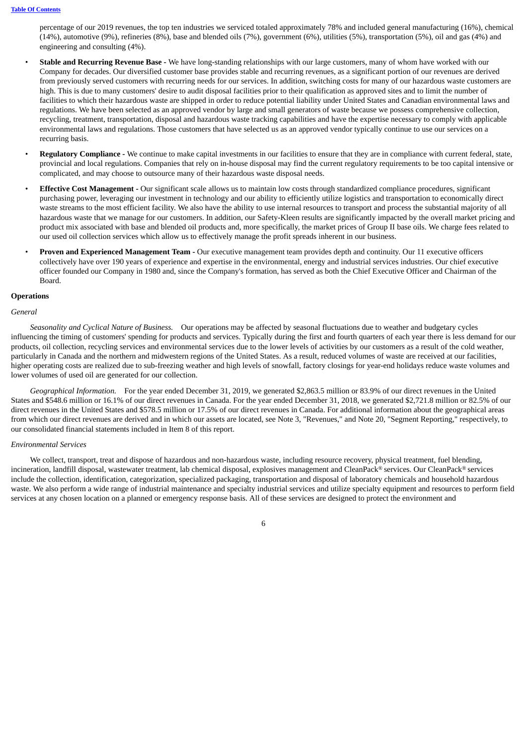percentage of our 2019 revenues, the top ten industries we serviced totaled approximately 78% and included general manufacturing (16%), chemical (14%), automotive (9%), refineries (8%), base and blended oils (7%), government (6%), utilities (5%), transportation (5%), oil and gas (4%) and engineering and consulting (4%).

- **Stable and Recurring Revenue Base -** We have long-standing relationships with our large customers, many of whom have worked with our Company for decades. Our diversified customer base provides stable and recurring revenues, as a significant portion of our revenues are derived from previously served customers with recurring needs for our services. In addition, switching costs for many of our hazardous waste customers are high. This is due to many customers' desire to audit disposal facilities prior to their qualification as approved sites and to limit the number of facilities to which their hazardous waste are shipped in order to reduce potential liability under United States and Canadian environmental laws and regulations. We have been selected as an approved vendor by large and small generators of waste because we possess comprehensive collection, recycling, treatment, transportation, disposal and hazardous waste tracking capabilities and have the expertise necessary to comply with applicable environmental laws and regulations. Those customers that have selected us as an approved vendor typically continue to use our services on a recurring basis.
- **Regulatory Compliance -** We continue to make capital investments in our facilities to ensure that they are in compliance with current federal, state, provincial and local regulations. Companies that rely on in-house disposal may find the current regulatory requirements to be too capital intensive or complicated, and may choose to outsource many of their hazardous waste disposal needs.
- **Effective Cost Management -** Our significant scale allows us to maintain low costs through standardized compliance procedures, significant purchasing power, leveraging our investment in technology and our ability to efficiently utilize logistics and transportation to economically direct waste streams to the most efficient facility. We also have the ability to use internal resources to transport and process the substantial majority of all hazardous waste that we manage for our customers. In addition, our Safety-Kleen results are significantly impacted by the overall market pricing and product mix associated with base and blended oil products and, more specifically, the market prices of Group II base oils. We charge fees related to our used oil collection services which allow us to effectively manage the profit spreads inherent in our business.
- **Proven and Experienced Management Team -** Our executive management team provides depth and continuity. Our 11 executive officers collectively have over 190 years of experience and expertise in the environmental, energy and industrial services industries. Our chief executive officer founded our Company in 1980 and, since the Company's formation, has served as both the Chief Executive Officer and Chairman of the Board.

**Operations**

*General*

*Seasonality and Cyclical Nature of Business.* Our operations may be affected by seasonal fluctuations due to weather and budgetary cycles influencing the timing of customers' spending for products and services. Typically during the first and fourth quarters of each year there is less demand for our products, oil collection, recycling services and environmental services due to the lower levels of activities by our customers as a result of the cold weather, particularly in Canada and the northern and midwestern regions of the United States. As a result, reduced volumes of waste are received at our facilities, higher operating costs are realized due to sub-freezing weather and high levels of snowfall, factory closings for year-end holidays reduce waste volumes and lower volumes of used oil are generated for our collection.

*Geographical Information.* For the year ended December 31, 2019, we generated $2,863.5 million or 83.9% of our direct revenues in the United States and $548.6 million or 16.1% of our direct revenues in Canada. For the year ended December 31, 2018, we generated $2,721.8 million or 82.5% of our direct revenues in the United States and $578.5 million or 17.5% of our direct revenues in Canada. For additional information about the geographical areas from which our direct revenues are derived and in which our assets are located, see Note 3, "Revenues," and Note 20, "Segment Reporting," respectively, to our consolidated financial statements included in Item 8 of this report.

*Environmental Services*

We collect, transport, treat and dispose of hazardous and non-hazardous waste, including resource recovery, physical treatment, fuel blending, incineration, landfill disposal, wastewater treatment, lab chemical disposal, explosives management and CleanPack® services. Our CleanPack® services include the collection, identification, categorization, specialized packaging, transportation and disposal of laboratory chemicals and household hazardous waste. We also perform a wide range of industrial maintenance and specialty industrial services and utilize specialty equipment and resources to perform field services at any chosen location on a planned or emergency response basis. All of these services are designed to protect the environment and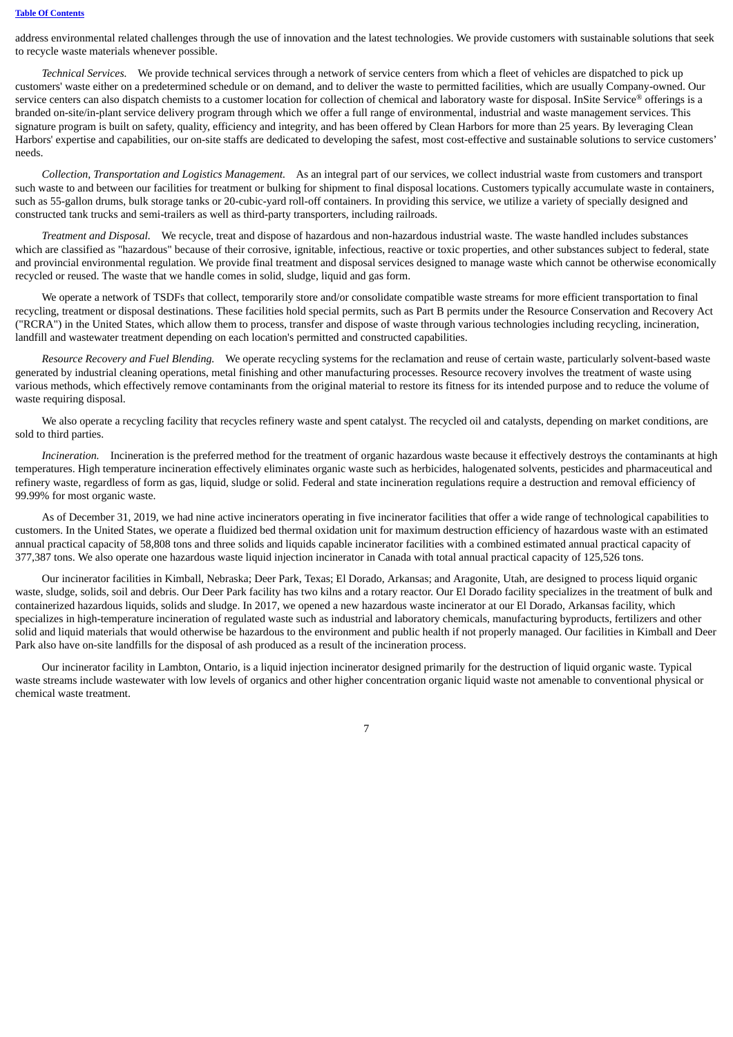address environmental related challenges through the use of innovation and the latest technologies. We provide customers with sustainable solutions that seek to recycle waste materials whenever possible.

*Technical Services.* We provide technical services through a network of service centers from which a fleet of vehicles are dispatched to pick up customers' waste either on a predetermined schedule or on demand, and to deliver the waste to permitted facilities, which are usually Company-owned. Our service centers can also dispatch chemists to a customer location for collection of chemical and laboratory waste for disposal. InSite Service® offerings is a branded on-site/in-plant service delivery program through which we offer a full range of environmental, industrial and waste management services. This signature program is built on safety, quality, efficiency and integrity, and has been offered by Clean Harbors for more than 25 years. By leveraging Clean Harbors' expertise and capabilities, our on-site staffs are dedicated to developing the safest, most cost-effective and sustainable solutions to service customers' needs.

*Collection, Transportation and Logistics Management.* As an integral part of our services, we collect industrial waste from customers and transport such waste to and between our facilities for treatment or bulking for shipment to final disposal locations. Customers typically accumulate waste in containers, such as 55-gallon drums, bulk storage tanks or 20-cubic-yard roll-off containers. In providing this service, we utilize a variety of specially designed and constructed tank trucks and semi-trailers as well as third-party transporters, including railroads.

*Treatment and Disposal.* We recycle, treat and dispose of hazardous and non-hazardous industrial waste. The waste handled includes substances which are classified as "hazardous" because of their corrosive, ignitable, infectious, reactive or toxic properties, and other substances subject to federal, state and provincial environmental regulation. We provide final treatment and disposal services designed to manage waste which cannot be otherwise economically recycled or reused. The waste that we handle comes in solid, sludge, liquid and gas form.

We operate a network of TSDFs that collect, temporarily store and/or consolidate compatible waste streams for more efficient transportation to final recycling, treatment or disposal destinations. These facilities hold special permits, such as Part B permits under the Resource Conservation and Recovery Act ("RCRA") in the United States, which allow them to process, transfer and dispose of waste through various technologies including recycling, incineration, landfill and wastewater treatment depending on each location's permitted and constructed capabilities.

*Resource Recovery and Fuel Blending.* We operate recycling systems for the reclamation and reuse of certain waste, particularly solvent-based waste generated by industrial cleaning operations, metal finishing and other manufacturing processes. Resource recovery involves the treatment of waste using various methods, which effectively remove contaminants from the original material to restore its fitness for its intended purpose and to reduce the volume of waste requiring disposal.

We also operate a recycling facility that recycles refinery waste and spent catalyst. The recycled oil and catalysts, depending on market conditions, are sold to third parties.

*Incineration.* Incineration is the preferred method for the treatment of organic hazardous waste because it effectively destroys the contaminants at high temperatures. High temperature incineration effectively eliminates organic waste such as herbicides, halogenated solvents, pesticides and pharmaceutical and refinery waste, regardless of form as gas, liquid, sludge or solid. Federal and state incineration regulations require a destruction and removal efficiency of 99.99% for most organic waste.

As of December 31, 2019, we had nine active incinerators operating in five incinerator facilities that offer a wide range of technological capabilities to customers. In the United States, we operate a fluidized bed thermal oxidation unit for maximum destruction efficiency of hazardous waste with an estimated annual practical capacity of 58,808 tons and three solids and liquids capable incinerator facilities with a combined estimated annual practical capacity of 377,387 tons. We also operate one hazardous waste liquid injection incinerator in Canada with total annual practical capacity of 125,526 tons.

Our incinerator facilities in Kimball, Nebraska; Deer Park, Texas; El Dorado, Arkansas; and Aragonite, Utah, are designed to process liquid organic waste, sludge, solids, soil and debris. Our Deer Park facility has two kilns and a rotary reactor. Our El Dorado facility specializes in the treatment of bulk and containerized hazardous liquids, solids and sludge. In 2017, we opened a new hazardous waste incinerator at our El Dorado, Arkansas facility, which specializes in high-temperature incineration of regulated waste such as industrial and laboratory chemicals, manufacturing byproducts, fertilizers and other solid and liquid materials that would otherwise be hazardous to the environment and public health if not properly managed. Our facilities in Kimball and Deer Park also have on-site landfills for the disposal of ash produced as a result of the incineration process.

Our incinerator facility in Lambton, Ontario, is a liquid injection incinerator designed primarily for the destruction of liquid organic waste. Typical waste streams include wastewater with low levels of organics and other higher concentration organic liquid waste not amenable to conventional physical or chemical waste treatment.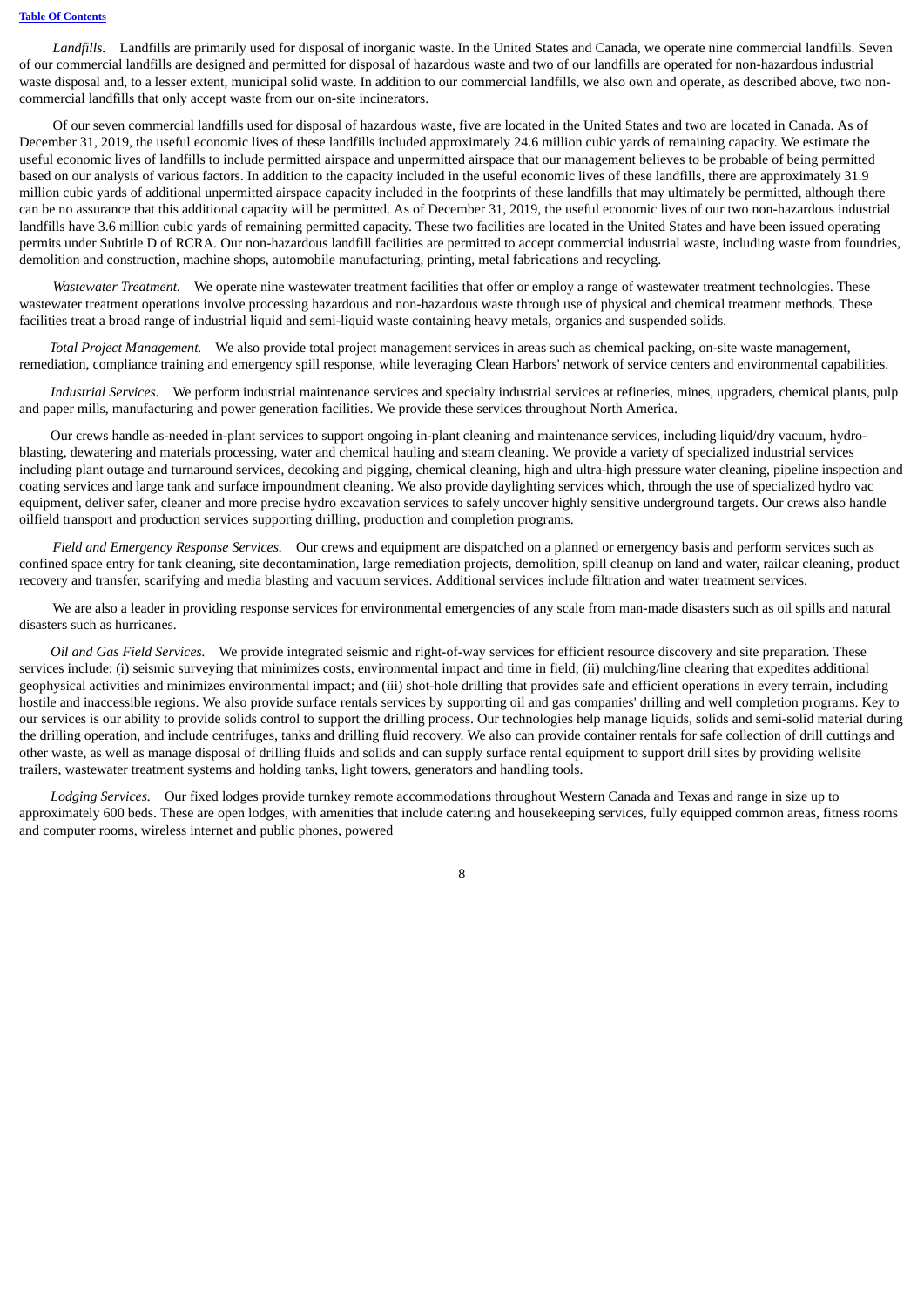*Landfills.* Landfills are primarily used for disposal of inorganic waste. In the United States and Canada, we operate nine commercial landfills. Seven of our commercial landfills are designed and permitted for disposal of hazardous waste and two of our landfills are operated for non-hazardous industrial waste disposal and, to a lesser extent, municipal solid waste. In addition to our commercial landfills, we also own and operate, as described above, two non-commercial landfills that only accept waste from our on-site incinerators.

Of our seven commercial landfills used for disposal of hazardous waste, five are located in the United States and two are located in Canada. As of December 31, 2019, the useful economic lives of these landfills included approximately 24.6 million cubic yards of remaining capacity. We estimate the useful economic lives of landfills to include permitted airspace and unpermitted airspace that our management believes to be probable of being permitted based on our analysis of various factors. In addition to the capacity included in the useful economic lives of these landfills, there are approximately 31.9 million cubic yards of additional unpermitted airspace capacity included in the footprints of these landfills that may ultimately be permitted, although there can be no assurance that this additional capacity will be permitted. As of December 31, 2019, the useful economic lives of our two non-hazardous industrial landfills have 3.6 million cubic yards of remaining permitted capacity. These two facilities are located in the United States and have been issued operating permits under Subtitle D of RCRA. Our non-hazardous landfill facilities are permitted to accept commercial industrial waste, including waste from foundries, demolition and construction, machine shops, automobile manufacturing, printing, metal fabrications and recycling.

*Wastewater Treatment.* We operate nine wastewater treatment facilities that offer or employ a range of wastewater treatment technologies. These wastewater treatment operations involve processing hazardous and non-hazardous waste through use of physical and chemical treatment methods. These facilities treat a broad range of industrial liquid and semi-liquid waste containing heavy metals, organics and suspended solids.

*Total Project Management.* We also provide total project management services in areas such as chemical packing, on-site waste management, remediation, compliance training and emergency spill response, while leveraging Clean Harbors' network of service centers and environmental capabilities.

*Industrial Services.* We perform industrial maintenance services and specialty industrial services at refineries, mines, upgraders, chemical plants, pulp and paper mills, manufacturing and power generation facilities. We provide these services throughout North America.

Our crews handle as-needed in-plant services to support ongoing in-plant cleaning and maintenance services, including liquid/dry vacuum, hydro-blasting, dewatering and materials processing, water and chemical hauling and steam cleaning. We provide a variety of specialized industrial services including plant outage and turnaround services, decoking and pigging, chemical cleaning, high and ultra-high pressure water cleaning, pipeline inspection and coating services and large tank and surface impoundment cleaning. We also provide daylighting services which, through the use of specialized hydro vac equipment, deliver safer, cleaner and more precise hydro excavation services to safely uncover highly sensitive underground targets. Our crews also handle oilfield transport and production services supporting drilling, production and completion programs.

*Field and Emergency Response Services.* Our crews and equipment are dispatched on a planned or emergency basis and perform services such as confined space entry for tank cleaning, site decontamination, large remediation projects, demolition, spill cleanup on land and water, railcar cleaning, product recovery and transfer, scarifying and media blasting and vacuum services. Additional services include filtration and water treatment services.

We are also a leader in providing response services for environmental emergencies of any scale from man-made disasters such as oil spills and natural disasters such as hurricanes.

*Oil and Gas Field Services.* We provide integrated seismic and right-of-way services for efficient resource discovery and site preparation. These services include: (i) seismic surveying that minimizes costs, environmental impact and time in field; (ii) mulching/line clearing that expedites additional geophysical activities and minimizes environmental impact; and (iii) shot-hole drilling that provides safe and efficient operations in every terrain, including hostile and inaccessible regions. We also provide surface rentals services by supporting oil and gas companies' drilling and well completion programs. Key to our services is our ability to provide solids control to support the drilling process. Our technologies help manage liquids, solids and semi-solid material during the drilling operation, and include centrifuges, tanks and drilling fluid recovery. We also can provide container rentals for safe collection of drill cuttings and other waste, as well as manage disposal of drilling fluids and solids and can supply surface rental equipment to support drill sites by providing wellsite trailers, wastewater treatment systems and holding tanks, light towers, generators and handling tools.

*Lodging Services.* Our fixed lodges provide turnkey remote accommodations throughout Western Canada and Texas and range in size up to approximately 600 beds. These are open lodges, with amenities that include catering and housekeeping services, fully equipped common areas, fitness rooms and computer rooms, wireless internet and public phones, powered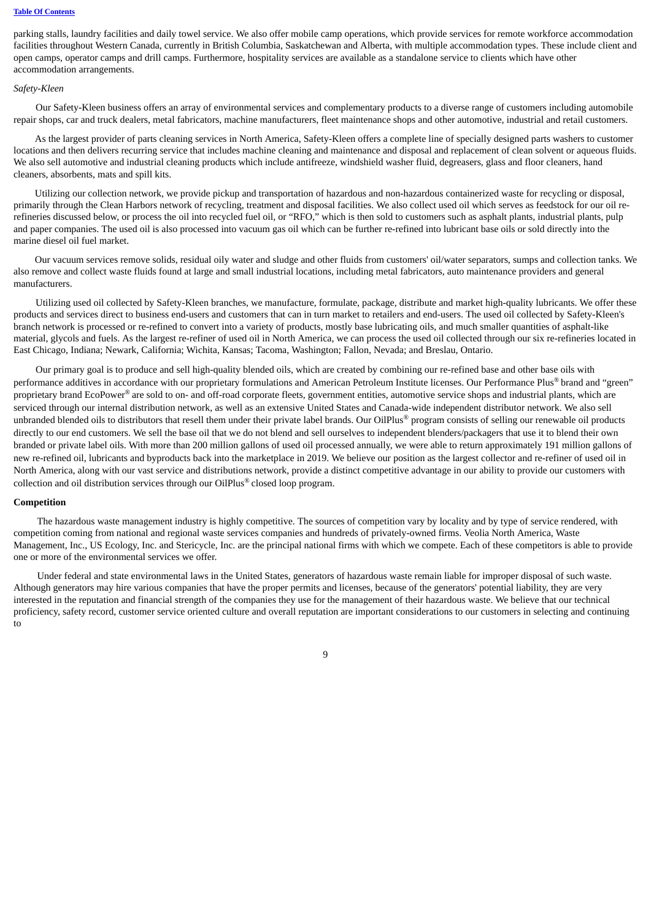parking stalls, laundry facilities and daily towel service. We also offer mobile camp operations, which provide services for remote workforce accommodation facilities throughout Western Canada, currently in British Columbia, Saskatchewan and Alberta, with multiple accommodation types. These include client and open camps, operator camps and drill camps. Furthermore, hospitality services are available as a standalone service to clients which have other accommodation arrangements.

*Safety-Kleen*

Our Safety-Kleen business offers an array of environmental services and complementary products to a diverse range of customers including automobile repair shops, car and truck dealers, metal fabricators, machine manufacturers, fleet maintenance shops and other automotive, industrial and retail customers.

As the largest provider of parts cleaning services in North America, Safety-Kleen offers a complete line of specially designed parts washers to customer locations and then delivers recurring service that includes machine cleaning and maintenance and disposal and replacement of clean solvent or aqueous fluids. We also sell automotive and industrial cleaning products which include antifreeze, windshield washer fluid, degreasers, glass and floor cleaners, hand cleaners, absorbents, mats and spill kits.

Utilizing our collection network, we provide pickup and transportation of hazardous and non-hazardous containerized waste for recycling or disposal, primarily through the Clean Harbors network of recycling, treatment and disposal facilities. We also collect used oil which serves as feedstock for our oil re-refineries discussed below, or process the oil into recycled fuel oil, or "RFO," which is then sold to customers such as asphalt plants, industrial plants, pulp and paper companies. The used oil is also processed into vacuum gas oil which can be further re-refined into lubricant base oils or sold directly into the marine diesel oil fuel market.

Our vacuum services remove solids, residual oily water and sludge and other fluids from customers' oil/water separators, sumps and collection tanks. We also remove and collect waste fluids found at large and small industrial locations, including metal fabricators, auto maintenance providers and general manufacturers.

Utilizing used oil collected by Safety-Kleen branches, we manufacture, formulate, package, distribute and market high-quality lubricants. We offer these products and services direct to business end-users and customers that can in turn market to retailers and end-users. The used oil collected by Safety-Kleen's branch network is processed or re-refined to convert into a variety of products, mostly base lubricating oils, and much smaller quantities of asphalt-like material, glycols and fuels. As the largest re-refiner of used oil in North America, we can process the used oil collected through our six re-refineries located in East Chicago, Indiana; Newark, California; Wichita, Kansas; Tacoma, Washington; Fallon, Nevada; and Breslau, Ontario.

Our primary goal is to produce and sell high-quality blended oils, which are created by combining our re-refined base and other base oils with performance additives in accordance with our proprietary formulations and American Petroleum Institute licenses. Our Performance Plus® brand and "green" proprietary brand EcoPower® are sold to on- and off-road corporate fleets, government entities, automotive service shops and industrial plants, which are serviced through our internal distribution network, as well as an extensive United States and Canada-wide independent distributor network. We also sell unbranded blended oils to distributors that resell them under their private label brands. Our OilPlus® program consists of selling our renewable oil products directly to our end customers. We sell the base oil that we do not blend and sell ourselves to independent blenders/packagers that use it to blend their own branded or private label oils. With more than 200 million gallons of used oil processed annually, we were able to return approximately 191 million gallons of new re-refined oil, lubricants and byproducts back into the marketplace in 2019. We believe our position as the largest collector and re-refiner of used oil in North America, along with our vast service and distributions network, provide a distinct competitive advantage in our ability to provide our customers with collection and oil distribution services through our OilPlus® closed loop program.

**Competition**

The hazardous waste management industry is highly competitive. The sources of competition vary by locality and by type of service rendered, with competition coming from national and regional waste services companies and hundreds of privately-owned firms. Veolia North America, Waste Management, Inc., US Ecology, Inc. and Stericycle, Inc. are the principal national firms with which we compete. Each of these competitors is able to provide one or more of the environmental services we offer.

Under federal and state environmental laws in the United States, generators of hazardous waste remain liable for improper disposal of such waste. Although generators may hire various companies that have the proper permits and licenses, because of the generators' potential liability, they are very interested in the reputation and financial strength of the companies they use for the management of their hazardous waste. We believe that our technical proficiency, safety record, customer service oriented culture and overall reputation are important considerations to our customers in selecting and continuing to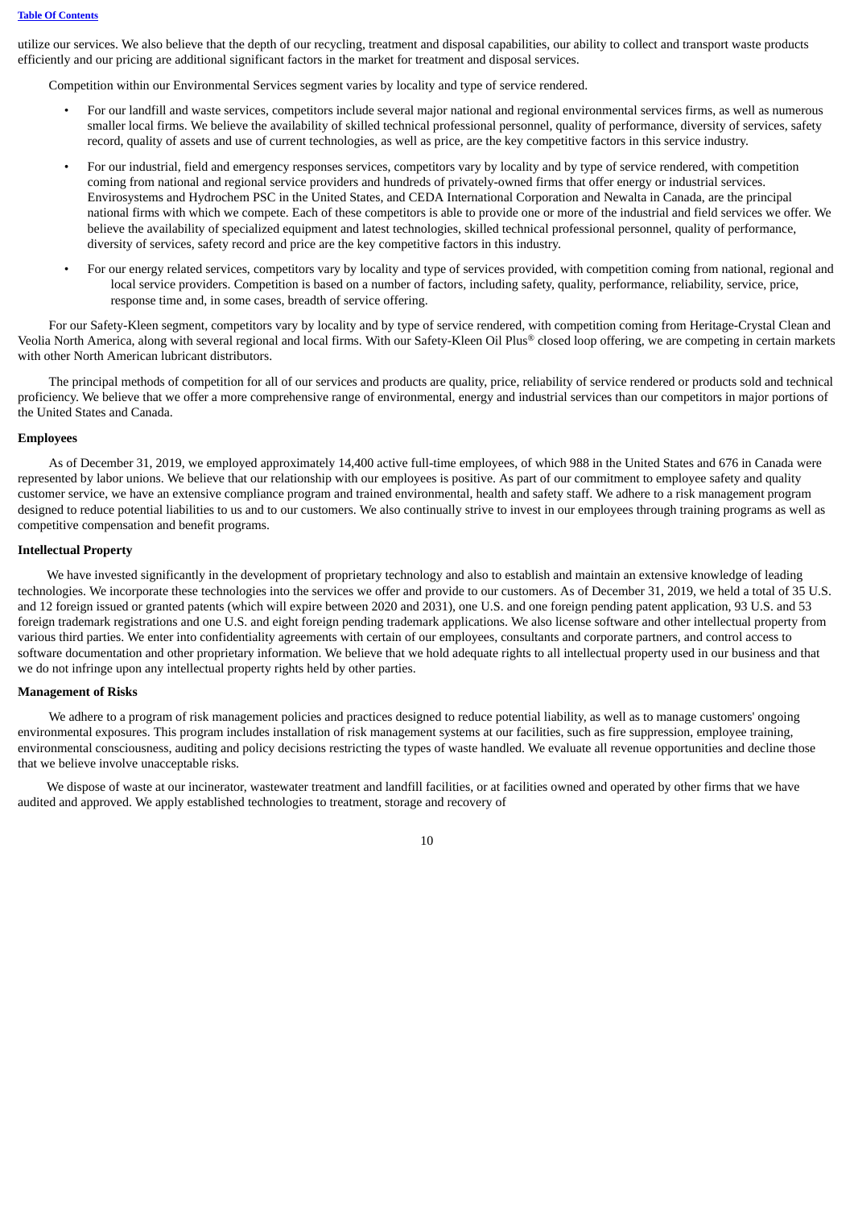utilize our services. We also believe that the depth of our recycling, treatment and disposal capabilities, our ability to collect and transport waste products efficiently and our pricing are additional significant factors in the market for treatment and disposal services.

Competition within our Environmental Services segment varies by locality and type of service rendered.

- For our landfill and waste services, competitors include several major national and regional environmental services firms, as well as numerous smaller local firms. We believe the availability of skilled technical professional personnel, quality of performance, diversity of services, safety record, quality of assets and use of current technologies, as well as price, are the key competitive factors in this service industry.
- For our industrial, field and emergency responses services, competitors vary by locality and by type of service rendered, with competition coming from national and regional service providers and hundreds of privately-owned firms that offer energy or industrial services. Envirosystems and Hydrochem PSC in the United States, and CEDA International Corporation and Newalta in Canada, are the principal national firms with which we compete. Each of these competitors is able to provide one or more of the industrial and field services we offer. We believe the availability of specialized equipment and latest technologies, skilled technical professional personnel, quality of performance, diversity of services, safety record and price are the key competitive factors in this industry.
- For our energy related services, competitors vary by locality and type of services provided, with competition coming from national, regional and local service providers. Competition is based on a number of factors, including safety, quality, performance, reliability, service, price, response time and, in some cases, breadth of service offering.

For our Safety-Kleen segment, competitors vary by locality and by type of service rendered, with competition coming from Heritage-Crystal Clean and Veolia North America, along with several regional and local firms. With our Safety-Kleen Oil Plus® closed loop offering, we are competing in certain markets with other North American lubricant distributors.

The principal methods of competition for all of our services and products are quality, price, reliability of service rendered or products sold and technical proficiency. We believe that we offer a more comprehensive range of environmental, energy and industrial services than our competitors in major portions of the United States and Canada.

**Employees**

As of December 31, 2019, we employed approximately 14,400 active full-time employees, of which 988 in the United States and 676 in Canada were represented by labor unions. We believe that our relationship with our employees is positive. As part of our commitment to employee safety and quality customer service, we have an extensive compliance program and trained environmental, health and safety staff. We adhere to a risk management program designed to reduce potential liabilities to us and to our customers. We also continually strive to invest in our employees through training programs as well as competitive compensation and benefit programs.

**Intellectual Property**

We have invested significantly in the development of proprietary technology and also to establish and maintain an extensive knowledge of leading technologies. We incorporate these technologies into the services we offer and provide to our customers. As of December 31, 2019, we held a total of 35 U.S. and 12 foreign issued or granted patents (which will expire between 2020 and 2031), one U.S. and one foreign pending patent application, 93 U.S. and 53 foreign trademark registrations and one U.S. and eight foreign pending trademark applications. We also license software and other intellectual property from various third parties. We enter into confidentiality agreements with certain of our employees, consultants and corporate partners, and control access to software documentation and other proprietary information. We believe that we hold adequate rights to all intellectual property used in our business and that we do not infringe upon any intellectual property rights held by other parties.

**Management of Risks**

We adhere to a program of risk management policies and practices designed to reduce potential liability, as well as to manage customers' ongoing environmental exposures. This program includes installation of risk management systems at our facilities, such as fire suppression, employee training, environmental consciousness, auditing and policy decisions restricting the types of waste handled. We evaluate all revenue opportunities and decline those that we believe involve unacceptable risks.

We dispose of waste at our incinerator, wastewater treatment and landfill facilities, or at facilities owned and operated by other firms that we have audited and approved. We apply established technologies to treatment, storage and recovery of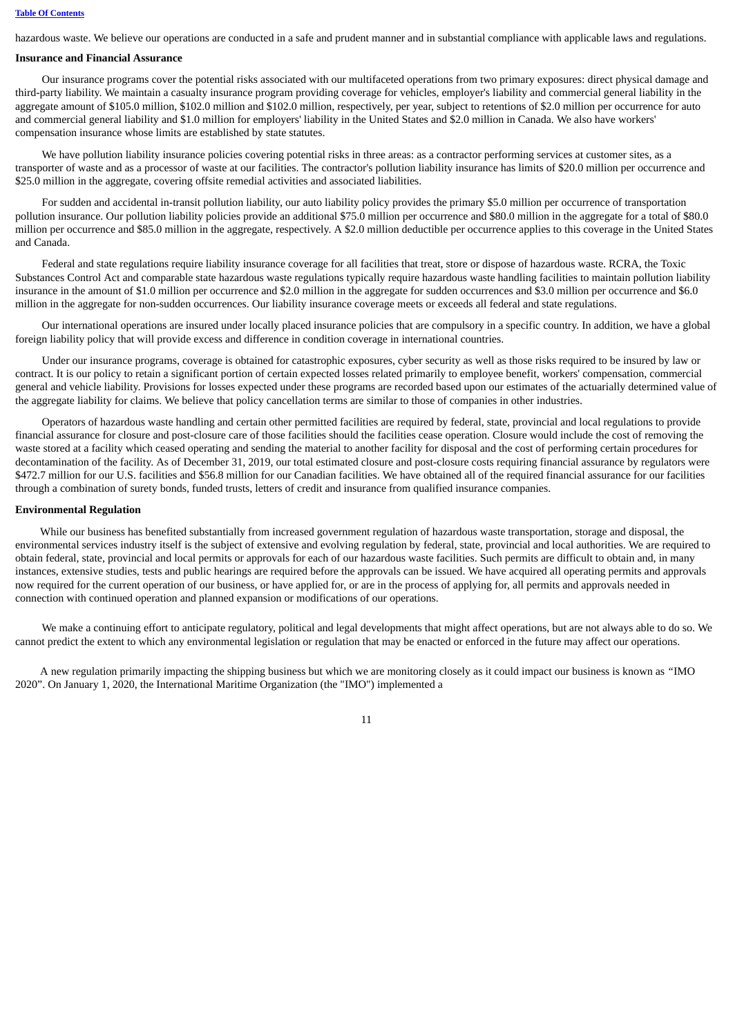hazardous waste. We believe our operations are conducted in a safe and prudent manner and in substantial compliance with applicable laws and regulations.

**Insurance and Financial Assurance**

Our insurance programs cover the potential risks associated with our multifaceted operations from two primary exposures: direct physical damage and third-party liability. We maintain a casualty insurance program providing coverage for vehicles, employer's liability and commercial general liability in the aggregate amount of $105.0 million, $102.0 million and $102.0 million, respectively, per year, subject to retentions of $2.0 million per occurrence for auto and commercial general liability and $1.0 million for employers' liability in the United States and $2.0 million in Canada. We also have workers' compensation insurance whose limits are established by state statutes.

We have pollution liability insurance policies covering potential risks in three areas: as a contractor performing services at customer sites, as a transporter of waste and as a processor of waste at our facilities. The contractor's pollution liability insurance has limits of $20.0 million per occurrence and $25.0 million in the aggregate, covering offsite remedial activities and associated liabilities.

For sudden and accidental in-transit pollution liability, our auto liability policy provides the primary $5.0 million per occurrence of transportation pollution insurance. Our pollution liability policies provide an additional $75.0 million per occurrence and $80.0 million in the aggregate for a total of $80.0 million per occurrence and $85.0 million in the aggregate, respectively. A $2.0 million deductible per occurrence applies to this coverage in the United States and Canada.

Federal and state regulations require liability insurance coverage for all facilities that treat, store or dispose of hazardous waste. RCRA, the Toxic Substances Control Act and comparable state hazardous waste regulations typically require hazardous waste handling facilities to maintain pollution liability insurance in the amount of $1.0 million per occurrence and $2.0 million in the aggregate for sudden occurrences and $3.0 million per occurrence and $6.0 million in the aggregate for non-sudden occurrences. Our liability insurance coverage meets or exceeds all federal and state regulations.

Our international operations are insured under locally placed insurance policies that are compulsory in a specific country. In addition, we have a global foreign liability policy that will provide excess and difference in condition coverage in international countries.

Under our insurance programs, coverage is obtained for catastrophic exposures, cyber security as well as those risks required to be insured by law or contract. It is our policy to retain a significant portion of certain expected losses related primarily to employee benefit, workers' compensation, commercial general and vehicle liability. Provisions for losses expected under these programs are recorded based upon our estimates of the actuarially determined value of the aggregate liability for claims. We believe that policy cancellation terms are similar to those of companies in other industries.

Operators of hazardous waste handling and certain other permitted facilities are required by federal, state, provincial and local regulations to provide financial assurance for closure and post-closure care of those facilities should the facilities cease operation. Closure would include the cost of removing the waste stored at a facility which ceased operating and sending the material to another facility for disposal and the cost of performing certain procedures for decontamination of the facility. As of December 31, 2019, our total estimated closure and post-closure costs requiring financial assurance by regulators were $472.7 million for our U.S. facilities and $56.8 million for our Canadian facilities. We have obtained all of the required financial assurance for our facilities through a combination of surety bonds, funded trusts, letters of credit and insurance from qualified insurance companies.

**Environmental Regulation**

While our business has benefited substantially from increased government regulation of hazardous waste transportation, storage and disposal, the environmental services industry itself is the subject of extensive and evolving regulation by federal, state, provincial and local authorities. We are required to obtain federal, state, provincial and local permits or approvals for each of our hazardous waste facilities. Such permits are difficult to obtain and, in many instances, extensive studies, tests and public hearings are required before the approvals can be issued. We have acquired all operating permits and approvals now required for the current operation of our business, or have applied for, or are in the process of applying for, all permits and approvals needed in connection with continued operation and planned expansion or modifications of our operations.

We make a continuing effort to anticipate regulatory, political and legal developments that might affect operations, but are not always able to do so. We cannot predict the extent to which any environmental legislation or regulation that may be enacted or enforced in the future may affect our operations.

A new regulation primarily impacting the shipping business but which we are monitoring closely as it could impact our business is known as "IMO 2020". On January 1, 2020, the International Maritime Organization (the "IMO") implemented a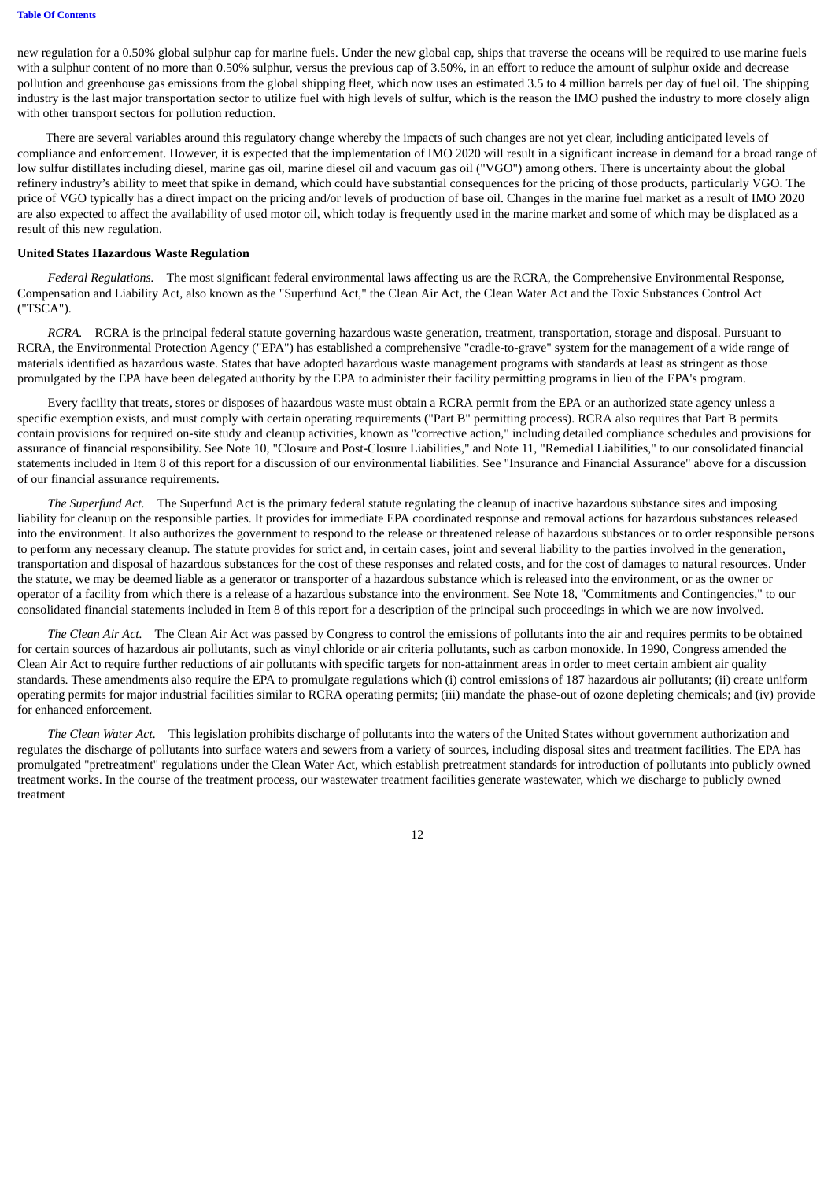new regulation for a 0.50% global sulphur cap for marine fuels. Under the new global cap, ships that traverse the oceans will be required to use marine fuels with a sulphur content of no more than 0.50% sulphur, versus the previous cap of 3.50%, in an effort to reduce the amount of sulphur oxide and decrease pollution and greenhouse gas emissions from the global shipping fleet, which now uses an estimated 3.5 to 4 million barrels per day of fuel oil. The shipping industry is the last major transportation sector to utilize fuel with high levels of sulfur, which is the reason the IMO pushed the industry to more closely align with other transport sectors for pollution reduction.

There are several variables around this regulatory change whereby the impacts of such changes are not yet clear, including anticipated levels of compliance and enforcement. However, it is expected that the implementation of IMO 2020 will result in a significant increase in demand for a broad range of low sulfur distillates including diesel, marine gas oil, marine diesel oil and vacuum gas oil ("VGO") among others. There is uncertainty about the global refinery industry's ability to meet that spike in demand, which could have substantial consequences for the pricing of those products, particularly VGO. The price of VGO typically has a direct impact on the pricing and/or levels of production of base oil. Changes in the marine fuel market as a result of IMO 2020 are also expected to affect the availability of used motor oil, which today is frequently used in the marine market and some of which may be displaced as a result of this new regulation.

**United States Hazardous Waste Regulation**

*Federal Regulations.* The most significant federal environmental laws affecting us are the RCRA, the Comprehensive Environmental Response, Compensation and Liability Act, also known as the "Superfund Act," the Clean Air Act, the Clean Water Act and the Toxic Substances Control Act ("TSCA").

*RCRA.* RCRA is the principal federal statute governing hazardous waste generation, treatment, transportation, storage and disposal. Pursuant to RCRA, the Environmental Protection Agency ("EPA") has established a comprehensive "cradle-to-grave" system for the management of a wide range of materials identified as hazardous waste. States that have adopted hazardous waste management programs with standards at least as stringent as those promulgated by the EPA have been delegated authority by the EPA to administer their facility permitting programs in lieu of the EPA's program.

Every facility that treats, stores or disposes of hazardous waste must obtain a RCRA permit from the EPA or an authorized state agency unless a specific exemption exists, and must comply with certain operating requirements ("Part B" permitting process). RCRA also requires that Part B permits contain provisions for required on-site study and cleanup activities, known as "corrective action," including detailed compliance schedules and provisions for assurance of financial responsibility. See Note 10, "Closure and Post-Closure Liabilities," and Note 11, "Remedial Liabilities," to our consolidated financial statements included in Item 8 of this report for a discussion of our environmental liabilities. See "Insurance and Financial Assurance" above for a discussion of our financial assurance requirements.

*The Superfund Act.* The Superfund Act is the primary federal statute regulating the cleanup of inactive hazardous substance sites and imposing liability for cleanup on the responsible parties. It provides for immediate EPA coordinated response and removal actions for hazardous substances released into the environment. It also authorizes the government to respond to the release or threatened release of hazardous substances or to order responsible persons to perform any necessary cleanup. The statute provides for strict and, in certain cases, joint and several liability to the parties involved in the generation, transportation and disposal of hazardous substances for the cost of these responses and related costs, and for the cost of damages to natural resources. Under the statute, we may be deemed liable as a generator or transporter of a hazardous substance which is released into the environment, or as the owner or operator of a facility from which there is a release of a hazardous substance into the environment. See Note 18, "Commitments and Contingencies," to our consolidated financial statements included in Item 8 of this report for a description of the principal such proceedings in which we are now involved.

*The Clean Air Act.* The Clean Air Act was passed by Congress to control the emissions of pollutants into the air and requires permits to be obtained for certain sources of hazardous air pollutants, such as vinyl chloride or air criteria pollutants, such as carbon monoxide. In 1990, Congress amended the Clean Air Act to require further reductions of air pollutants with specific targets for non-attainment areas in order to meet certain ambient air quality standards. These amendments also require the EPA to promulgate regulations which (i) control emissions of 187 hazardous air pollutants; (ii) create uniform operating permits for major industrial facilities similar to RCRA operating permits; (iii) mandate the phase-out of ozone depleting chemicals; and (iv) provide for enhanced enforcement.

*The Clean Water Act.* This legislation prohibits discharge of pollutants into the waters of the United States without government authorization and regulates the discharge of pollutants into surface waters and sewers from a variety of sources, including disposal sites and treatment facilities. The EPA has promulgated "pretreatment" regulations under the Clean Water Act, which establish pretreatment standards for introduction of pollutants into publicly owned treatment works. In the course of the treatment process, our wastewater treatment facilities generate wastewater, which we discharge to publicly owned treatment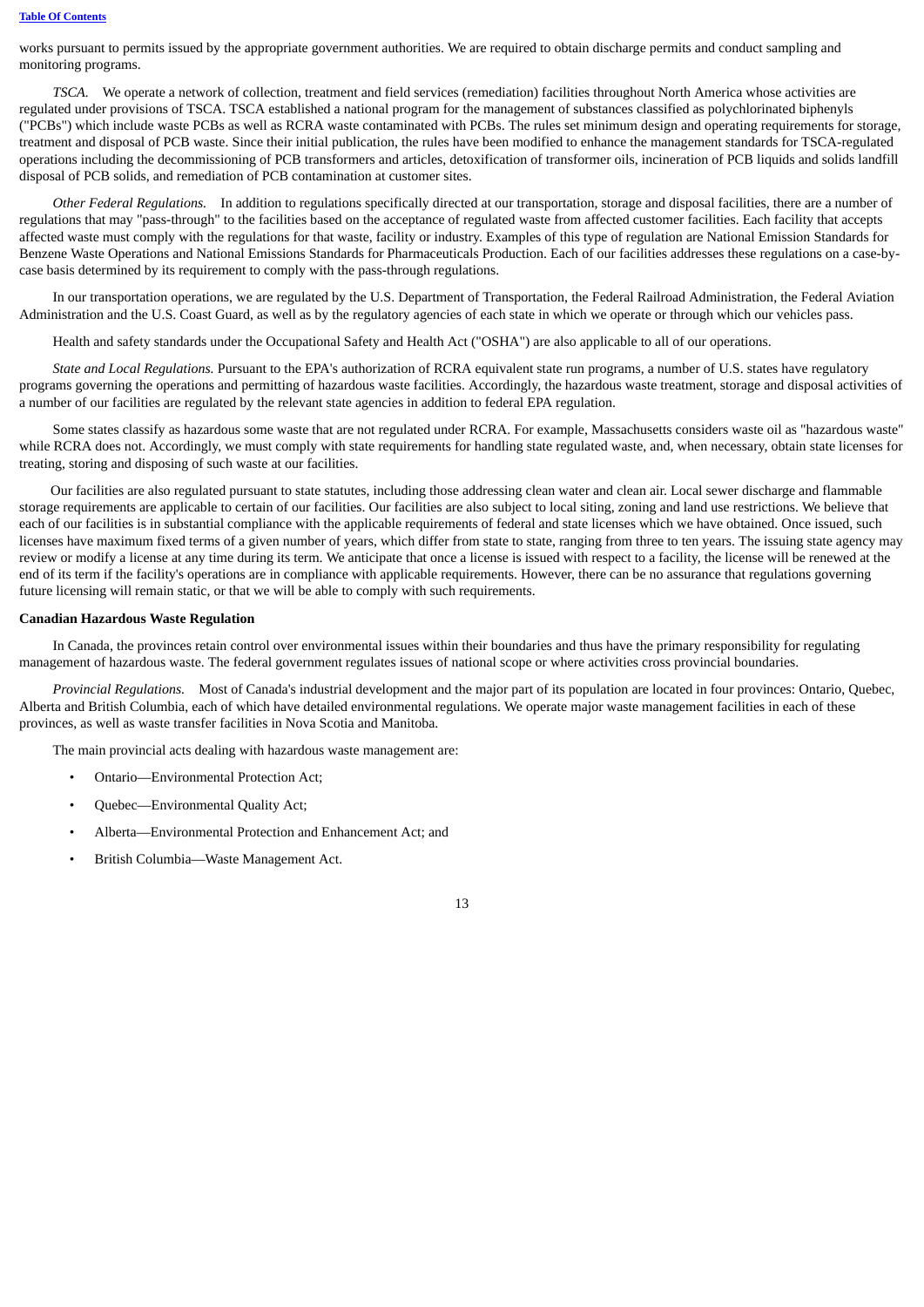works pursuant to permits issued by the appropriate government authorities. We are required to obtain discharge permits and conduct sampling and monitoring programs.

*TSCA.* We operate a network of collection, treatment and field services (remediation) facilities throughout North America whose activities are regulated under provisions of TSCA. TSCA established a national program for the management of substances classified as polychlorinated biphenyls ("PCBs") which include waste PCBs as well as RCRA waste contaminated with PCBs. The rules set minimum design and operating requirements for storage, treatment and disposal of PCB waste. Since their initial publication, the rules have been modified to enhance the management standards for TSCA-regulated operations including the decommissioning of PCB transformers and articles, detoxification of transformer oils, incineration of PCB liquids and solids landfill disposal of PCB solids, and remediation of PCB contamination at customer sites.

*Other Federal Regulations.* In addition to regulations specifically directed at our transportation, storage and disposal facilities, there are a number of regulations that may "pass-through" to the facilities based on the acceptance of regulated waste from affected customer facilities. Each facility that accepts affected waste must comply with the regulations for that waste, facility or industry. Examples of this type of regulation are National Emission Standards for Benzene Waste Operations and National Emissions Standards for Pharmaceuticals Production. Each of our facilities addresses these regulations on a case-by-case basis determined by its requirement to comply with the pass-through regulations.

In our transportation operations, we are regulated by the U.S. Department of Transportation, the Federal Railroad Administration, the Federal Aviation Administration and the U.S. Coast Guard, as well as by the regulatory agencies of each state in which we operate or through which our vehicles pass.

Health and safety standards under the Occupational Safety and Health Act ("OSHA") are also applicable to all of our operations.

*State and Local Regulations.* Pursuant to the EPA's authorization of RCRA equivalent state run programs, a number of U.S. states have regulatory programs governing the operations and permitting of hazardous waste facilities. Accordingly, the hazardous waste treatment, storage and disposal activities of a number of our facilities are regulated by the relevant state agencies in addition to federal EPA regulation.

Some states classify as hazardous some waste that are not regulated under RCRA. For example, Massachusetts considers waste oil as "hazardous waste" while RCRA does not. Accordingly, we must comply with state requirements for handling state regulated waste, and, when necessary, obtain state licenses for treating, storing and disposing of such waste at our facilities.

Our facilities are also regulated pursuant to state statutes, including those addressing clean water and clean air. Local sewer discharge and flammable storage requirements are applicable to certain of our facilities. Our facilities are also subject to local siting, zoning and land use restrictions. We believe that each of our facilities is in substantial compliance with the applicable requirements of federal and state licenses which we have obtained. Once issued, such licenses have maximum fixed terms of a given number of years, which differ from state to state, ranging from three to ten years. The issuing state agency may review or modify a license at any time during its term. We anticipate that once a license is issued with respect to a facility, the license will be renewed at the end of its term if the facility's operations are in compliance with applicable requirements. However, there can be no assurance that regulations governing future licensing will remain static, or that we will be able to comply with such requirements.

**Canadian Hazardous Waste Regulation**

In Canada, the provinces retain control over environmental issues within their boundaries and thus have the primary responsibility for regulating management of hazardous waste. The federal government regulates issues of national scope or where activities cross provincial boundaries.

*Provincial Regulations.* Most of Canada's industrial development and the major part of its population are located in four provinces: Ontario, Quebec, Alberta and British Columbia, each of which have detailed environmental regulations. We operate major waste management facilities in each of these provinces, as well as waste transfer facilities in Nova Scotia and Manitoba.

The main provincial acts dealing with hazardous waste management are:

- Ontario—Environmental Protection Act;
- Quebec—Environmental Quality Act;
- Alberta—Environmental Protection and Enhancement Act; and
- British Columbia—Waste Management Act.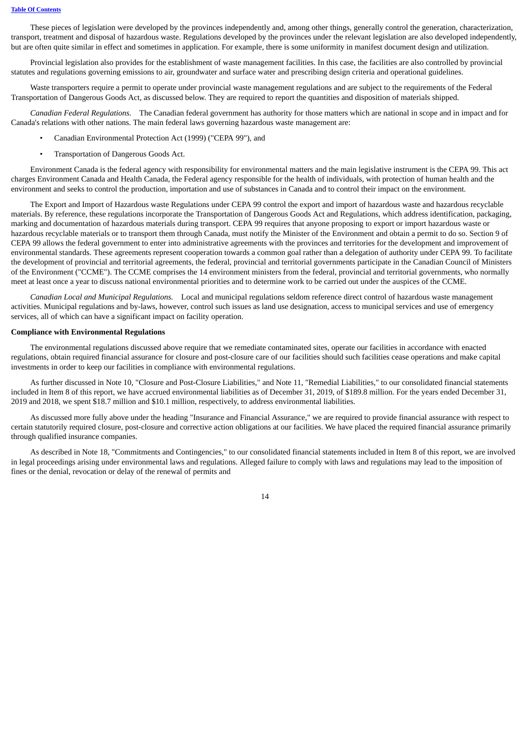These pieces of legislation were developed by the provinces independently and, among other things, generally control the generation, characterization, transport, treatment and disposal of hazardous waste. Regulations developed by the provinces under the relevant legislation are also developed independently, but are often quite similar in effect and sometimes in application. For example, there is some uniformity in manifest document design and utilization.

Provincial legislation also provides for the establishment of waste management facilities. In this case, the facilities are also controlled by provincial statutes and regulations governing emissions to air, groundwater and surface water and prescribing design criteria and operational guidelines.

Waste transporters require a permit to operate under provincial waste management regulations and are subject to the requirements of the Federal Transportation of Dangerous Goods Act, as discussed below. They are required to report the quantities and disposition of materials shipped.

*Canadian Federal Regulations.* The Canadian federal government has authority for those matters which are national in scope and in impact and for Canada's relations with other nations. The main federal laws governing hazardous waste management are:

- Canadian Environmental Protection Act (1999) ("CEPA 99"), and
- Transportation of Dangerous Goods Act.

Environment Canada is the federal agency with responsibility for environmental matters and the main legislative instrument is the CEPA 99. This act charges Environment Canada and Health Canada, the Federal agency responsible for the health of individuals, with protection of human health and the environment and seeks to control the production, importation and use of substances in Canada and to control their impact on the environment.

The Export and Import of Hazardous waste Regulations under CEPA 99 control the export and import of hazardous waste and hazardous recyclable materials. By reference, these regulations incorporate the Transportation of Dangerous Goods Act and Regulations, which address identification, packaging, marking and documentation of hazardous materials during transport. CEPA 99 requires that anyone proposing to export or import hazardous waste or hazardous recyclable materials or to transport them through Canada, must notify the Minister of the Environment and obtain a permit to do so. Section 9 of CEPA 99 allows the federal government to enter into administrative agreements with the provinces and territories for the development and improvement of environmental standards. These agreements represent cooperation towards a common goal rather than a delegation of authority under CEPA 99. To facilitate the development of provincial and territorial agreements, the federal, provincial and territorial governments participate in the Canadian Council of Ministers of the Environment ("CCME"). The CCME comprises the 14 environment ministers from the federal, provincial and territorial governments, who normally meet at least once a year to discuss national environmental priorities and to determine work to be carried out under the auspices of the CCME.

*Canadian Local and Municipal Regulations.* Local and municipal regulations seldom reference direct control of hazardous waste management activities. Municipal regulations and by-laws, however, control such issues as land use designation, access to municipal services and use of emergency services, all of which can have a significant impact on facility operation.

**Compliance with Environmental Regulations**

The environmental regulations discussed above require that we remediate contaminated sites, operate our facilities in accordance with enacted regulations, obtain required financial assurance for closure and post-closure care of our facilities should such facilities cease operations and make capital investments in order to keep our facilities in compliance with environmental regulations.

As further discussed in Note 10, "Closure and Post-Closure Liabilities," and Note 11, "Remedial Liabilities," to our consolidated financial statements included in Item 8 of this report, we have accrued environmental liabilities as of December 31, 2019, of $189.8 million. For the years ended December 31, 2019 and 2018, we spent $18.7 million and $10.1 million, respectively, to address environmental liabilities.

As discussed more fully above under the heading "Insurance and Financial Assurance," we are required to provide financial assurance with respect to certain statutorily required closure, post-closure and corrective action obligations at our facilities. We have placed the required financial assurance primarily through qualified insurance companies.

As described in Note 18, "Commitments and Contingencies," to our consolidated financial statements included in Item 8 of this report, we are involved in legal proceedings arising under environmental laws and regulations. Alleged failure to comply with laws and regulations may lead to the imposition of fines or the denial, revocation or delay of the renewal of permits and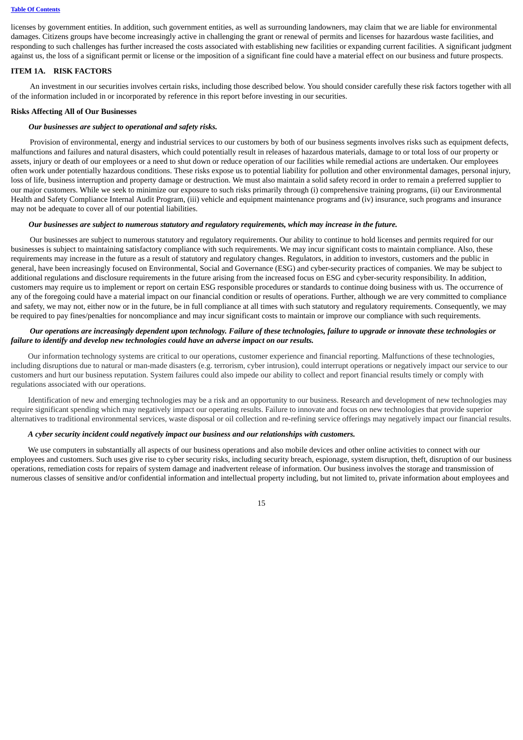licenses by government entities. In addition, such government entities, as well as surrounding landowners, may claim that we are liable for environmental damages. Citizens groups have become increasingly active in challenging the grant or renewal of permits and licenses for hazardous waste facilities, and responding to such challenges has further increased the costs associated with establishing new facilities or expanding current facilities. A significant judgment against us, the loss of a significant permit or license or the imposition of a significant fine could have a material effect on our business and future prospects.

## ITEM 1A. RISK FACTORS

An investment in our securities involves certain risks, including those described below. You should consider carefully these risk factors together with all of the information included in or incorporated by reference in this report before investing in our securities.

### Risks Affecting All of Our Businesses

***Our businesses are subject to operational and safety risks.***

Provision of environmental, energy and industrial services to our customers by both of our business segments involves risks such as equipment defects, malfunctions and failures and natural disasters, which could potentially result in releases of hazardous materials, damage to or total loss of our property or assets, injury or death of our employees or a need to shut down or reduce operation of our facilities while remedial actions are undertaken. Our employees often work under potentially hazardous conditions. These risks expose us to potential liability for pollution and other environmental damages, personal injury, loss of life, business interruption and property damage or destruction. We must also maintain a solid safety record in order to remain a preferred supplier to our major customers. While we seek to minimize our exposure to such risks primarily through (i) comprehensive training programs, (ii) our Environmental Health and Safety Compliance Internal Audit Program, (iii) vehicle and equipment maintenance programs and (iv) insurance, such programs and insurance may not be adequate to cover all of our potential liabilities.

***Our businesses are subject to numerous statutory and regulatory requirements, which may increase in the future.***

Our businesses are subject to numerous statutory and regulatory requirements. Our ability to continue to hold licenses and permits required for our businesses is subject to maintaining satisfactory compliance with such requirements. We may incur significant costs to maintain compliance. Also, these requirements may increase in the future as a result of statutory and regulatory changes. Regulators, in addition to investors, customers and the public in general, have been increasingly focused on Environmental, Social and Governance (ESG) and cyber-security practices of companies. We may be subject to additional regulations and disclosure requirements in the future arising from the increased focus on ESG and cyber-security responsibility. In addition, customers may require us to implement or report on certain ESG responsible procedures or standards to continue doing business with us. The occurrence of any of the foregoing could have a material impact on our financial condition or results of operations. Further, although we are very committed to compliance and safety, we may not, either now or in the future, be in full compliance at all times with such statutory and regulatory requirements. Consequently, we may be required to pay fines/penalties for noncompliance and may incur significant costs to maintain or improve our compliance with such requirements.

***Our operations are increasingly dependent upon technology. Failure of these technologies, failure to upgrade or innovate these technologies or failure to identify and develop new technologies could have an adverse impact on our results.***

Our information technology systems are critical to our operations, customer experience and financial reporting. Malfunctions of these technologies, including disruptions due to natural or man-made disasters (e.g. terrorism, cyber intrusion), could interrupt operations or negatively impact our service to our customers and hurt our business reputation. System failures could also impede our ability to collect and report financial results timely or comply with regulations associated with our operations.

Identification of new and emerging technologies may be a risk and an opportunity to our business. Research and development of new technologies may require significant spending which may negatively impact our operating results. Failure to innovate and focus on new technologies that provide superior alternatives to traditional environmental services, waste disposal or oil collection and re-refining service offerings may negatively impact our financial results.

***A cyber security incident could negatively impact our business and our relationships with customers.***

We use computers in substantially all aspects of our business operations and also mobile devices and other online activities to connect with our employees and customers. Such uses give rise to cyber security risks, including security breach, espionage, system disruption, theft, disruption of our business operations, remediation costs for repairs of system damage and inadvertent release of information. Our business involves the storage and transmission of numerous classes of sensitive and/or confidential information and intellectual property including, but not limited to, private information about employees and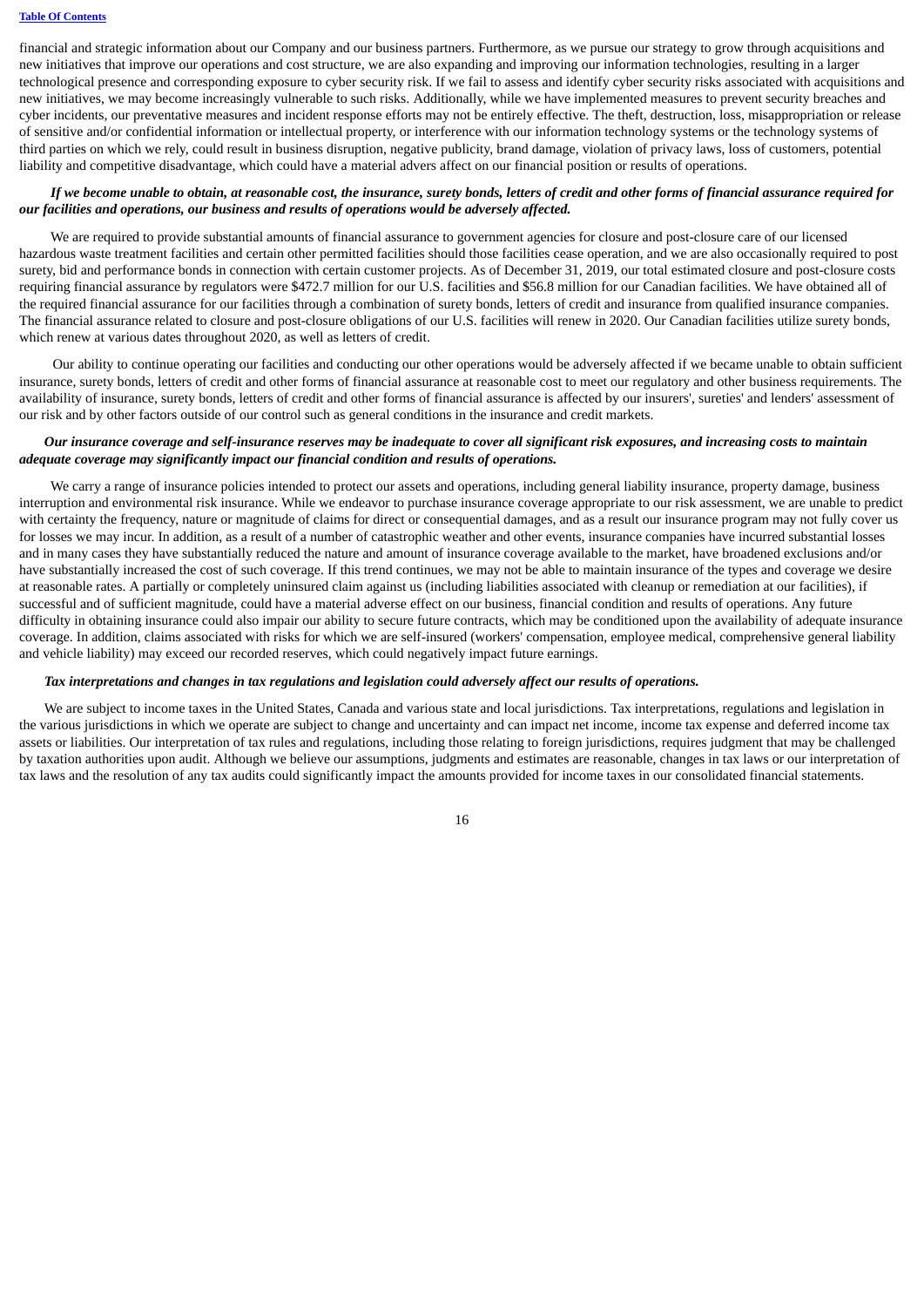financial and strategic information about our Company and our business partners. Furthermore, as we pursue our strategy to grow through acquisitions and new initiatives that improve our operations and cost structure, we are also expanding and improving our information technologies, resulting in a larger technological presence and corresponding exposure to cyber security risk. If we fail to assess and identify cyber security risks associated with acquisitions and new initiatives, we may become increasingly vulnerable to such risks. Additionally, while we have implemented measures to prevent security breaches and cyber incidents, our preventative measures and incident response efforts may not be entirely effective. The theft, destruction, loss, misappropriation or release of sensitive and/or confidential information or intellectual property, or interference with our information technology systems or the technology systems of third parties on which we rely, could result in business disruption, negative publicity, brand damage, violation of privacy laws, loss of customers, potential liability and competitive disadvantage, which could have a material advers affect on our financial position or results of operations.

***If we become unable to obtain, at reasonable cost, the insurance, surety bonds, letters of credit and other forms of financial assurance required for our facilities and operations, our business and results of operations would be adversely affected.***

We are required to provide substantial amounts of financial assurance to government agencies for closure and post-closure care of our licensed hazardous waste treatment facilities and certain other permitted facilities should those facilities cease operation, and we are also occasionally required to post surety, bid and performance bonds in connection with certain customer projects. As of December 31, 2019, our total estimated closure and post-closure costs requiring financial assurance by regulators were $472.7 million for our U.S. facilities and $56.8 million for our Canadian facilities. We have obtained all of the required financial assurance for our facilities through a combination of surety bonds, letters of credit and insurance from qualified insurance companies. The financial assurance related to closure and post-closure obligations of our U.S. facilities will renew in 2020. Our Canadian facilities utilize surety bonds, which renew at various dates throughout 2020, as well as letters of credit.

Our ability to continue operating our facilities and conducting our other operations would be adversely affected if we became unable to obtain sufficient insurance, surety bonds, letters of credit and other forms of financial assurance at reasonable cost to meet our regulatory and other business requirements. The availability of insurance, surety bonds, letters of credit and other forms of financial assurance is affected by our insurers', sureties' and lenders' assessment of our risk and by other factors outside of our control such as general conditions in the insurance and credit markets.

***Our insurance coverage and self-insurance reserves may be inadequate to cover all significant risk exposures, and increasing costs to maintain adequate coverage may significantly impact our financial condition and results of operations.***

We carry a range of insurance policies intended to protect our assets and operations, including general liability insurance, property damage, business interruption and environmental risk insurance. While we endeavor to purchase insurance coverage appropriate to our risk assessment, we are unable to predict with certainty the frequency, nature or magnitude of claims for direct or consequential damages, and as a result our insurance program may not fully cover us for losses we may incur. In addition, as a result of a number of catastrophic weather and other events, insurance companies have incurred substantial losses and in many cases they have substantially reduced the nature and amount of insurance coverage available to the market, have broadened exclusions and/or have substantially increased the cost of such coverage. If this trend continues, we may not be able to maintain insurance of the types and coverage we desire at reasonable rates. A partially or completely uninsured claim against us (including liabilities associated with cleanup or remediation at our facilities), if successful and of sufficient magnitude, could have a material adverse effect on our business, financial condition and results of operations. Any future difficulty in obtaining insurance could also impair our ability to secure future contracts, which may be conditioned upon the availability of adequate insurance coverage. In addition, claims associated with risks for which we are self-insured (workers' compensation, employee medical, comprehensive general liability and vehicle liability) may exceed our recorded reserves, which could negatively impact future earnings.

***Tax interpretations and changes in tax regulations and legislation could adversely affect our results of operations.***

We are subject to income taxes in the United States, Canada and various state and local jurisdictions. Tax interpretations, regulations and legislation in the various jurisdictions in which we operate are subject to change and uncertainty and can impact net income, income tax expense and deferred income tax assets or liabilities. Our interpretation of tax rules and regulations, including those relating to foreign jurisdictions, requires judgment that may be challenged by taxation authorities upon audit. Although we believe our assumptions, judgments and estimates are reasonable, changes in tax laws or our interpretation of tax laws and the resolution of any tax audits could significantly impact the amounts provided for income taxes in our consolidated financial statements.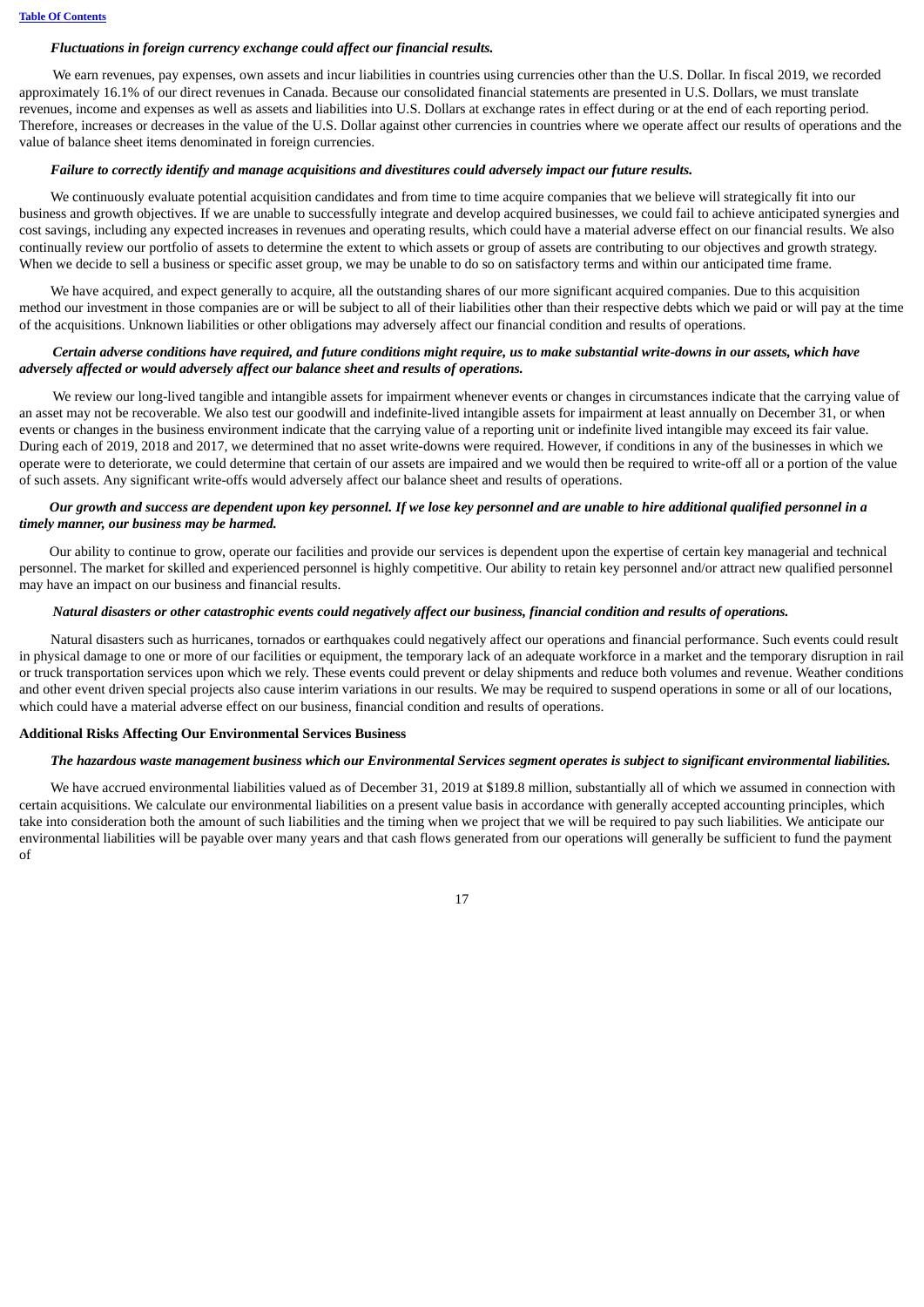*Fluctuations in foreign currency exchange could affect our financial results.*

We earn revenues, pay expenses, own assets and incur liabilities in countries using currencies other than the U.S. Dollar. In fiscal 2019, we recorded approximately 16.1% of our direct revenues in Canada. Because our consolidated financial statements are presented in U.S. Dollars, we must translate revenues, income and expenses as well as assets and liabilities into U.S. Dollars at exchange rates in effect during or at the end of each reporting period. Therefore, increases or decreases in the value of the U.S. Dollar against other currencies in countries where we operate affect our results of operations and the value of balance sheet items denominated in foreign currencies.

*Failure to correctly identify and manage acquisitions and divestitures could adversely impact our future results.*

We continuously evaluate potential acquisition candidates and from time to time acquire companies that we believe will strategically fit into our business and growth objectives. If we are unable to successfully integrate and develop acquired businesses, we could fail to achieve anticipated synergies and cost savings, including any expected increases in revenues and operating results, which could have a material adverse effect on our financial results. We also continually review our portfolio of assets to determine the extent to which assets or group of assets are contributing to our objectives and growth strategy. When we decide to sell a business or specific asset group, we may be unable to do so on satisfactory terms and within our anticipated time frame.

We have acquired, and expect generally to acquire, all the outstanding shares of our more significant acquired companies. Due to this acquisition method our investment in those companies are or will be subject to all of their liabilities other than their respective debts which we paid or will pay at the time of the acquisitions. Unknown liabilities or other obligations may adversely affect our financial condition and results of operations.

*Certain adverse conditions have required, and future conditions might require, us to make substantial write-downs in our assets, which have adversely affected or would adversely affect our balance sheet and results of operations.*

We review our long-lived tangible and intangible assets for impairment whenever events or changes in circumstances indicate that the carrying value of an asset may not be recoverable. We also test our goodwill and indefinite-lived intangible assets for impairment at least annually on December 31, or when events or changes in the business environment indicate that the carrying value of a reporting unit or indefinite lived intangible may exceed its fair value. During each of 2019, 2018 and 2017, we determined that no asset write-downs were required. However, if conditions in any of the businesses in which we operate were to deteriorate, we could determine that certain of our assets are impaired and we would then be required to write-off all or a portion of the value of such assets. Any significant write-offs would adversely affect our balance sheet and results of operations.

***Our growth and success are dependent upon key personnel. If we lose key personnel and are unable to hire additional qualified personnel in a timely manner, our business may be harmed.***

Our ability to continue to grow, operate our facilities and provide our services is dependent upon the expertise of certain key managerial and technical personnel. The market for skilled and experienced personnel is highly competitive. Our ability to retain key personnel and/or attract new qualified personnel may have an impact on our business and financial results.

*Natural disasters or other catastrophic events could negatively affect our business, financial condition and results of operations.*

Natural disasters such as hurricanes, tornados or earthquakes could negatively affect our operations and financial performance. Such events could result in physical damage to one or more of our facilities or equipment, the temporary lack of an adequate workforce in a market and the temporary disruption in rail or truck transportation services upon which we rely. These events could prevent or delay shipments and reduce both volumes and revenue. Weather conditions and other event driven special projects also cause interim variations in our results. We may be required to suspend operations in some or all of our locations, which could have a material adverse effect on our business, financial condition and results of operations.

**Additional Risks Affecting Our Environmental Services Business**

***The hazardous waste management business which our Environmental Services segment operates is subject to significant environmental liabilities.***

We have accrued environmental liabilities valued as of December 31, 2019 at $189.8 million, substantially all of which we assumed in connection with certain acquisitions. We calculate our environmental liabilities on a present value basis in accordance with generally accepted accounting principles, which take into consideration both the amount of such liabilities and the timing when we project that we will be required to pay such liabilities. We anticipate our environmental liabilities will be payable over many years and that cash flows generated from our operations will generally be sufficient to fund the payment of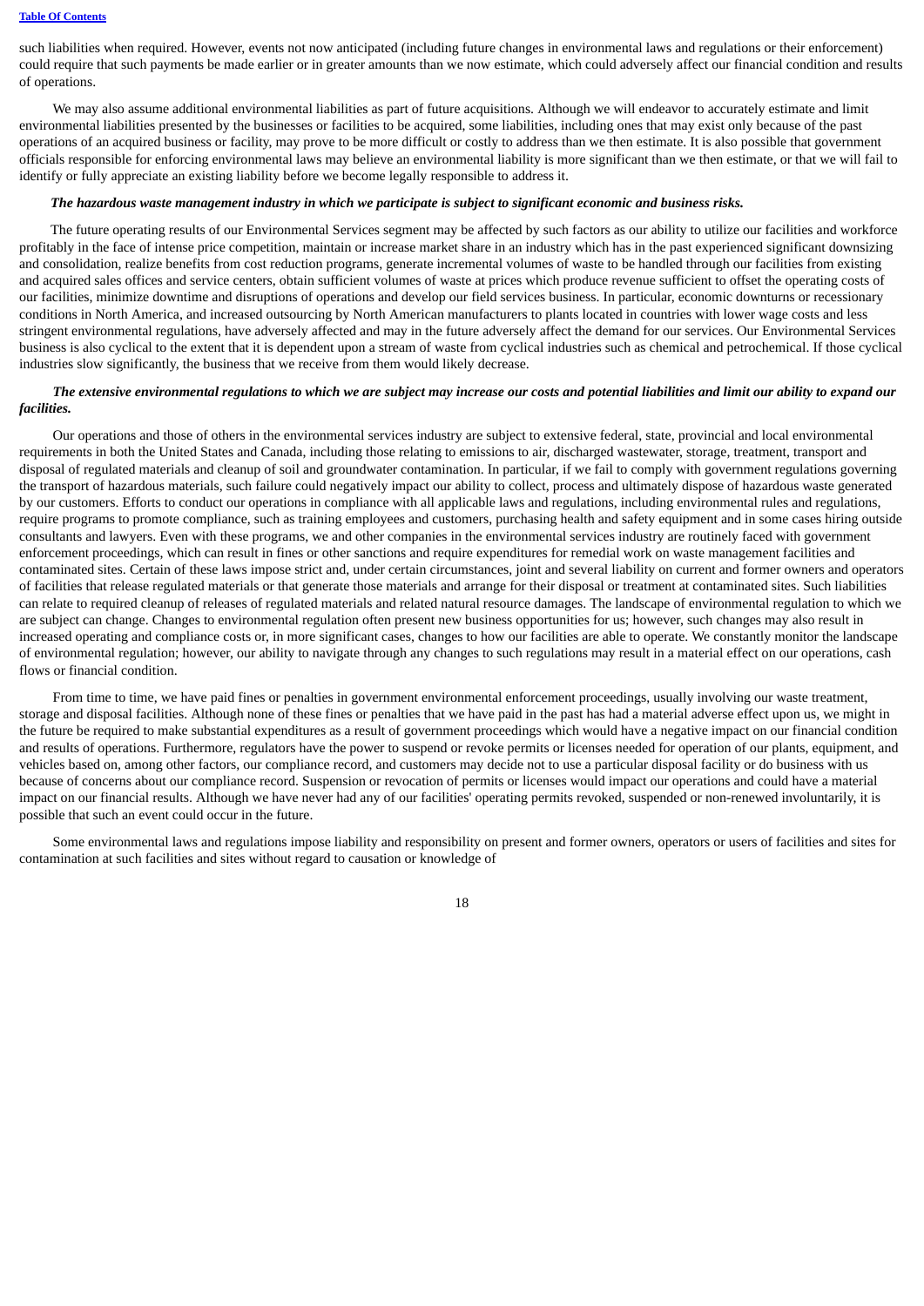such liabilities when required. However, events not now anticipated (including future changes in environmental laws and regulations or their enforcement) could require that such payments be made earlier or in greater amounts than we now estimate, which could adversely affect our financial condition and results of operations.

We may also assume additional environmental liabilities as part of future acquisitions. Although we will endeavor to accurately estimate and limit environmental liabilities presented by the businesses or facilities to be acquired, some liabilities, including ones that may exist only because of the past operations of an acquired business or facility, may prove to be more difficult or costly to address than we then estimate. It is also possible that government officials responsible for enforcing environmental laws may believe an environmental liability is more significant than we then estimate, or that we will fail to identify or fully appreciate an existing liability before we become legally responsible to address it.

***The hazardous waste management industry in which we participate is subject to significant economic and business risks.***

The future operating results of our Environmental Services segment may be affected by such factors as our ability to utilize our facilities and workforce profitably in the face of intense price competition, maintain or increase market share in an industry which has in the past experienced significant downsizing and consolidation, realize benefits from cost reduction programs, generate incremental volumes of waste to be handled through our facilities from existing and acquired sales offices and service centers, obtain sufficient volumes of waste at prices which produce revenue sufficient to offset the operating costs of our facilities, minimize downtime and disruptions of operations and develop our field services business. In particular, economic downturns or recessionary conditions in North America, and increased outsourcing by North American manufacturers to plants located in countries with lower wage costs and less stringent environmental regulations, have adversely affected and may in the future adversely affect the demand for our services. Our Environmental Services business is also cyclical to the extent that it is dependent upon a stream of waste from cyclical industries such as chemical and petrochemical. If those cyclical industries slow significantly, the business that we receive from them would likely decrease.

***The extensive environmental regulations to which we are subject may increase our costs and potential liabilities and limit our ability to expand our facilities.***

Our operations and those of others in the environmental services industry are subject to extensive federal, state, provincial and local environmental requirements in both the United States and Canada, including those relating to emissions to air, discharged wastewater, storage, treatment, transport and disposal of regulated materials and cleanup of soil and groundwater contamination. In particular, if we fail to comply with government regulations governing the transport of hazardous materials, such failure could negatively impact our ability to collect, process and ultimately dispose of hazardous waste generated by our customers. Efforts to conduct our operations in compliance with all applicable laws and regulations, including environmental rules and regulations, require programs to promote compliance, such as training employees and customers, purchasing health and safety equipment and in some cases hiring outside consultants and lawyers. Even with these programs, we and other companies in the environmental services industry are routinely faced with government enforcement proceedings, which can result in fines or other sanctions and require expenditures for remedial work on waste management facilities and contaminated sites. Certain of these laws impose strict and, under certain circumstances, joint and several liability on current and former owners and operators of facilities that release regulated materials or that generate those materials and arrange for their disposal or treatment at contaminated sites. Such liabilities can relate to required cleanup of releases of regulated materials and related natural resource damages. The landscape of environmental regulation to which we are subject can change. Changes to environmental regulation often present new business opportunities for us; however, such changes may also result in increased operating and compliance costs or, in more significant cases, changes to how our facilities are able to operate. We constantly monitor the landscape of environmental regulation; however, our ability to navigate through any changes to such regulations may result in a material effect on our operations, cash flows or financial condition.

From time to time, we have paid fines or penalties in government environmental enforcement proceedings, usually involving our waste treatment, storage and disposal facilities. Although none of these fines or penalties that we have paid in the past has had a material adverse effect upon us, we might in the future be required to make substantial expenditures as a result of government proceedings which would have a negative impact on our financial condition and results of operations. Furthermore, regulators have the power to suspend or revoke permits or licenses needed for operation of our plants, equipment, and vehicles based on, among other factors, our compliance record, and customers may decide not to use a particular disposal facility or do business with us because of concerns about our compliance record. Suspension or revocation of permits or licenses would impact our operations and could have a material impact on our financial results. Although we have never had any of our facilities' operating permits revoked, suspended or non-renewed involuntarily, it is possible that such an event could occur in the future.

Some environmental laws and regulations impose liability and responsibility on present and former owners, operators or users of facilities and sites for contamination at such facilities and sites without regard to causation or knowledge of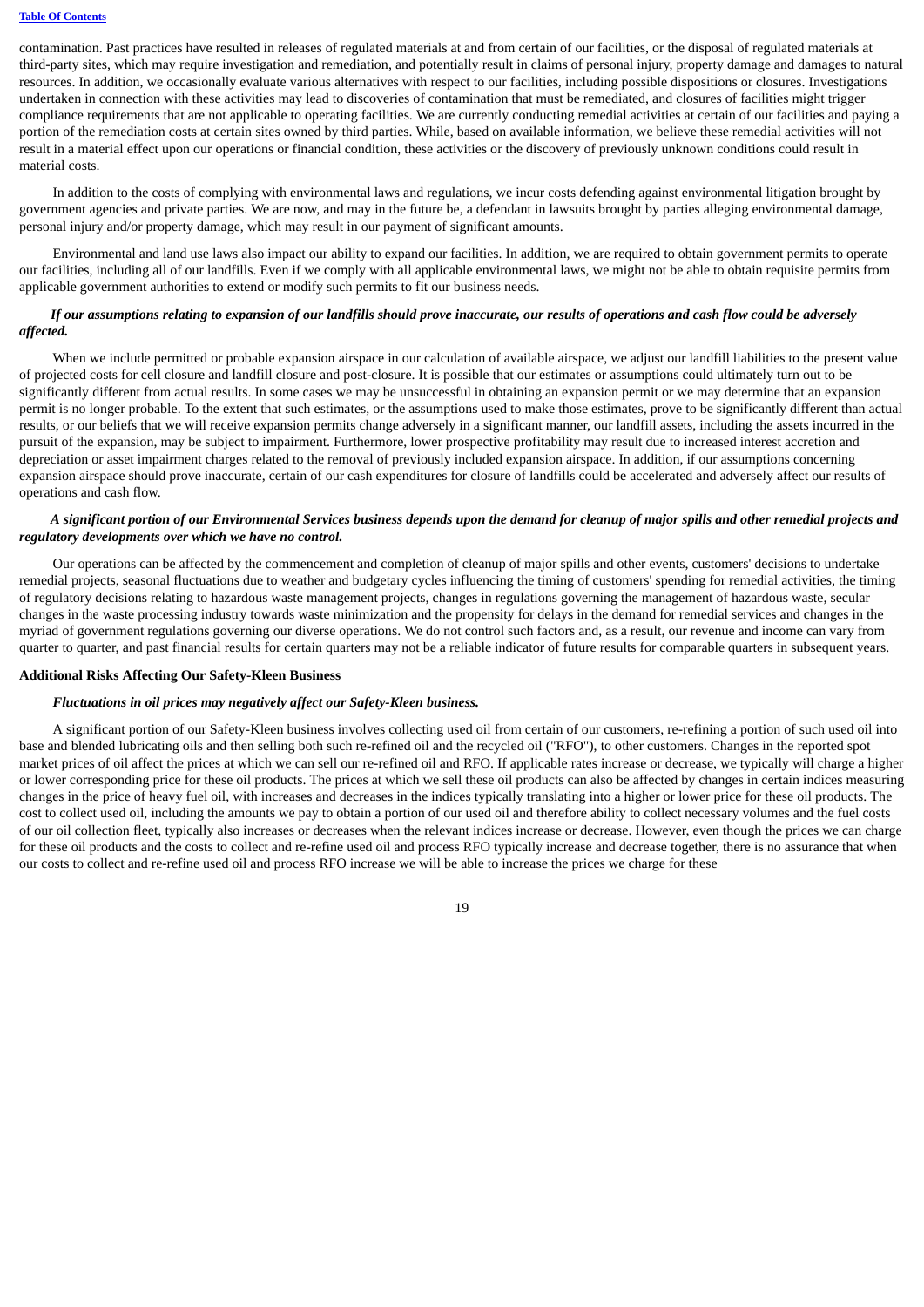contamination. Past practices have resulted in releases of regulated materials at and from certain of our facilities, or the disposal of regulated materials at third-party sites, which may require investigation and remediation, and potentially result in claims of personal injury, property damage and damages to natural resources. In addition, we occasionally evaluate various alternatives with respect to our facilities, including possible dispositions or closures. Investigations undertaken in connection with these activities may lead to discoveries of contamination that must be remediated, and closures of facilities might trigger compliance requirements that are not applicable to operating facilities. We are currently conducting remedial activities at certain of our facilities and paying a portion of the remediation costs at certain sites owned by third parties. While, based on available information, we believe these remedial activities will not result in a material effect upon our operations or financial condition, these activities or the discovery of previously unknown conditions could result in material costs.

In addition to the costs of complying with environmental laws and regulations, we incur costs defending against environmental litigation brought by government agencies and private parties. We are now, and may in the future be, a defendant in lawsuits brought by parties alleging environmental damage, personal injury and/or property damage, which may result in our payment of significant amounts.

Environmental and land use laws also impact our ability to expand our facilities. In addition, we are required to obtain government permits to operate our facilities, including all of our landfills. Even if we comply with all applicable environmental laws, we might not be able to obtain requisite permits from applicable government authorities to extend or modify such permits to fit our business needs.

***If our assumptions relating to expansion of our landfills should prove inaccurate, our results of operations and cash flow could be adversely affected.***

When we include permitted or probable expansion airspace in our calculation of available airspace, we adjust our landfill liabilities to the present value of projected costs for cell closure and landfill closure and post-closure. It is possible that our estimates or assumptions could ultimately turn out to be significantly different from actual results. In some cases we may be unsuccessful in obtaining an expansion permit or we may determine that an expansion permit is no longer probable. To the extent that such estimates, or the assumptions used to make those estimates, prove to be significantly different than actual results, or our beliefs that we will receive expansion permits change adversely in a significant manner, our landfill assets, including the assets incurred in the pursuit of the expansion, may be subject to impairment. Furthermore, lower prospective profitability may result due to increased interest accretion and depreciation or asset impairment charges related to the removal of previously included expansion airspace. In addition, if our assumptions concerning expansion airspace should prove inaccurate, certain of our cash expenditures for closure of landfills could be accelerated and adversely affect our results of operations and cash flow.

***A significant portion of our Environmental Services business depends upon the demand for cleanup of major spills and other remedial projects and regulatory developments over which we have no control.***

Our operations can be affected by the commencement and completion of cleanup of major spills and other events, customers' decisions to undertake remedial projects, seasonal fluctuations due to weather and budgetary cycles influencing the timing of customers' spending for remedial activities, the timing of regulatory decisions relating to hazardous waste management projects, changes in regulations governing the management of hazardous waste, secular changes in the waste processing industry towards waste minimization and the propensity for delays in the demand for remedial services and changes in the myriad of government regulations governing our diverse operations. We do not control such factors and, as a result, our revenue and income can vary from quarter to quarter, and past financial results for certain quarters may not be a reliable indicator of future results for comparable quarters in subsequent years.

**Additional Risks Affecting Our Safety-Kleen Business**

***Fluctuations in oil prices may negatively affect our Safety-Kleen business.***

A significant portion of our Safety-Kleen business involves collecting used oil from certain of our customers, re-refining a portion of such used oil into base and blended lubricating oils and then selling both such re-refined oil and the recycled oil ("RFO"), to other customers. Changes in the reported spot market prices of oil affect the prices at which we can sell our re-refined oil and RFO. If applicable rates increase or decrease, we typically will charge a higher or lower corresponding price for these oil products. The prices at which we sell these oil products can also be affected by changes in certain indices measuring changes in the price of heavy fuel oil, with increases and decreases in the indices typically translating into a higher or lower price for these oil products. The cost to collect used oil, including the amounts we pay to obtain a portion of our used oil and therefore ability to collect necessary volumes and the fuel costs of our oil collection fleet, typically also increases or decreases when the relevant indices increase or decrease. However, even though the prices we can charge for these oil products and the costs to collect and re-refine used oil and process RFO typically increase and decrease together, there is no assurance that when our costs to collect and re-refine used oil and process RFO increase we will be able to increase the prices we charge for these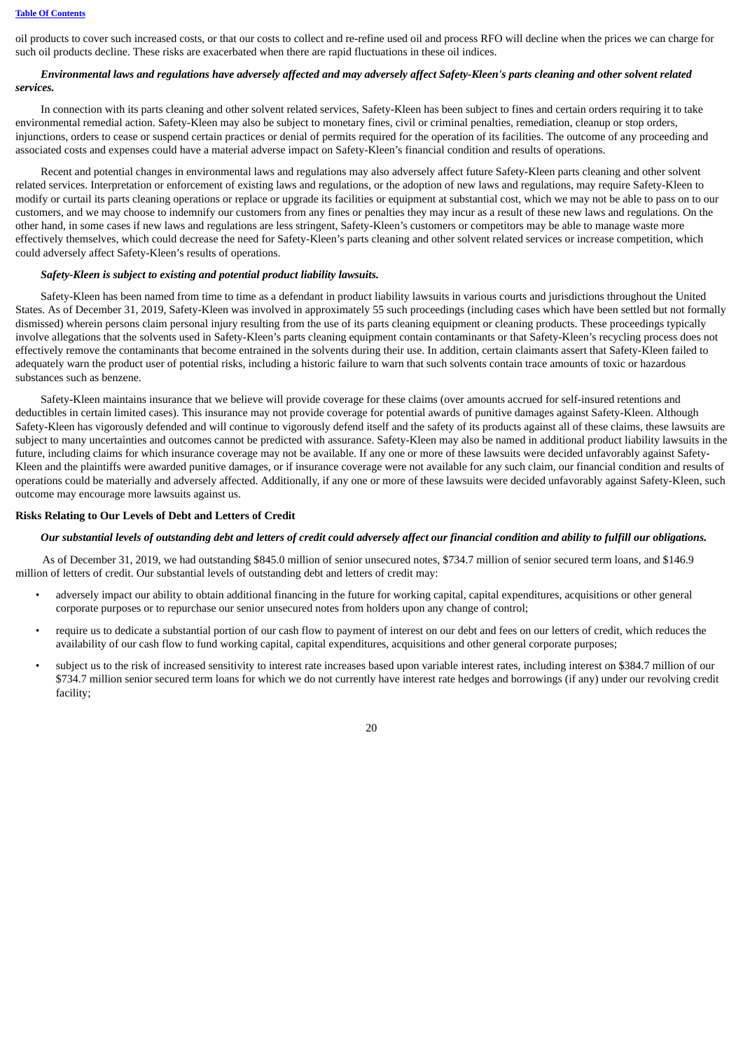oil products to cover such increased costs, or that our costs to collect and re-refine used oil and process RFO will decline when the prices we can charge for such oil products decline. These risks are exacerbated when there are rapid fluctuations in these oil indices.

***Environmental laws and regulations have adversely affected and may adversely affect Safety-Kleen's parts cleaning and other solvent related services.***

In connection with its parts cleaning and other solvent related services, Safety-Kleen has been subject to fines and certain orders requiring it to take environmental remedial action. Safety-Kleen may also be subject to monetary fines, civil or criminal penalties, remediation, cleanup or stop orders, injunctions, orders to cease or suspend certain practices or denial of permits required for the operation of its facilities. The outcome of any proceeding and associated costs and expenses could have a material adverse impact on Safety-Kleen's financial condition and results of operations.

Recent and potential changes in environmental laws and regulations may also adversely affect future Safety-Kleen parts cleaning and other solvent related services. Interpretation or enforcement of existing laws and regulations, or the adoption of new laws and regulations, may require Safety-Kleen to modify or curtail its parts cleaning operations or replace or upgrade its facilities or equipment at substantial cost, which we may not be able to pass on to our customers, and we may choose to indemnify our customers from any fines or penalties they may incur as a result of these new laws and regulations. On the other hand, in some cases if new laws and regulations are less stringent, Safety-Kleen's customers or competitors may be able to manage waste more effectively themselves, which could decrease the need for Safety-Kleen's parts cleaning and other solvent related services or increase competition, which could adversely affect Safety-Kleen's results of operations.

***Safety-Kleen is subject to existing and potential product liability lawsuits.***

Safety-Kleen has been named from time to time as a defendant in product liability lawsuits in various courts and jurisdictions throughout the United States. As of December 31, 2019, Safety-Kleen was involved in approximately 55 such proceedings (including cases which have been settled but not formally dismissed) wherein persons claim personal injury resulting from the use of its parts cleaning equipment or cleaning products. These proceedings typically involve allegations that the solvents used in Safety-Kleen's parts cleaning equipment contain contaminants or that Safety-Kleen's recycling process does not effectively remove the contaminants that become entrained in the solvents during their use. In addition, certain claimants assert that Safety-Kleen failed to adequately warn the product user of potential risks, including a historic failure to warn that such solvents contain trace amounts of toxic or hazardous substances such as benzene.

Safety-Kleen maintains insurance that we believe will provide coverage for these claims (over amounts accrued for self-insured retentions and deductibles in certain limited cases). This insurance may not provide coverage for potential awards of punitive damages against Safety-Kleen. Although Safety-Kleen has vigorously defended and will continue to vigorously defend itself and the safety of its products against all of these claims, these lawsuits are subject to many uncertainties and outcomes cannot be predicted with assurance. Safety-Kleen may also be named in additional product liability lawsuits in the future, including claims for which insurance coverage may not be available. If any one or more of these lawsuits were decided unfavorably against Safety-Kleen and the plaintiffs were awarded punitive damages, or if insurance coverage were not available for any such claim, our financial condition and results of operations could be materially and adversely affected. Additionally, if any one or more of these lawsuits were decided unfavorably against Safety-Kleen, such outcome may encourage more lawsuits against us.

**Risks Relating to Our Levels of Debt and Letters of Credit**

***Our substantial levels of outstanding debt and letters of credit could adversely affect our financial condition and ability to fulfill our obligations.***

As of December 31, 2019, we had outstanding $845.0 million of senior unsecured notes, $734.7 million of senior secured term loans, and $146.9 million of letters of credit. Our substantial levels of outstanding debt and letters of credit may:

- adversely impact our ability to obtain additional financing in the future for working capital, capital expenditures, acquisitions or other general corporate purposes or to repurchase our senior unsecured notes from holders upon any change of control;
- require us to dedicate a substantial portion of our cash flow to payment of interest on our debt and fees on our letters of credit, which reduces the availability of our cash flow to fund working capital, capital expenditures, acquisitions and other general corporate purposes;
- subject us to the risk of increased sensitivity to interest rate increases based upon variable interest rates, including interest on $384.7 million of our $734.7 million senior secured term loans for which we do not currently have interest rate hedges and borrowings (if any) under our revolving credit facility;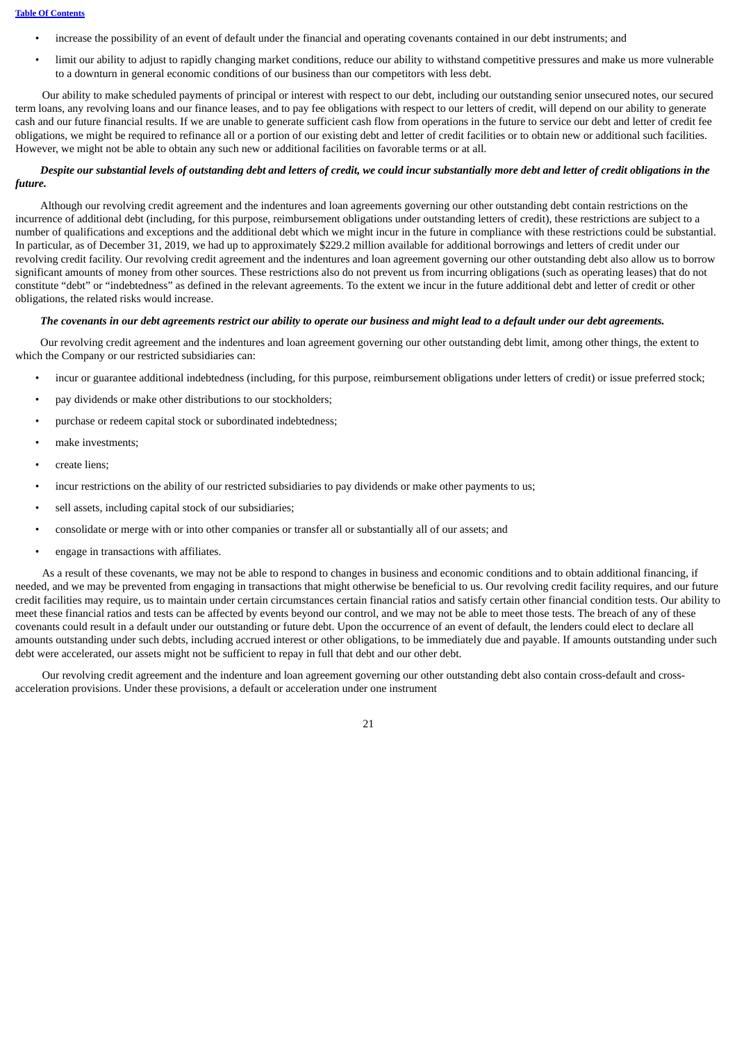- increase the possibility of an event of default under the financial and operating covenants contained in our debt instruments; and
- limit our ability to adjust to rapidly changing market conditions, reduce our ability to withstand competitive pressures and make us more vulnerable to a downturn in general economic conditions of our business than our competitors with less debt.

Our ability to make scheduled payments of principal or interest with respect to our debt, including our outstanding senior unsecured notes, our secured term loans, any revolving loans and our finance leases, and to pay fee obligations with respect to our letters of credit, will depend on our ability to generate cash and our future financial results. If we are unable to generate sufficient cash flow from operations in the future to service our debt and letter of credit fee obligations, we might be required to refinance all or a portion of our existing debt and letter of credit facilities or to obtain new or additional such facilities. However, we might not be able to obtain any such new or additional facilities on favorable terms or at all.

***Despite our substantial levels of outstanding debt and letters of credit, we could incur substantially more debt and letter of credit obligations in the future.***

Although our revolving credit agreement and the indentures and loan agreements governing our other outstanding debt contain restrictions on the incurrence of additional debt (including, for this purpose, reimbursement obligations under outstanding letters of credit), these restrictions are subject to a number of qualifications and exceptions and the additional debt which we might incur in the future in compliance with these restrictions could be substantial. In particular, as of December 31, 2019, we had up to approximately $229.2 million available for additional borrowings and letters of credit under our revolving credit facility. Our revolving credit agreement and the indentures and loan agreement governing our other outstanding debt also allow us to borrow significant amounts of money from other sources. These restrictions also do not prevent us from incurring obligations (such as operating leases) that do not constitute "debt" or "indebtedness" as defined in the relevant agreements. To the extent we incur in the future additional debt and letter of credit or other obligations, the related risks would increase.

***The covenants in our debt agreements restrict our ability to operate our business and might lead to a default under our debt agreements.***

Our revolving credit agreement and the indentures and loan agreement governing our other outstanding debt limit, among other things, the extent to which the Company or our restricted subsidiaries can:

- incur or guarantee additional indebtedness (including, for this purpose, reimbursement obligations under letters of credit) or issue preferred stock;
- pay dividends or make other distributions to our stockholders;
- purchase or redeem capital stock or subordinated indebtedness;
- make investments;
- create liens;
- incur restrictions on the ability of our restricted subsidiaries to pay dividends or make other payments to us;
- sell assets, including capital stock of our subsidiaries;
- consolidate or merge with or into other companies or transfer all or substantially all of our assets; and
- engage in transactions with affiliates.

As a result of these covenants, we may not be able to respond to changes in business and economic conditions and to obtain additional financing, if needed, and we may be prevented from engaging in transactions that might otherwise be beneficial to us. Our revolving credit facility requires, and our future credit facilities may require, us to maintain under certain circumstances certain financial ratios and satisfy certain other financial condition tests. Our ability to meet these financial ratios and tests can be affected by events beyond our control, and we may not be able to meet those tests. The breach of any of these covenants could result in a default under our outstanding or future debt. Upon the occurrence of an event of default, the lenders could elect to declare all amounts outstanding under such debts, including accrued interest or other obligations, to be immediately due and payable. If amounts outstanding under such debt were accelerated, our assets might not be sufficient to repay in full that debt and our other debt.

Our revolving credit agreement and the indenture and loan agreement governing our other outstanding debt also contain cross-default and cross-acceleration provisions. Under these provisions, a default or acceleration under one instrument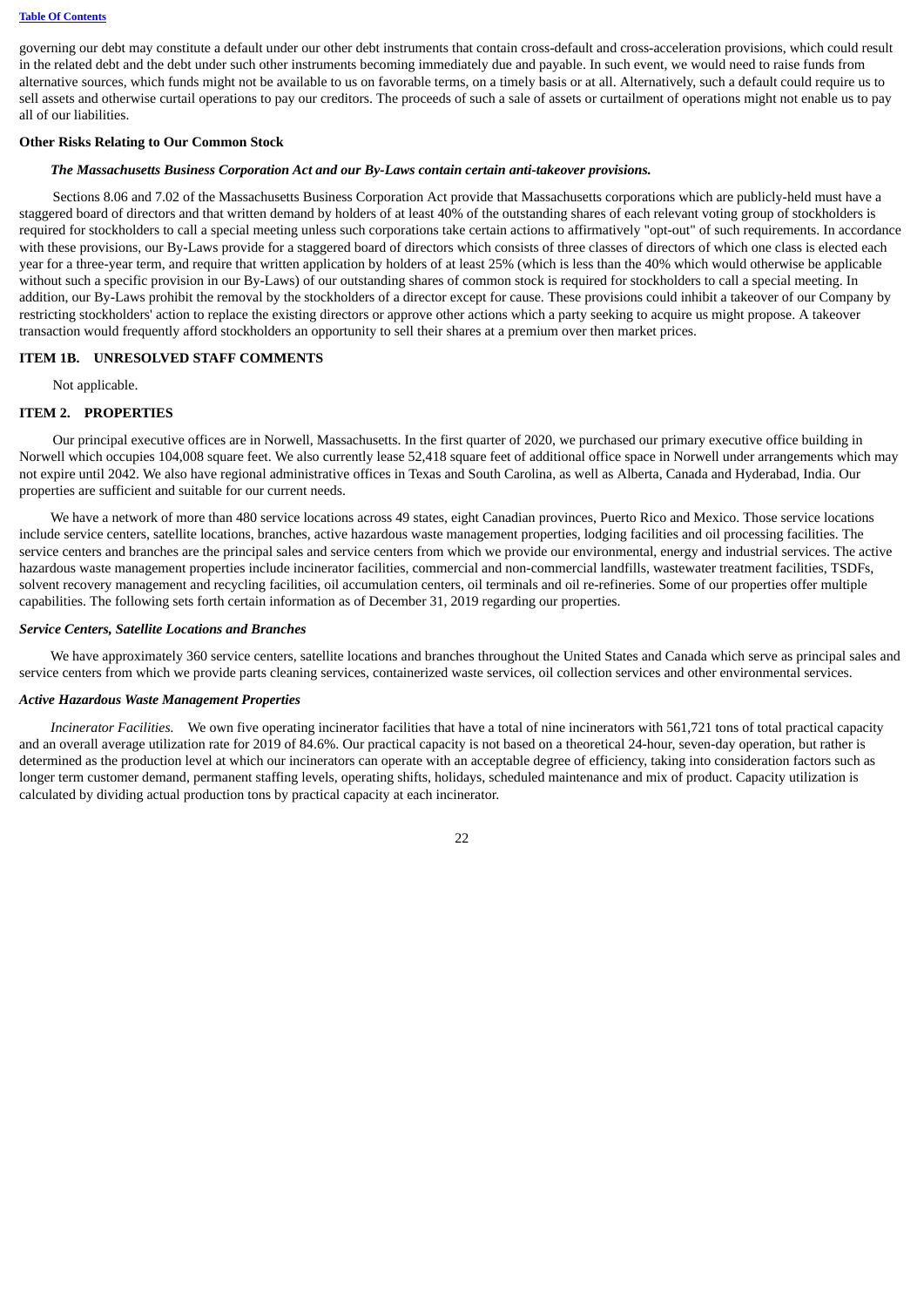governing our debt may constitute a default under our other debt instruments that contain cross-default and cross-acceleration provisions, which could result in the related debt and the debt under such other instruments becoming immediately due and payable. In such event, we would need to raise funds from alternative sources, which funds might not be available to us on favorable terms, on a timely basis or at all. Alternatively, such a default could require us to sell assets and otherwise curtail operations to pay our creditors. The proceeds of such a sale of assets or curtailment of operations might not enable us to pay all of our liabilities.

**Other Risks Relating to Our Common Stock**

***The Massachusetts Business Corporation Act and our By-Laws contain certain anti-takeover provisions.***

Sections 8.06 and 7.02 of the Massachusetts Business Corporation Act provide that Massachusetts corporations which are publicly-held must have a staggered board of directors and that written demand by holders of at least 40% of the outstanding shares of each relevant voting group of stockholders is required for stockholders to call a special meeting unless such corporations take certain actions to affirmatively "opt-out" of such requirements. In accordance with these provisions, our By-Laws provide for a staggered board of directors which consists of three classes of directors of which one class is elected each year for a three-year term, and require that written application by holders of at least 25% (which is less than the 40% which would otherwise be applicable without such a specific provision in our By-Laws) of our outstanding shares of common stock is required for stockholders to call a special meeting. In addition, our By-Laws prohibit the removal by the stockholders of a director except for cause. These provisions could inhibit a takeover of our Company by restricting stockholders' action to replace the existing directors or approve other actions which a party seeking to acquire us might propose. A takeover transaction would frequently afford stockholders an opportunity to sell their shares at a premium over then market prices.

## ITEM 1B. UNRESOLVED STAFF COMMENTS

Not applicable.

## ITEM 2. PROPERTIES

Our principal executive offices are in Norwell, Massachusetts. In the first quarter of 2020, we purchased our primary executive office building in Norwell which occupies 104,008 square feet. We also currently lease 52,418 square feet of additional office space in Norwell under arrangements which may not expire until 2042. We also have regional administrative offices in Texas and South Carolina, as well as Alberta, Canada and Hyderabad, India. Our properties are sufficient and suitable for our current needs.

We have a network of more than 480 service locations across 49 states, eight Canadian provinces, Puerto Rico and Mexico. Those service locations include service centers, satellite locations, branches, active hazardous waste management properties, lodging facilities and oil processing facilities. The service centers and branches are the principal sales and service centers from which we provide our environmental, energy and industrial services. The active hazardous waste management properties include incinerator facilities, commercial and non-commercial landfills, wastewater treatment facilities, TSDFs, solvent recovery management and recycling facilities, oil accumulation centers, oil terminals and oil re-refineries. Some of our properties offer multiple capabilities. The following sets forth certain information as of December 31, 2019 regarding our properties.

***Service Centers, Satellite Locations and Branches***

We have approximately 360 service centers, satellite locations and branches throughout the United States and Canada which serve as principal sales and service centers from which we provide parts cleaning services, containerized waste services, oil collection services and other environmental services.

***Active Hazardous Waste Management Properties***

*Incinerator Facilities.* We own five operating incinerator facilities that have a total of nine incinerators with 561,721 tons of total practical capacity and an overall average utilization rate for 2019 of 84.6%. Our practical capacity is not based on a theoretical 24-hour, seven-day operation, but rather is determined as the production level at which our incinerators can operate with an acceptable degree of efficiency, taking into consideration factors such as longer term customer demand, permanent staffing levels, operating shifts, holidays, scheduled maintenance and mix of product. Capacity utilization is calculated by dividing actual production tons by practical capacity at each incinerator.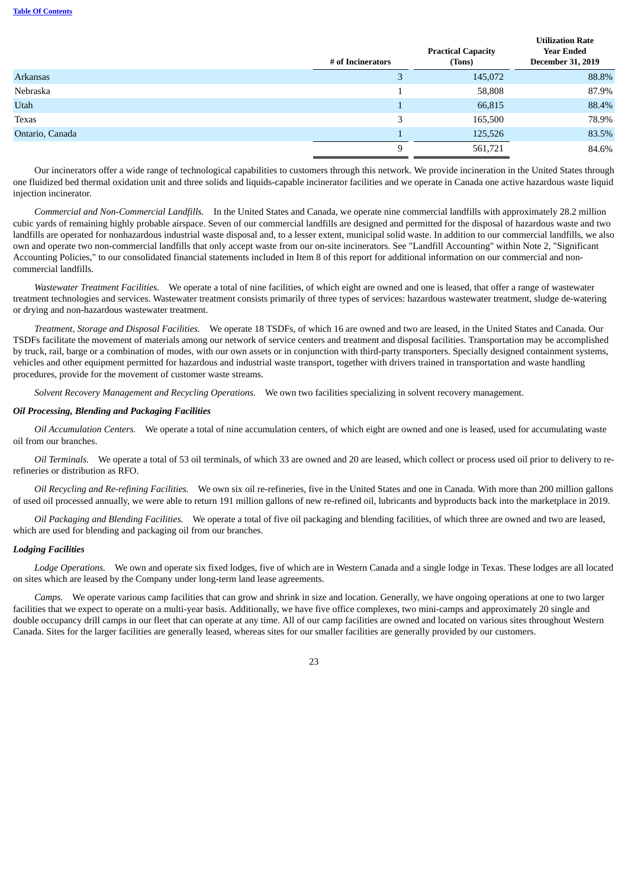| | # of Incinerators | Practical Capacity (Tons) | Utilization Rate Year Ended December 31, 2019 |
|---|---|---|---|
| Arkansas | 3 | 145,072 | 88.8% |
| Nebraska | 1 | 58,808 | 87.9% |
| Utah | 1 | 66,815 | 88.4% |
| Texas | 3 | 165,500 | 78.9% |
| Ontario, Canada | 1 | 125,526 | 83.5% |
| | 9 | 561,721 | 84.6% |

Our incinerators offer a wide range of technological capabilities to customers through this network. We provide incineration in the United States through one fluidized bed thermal oxidation unit and three solids and liquids-capable incinerator facilities and we operate in Canada one active hazardous waste liquid injection incinerator.

*Commercial and Non-Commercial Landfills.* In the United States and Canada, we operate nine commercial landfills with approximately 28.2 million cubic yards of remaining highly probable airspace. Seven of our commercial landfills are designed and permitted for the disposal of hazardous waste and two landfills are operated for nonhazardous industrial waste disposal and, to a lesser extent, municipal solid waste. In addition to our commercial landfills, we also own and operate two non-commercial landfills that only accept waste from our on-site incinerators. See "Landfill Accounting" within Note 2, "Significant Accounting Policies," to our consolidated financial statements included in Item 8 of this report for additional information on our commercial and non-commercial landfills.

*Wastewater Treatment Facilities.* We operate a total of nine facilities, of which eight are owned and one is leased, that offer a range of wastewater treatment technologies and services. Wastewater treatment consists primarily of three types of services: hazardous wastewater treatment, sludge de-watering or drying and non-hazardous wastewater treatment.

*Treatment, Storage and Disposal Facilities.* We operate 18 TSDFs, of which 16 are owned and two are leased, in the United States and Canada. Our TSDFs facilitate the movement of materials among our network of service centers and treatment and disposal facilities. Transportation may be accomplished by truck, rail, barge or a combination of modes, with our own assets or in conjunction with third-party transporters. Specially designed containment systems, vehicles and other equipment permitted for hazardous and industrial waste transport, together with drivers trained in transportation and waste handling procedures, provide for the movement of customer waste streams.

*Solvent Recovery Management and Recycling Operations.* We own two facilities specializing in solvent recovery management.

***Oil Processing, Blending and Packaging Facilities***

*Oil Accumulation Centers.* We operate a total of nine accumulation centers, of which eight are owned and one is leased, used for accumulating waste oil from our branches.

*Oil Terminals.* We operate a total of 53 oil terminals, of which 33 are owned and 20 are leased, which collect or process used oil prior to delivery to re-refineries or distribution as RFO.

*Oil Recycling and Re-refining Facilities.* We own six oil re-refineries, five in the United States and one in Canada. With more than 200 million gallons of used oil processed annually, we were able to return 191 million gallons of new re-refined oil, lubricants and byproducts back into the marketplace in 2019.

*Oil Packaging and Blending Facilities.* We operate a total of five oil packaging and blending facilities, of which three are owned and two are leased, which are used for blending and packaging oil from our branches.

***Lodging Facilities***

*Lodge Operations.* We own and operate six fixed lodges, five of which are in Western Canada and a single lodge in Texas. These lodges are all located on sites which are leased by the Company under long-term land lease agreements.

*Camps.* We operate various camp facilities that can grow and shrink in size and location. Generally, we have ongoing operations at one to two larger facilities that we expect to operate on a multi-year basis. Additionally, we have five office complexes, two mini-camps and approximately 20 single and double occupancy drill camps in our fleet that can operate at any time. All of our camp facilities are owned and located on various sites throughout Western Canada. Sites for the larger facilities are generally leased, whereas sites for our smaller facilities are generally provided by our customers.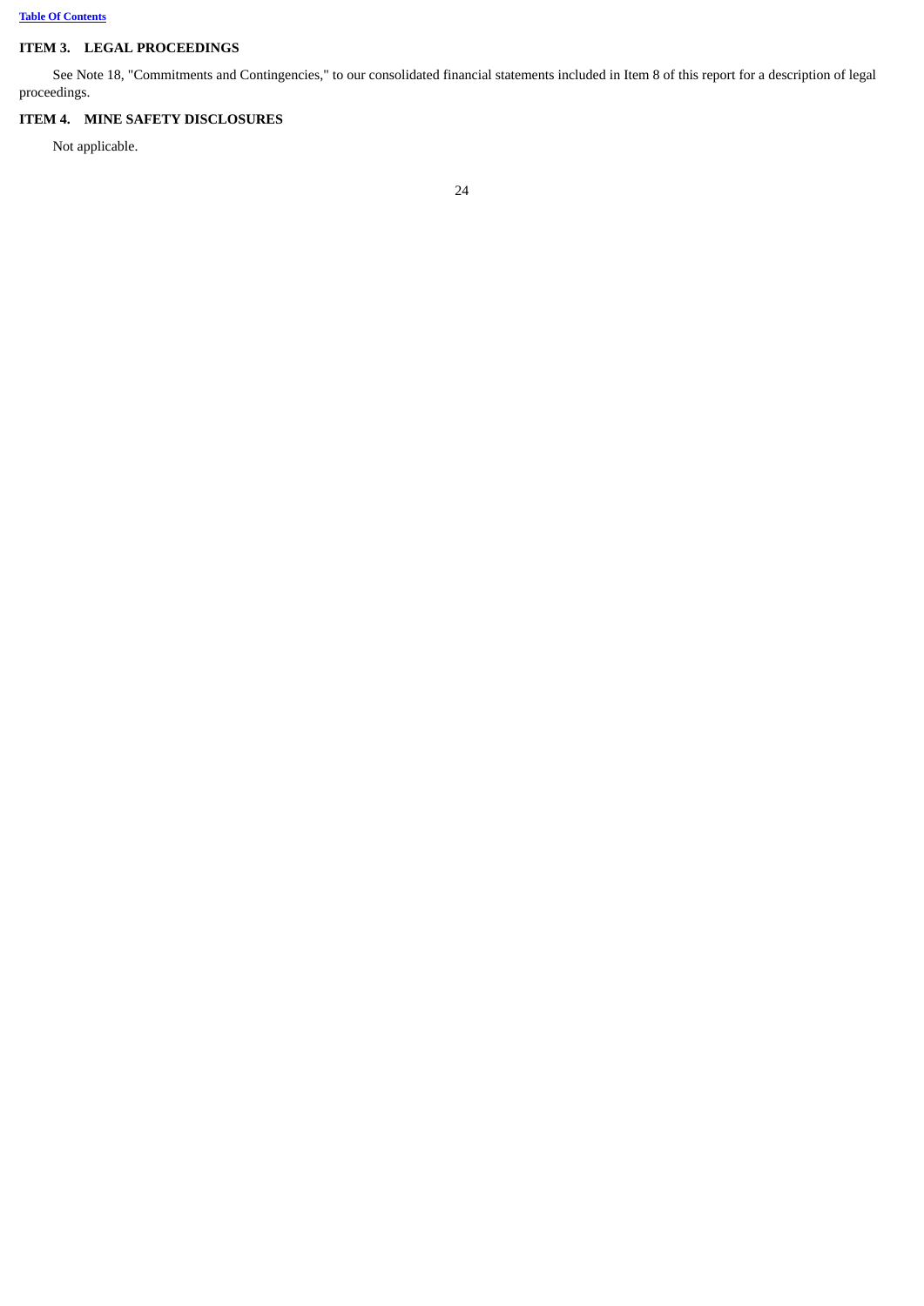## ITEM 3. LEGAL PROCEEDINGS

See Note 18, "Commitments and Contingencies," to our consolidated financial statements included in Item 8 of this report for a description of legal proceedings.

## ITEM 4. MINE SAFETY DISCLOSURES

Not applicable.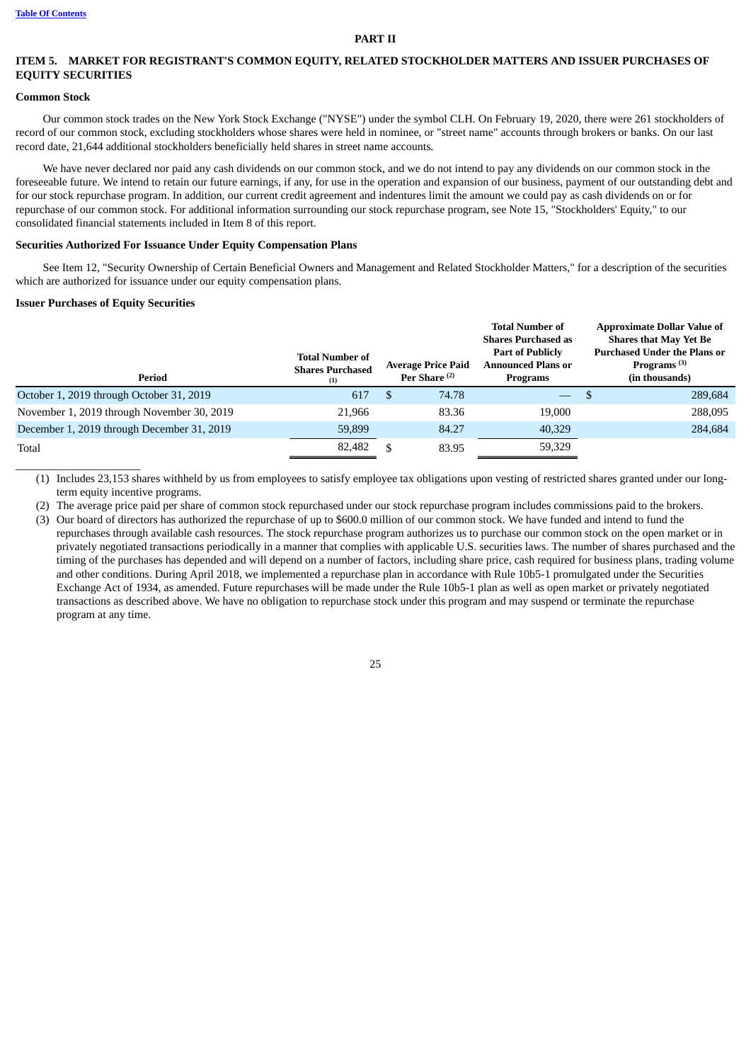# PART II

## ITEM 5. MARKET FOR REGISTRANT'S COMMON EQUITY, RELATED STOCKHOLDER MATTERS AND ISSUER PURCHASES OF EQUITY SECURITIES

### Common Stock

Our common stock trades on the New York Stock Exchange ("NYSE") under the symbol CLH. On February 19, 2020, there were 261 stockholders of record of our common stock, excluding stockholders whose shares were held in nominee, or "street name" accounts through brokers or banks. On our last record date, 21,644 additional stockholders beneficially held shares in street name accounts.

We have never declared nor paid any cash dividends on our common stock, and we do not intend to pay any dividends on our common stock in the foreseeable future. We intend to retain our future earnings, if any, for use in the operation and expansion of our business, payment of our outstanding debt and for our stock repurchase program. In addition, our current credit agreement and indentures limit the amount we could pay as cash dividends on or for repurchase of our common stock. For additional information surrounding our stock repurchase program, see Note 15, "Stockholders' Equity," to our consolidated financial statements included in Item 8 of this report.

### Securities Authorized For Issuance Under Equity Compensation Plans

See Item 12, "Security Ownership of Certain Beneficial Owners and Management and Related Stockholder Matters," for a description of the securities which are authorized for issuance under our equity compensation plans.

### Issuer Purchases of Equity Securities

| Period | Total Number of Shares Purchased (1) | Average Price Paid Per Share (2) | Total Number of Shares Purchased as Part of Publicly Announced Plans or Programs | Approximate Dollar Value of Shares that May Yet Be Purchased Under the Plans or Programs (3) (in thousands) |
|---|---|---|---|---|
| October 1, 2019 through October 31, 2019 | 617 | $ 74.78 | — | $ 289,684 |
| November 1, 2019 through November 30, 2019 | 21,966 | 83.36 | 19,000 | 288,095 |
| December 1, 2019 through December 31, 2019 | 59,899 | 84.27 | 40,329 | 284,684 |
| Total | 82,482 | $ 83.95 | 59,329 | |

(1) Includes 23,153 shares withheld by us from employees to satisfy employee tax obligations upon vesting of restricted shares granted under our long-term equity incentive programs.

(2) The average price paid per share of common stock repurchased under our stock repurchase program includes commissions paid to the brokers.

(3) Our board of directors has authorized the repurchase of up to $600.0 million of our common stock. We have funded and intend to fund the repurchases through available cash resources. The stock repurchase program authorizes us to purchase our common stock on the open market or in privately negotiated transactions periodically in a manner that complies with applicable U.S. securities laws. The number of shares purchased and the timing of the purchases has depended and will depend on a number of factors, including share price, cash required for business plans, trading volume and other conditions. During April 2018, we implemented a repurchase plan in accordance with Rule 10b5-1 promulgated under the Securities Exchange Act of 1934, as amended. Future repurchases will be made under the Rule 10b5-1 plan as well as open market or privately negotiated transactions as described above. We have no obligation to repurchase stock under this program and may suspend or terminate the repurchase program at any time.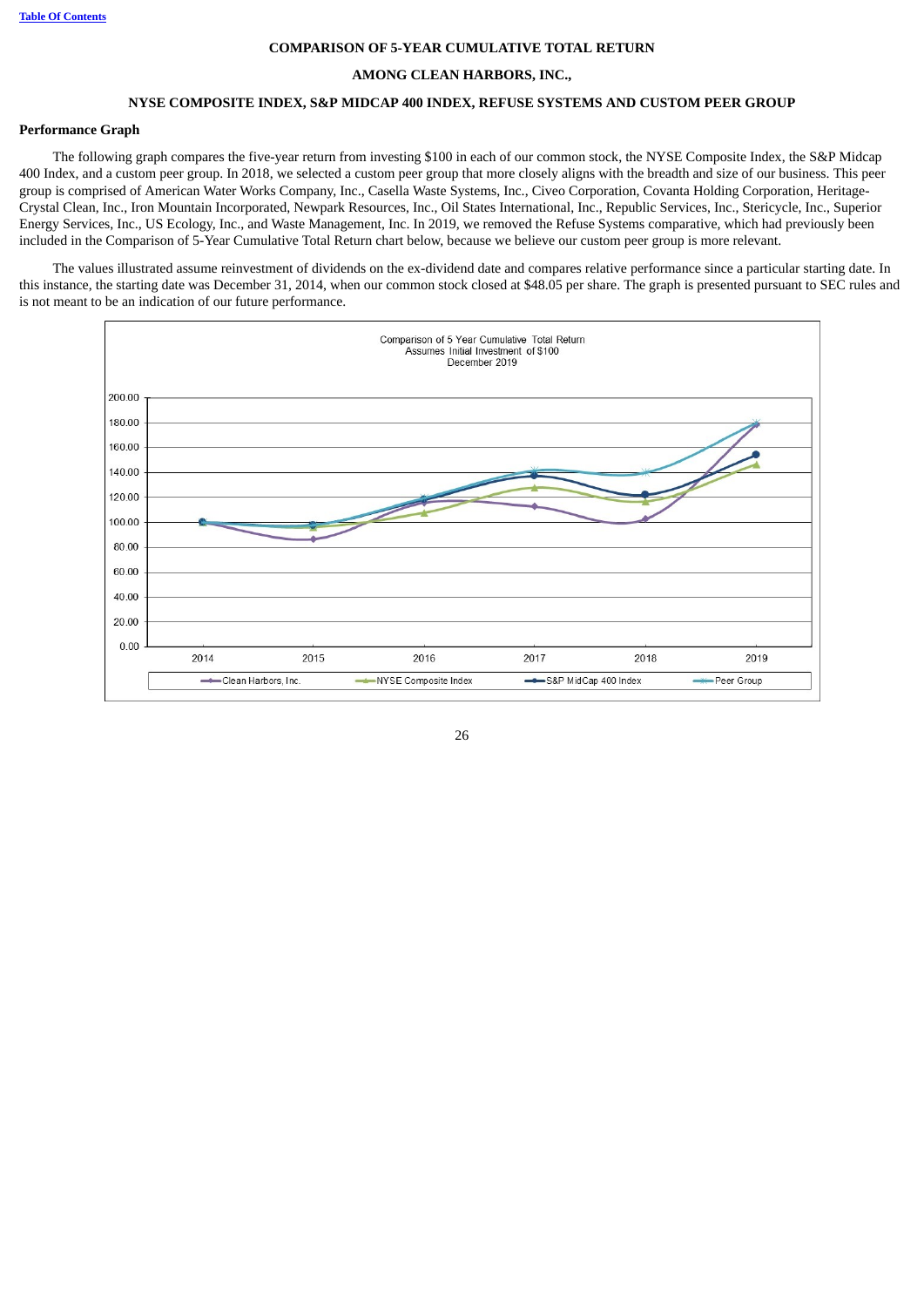## COMPARISON OF 5-YEAR CUMULATIVE TOTAL RETURN

## AMONG CLEAN HARBORS, INC.,

## NYSE COMPOSITE INDEX, S&P MIDCAP 400 INDEX, REFUSE SYSTEMS AND CUSTOM PEER GROUP

### Performance Graph

The following graph compares the five-year return from investing $100 in each of our common stock, the NYSE Composite Index, the S&P Midcap 400 Index, and a custom peer group. In 2018, we selected a custom peer group that more closely aligns with the breadth and size of our business. This peer group is comprised of American Water Works Company, Inc., Casella Waste Systems, Inc., Civeo Corporation, Covanta Holding Corporation, Heritage-Crystal Clean, Inc., Iron Mountain Incorporated, Newpark Resources, Inc., Oil States International, Inc., Republic Services, Inc., Stericycle, Inc., Superior Energy Services, Inc., US Ecology, Inc., and Waste Management, Inc. In 2019, we removed the Refuse Systems comparative, which had previously been included in the Comparison of 5-Year Cumulative Total Return chart below, because we believe our custom peer group is more relevant.

The values illustrated assume reinvestment of dividends on the ex-dividend date and compares relative performance since a particular starting date. In this instance, the starting date was December 31, 2014, when our common stock closed at $48.05 per share. The graph is presented pursuant to SEC rules and is not meant to be an indication of our future performance.

Comparison of 5 Year Cumulative Total Return
Assumes Initial Investment of $100
December 2019

Clean Harbors, Inc. | NYSE Composite Index | S&P MidCap 400 Index | Peer Group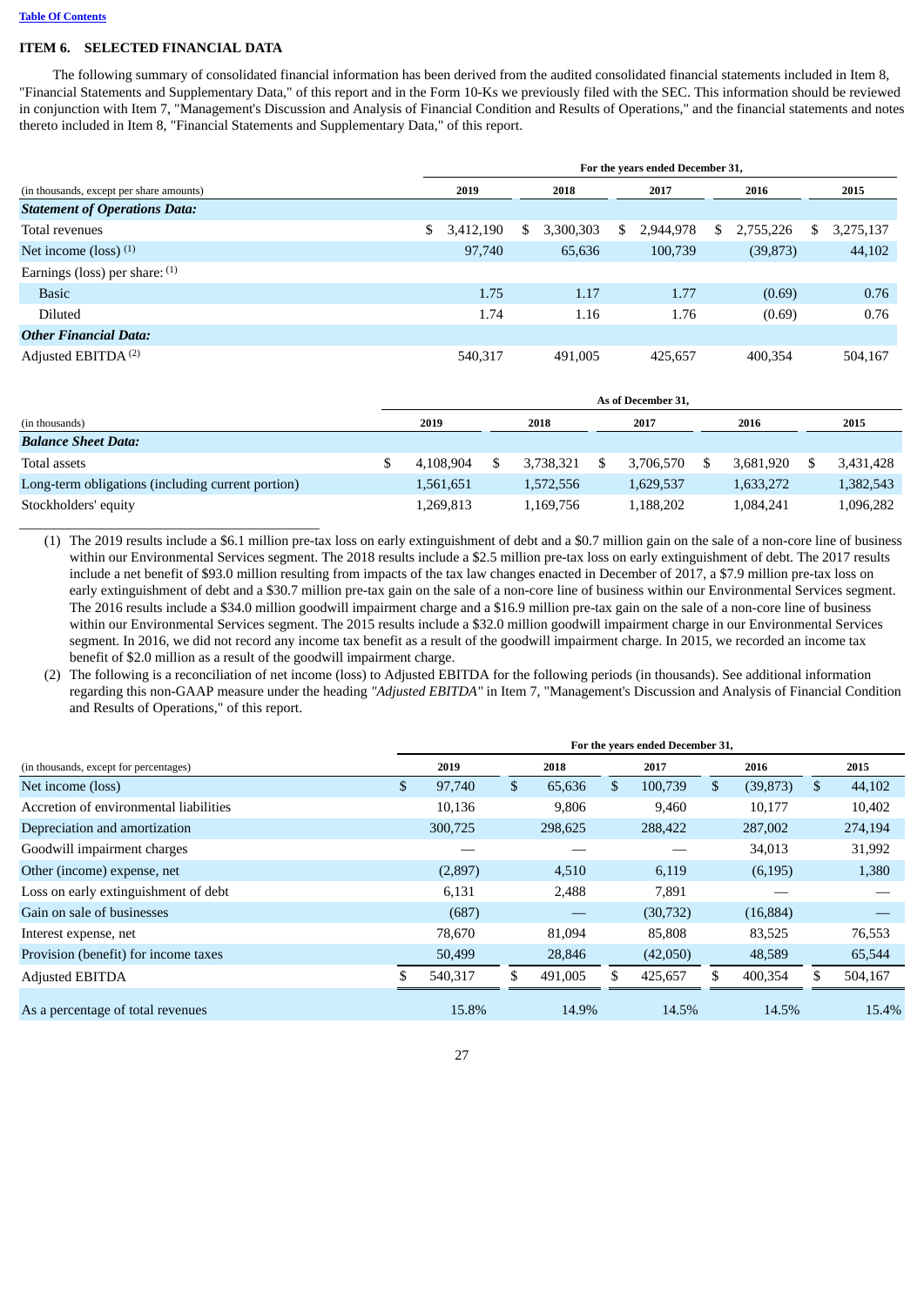## ITEM 6. SELECTED FINANCIAL DATA

The following summary of consolidated financial information has been derived from the audited consolidated financial statements included in Item 8, "Financial Statements and Supplementary Data," of this report and in the Form 10-Ks we previously filed with the SEC. This information should be reviewed in conjunction with Item 7, "Management's Discussion and Analysis of Financial Condition and Results of Operations," and the financial statements and notes thereto included in Item 8, "Financial Statements and Supplementary Data," of this report.

| | For the years ended December 31, | | | | |
|---|---|---|---|---|---|
| (in thousands, except per share amounts) | 2019 | 2018 | 2017 | 2016 | 2015 |
| ***Statement of Operations Data:*** | | | | | |
| Total revenues | $ 3,412,190 | $ 3,300,303 | $ 2,944,978 | $ 2,755,226 | $ 3,275,137 |
| Net income (loss) (1) | 97,740 | 65,636 | 100,739 | (39,873) | 44,102 |
| Earnings (loss) per share: (1) | | | | | |
| Basic | 1.75 | 1.17 | 1.77 | (0.69) | 0.76 |
| Diluted | 1.74 | 1.16 | 1.76 | (0.69) | 0.76 |
| ***Other Financial Data:*** | | | | | |
| Adjusted EBITDA (2) | 540,317 | 491,005 | 425,657 | 400,354 | 504,167 |

| | As of December 31, | | | | |
|---|---|---|---|---|---|
| (in thousands) | 2019 | 2018 | 2017 | 2016 | 2015 |
| ***Balance Sheet Data:*** | | | | | |
| Total assets | $ 4,108,904 | $ 3,738,321 | $ 3,706,570 | $ 3,681,920 | $ 3,431,428 |
| Long-term obligations (including current portion) | 1,561,651 | 1,572,556 | 1,629,537 | 1,633,272 | 1,382,543 |
| Stockholders' equity | 1,269,813 | 1,169,756 | 1,188,202 | 1,084,241 | 1,096,282 |

(1) The 2019 results include a $6.1 million pre-tax loss on early extinguishment of debt and a $0.7 million gain on the sale of a non-core line of business within our Environmental Services segment. The 2018 results include a $2.5 million pre-tax loss on early extinguishment of debt. The 2017 results include a net benefit of $93.0 million resulting from impacts of the tax law changes enacted in December of 2017, a $7.9 million pre-tax loss on early extinguishment of debt and a $30.7 million pre-tax gain on the sale of a non-core line of business within our Environmental Services segment. The 2016 results include a $34.0 million goodwill impairment charge and a $16.9 million pre-tax gain on the sale of a non-core line of business within our Environmental Services segment. The 2015 results include a $32.0 million goodwill impairment charge in our Environmental Services segment. In 2016, we did not record any income tax benefit as a result of the goodwill impairment charge. In 2015, we recorded an income tax benefit of $2.0 million as a result of the goodwill impairment charge.

(2) The following is a reconciliation of net income (loss) to Adjusted EBITDA for the following periods (in thousands). See additional information regarding this non-GAAP measure under the heading *"Adjusted EBITDA"* in Item 7, "Management's Discussion and Analysis of Financial Condition and Results of Operations," of this report.

| | For the years ended December 31, | | | | |
|---|---|---|---|---|---|
| (in thousands, except for percentages) | 2019 | 2018 | 2017 | 2016 | 2015 |
| Net income (loss) | $ 97,740 | $ 65,636 | $ 100,739 | $ (39,873) | $ 44,102 |
| Accretion of environmental liabilities | 10,136 | 9,806 | 9,460 | 10,177 | 10,402 |
| Depreciation and amortization | 300,725 | 298,625 | 288,422 | 287,002 | 274,194 |
| Goodwill impairment charges | — | — | — | 34,013 | 31,992 |
| Other (income) expense, net | (2,897) | 4,510 | 6,119 | (6,195) | 1,380 |
| Loss on early extinguishment of debt | 6,131 | 2,488 | 7,891 | — | — |
| Gain on sale of businesses | (687) | — | (30,732) | (16,884) | — |
| Interest expense, net | 78,670 | 81,094 | 85,808 | 83,525 | 76,553 |
| Provision (benefit) for income taxes | 50,499 | 28,846 | (42,050) | 48,589 | 65,544 |
| Adjusted EBITDA | $ 540,317 | $ 491,005 | $ 425,657 | $ 400,354 | $ 504,167 |
| As a percentage of total revenues | 15.8% | 14.9% | 14.5% | 14.5% | 15.4% |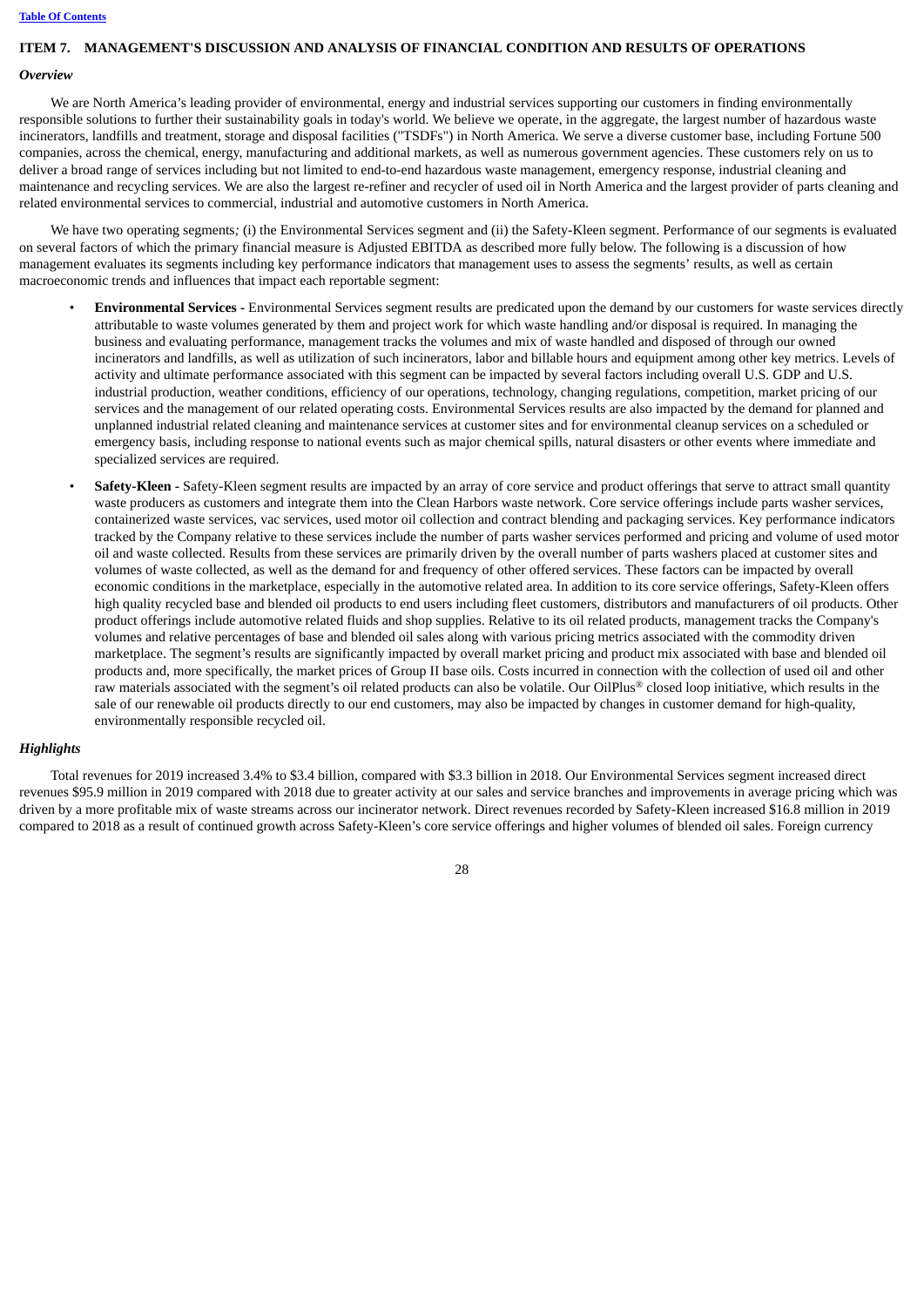## ITEM 7. MANAGEMENT'S DISCUSSION AND ANALYSIS OF FINANCIAL CONDITION AND RESULTS OF OPERATIONS

### *Overview*

We are North America's leading provider of environmental, energy and industrial services supporting our customers in finding environmentally responsible solutions to further their sustainability goals in today's world. We believe we operate, in the aggregate, the largest number of hazardous waste incinerators, landfills and treatment, storage and disposal facilities ("TSDFs") in North America. We serve a diverse customer base, including Fortune 500 companies, across the chemical, energy, manufacturing and additional markets, as well as numerous government agencies. These customers rely on us to deliver a broad range of services including but not limited to end-to-end hazardous waste management, emergency response, industrial cleaning and maintenance and recycling services. We are also the largest re-refiner and recycler of used oil in North America and the largest provider of parts cleaning and related environmental services to commercial, industrial and automotive customers in North America.

We have two operating segments*;* (i) the Environmental Services segment and (ii) the Safety-Kleen segment. Performance of our segments is evaluated on several factors of which the primary financial measure is Adjusted EBITDA as described more fully below. The following is a discussion of how management evaluates its segments including key performance indicators that management uses to assess the segments' results, as well as certain macroeconomic trends and influences that impact each reportable segment:

- **Environmental Services -** Environmental Services segment results are predicated upon the demand by our customers for waste services directly attributable to waste volumes generated by them and project work for which waste handling and/or disposal is required. In managing the business and evaluating performance, management tracks the volumes and mix of waste handled and disposed of through our owned incinerators and landfills, as well as utilization of such incinerators, labor and billable hours and equipment among other key metrics. Levels of activity and ultimate performance associated with this segment can be impacted by several factors including overall U.S. GDP and U.S. industrial production, weather conditions, efficiency of our operations, technology, changing regulations, competition, market pricing of our services and the management of our related operating costs. Environmental Services results are also impacted by the demand for planned and unplanned industrial related cleaning and maintenance services at customer sites and for environmental cleanup services on a scheduled or emergency basis, including response to national events such as major chemical spills, natural disasters or other events where immediate and specialized services are required.
- **Safety-Kleen -** Safety-Kleen segment results are impacted by an array of core service and product offerings that serve to attract small quantity waste producers as customers and integrate them into the Clean Harbors waste network. Core service offerings include parts washer services, containerized waste services, vac services, used motor oil collection and contract blending and packaging services. Key performance indicators tracked by the Company relative to these services include the number of parts washer services performed and pricing and volume of used motor oil and waste collected. Results from these services are primarily driven by the overall number of parts washers placed at customer sites and volumes of waste collected, as well as the demand for and frequency of other offered services. These factors can be impacted by overall economic conditions in the marketplace, especially in the automotive related area. In addition to its core service offerings, Safety-Kleen offers high quality recycled base and blended oil products to end users including fleet customers, distributors and manufacturers of oil products. Other product offerings include automotive related fluids and shop supplies. Relative to its oil related products, management tracks the Company's volumes and relative percentages of base and blended oil sales along with various pricing metrics associated with the commodity driven marketplace. The segment's results are significantly impacted by overall market pricing and product mix associated with base and blended oil products and, more specifically, the market prices of Group II base oils. Costs incurred in connection with the collection of used oil and other raw materials associated with the segment's oil related products can also be volatile. Our OilPlus® closed loop initiative, which results in the sale of our renewable oil products directly to our end customers, may also be impacted by changes in customer demand for high-quality, environmentally responsible recycled oil.

### *Highlights*

Total revenues for 2019 increased 3.4% to $3.4 billion, compared with $3.3 billion in 2018. Our Environmental Services segment increased direct revenues $95.9 million in 2019 compared with 2018 due to greater activity at our sales and service branches and improvements in average pricing which was driven by a more profitable mix of waste streams across our incinerator network. Direct revenues recorded by Safety-Kleen increased $16.8 million in 2019 compared to 2018 as a result of continued growth across Safety-Kleen's core service offerings and higher volumes of blended oil sales. Foreign currency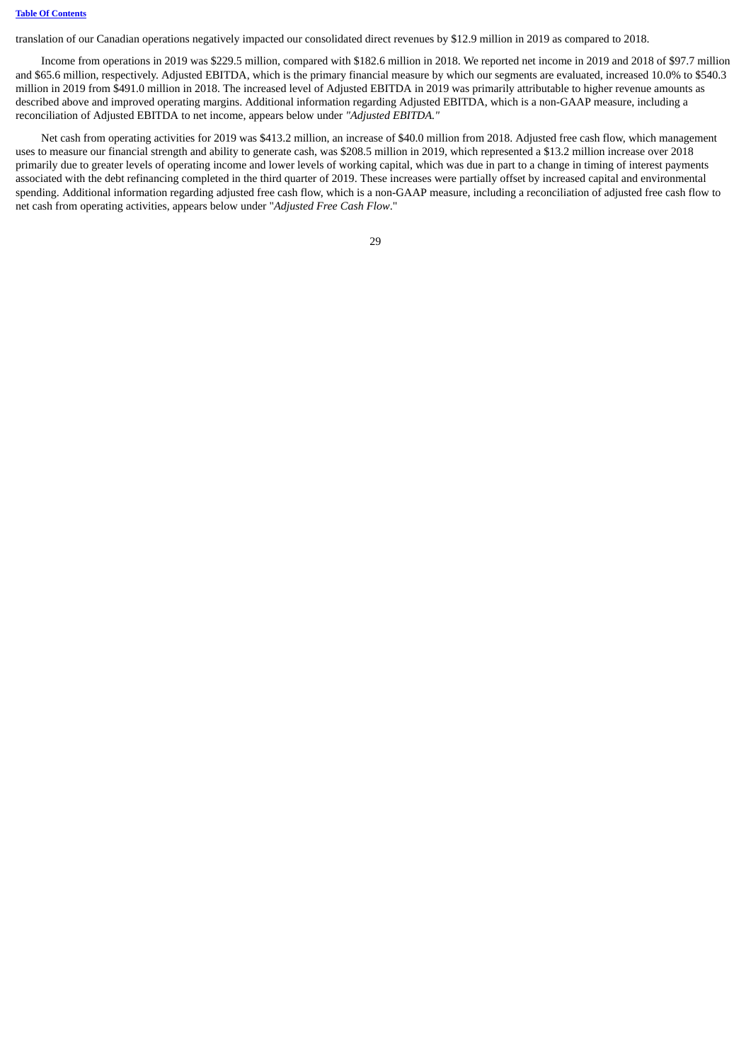translation of our Canadian operations negatively impacted our consolidated direct revenues by $12.9 million in 2019 as compared to 2018.

Income from operations in 2019 was $229.5 million, compared with $182.6 million in 2018. We reported net income in 2019 and 2018 of $97.7 million and $65.6 million, respectively. Adjusted EBITDA, which is the primary financial measure by which our segments are evaluated, increased 10.0% to $540.3 million in 2019 from $491.0 million in 2018. The increased level of Adjusted EBITDA in 2019 was primarily attributable to higher revenue amounts as described above and improved operating margins. Additional information regarding Adjusted EBITDA, which is a non-GAAP measure, including a reconciliation of Adjusted EBITDA to net income, appears below under *"Adjusted EBITDA."*

Net cash from operating activities for 2019 was $413.2 million, an increase of $40.0 million from 2018. Adjusted free cash flow, which management uses to measure our financial strength and ability to generate cash, was $208.5 million in 2019, which represented a $13.2 million increase over 2018 primarily due to greater levels of operating income and lower levels of working capital, which was due in part to a change in timing of interest payments associated with the debt refinancing completed in the third quarter of 2019. These increases were partially offset by increased capital and environmental spending. Additional information regarding adjusted free cash flow, which is a non-GAAP measure, including a reconciliation of adjusted free cash flow to net cash from operating activities, appears below under "*Adjusted Free Cash Flow*."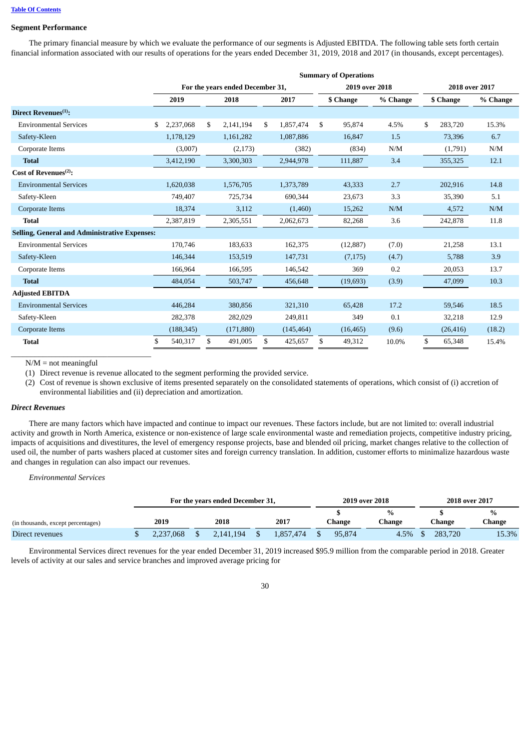## Segment Performance

The primary financial measure by which we evaluate the performance of our segments is Adjusted EBITDA. The following table sets forth certain financial information associated with our results of operations for the years ended December 31, 2019, 2018 and 2017 (in thousands, except percentages).

| | Summary of Operations | | | | | | |
|---|---|---|---|---|---|---|---|
| | For the years ended December 31, | | | 2019 over 2018 | | 2018 over 2017 | |
| | 2019 | 2018 | 2017 | $ Change | % Change | $ Change | % Change |
| **Direct Revenues[1]:** | | | | | | | |
| Environmental Services | $ 2,237,068 | $ 2,141,194 | $ 1,857,474 | $ 95,874 | 4.5% | $ 283,720 | 15.3% |
| Safety-Kleen | 1,178,129 | 1,161,282 | 1,087,886 | 16,847 | 1.5 | 73,396 | 6.7 |
| Corporate Items | (3,007) | (2,173) | (382) | (834) | N/M | (1,791) | N/M |
| **Total** | 3,412,190 | 3,300,303 | 2,944,978 | 111,887 | 3.4 | 355,325 | 12.1 |
| **Cost of Revenues[2]:** | | | | | | | |
| Environmental Services | 1,620,038 | 1,576,705 | 1,373,789 | 43,333 | 2.7 | 202,916 | 14.8 |
| Safety-Kleen | 749,407 | 725,734 | 690,344 | 23,673 | 3.3 | 35,390 | 5.1 |
| Corporate Items | 18,374 | 3,112 | (1,460) | 15,262 | N/M | 4,572 | N/M |
| **Total** | 2,387,819 | 2,305,551 | 2,062,673 | 82,268 | 3.6 | 242,878 | 11.8 |
| **Selling, General and Administrative Expenses:** | | | | | | | |
| Environmental Services | 170,746 | 183,633 | 162,375 | (12,887) | (7.0) | 21,258 | 13.1 |
| Safety-Kleen | 146,344 | 153,519 | 147,731 | (7,175) | (4.7) | 5,788 | 3.9 |
| Corporate Items | 166,964 | 166,595 | 146,542 | 369 | 0.2 | 20,053 | 13.7 |
| **Total** | 484,054 | 503,747 | 456,648 | (19,693) | (3.9) | 47,099 | 10.3 |
| **Adjusted EBITDA** | | | | | | | |
| Environmental Services | 446,284 | 380,856 | 321,310 | 65,428 | 17.2 | 59,546 | 18.5 |
| Safety-Kleen | 282,378 | 282,029 | 249,811 | 349 | 0.1 | 32,218 | 12.9 |
| Corporate Items | (188,345) | (171,880) | (145,464) | (16,465) | (9.6) | (26,416) | (18.2) |
| **Total** | $ 540,317 | $ 491,005 | $ 425,657 | $ 49,312 | 10.0% | $ 65,348 | 15.4% |

N/M = not meaningful

(1) Direct revenue is revenue allocated to the segment performing the provided service.

(2) Cost of revenue is shown exclusive of items presented separately on the consolidated statements of operations, which consist of (i) accretion of environmental liabilities and (ii) depreciation and amortization.

### *Direct Revenues*

There are many factors which have impacted and continue to impact our revenues. These factors include, but are not limited to: overall industrial activity and growth in North America, existence or non-existence of large scale environmental waste and remediation projects, competitive industry pricing, impacts of acquisitions and divestitures, the level of emergency response projects, base and blended oil pricing, market changes relative to the collection of used oil, the number of parts washers placed at customer sites and foreign currency translation. In addition, customer efforts to minimalize hazardous waste and changes in regulation can also impact our revenues.

*Environmental Services*

| | For the years ended December 31, | | | 2019 over 2018 | | 2018 over 2017 | |
|---|---|---|---|---|---|---|---|
| (in thousands, except percentages) | 2019 | 2018 | 2017 | $ Change | % Change | $ Change | % Change |
| Direct revenues | $ 2,237,068 | $ 2,141,194 | $ 1,857,474 | $ 95,874 | 4.5% | $ 283,720 | 15.3% |

Environmental Services direct revenues for the year ended December 31, 2019 increased $95.9 million from the comparable period in 2018. Greater levels of activity at our sales and service branches and improved average pricing for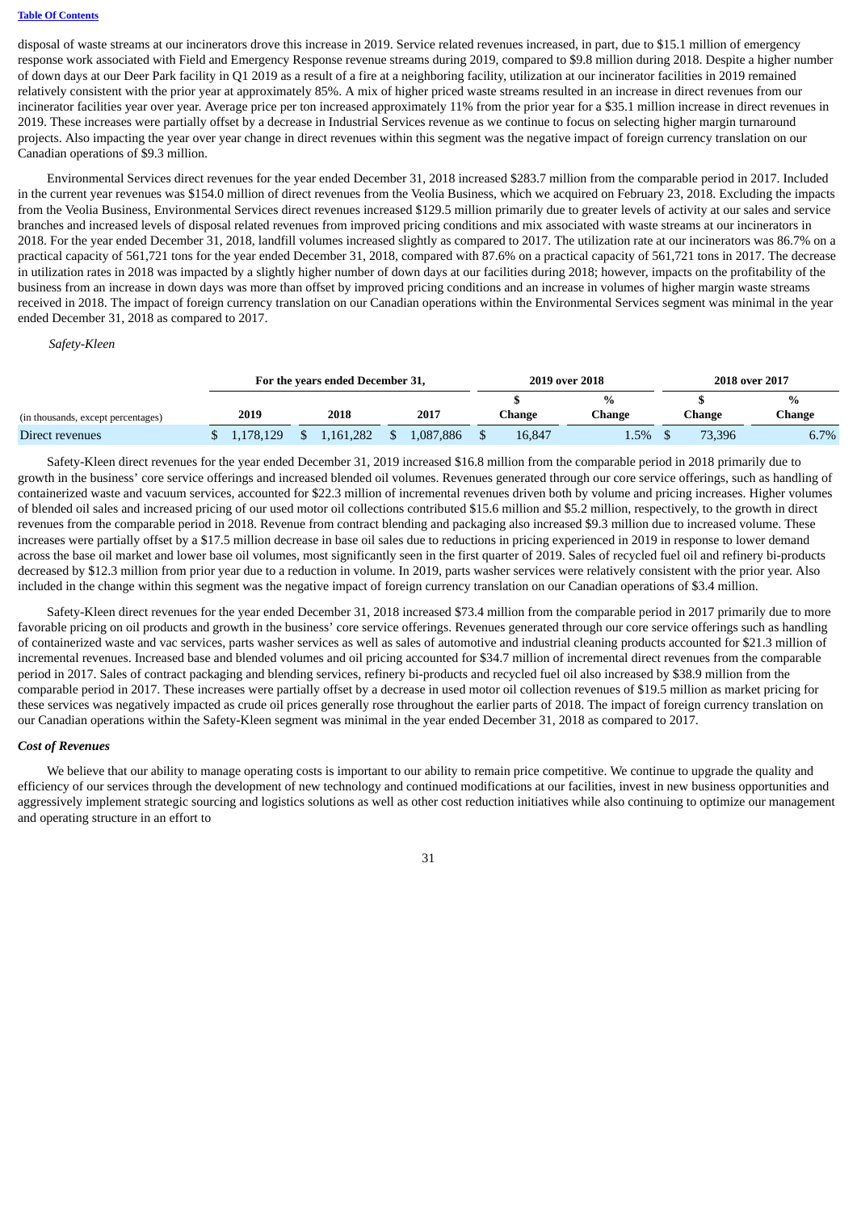disposal of waste streams at our incinerators drove this increase in 2019. Service related revenues increased, in part, due to $15.1 million of emergency response work associated with Field and Emergency Response revenue streams during 2019, compared to $9.8 million during 2018. Despite a higher number of down days at our Deer Park facility in Q1 2019 as a result of a fire at a neighboring facility, utilization at our incinerator facilities in 2019 remained relatively consistent with the prior year at approximately 85%. A mix of higher priced waste streams resulted in an increase in direct revenues from our incinerator facilities year over year. Average price per ton increased approximately 11% from the prior year for a $35.1 million increase in direct revenues in 2019. These increases were partially offset by a decrease in Industrial Services revenue as we continue to focus on selecting higher margin turnaround projects. Also impacting the year over year change in direct revenues within this segment was the negative impact of foreign currency translation on our Canadian operations of $9.3 million.

Environmental Services direct revenues for the year ended December 31, 2018 increased $283.7 million from the comparable period in 2017. Included in the current year revenues was $154.0 million of direct revenues from the Veolia Business, which we acquired on February 23, 2018. Excluding the impacts from the Veolia Business, Environmental Services direct revenues increased $129.5 million primarily due to greater levels of activity at our sales and service branches and increased levels of disposal related revenues from improved pricing conditions and mix associated with waste streams at our incinerators in 2018. For the year ended December 31, 2018, landfill volumes increased slightly as compared to 2017. The utilization rate at our incinerators was 86.7% on a practical capacity of 561,721 tons for the year ended December 31, 2018, compared with 87.6% on a practical capacity of 561,721 tons in 2017. The decrease in utilization rates in 2018 was impacted by a slightly higher number of down days at our facilities during 2018; however, impacts on the profitability of the business from an increase in down days was more than offset by improved pricing conditions and an increase in volumes of higher margin waste streams received in 2018. The impact of foreign currency translation on our Canadian operations within the Environmental Services segment was minimal in the year ended December 31, 2018 as compared to 2017.

*Safety-Kleen*

| | For the years ended December 31, | | | 2019 over 2018 | | 2018 over 2017 | |
|---|---|---|---|---|---|---|---|
| (in thousands, except percentages) | 2019 | 2018 | 2017 | $ Change | % Change | $ Change | % Change |
| Direct revenues | $ 1,178,129 | $ 1,161,282 | $ 1,087,886 | $ 16,847 | 1.5% | $ 73,396 | 6.7% |

Safety-Kleen direct revenues for the year ended December 31, 2019 increased $16.8 million from the comparable period in 2018 primarily due to growth in the business' core service offerings and increased blended oil volumes. Revenues generated through our core service offerings, such as handling of containerized waste and vacuum services, accounted for $22.3 million of incremental revenues driven both by volume and pricing increases. Higher volumes of blended oil sales and increased pricing of our used motor oil collections contributed $15.6 million and $5.2 million, respectively, to the growth in direct revenues from the comparable period in 2018. Revenue from contract blending and packaging also increased $9.3 million due to increased volume. These increases were partially offset by a $17.5 million decrease in base oil sales due to reductions in pricing experienced in 2019 in response to lower demand across the base oil market and lower base oil volumes, most significantly seen in the first quarter of 2019. Sales of recycled fuel oil and refinery bi-products decreased by $12.3 million from prior year due to a reduction in volume. In 2019, parts washer services were relatively consistent with the prior year. Also included in the change within this segment was the negative impact of foreign currency translation on our Canadian operations of $3.4 million.

Safety-Kleen direct revenues for the year ended December 31, 2018 increased $73.4 million from the comparable period in 2017 primarily due to more favorable pricing on oil products and growth in the business' core service offerings. Revenues generated through our core service offerings such as handling of containerized waste and vac services, parts washer services as well as sales of automotive and industrial cleaning products accounted for $21.3 million of incremental revenues. Increased base and blended volumes and oil pricing accounted for $34.7 million of incremental direct revenues from the comparable period in 2017. Sales of contract packaging and blending services, refinery bi-products and recycled fuel oil also increased by $38.9 million from the comparable period in 2017. These increases were partially offset by a decrease in used motor oil collection revenues of $19.5 million as market pricing for these services was negatively impacted as crude oil prices generally rose throughout the earlier parts of 2018. The impact of foreign currency translation on our Canadian operations within the Safety-Kleen segment was minimal in the year ended December 31, 2018 as compared to 2017.

***Cost of Revenues***

We believe that our ability to manage operating costs is important to our ability to remain price competitive. We continue to upgrade the quality and efficiency of our services through the development of new technology and continued modifications at our facilities, invest in new business opportunities and aggressively implement strategic sourcing and logistics solutions as well as other cost reduction initiatives while also continuing to optimize our management and operating structure in an effort to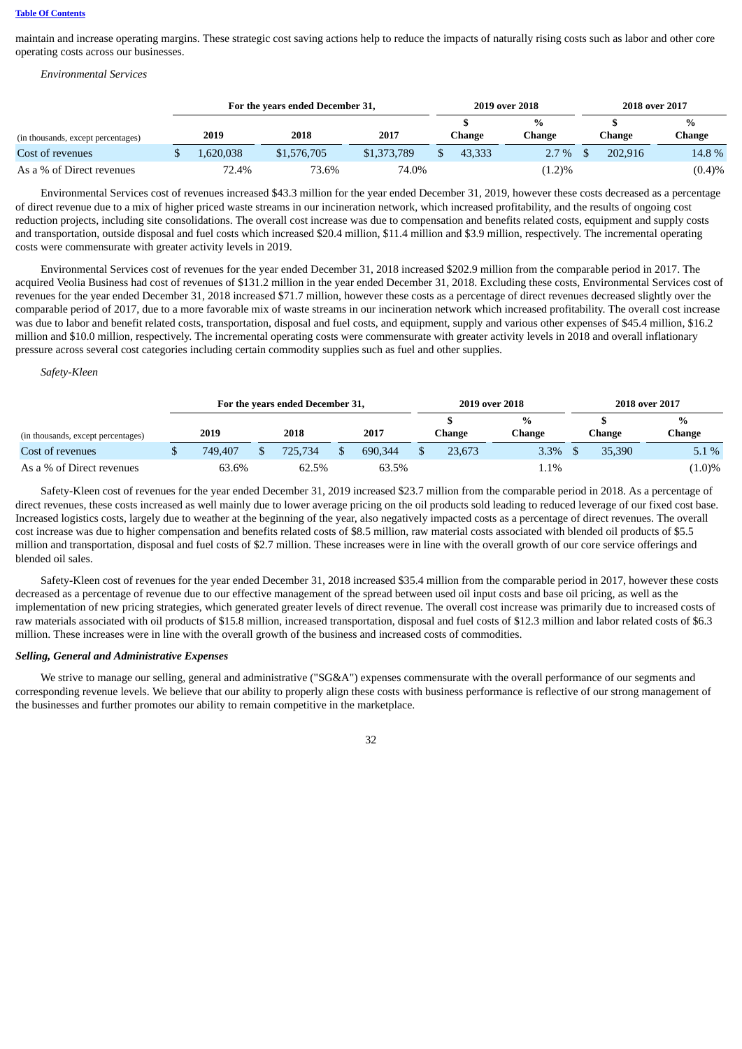maintain and increase operating margins. These strategic cost saving actions help to reduce the impacts of naturally rising costs such as labor and other core operating costs across our businesses.

*Environmental Services*

| | For the years ended December 31, | | | 2019 over 2018 | | 2018 over 2017 | |
|---|---|---|---|---|---|---|---|
| (in thousands, except percentages) | 2019 | 2018 | 2017 | $ Change | % Change | $ Change | % Change |
| Cost of revenues | $ 1,620,038 | $1,576,705 | $1,373,789 | $ 43,333 | 2.7 % | $ 202,916 | 14.8 % |
| As a % of Direct revenues | 72.4% | 73.6% | 74.0% | | (1.2)% | | (0.4)% |

Environmental Services cost of revenues increased $43.3 million for the year ended December 31, 2019, however these costs decreased as a percentage of direct revenue due to a mix of higher priced waste streams in our incineration network, which increased profitability, and the results of ongoing cost reduction projects, including site consolidations. The overall cost increase was due to compensation and benefits related costs, equipment and supply costs and transportation, outside disposal and fuel costs which increased $20.4 million, $11.4 million and $3.9 million, respectively. The incremental operating costs were commensurate with greater activity levels in 2019.

Environmental Services cost of revenues for the year ended December 31, 2018 increased $202.9 million from the comparable period in 2017. The acquired Veolia Business had cost of revenues of $131.2 million in the year ended December 31, 2018. Excluding these costs, Environmental Services cost of revenues for the year ended December 31, 2018 increased $71.7 million, however these costs as a percentage of direct revenues decreased slightly over the comparable period of 2017, due to a more favorable mix of waste streams in our incineration network which increased profitability. The overall cost increase was due to labor and benefit related costs, transportation, disposal and fuel costs, and equipment, supply and various other expenses of $45.4 million, $16.2 million and $10.0 million, respectively. The incremental operating costs were commensurate with greater activity levels in 2018 and overall inflationary pressure across several cost categories including certain commodity supplies such as fuel and other supplies.

*Safety-Kleen*

| | For the years ended December 31, | | | 2019 over 2018 | | 2018 over 2017 | |
|---|---|---|---|---|---|---|---|
| (in thousands, except percentages) | 2019 | 2018 | 2017 | $ Change | % Change | $ Change | % Change |
| Cost of revenues | $ 749,407 | $ 725,734 | $ 690,344 | $ 23,673 | 3.3% | $ 35,390 | 5.1 % |
| As a % of Direct revenues | 63.6% | 62.5% | 63.5% | | 1.1% | | (1.0)% |

Safety-Kleen cost of revenues for the year ended December 31, 2019 increased $23.7 million from the comparable period in 2018. As a percentage of direct revenues, these costs increased as well mainly due to lower average pricing on the oil products sold leading to reduced leverage of our fixed cost base. Increased logistics costs, largely due to weather at the beginning of the year, also negatively impacted costs as a percentage of direct revenues. The overall cost increase was due to higher compensation and benefits related costs of $8.5 million, raw material costs associated with blended oil products of $5.5 million and transportation, disposal and fuel costs of $2.7 million. These increases were in line with the overall growth of our core service offerings and blended oil sales.

Safety-Kleen cost of revenues for the year ended December 31, 2018 increased $35.4 million from the comparable period in 2017, however these costs decreased as a percentage of revenue due to our effective management of the spread between used oil input costs and base oil pricing, as well as the implementation of new pricing strategies, which generated greater levels of direct revenue. The overall cost increase was primarily due to increased costs of raw materials associated with oil products of $15.8 million, increased transportation, disposal and fuel costs of $12.3 million and labor related costs of $6.3 million. These increases were in line with the overall growth of the business and increased costs of commodities.

***Selling, General and Administrative Expenses***

We strive to manage our selling, general and administrative ("SG&A") expenses commensurate with the overall performance of our segments and corresponding revenue levels. We believe that our ability to properly align these costs with business performance is reflective of our strong management of the businesses and further promotes our ability to remain competitive in the marketplace.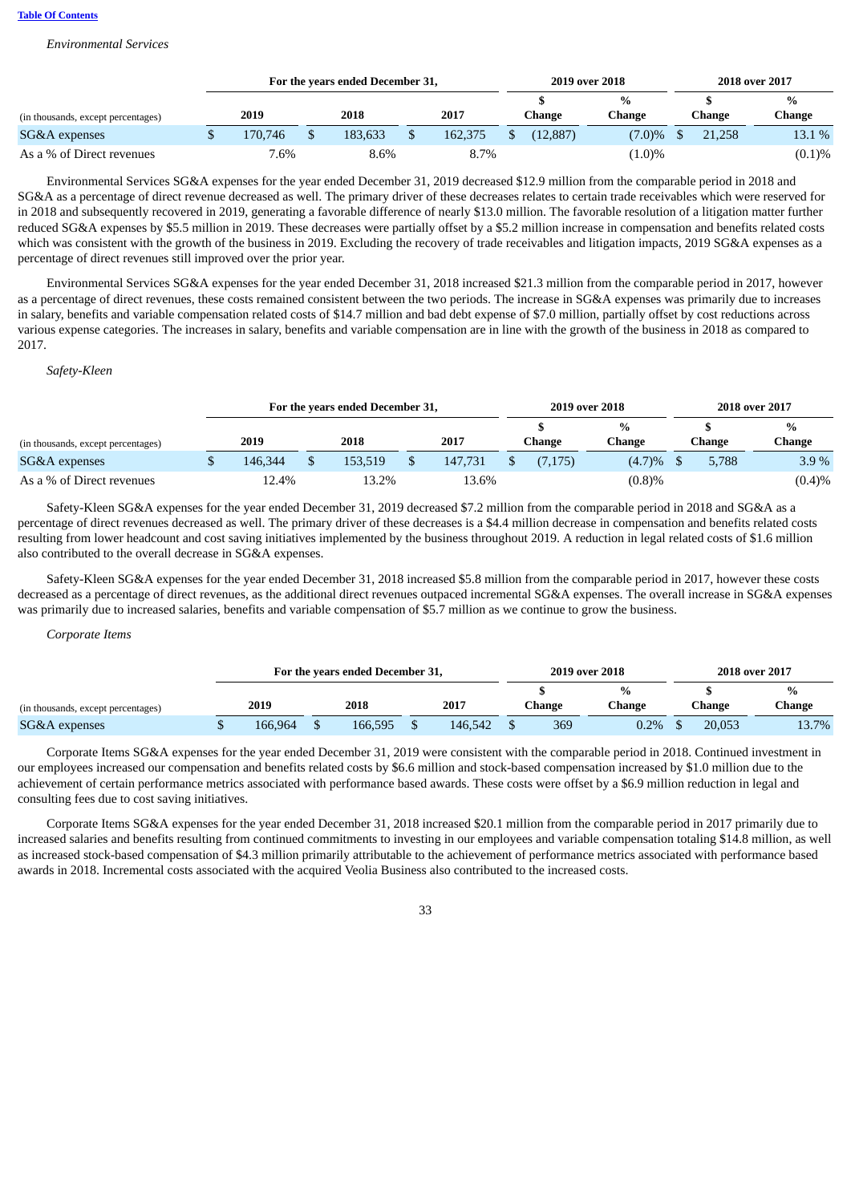*Environmental Services*

| (in thousands, except percentages) | For the years ended December 31, 2019 | 2018 | 2017 | 2019 over 2018 $ Change | 2019 over 2018 % Change | 2018 over 2017 $ Change | 2018 over 2017 % Change |
|---|---|---|---|---|---|---|---|
| SG&A expenses | $ 170,746 | $ 183,633 | $ 162,375 | $ (12,887) | (7.0)% | $ 21,258 | 13.1 % |
| As a % of Direct revenues | 7.6% | 8.6% | 8.7% | | (1.0)% | | (0.1)% |

Environmental Services SG&A expenses for the year ended December 31, 2019 decreased $12.9 million from the comparable period in 2018 and SG&A as a percentage of direct revenue decreased as well. The primary driver of these decreases relates to certain trade receivables which were reserved for in 2018 and subsequently recovered in 2019, generating a favorable difference of nearly $13.0 million. The favorable resolution of a litigation matter further reduced SG&A expenses by $5.5 million in 2019. These decreases were partially offset by a $5.2 million increase in compensation and benefits related costs which was consistent with the growth of the business in 2019. Excluding the recovery of trade receivables and litigation impacts, 2019 SG&A expenses as a percentage of direct revenues still improved over the prior year.

Environmental Services SG&A expenses for the year ended December 31, 2018 increased $21.3 million from the comparable period in 2017, however as a percentage of direct revenues, these costs remained consistent between the two periods. The increase in SG&A expenses was primarily due to increases in salary, benefits and variable compensation related costs of $14.7 million and bad debt expense of $7.0 million, partially offset by cost reductions across various expense categories. The increases in salary, benefits and variable compensation are in line with the growth of the business in 2018 as compared to 2017.

*Safety-Kleen*

| (in thousands, except percentages) | For the years ended December 31, 2019 | 2018 | 2017 | 2019 over 2018 $ Change | 2019 over 2018 % Change | 2018 over 2017 $ Change | 2018 over 2017 % Change |
|---|---|---|---|---|---|---|---|
| SG&A expenses | $ 146,344 | $ 153,519 | $ 147,731 | $ (7,175) | (4.7)% | $ 5,788 | 3.9 % |
| As a % of Direct revenues | 12.4% | 13.2% | 13.6% | | (0.8)% | | (0.4)% |

Safety-Kleen SG&A expenses for the year ended December 31, 2019 decreased $7.2 million from the comparable period in 2018 and SG&A as a percentage of direct revenues decreased as well. The primary driver of these decreases is a $4.4 million decrease in compensation and benefits related costs resulting from lower headcount and cost saving initiatives implemented by the business throughout 2019. A reduction in legal related costs of $1.6 million also contributed to the overall decrease in SG&A expenses.

Safety-Kleen SG&A expenses for the year ended December 31, 2018 increased $5.8 million from the comparable period in 2017, however these costs decreased as a percentage of direct revenues, as the additional direct revenues outpaced incremental SG&A expenses. The overall increase in SG&A expenses was primarily due to increased salaries, benefits and variable compensation of $5.7 million as we continue to grow the business.

*Corporate Items*

| (in thousands, except percentages) | For the years ended December 31, 2019 | 2018 | 2017 | 2019 over 2018 $ Change | 2019 over 2018 % Change | 2018 over 2017 $ Change | 2018 over 2017 % Change |
|---|---|---|---|---|---|---|---|
| SG&A expenses | $ 166,964 | $ 166,595 | $ 146,542 | $ 369 | 0.2% | $ 20,053 | 13.7% |

Corporate Items SG&A expenses for the year ended December 31, 2019 were consistent with the comparable period in 2018. Continued investment in our employees increased our compensation and benefits related costs by $6.6 million and stock-based compensation increased by $1.0 million due to the achievement of certain performance metrics associated with performance based awards. These costs were offset by a $6.9 million reduction in legal and consulting fees due to cost saving initiatives.

Corporate Items SG&A expenses for the year ended December 31, 2018 increased $20.1 million from the comparable period in 2017 primarily due to increased salaries and benefits resulting from continued commitments to investing in our employees and variable compensation totaling $14.8 million, as well as increased stock-based compensation of $4.3 million primarily attributable to the achievement of performance metrics associated with performance based awards in 2018. Incremental costs associated with the acquired Veolia Business also contributed to the increased costs.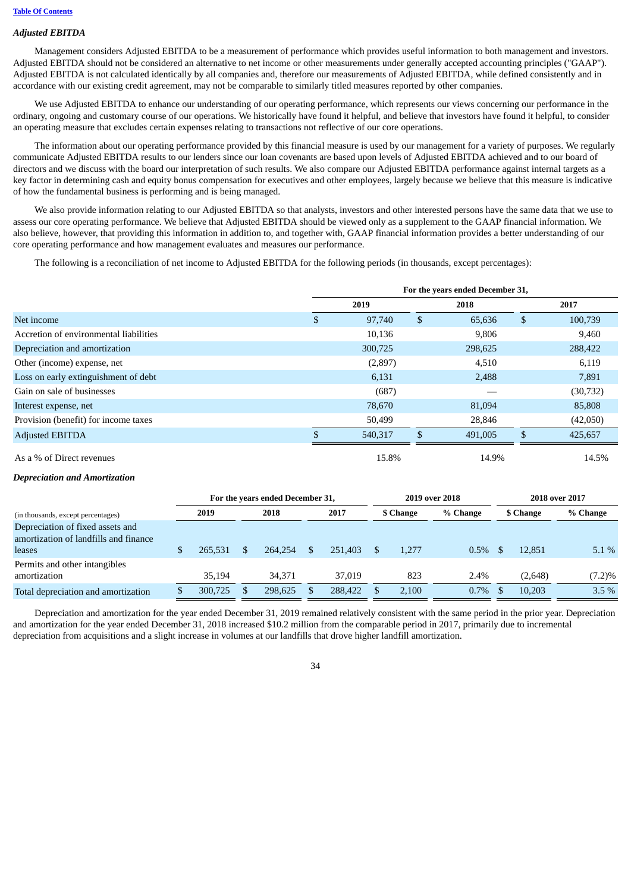### *Adjusted EBITDA*

Management considers Adjusted EBITDA to be a measurement of performance which provides useful information to both management and investors. Adjusted EBITDA should not be considered an alternative to net income or other measurements under generally accepted accounting principles ("GAAP"). Adjusted EBITDA is not calculated identically by all companies and, therefore our measurements of Adjusted EBITDA, while defined consistently and in accordance with our existing credit agreement, may not be comparable to similarly titled measures reported by other companies.

We use Adjusted EBITDA to enhance our understanding of our operating performance, which represents our views concerning our performance in the ordinary, ongoing and customary course of our operations. We historically have found it helpful, and believe that investors have found it helpful, to consider an operating measure that excludes certain expenses relating to transactions not reflective of our core operations.

The information about our operating performance provided by this financial measure is used by our management for a variety of purposes. We regularly communicate Adjusted EBITDA results to our lenders since our loan covenants are based upon levels of Adjusted EBITDA achieved and to our board of directors and we discuss with the board our interpretation of such results. We also compare our Adjusted EBITDA performance against internal targets as a key factor in determining cash and equity bonus compensation for executives and other employees, largely because we believe that this measure is indicative of how the fundamental business is performing and is being managed.

We also provide information relating to our Adjusted EBITDA so that analysts, investors and other interested persons have the same data that we use to assess our core operating performance. We believe that Adjusted EBITDA should be viewed only as a supplement to the GAAP financial information. We also believe, however, that providing this information in addition to, and together with, GAAP financial information provides a better understanding of our core operating performance and how management evaluates and measures our performance.

The following is a reconciliation of net income to Adjusted EBITDA for the following periods (in thousands, except percentages):

| | For the years ended December 31, | | |
|---|---|---|---|
| | 2019 | 2018 | 2017 |
| Net income | $ 97,740 | $ 65,636 | $ 100,739 |
| Accretion of environmental liabilities | 10,136 | 9,806 | 9,460 |
| Depreciation and amortization | 300,725 | 298,625 | 288,422 |
| Other (income) expense, net | (2,897) | 4,510 | 6,119 |
| Loss on early extinguishment of debt | 6,131 | 2,488 | 7,891 |
| Gain on sale of businesses | (687) | — | (30,732) |
| Interest expense, net | 78,670 | 81,094 | 85,808 |
| Provision (benefit) for income taxes | 50,499 | 28,846 | (42,050) |
| Adjusted EBITDA | $ 540,317 | $ 491,005 | $ 425,657 |
| As a % of Direct revenues | 15.8% | 14.9% | 14.5% |

### *Depreciation and Amortization*

| (in thousands, except percentages) | For the years ended December 31, | | | 2019 over 2018 | | 2018 over 2017 | |
|---|---|---|---|---|---|---|---|
| | 2019 | 2018 | 2017 | $ Change | % Change | $ Change | % Change |
| Depreciation of fixed assets and amortization of landfills and finance leases | $ 265,531 | $ 264,254 | $ 251,403 | $ 1,277 | 0.5% | $ 12,851 | 5.1 % |
| Permits and other intangibles amortization | 35,194 | 34,371 | 37,019 | 823 | 2.4% | (2,648) | (7.2)% |
| Total depreciation and amortization | $ 300,725 | $ 298,625 | $ 288,422 | $ 2,100 | 0.7% | $ 10,203 | 3.5 % |

Depreciation and amortization for the year ended December 31, 2019 remained relatively consistent with the same period in the prior year. Depreciation and amortization for the year ended December 31, 2018 increased $10.2 million from the comparable period in 2017, primarily due to incremental depreciation from acquisitions and a slight increase in volumes at our landfills that drove higher landfill amortization.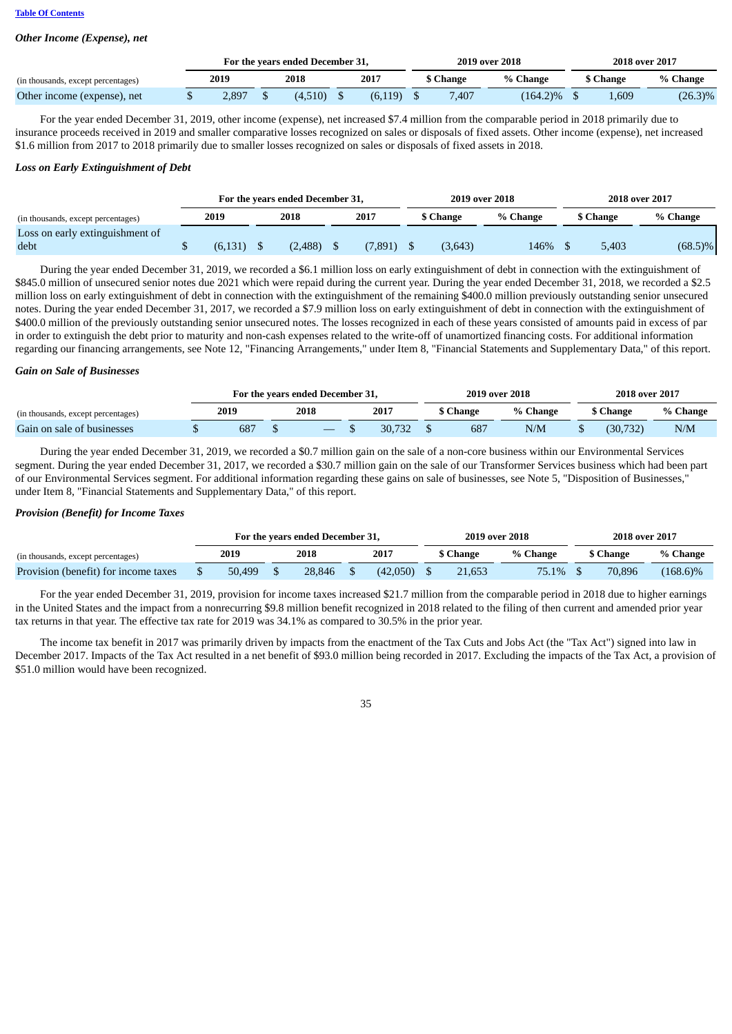*Other Income (Expense), net*

| (in thousands, except percentages) | For the years ended December 31, | | | 2019 over 2018 | | 2018 over 2017 | |
|---|---|---|---|---|---|---|---|
| | 2019 | 2018 | 2017 | $ Change | % Change | $ Change | % Change |
| Other income (expense), net | $ 2,897 | $ (4,510) | $ (6,119) | $ 7,407 | (164.2)% | $ 1,609 | (26.3)% |

For the year ended December 31, 2019, other income (expense), net increased $7.4 million from the comparable period in 2018 primarily due to insurance proceeds received in 2019 and smaller comparative losses recognized on sales or disposals of fixed assets. Other income (expense), net increased $1.6 million from 2017 to 2018 primarily due to smaller losses recognized on sales or disposals of fixed assets in 2018.

*Loss on Early Extinguishment of Debt*

| (in thousands, except percentages) | For the years ended December 31, | | | 2019 over 2018 | | 2018 over 2017 | |
|---|---|---|---|---|---|---|---|
| | 2019 | 2018 | 2017 | $ Change | % Change | $ Change | % Change |
| Loss on early extinguishment of debt | $ (6,131) | $ (2,488) | $ (7,891) | $ (3,643) | 146% | $ 5,403 | (68.5)% |

During the year ended December 31, 2019, we recorded a $6.1 million loss on early extinguishment of debt in connection with the extinguishment of $845.0 million of unsecured senior notes due 2021 which were repaid during the current year. During the year ended December 31, 2018, we recorded a $2.5 million loss on early extinguishment of debt in connection with the extinguishment of the remaining $400.0 million previously outstanding senior unsecured notes. During the year ended December 31, 2017, we recorded a $7.9 million loss on early extinguishment of debt in connection with the extinguishment of $400.0 million of the previously outstanding senior unsecured notes. The losses recognized in each of these years consisted of amounts paid in excess of par in order to extinguish the debt prior to maturity and non-cash expenses related to the write-off of unamortized financing costs. For additional information regarding our financing arrangements, see Note 12, "Financing Arrangements," under Item 8, "Financial Statements and Supplementary Data," of this report.

*Gain on Sale of Businesses*

| (in thousands, except percentages) | For the years ended December 31, | | | 2019 over 2018 | | 2018 over 2017 | |
|---|---|---|---|---|---|---|---|
| | 2019 | 2018 | 2017 | $ Change | % Change | $ Change | % Change |
| Gain on sale of businesses | $ 687 | $ — | $ 30,732 | $ 687 | N/M | $ (30,732) | N/M |

During the year ended December 31, 2019, we recorded a $0.7 million gain on the sale of a non-core business within our Environmental Services segment. During the year ended December 31, 2017, we recorded a $30.7 million gain on the sale of our Transformer Services business which had been part of our Environmental Services segment. For additional information regarding these gains on sale of businesses, see Note 5, "Disposition of Businesses," under Item 8, "Financial Statements and Supplementary Data," of this report.

*Provision (Benefit) for Income Taxes*

| (in thousands, except percentages) | For the years ended December 31, | | | 2019 over 2018 | | 2018 over 2017 | |
|---|---|---|---|---|---|---|---|
| | 2019 | 2018 | 2017 | $ Change | % Change | $ Change | % Change |
| Provision (benefit) for income taxes | $ 50,499 | $ 28,846 | $ (42,050) | $ 21,653 | 75.1% | $ 70,896 | (168.6)% |

For the year ended December 31, 2019, provision for income taxes increased $21.7 million from the comparable period in 2018 due to higher earnings in the United States and the impact from a nonrecurring $9.8 million benefit recognized in 2018 related to the filing of then current and amended prior year tax returns in that year. The effective tax rate for 2019 was 34.1% as compared to 30.5% in the prior year.

The income tax benefit in 2017 was primarily driven by impacts from the enactment of the Tax Cuts and Jobs Act (the "Tax Act") signed into law in December 2017. Impacts of the Tax Act resulted in a net benefit of $93.0 million being recorded in 2017. Excluding the impacts of the Tax Act, a provision of $51.0 million would have been recognized.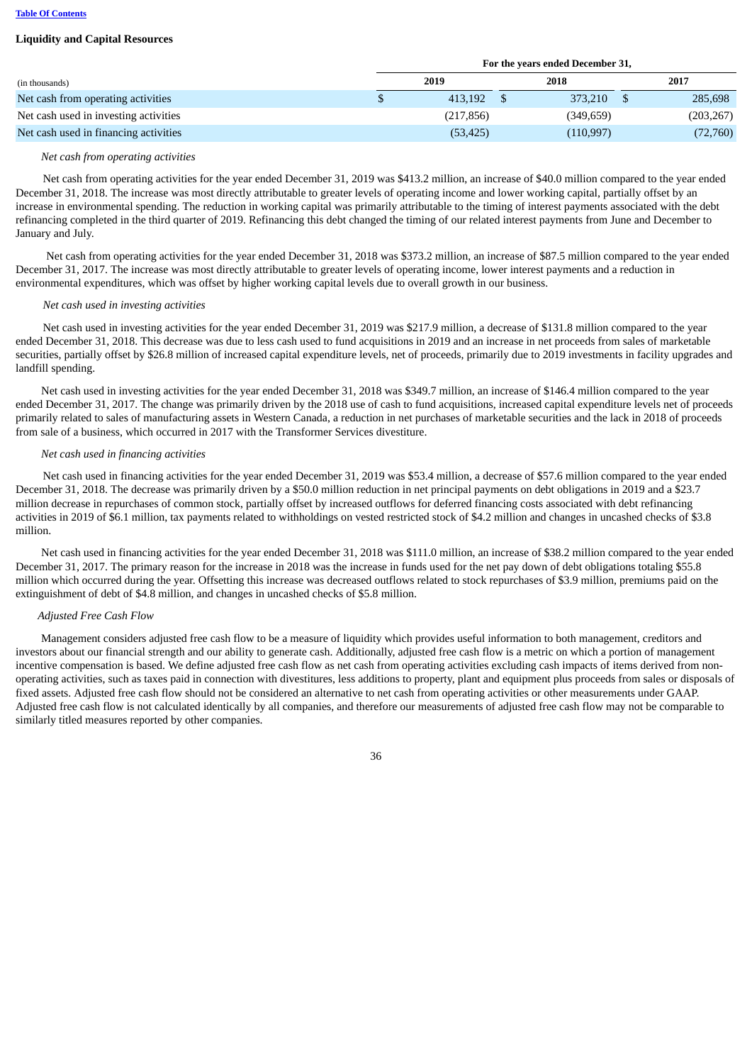## Liquidity and Capital Resources

| (in thousands) | For the years ended December 31, | | |
|---|---|---|---|
| | 2019 | 2018 | 2017 |
| Net cash from operating activities | $ 413,192 | $ 373,210 | $ 285,698 |
| Net cash used in investing activities | (217,856) | (349,659) | (203,267) |
| Net cash used in financing activities | (53,425) | (110,997) | (72,760) |

*Net cash from operating activities*

Net cash from operating activities for the year ended December 31, 2019 was $413.2 million, an increase of $40.0 million compared to the year ended December 31, 2018. The increase was most directly attributable to greater levels of operating income and lower working capital, partially offset by an increase in environmental spending. The reduction in working capital was primarily attributable to the timing of interest payments associated with the debt refinancing completed in the third quarter of 2019. Refinancing this debt changed the timing of our related interest payments from June and December to January and July.

Net cash from operating activities for the year ended December 31, 2018 was $373.2 million, an increase of $87.5 million compared to the year ended December 31, 2017. The increase was most directly attributable to greater levels of operating income, lower interest payments and a reduction in environmental expenditures, which was offset by higher working capital levels due to overall growth in our business.

*Net cash used in investing activities*

Net cash used in investing activities for the year ended December 31, 2019 was $217.9 million, a decrease of $131.8 million compared to the year ended December 31, 2018. This decrease was due to less cash used to fund acquisitions in 2019 and an increase in net proceeds from sales of marketable securities, partially offset by $26.8 million of increased capital expenditure levels, net of proceeds, primarily due to 2019 investments in facility upgrades and landfill spending.

Net cash used in investing activities for the year ended December 31, 2018 was $349.7 million, an increase of $146.4 million compared to the year ended December 31, 2017. The change was primarily driven by the 2018 use of cash to fund acquisitions, increased capital expenditure levels net of proceeds primarily related to sales of manufacturing assets in Western Canada, a reduction in net purchases of marketable securities and the lack in 2018 of proceeds from sale of a business, which occurred in 2017 with the Transformer Services divestiture.

*Net cash used in financing activities*

Net cash used in financing activities for the year ended December 31, 2019 was $53.4 million, a decrease of $57.6 million compared to the year ended December 31, 2018. The decrease was primarily driven by a $50.0 million reduction in net principal payments on debt obligations in 2019 and a $23.7 million decrease in repurchases of common stock, partially offset by increased outflows for deferred financing costs associated with debt refinancing activities in 2019 of $6.1 million, tax payments related to withholdings on vested restricted stock of $4.2 million and changes in uncashed checks of $3.8 million.

Net cash used in financing activities for the year ended December 31, 2018 was $111.0 million, an increase of $38.2 million compared to the year ended December 31, 2017. The primary reason for the increase in 2018 was the increase in funds used for the net pay down of debt obligations totaling $55.8 million which occurred during the year. Offsetting this increase was decreased outflows related to stock repurchases of $3.9 million, premiums paid on the extinguishment of debt of $4.8 million, and changes in uncashed checks of $5.8 million.

*Adjusted Free Cash Flow*

Management considers adjusted free cash flow to be a measure of liquidity which provides useful information to both management, creditors and investors about our financial strength and our ability to generate cash. Additionally, adjusted free cash flow is a metric on which a portion of management incentive compensation is based. We define adjusted free cash flow as net cash from operating activities excluding cash impacts of items derived from non-operating activities, such as taxes paid in connection with divestitures, less additions to property, plant and equipment plus proceeds from sales or disposals of fixed assets. Adjusted free cash flow should not be considered an alternative to net cash from operating activities or other measurements under GAAP. Adjusted free cash flow is not calculated identically by all companies, and therefore our measurements of adjusted free cash flow may not be comparable to similarly titled measures reported by other companies.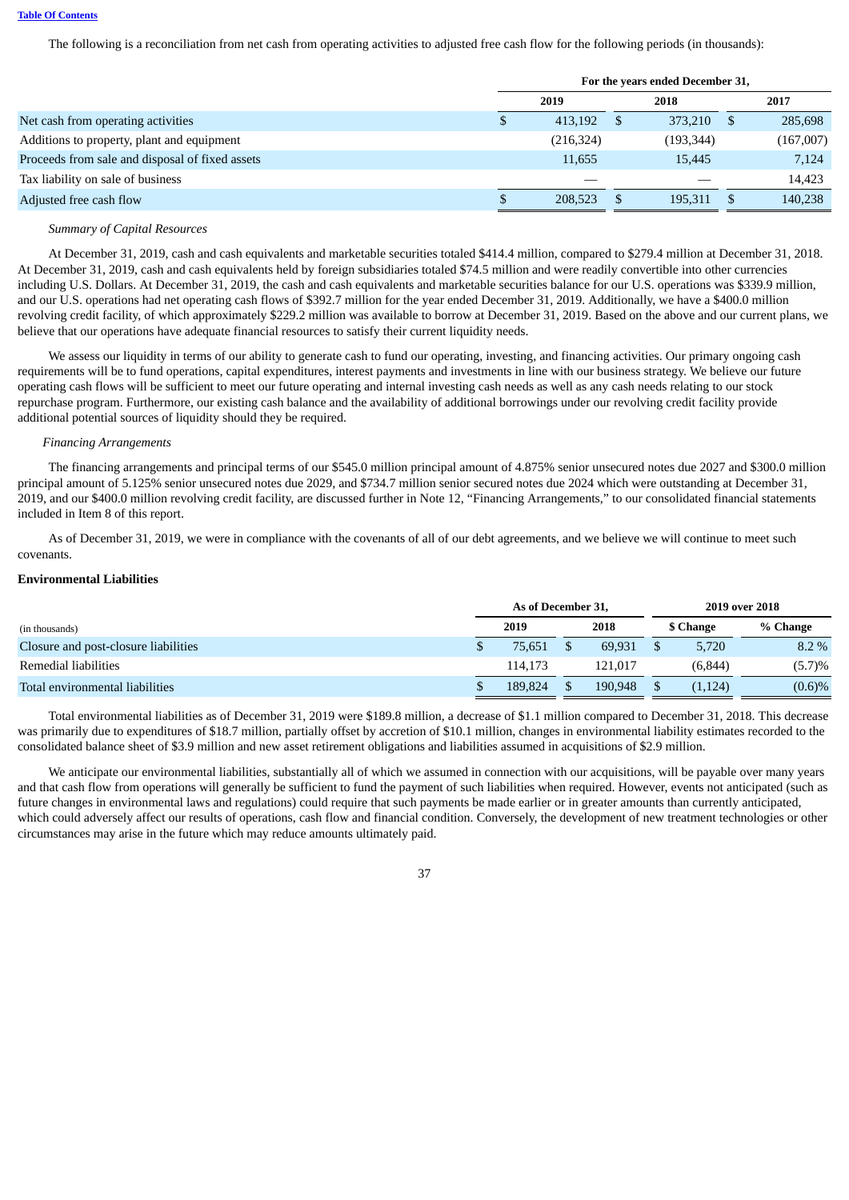The following is a reconciliation from net cash from operating activities to adjusted free cash flow for the following periods (in thousands):

| | For the years ended December 31, | | |
|---|---|---|---|
| | 2019 | 2018 | 2017 |
| Net cash from operating activities | $ 413,192 | $ 373,210 | $ 285,698 |
| Additions to property, plant and equipment | (216,324) | (193,344) | (167,007) |
| Proceeds from sale and disposal of fixed assets | 11,655 | 15,445 | 7,124 |
| Tax liability on sale of business | — | — | 14,423 |
| Adjusted free cash flow | $ 208,523 | $ 195,311 | $ 140,238 |

*Summary of Capital Resources*

At December 31, 2019, cash and cash equivalents and marketable securities totaled $414.4 million, compared to $279.4 million at December 31, 2018. At December 31, 2019, cash and cash equivalents held by foreign subsidiaries totaled $74.5 million and were readily convertible into other currencies including U.S. Dollars. At December 31, 2019, the cash and cash equivalents and marketable securities balance for our U.S. operations was $339.9 million, and our U.S. operations had net operating cash flows of $392.7 million for the year ended December 31, 2019. Additionally, we have a $400.0 million revolving credit facility, of which approximately $229.2 million was available to borrow at December 31, 2019. Based on the above and our current plans, we believe that our operations have adequate financial resources to satisfy their current liquidity needs.

We assess our liquidity in terms of our ability to generate cash to fund our operating, investing, and financing activities. Our primary ongoing cash requirements will be to fund operations, capital expenditures, interest payments and investments in line with our business strategy. We believe our future operating cash flows will be sufficient to meet our future operating and internal investing cash needs as well as any cash needs relating to our stock repurchase program. Furthermore, our existing cash balance and the availability of additional borrowings under our revolving credit facility provide additional potential sources of liquidity should they be required.

*Financing Arrangements*

The financing arrangements and principal terms of our $545.0 million principal amount of 4.875% senior unsecured notes due 2027 and $300.0 million principal amount of 5.125% senior unsecured notes due 2029, and $734.7 million senior secured notes due 2024 which were outstanding at December 31, 2019, and our $400.0 million revolving credit facility, are discussed further in Note 12, "Financing Arrangements," to our consolidated financial statements included in Item 8 of this report.

As of December 31, 2019, we were in compliance with the covenants of all of our debt agreements, and we believe we will continue to meet such covenants.

**Environmental Liabilities**

| | As of December 31, | | 2019 over 2018 | |
|---|---|---|---|---|
| (in thousands) | 2019 | 2018 | $ Change | % Change |
| Closure and post-closure liabilities | $ 75,651 | $ 69,931 | $ 5,720 | 8.2 % |
| Remedial liabilities | 114,173 | 121,017 | (6,844) | (5.7)% |
| Total environmental liabilities | $ 189,824 | $ 190,948 | $ (1,124) | (0.6)% |

Total environmental liabilities as of December 31, 2019 were $189.8 million, a decrease of $1.1 million compared to December 31, 2018. This decrease was primarily due to expenditures of $18.7 million, partially offset by accretion of $10.1 million, changes in environmental liability estimates recorded to the consolidated balance sheet of $3.9 million and new asset retirement obligations and liabilities assumed in acquisitions of $2.9 million.

We anticipate our environmental liabilities, substantially all of which we assumed in connection with our acquisitions, will be payable over many years and that cash flow from operations will generally be sufficient to fund the payment of such liabilities when required. However, events not anticipated (such as future changes in environmental laws and regulations) could require that such payments be made earlier or in greater amounts than currently anticipated, which could adversely affect our results of operations, cash flow and financial condition. Conversely, the development of new treatment technologies or other circumstances may arise in the future which may reduce amounts ultimately paid.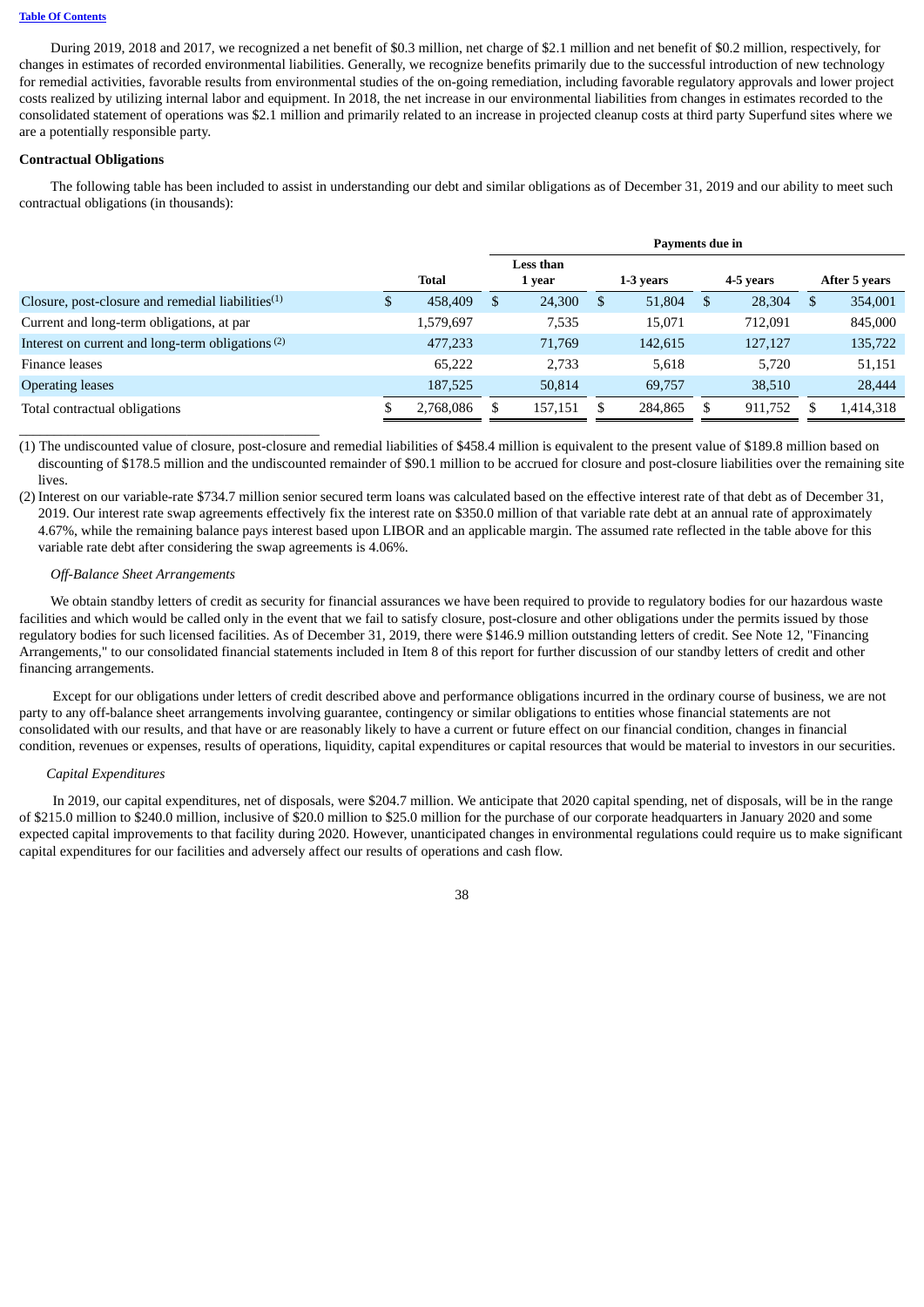During 2019, 2018 and 2017, we recognized a net benefit of \$0.3 million, net charge of \$2.1 million and net benefit of \$0.2 million, respectively, for changes in estimates of recorded environmental liabilities. Generally, we recognize benefits primarily due to the successful introduction of new technology for remedial activities, favorable results from environmental studies of the on-going remediation, including favorable regulatory approvals and lower project costs realized by utilizing internal labor and equipment. In 2018, the net increase in our environmental liabilities from changes in estimates recorded to the consolidated statement of operations was \$2.1 million and primarily related to an increase in projected cleanup costs at third party Superfund sites where we are a potentially responsible party.

**Contractual Obligations**

The following table has been included to assist in understanding our debt and similar obligations as of December 31, 2019 and our ability to meet such contractual obligations (in thousands):

| | | Payments due in | | | |
|---|---|---|---|---|---|
| | Total | Less than 1 year | 1-3 years | 4-5 years | After 5 years |
| Closure, post-closure and remedial liabilities[(1)] | \$ 458,409 | \$ 24,300 | \$ 51,804 | \$ 28,304 | \$ 354,001 |
| Current and long-term obligations, at par | 1,579,697 | 7,535 | 15,071 | 712,091 | 845,000 |
| Interest on current and long-term obligations [(2)] | 477,233 | 71,769 | 142,615 | 127,127 | 135,722 |
| Finance leases | 65,222 | 2,733 | 5,618 | 5,720 | 51,151 |
| Operating leases | 187,525 | 50,814 | 69,757 | 38,510 | 28,444 |
| Total contractual obligations | \$ 2,768,086 | \$ 157,151 | \$ 284,865 | \$ 911,752 | \$ 1,414,318 |

(1) The undiscounted value of closure, post-closure and remedial liabilities of \$458.4 million is equivalent to the present value of \$189.8 million based on discounting of \$178.5 million and the undiscounted remainder of \$90.1 million to be accrued for closure and post-closure liabilities over the remaining site lives.

(2) Interest on our variable-rate \$734.7 million senior secured term loans was calculated based on the effective interest rate of that debt as of December 31, 2019. Our interest rate swap agreements effectively fix the interest rate on \$350.0 million of that variable rate debt at an annual rate of approximately 4.67%, while the remaining balance pays interest based upon LIBOR and an applicable margin. The assumed rate reflected in the table above for this variable rate debt after considering the swap agreements is 4.06%.

*Off-Balance Sheet Arrangements*

We obtain standby letters of credit as security for financial assurances we have been required to provide to regulatory bodies for our hazardous waste facilities and which would be called only in the event that we fail to satisfy closure, post-closure and other obligations under the permits issued by those regulatory bodies for such licensed facilities. As of December 31, 2019, there were \$146.9 million outstanding letters of credit. See Note 12, "Financing Arrangements," to our consolidated financial statements included in Item 8 of this report for further discussion of our standby letters of credit and other financing arrangements.

Except for our obligations under letters of credit described above and performance obligations incurred in the ordinary course of business, we are not party to any off-balance sheet arrangements involving guarantee, contingency or similar obligations to entities whose financial statements are not consolidated with our results, and that have or are reasonably likely to have a current or future effect on our financial condition, changes in financial condition, revenues or expenses, results of operations, liquidity, capital expenditures or capital resources that would be material to investors in our securities.

*Capital Expenditures*

In 2019, our capital expenditures, net of disposals, were \$204.7 million. We anticipate that 2020 capital spending, net of disposals, will be in the range of \$215.0 million to \$240.0 million, inclusive of \$20.0 million to \$25.0 million for the purchase of our corporate headquarters in January 2020 and some expected capital improvements to that facility during 2020. However, unanticipated changes in environmental regulations could require us to make significant capital expenditures for our facilities and adversely affect our results of operations and cash flow.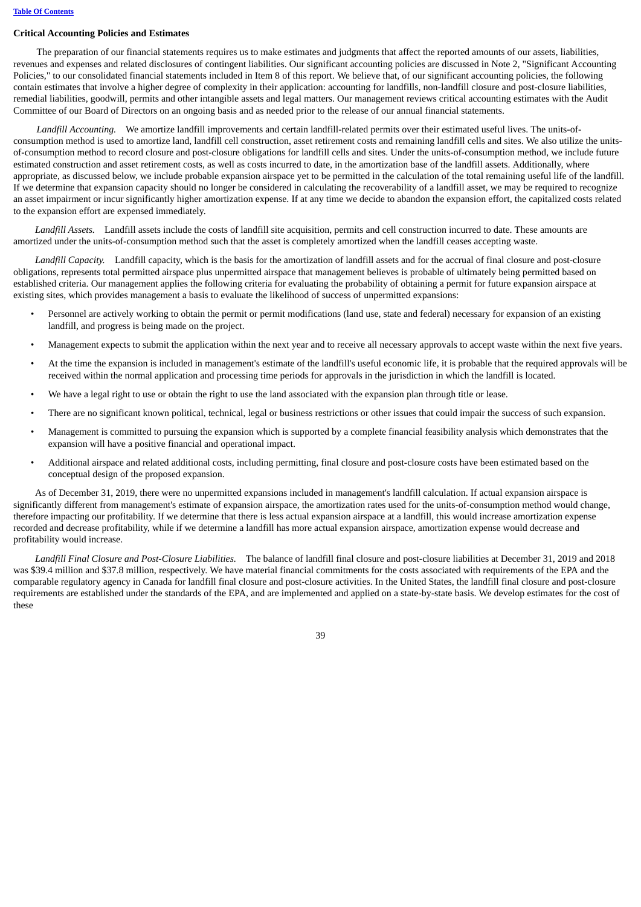**Critical Accounting Policies and Estimates**

The preparation of our financial statements requires us to make estimates and judgments that affect the reported amounts of our assets, liabilities, revenues and expenses and related disclosures of contingent liabilities. Our significant accounting policies are discussed in Note 2, "Significant Accounting Policies," to our consolidated financial statements included in Item 8 of this report. We believe that, of our significant accounting policies, the following contain estimates that involve a higher degree of complexity in their application: accounting for landfills, non-landfill closure and post-closure liabilities, remedial liabilities, goodwill, permits and other intangible assets and legal matters. Our management reviews critical accounting estimates with the Audit Committee of our Board of Directors on an ongoing basis and as needed prior to the release of our annual financial statements.

*Landfill Accounting.* We amortize landfill improvements and certain landfill-related permits over their estimated useful lives. The units-of-consumption method is used to amortize land, landfill cell construction, asset retirement costs and remaining landfill cells and sites. We also utilize the units-of-consumption method to record closure and post-closure obligations for landfill cells and sites. Under the units-of-consumption method, we include future estimated construction and asset retirement costs, as well as costs incurred to date, in the amortization base of the landfill assets. Additionally, where appropriate, as discussed below, we include probable expansion airspace yet to be permitted in the calculation of the total remaining useful life of the landfill. If we determine that expansion capacity should no longer be considered in calculating the recoverability of a landfill asset, we may be required to recognize an asset impairment or incur significantly higher amortization expense. If at any time we decide to abandon the expansion effort, the capitalized costs related to the expansion effort are expensed immediately.

*Landfill Assets.* Landfill assets include the costs of landfill site acquisition, permits and cell construction incurred to date. These amounts are amortized under the units-of-consumption method such that the asset is completely amortized when the landfill ceases accepting waste.

*Landfill Capacity.* Landfill capacity, which is the basis for the amortization of landfill assets and for the accrual of final closure and post-closure obligations, represents total permitted airspace plus unpermitted airspace that management believes is probable of ultimately being permitted based on established criteria. Our management applies the following criteria for evaluating the probability of obtaining a permit for future expansion airspace at existing sites, which provides management a basis to evaluate the likelihood of success of unpermitted expansions:

- Personnel are actively working to obtain the permit or permit modifications (land use, state and federal) necessary for expansion of an existing landfill, and progress is being made on the project.
- Management expects to submit the application within the next year and to receive all necessary approvals to accept waste within the next five years.
- At the time the expansion is included in management's estimate of the landfill's useful economic life, it is probable that the required approvals will be received within the normal application and processing time periods for approvals in the jurisdiction in which the landfill is located.
- We have a legal right to use or obtain the right to use the land associated with the expansion plan through title or lease.
- There are no significant known political, technical, legal or business restrictions or other issues that could impair the success of such expansion.
- Management is committed to pursuing the expansion which is supported by a complete financial feasibility analysis which demonstrates that the expansion will have a positive financial and operational impact.
- Additional airspace and related additional costs, including permitting, final closure and post-closure costs have been estimated based on the conceptual design of the proposed expansion.

As of December 31, 2019, there were no unpermitted expansions included in management's landfill calculation. If actual expansion airspace is significantly different from management's estimate of expansion airspace, the amortization rates used for the units-of-consumption method would change, therefore impacting our profitability. If we determine that there is less actual expansion airspace at a landfill, this would increase amortization expense recorded and decrease profitability, while if we determine a landfill has more actual expansion airspace, amortization expense would decrease and profitability would increase.

*Landfill Final Closure and Post-Closure Liabilities.* The balance of landfill final closure and post-closure liabilities at December 31, 2019 and 2018 was $39.4 million and $37.8 million, respectively. We have material financial commitments for the costs associated with requirements of the EPA and the comparable regulatory agency in Canada for landfill final closure and post-closure activities. In the United States, the landfill final closure and post-closure requirements are established under the standards of the EPA, and are implemented and applied on a state-by-state basis. We develop estimates for the cost of these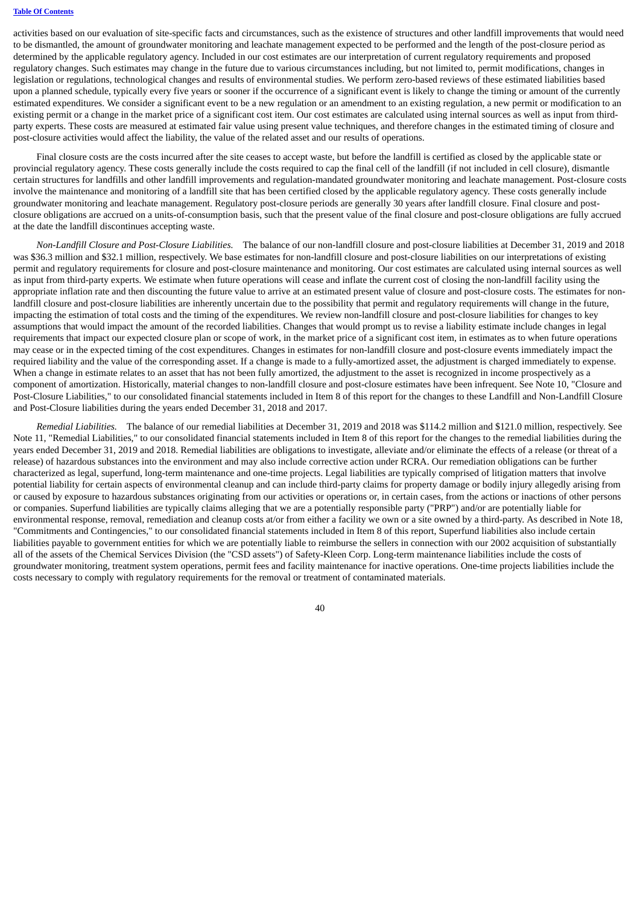activities based on our evaluation of site-specific facts and circumstances, such as the existence of structures and other landfill improvements that would need to be dismantled, the amount of groundwater monitoring and leachate management expected to be performed and the length of the post-closure period as determined by the applicable regulatory agency. Included in our cost estimates are our interpretation of current regulatory requirements and proposed regulatory changes. Such estimates may change in the future due to various circumstances including, but not limited to, permit modifications, changes in legislation or regulations, technological changes and results of environmental studies. We perform zero-based reviews of these estimated liabilities based upon a planned schedule, typically every five years or sooner if the occurrence of a significant event is likely to change the timing or amount of the currently estimated expenditures. We consider a significant event to be a new regulation or an amendment to an existing regulation, a new permit or modification to an existing permit or a change in the market price of a significant cost item. Our cost estimates are calculated using internal sources as well as input from third-party experts. These costs are measured at estimated fair value using present value techniques, and therefore changes in the estimated timing of closure and post-closure activities would affect the liability, the value of the related asset and our results of operations.

Final closure costs are the costs incurred after the site ceases to accept waste, but before the landfill is certified as closed by the applicable state or provincial regulatory agency. These costs generally include the costs required to cap the final cell of the landfill (if not included in cell closure), dismantle certain structures for landfills and other landfill improvements and regulation-mandated groundwater monitoring and leachate management. Post-closure costs involve the maintenance and monitoring of a landfill site that has been certified closed by the applicable regulatory agency. These costs generally include groundwater monitoring and leachate management. Regulatory post-closure periods are generally 30 years after landfill closure. Final closure and post-closure obligations are accrued on a units-of-consumption basis, such that the present value of the final closure and post-closure obligations are fully accrued at the date the landfill discontinues accepting waste.

*Non-Landfill Closure and Post-Closure Liabilities.* The balance of our non-landfill closure and post-closure liabilities at December 31, 2019 and 2018 was $36.3 million and $32.1 million, respectively. We base estimates for non-landfill closure and post-closure liabilities on our interpretations of existing permit and regulatory requirements for closure and post-closure maintenance and monitoring. Our cost estimates are calculated using internal sources as well as input from third-party experts. We estimate when future operations will cease and inflate the current cost of closing the non-landfill facility using the appropriate inflation rate and then discounting the future value to arrive at an estimated present value of closure and post-closure costs. The estimates for non-landfill closure and post-closure liabilities are inherently uncertain due to the possibility that permit and regulatory requirements will change in the future, impacting the estimation of total costs and the timing of the expenditures. We review non-landfill closure and post-closure liabilities for changes to key assumptions that would impact the amount of the recorded liabilities. Changes that would prompt us to revise a liability estimate include changes in legal requirements that impact our expected closure plan or scope of work, in the market price of a significant cost item, in estimates as to when future operations may cease or in the expected timing of the cost expenditures. Changes in estimates for non-landfill closure and post-closure events immediately impact the required liability and the value of the corresponding asset. If a change is made to a fully-amortized asset, the adjustment is charged immediately to expense. When a change in estimate relates to an asset that has not been fully amortized, the adjustment to the asset is recognized in income prospectively as a component of amortization. Historically, material changes to non-landfill closure and post-closure estimates have been infrequent. See Note 10, "Closure and Post-Closure Liabilities," to our consolidated financial statements included in Item 8 of this report for the changes to these Landfill and Non-Landfill Closure and Post-Closure liabilities during the years ended December 31, 2018 and 2017.

*Remedial Liabilities.* The balance of our remedial liabilities at December 31, 2019 and 2018 was $114.2 million and $121.0 million, respectively. See Note 11, "Remedial Liabilities," to our consolidated financial statements included in Item 8 of this report for the changes to the remedial liabilities during the years ended December 31, 2019 and 2018. Remedial liabilities are obligations to investigate, alleviate and/or eliminate the effects of a release (or threat of a release) of hazardous substances into the environment and may also include corrective action under RCRA. Our remediation obligations can be further characterized as legal, superfund, long-term maintenance and one-time projects. Legal liabilities are typically comprised of litigation matters that involve potential liability for certain aspects of environmental cleanup and can include third-party claims for property damage or bodily injury allegedly arising from or caused by exposure to hazardous substances originating from our activities or operations or, in certain cases, from the actions or inactions of other persons or companies. Superfund liabilities are typically claims alleging that we are a potentially responsible party ("PRP") and/or are potentially liable for environmental response, removal, remediation and cleanup costs at/or from either a facility we own or a site owned by a third-party. As described in Note 18, "Commitments and Contingencies," to our consolidated financial statements included in Item 8 of this report, Superfund liabilities also include certain liabilities payable to government entities for which we are potentially liable to reimburse the sellers in connection with our 2002 acquisition of substantially all of the assets of the Chemical Services Division (the "CSD assets") of Safety-Kleen Corp. Long-term maintenance liabilities include the costs of groundwater monitoring, treatment system operations, permit fees and facility maintenance for inactive operations. One-time projects liabilities include the costs necessary to comply with regulatory requirements for the removal or treatment of contaminated materials.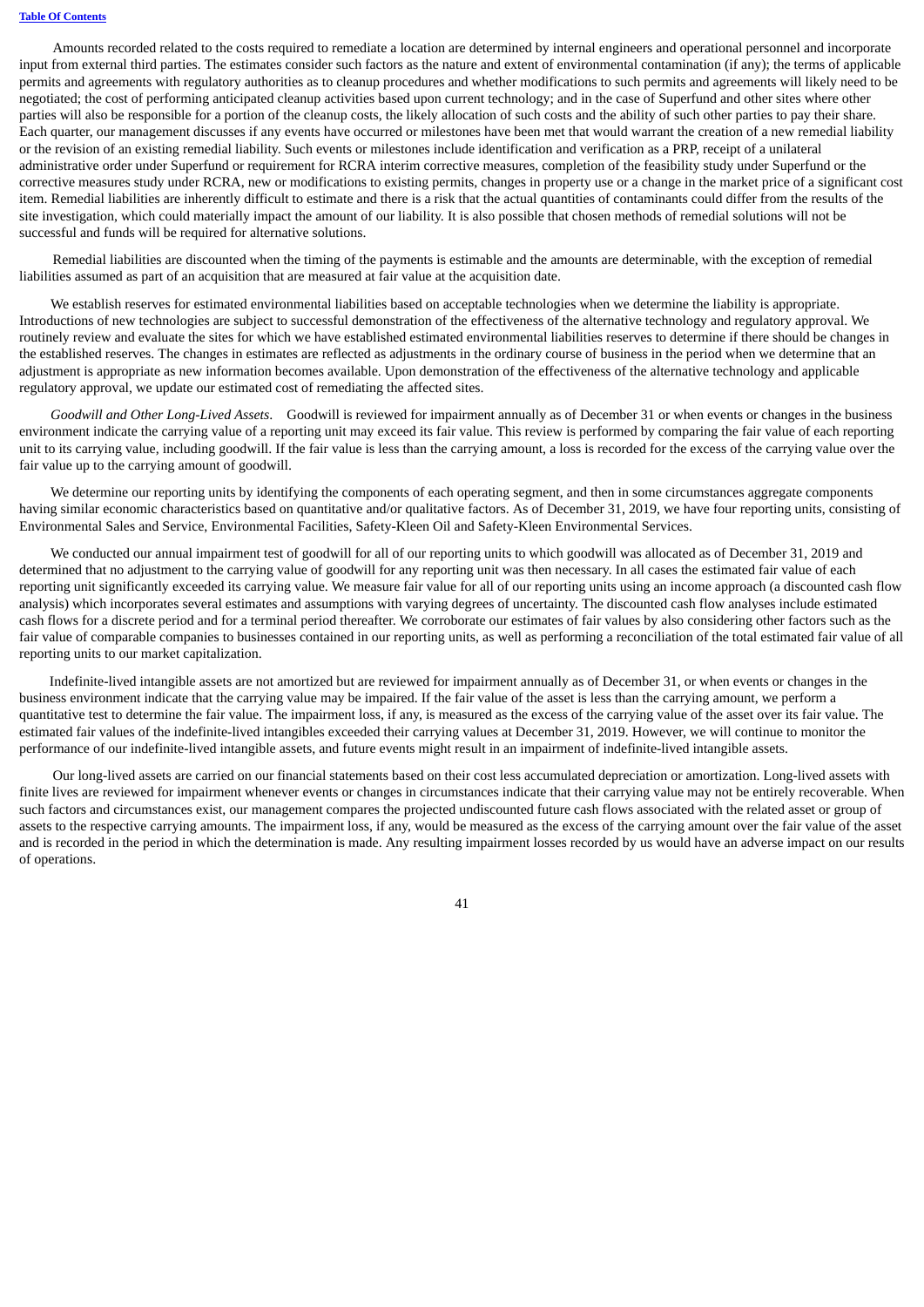Amounts recorded related to the costs required to remediate a location are determined by internal engineers and operational personnel and incorporate input from external third parties. The estimates consider such factors as the nature and extent of environmental contamination (if any); the terms of applicable permits and agreements with regulatory authorities as to cleanup procedures and whether modifications to such permits and agreements will likely need to be negotiated; the cost of performing anticipated cleanup activities based upon current technology; and in the case of Superfund and other sites where other parties will also be responsible for a portion of the cleanup costs, the likely allocation of such costs and the ability of such other parties to pay their share. Each quarter, our management discusses if any events have occurred or milestones have been met that would warrant the creation of a new remedial liability or the revision of an existing remedial liability. Such events or milestones include identification and verification as a PRP, receipt of a unilateral administrative order under Superfund or requirement for RCRA interim corrective measures, completion of the feasibility study under Superfund or the corrective measures study under RCRA, new or modifications to existing permits, changes in property use or a change in the market price of a significant cost item. Remedial liabilities are inherently difficult to estimate and there is a risk that the actual quantities of contaminants could differ from the results of the site investigation, which could materially impact the amount of our liability. It is also possible that chosen methods of remedial solutions will not be successful and funds will be required for alternative solutions.

Remedial liabilities are discounted when the timing of the payments is estimable and the amounts are determinable, with the exception of remedial liabilities assumed as part of an acquisition that are measured at fair value at the acquisition date.

We establish reserves for estimated environmental liabilities based on acceptable technologies when we determine the liability is appropriate. Introductions of new technologies are subject to successful demonstration of the effectiveness of the alternative technology and regulatory approval. We routinely review and evaluate the sites for which we have established estimated environmental liabilities reserves to determine if there should be changes in the established reserves. The changes in estimates are reflected as adjustments in the ordinary course of business in the period when we determine that an adjustment is appropriate as new information becomes available. Upon demonstration of the effectiveness of the alternative technology and applicable regulatory approval, we update our estimated cost of remediating the affected sites.

*Goodwill and Other Long-Lived Assets*. Goodwill is reviewed for impairment annually as of December 31 or when events or changes in the business environment indicate the carrying value of a reporting unit may exceed its fair value. This review is performed by comparing the fair value of each reporting unit to its carrying value, including goodwill. If the fair value is less than the carrying amount, a loss is recorded for the excess of the carrying value over the fair value up to the carrying amount of goodwill.

We determine our reporting units by identifying the components of each operating segment, and then in some circumstances aggregate components having similar economic characteristics based on quantitative and/or qualitative factors. As of December 31, 2019, we have four reporting units, consisting of Environmental Sales and Service, Environmental Facilities, Safety-Kleen Oil and Safety-Kleen Environmental Services.

We conducted our annual impairment test of goodwill for all of our reporting units to which goodwill was allocated as of December 31, 2019 and determined that no adjustment to the carrying value of goodwill for any reporting unit was then necessary. In all cases the estimated fair value of each reporting unit significantly exceeded its carrying value. We measure fair value for all of our reporting units using an income approach (a discounted cash flow analysis) which incorporates several estimates and assumptions with varying degrees of uncertainty. The discounted cash flow analyses include estimated cash flows for a discrete period and for a terminal period thereafter. We corroborate our estimates of fair values by also considering other factors such as the fair value of comparable companies to businesses contained in our reporting units, as well as performing a reconciliation of the total estimated fair value of all reporting units to our market capitalization.

Indefinite-lived intangible assets are not amortized but are reviewed for impairment annually as of December 31, or when events or changes in the business environment indicate that the carrying value may be impaired. If the fair value of the asset is less than the carrying amount, we perform a quantitative test to determine the fair value. The impairment loss, if any, is measured as the excess of the carrying value of the asset over its fair value. The estimated fair values of the indefinite-lived intangibles exceeded their carrying values at December 31, 2019. However, we will continue to monitor the performance of our indefinite-lived intangible assets, and future events might result in an impairment of indefinite-lived intangible assets.

Our long-lived assets are carried on our financial statements based on their cost less accumulated depreciation or amortization. Long-lived assets with finite lives are reviewed for impairment whenever events or changes in circumstances indicate that their carrying value may not be entirely recoverable. When such factors and circumstances exist, our management compares the projected undiscounted future cash flows associated with the related asset or group of assets to the respective carrying amounts. The impairment loss, if any, would be measured as the excess of the carrying amount over the fair value of the asset and is recorded in the period in which the determination is made. Any resulting impairment losses recorded by us would have an adverse impact on our results of operations.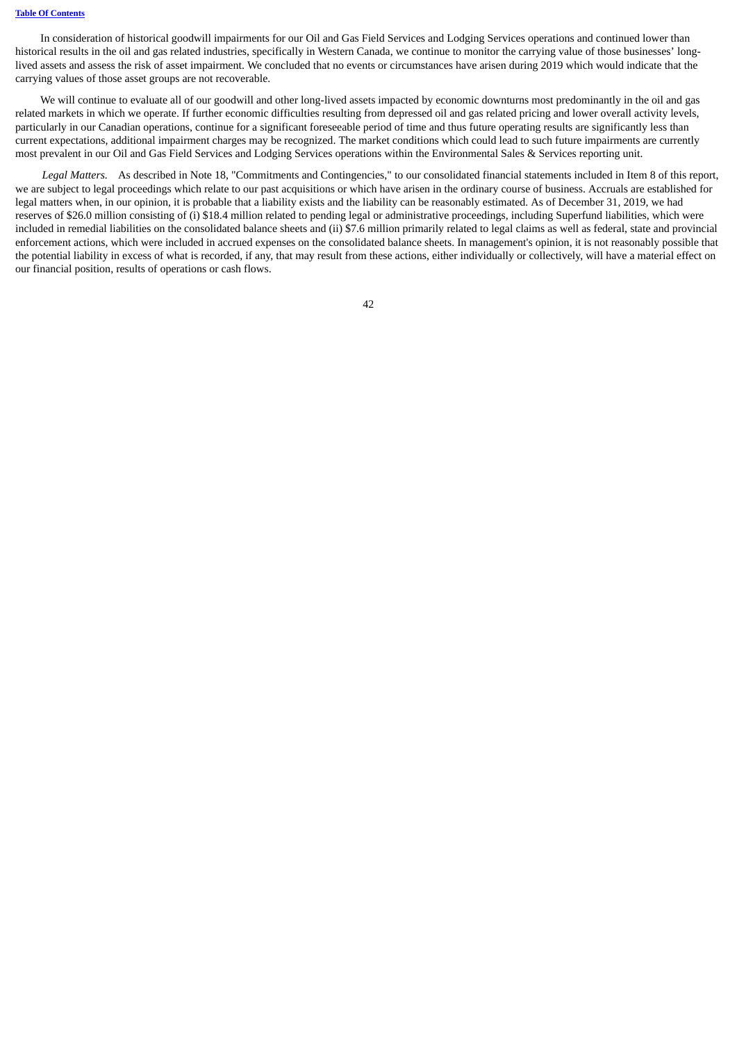In consideration of historical goodwill impairments for our Oil and Gas Field Services and Lodging Services operations and continued lower than historical results in the oil and gas related industries, specifically in Western Canada, we continue to monitor the carrying value of those businesses' long-lived assets and assess the risk of asset impairment. We concluded that no events or circumstances have arisen during 2019 which would indicate that the carrying values of those asset groups are not recoverable.

We will continue to evaluate all of our goodwill and other long-lived assets impacted by economic downturns most predominantly in the oil and gas related markets in which we operate. If further economic difficulties resulting from depressed oil and gas related pricing and lower overall activity levels, particularly in our Canadian operations, continue for a significant foreseeable period of time and thus future operating results are significantly less than current expectations, additional impairment charges may be recognized. The market conditions which could lead to such future impairments are currently most prevalent in our Oil and Gas Field Services and Lodging Services operations within the Environmental Sales & Services reporting unit.

*Legal Matters.* As described in Note 18, "Commitments and Contingencies," to our consolidated financial statements included in Item 8 of this report, we are subject to legal proceedings which relate to our past acquisitions or which have arisen in the ordinary course of business. Accruals are established for legal matters when, in our opinion, it is probable that a liability exists and the liability can be reasonably estimated. As of December 31, 2019, we had reserves of $26.0 million consisting of (i) $18.4 million related to pending legal or administrative proceedings, including Superfund liabilities, which were included in remedial liabilities on the consolidated balance sheets and (ii) $7.6 million primarily related to legal claims as well as federal, state and provincial enforcement actions, which were included in accrued expenses on the consolidated balance sheets. In management's opinion, it is not reasonably possible that the potential liability in excess of what is recorded, if any, that may result from these actions, either individually or collectively, will have a material effect on our financial position, results of operations or cash flows.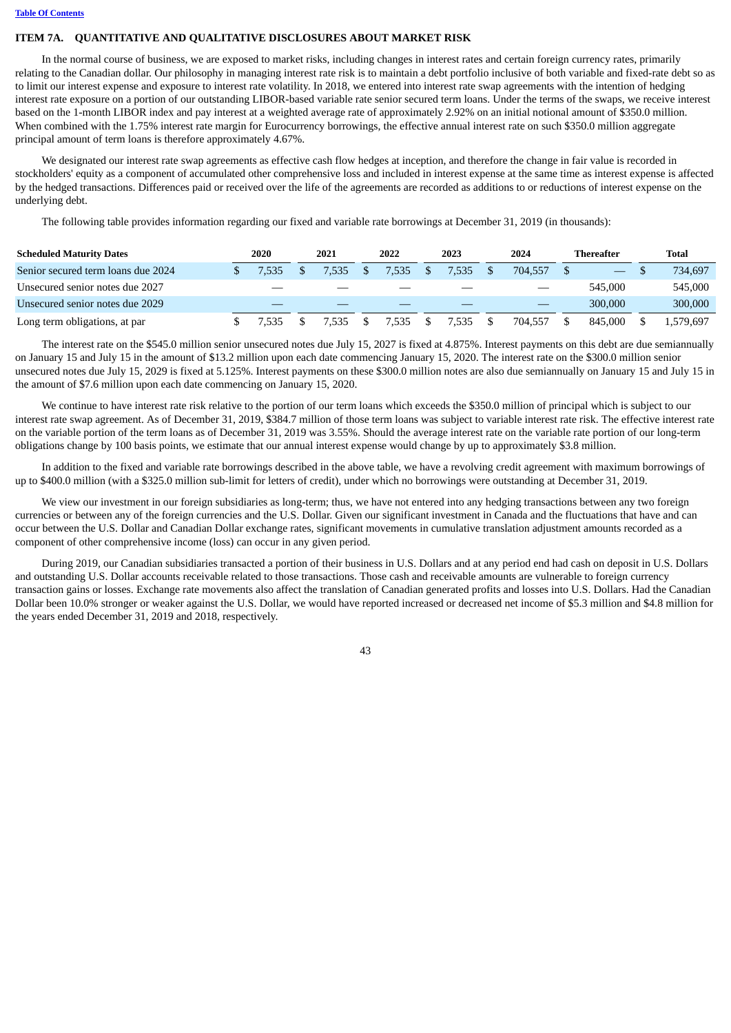## ITEM 7A. QUANTITATIVE AND QUALITATIVE DISCLOSURES ABOUT MARKET RISK

In the normal course of business, we are exposed to market risks, including changes in interest rates and certain foreign currency rates, primarily relating to the Canadian dollar. Our philosophy in managing interest rate risk is to maintain a debt portfolio inclusive of both variable and fixed-rate debt so as to limit our interest expense and exposure to interest rate volatility. In 2018, we entered into interest rate swap agreements with the intention of hedging interest rate exposure on a portion of our outstanding LIBOR-based variable rate senior secured term loans. Under the terms of the swaps, we receive interest based on the 1-month LIBOR index and pay interest at a weighted average rate of approximately 2.92% on an initial notional amount of $350.0 million. When combined with the 1.75% interest rate margin for Eurocurrency borrowings, the effective annual interest rate on such $350.0 million aggregate principal amount of term loans is therefore approximately 4.67%.

We designated our interest rate swap agreements as effective cash flow hedges at inception, and therefore the change in fair value is recorded in stockholders' equity as a component of accumulated other comprehensive loss and included in interest expense at the same time as interest expense is affected by the hedged transactions. Differences paid or received over the life of the agreements are recorded as additions to or reductions of interest expense on the underlying debt.

The following table provides information regarding our fixed and variable rate borrowings at December 31, 2019 (in thousands):

| Scheduled Maturity Dates | 2020 | 2021 | 2022 | 2023 | 2024 | Thereafter | Total |
|---|---|---|---|---|---|---|---|
| Senior secured term loans due 2024 | $ 7,535 | $ 7,535 | $ 7,535 | $ 7,535 | $ 704,557 | $ — | $ 734,697 |
| Unsecured senior notes due 2027 | — | — | — | — | — | 545,000 | 545,000 |
| Unsecured senior notes due 2029 | — | — | — | — | — | 300,000 | 300,000 |
| Long term obligations, at par | $ 7,535 | $ 7,535 | $ 7,535 | $ 7,535 | $ 704,557 | $ 845,000 | $ 1,579,697 |

The interest rate on the $545.0 million senior unsecured notes due July 15, 2027 is fixed at 4.875%. Interest payments on this debt are due semiannually on January 15 and July 15 in the amount of $13.2 million upon each date commencing January 15, 2020. The interest rate on the $300.0 million senior unsecured notes due July 15, 2029 is fixed at 5.125%. Interest payments on these $300.0 million notes are also due semiannually on January 15 and July 15 in the amount of $7.6 million upon each date commencing on January 15, 2020.

We continue to have interest rate risk relative to the portion of our term loans which exceeds the $350.0 million of principal which is subject to our interest rate swap agreement. As of December 31, 2019, $384.7 million of those term loans was subject to variable interest rate risk. The effective interest rate on the variable portion of the term loans as of December 31, 2019 was 3.55%. Should the average interest rate on the variable rate portion of our long-term obligations change by 100 basis points, we estimate that our annual interest expense would change by up to approximately $3.8 million.

In addition to the fixed and variable rate borrowings described in the above table, we have a revolving credit agreement with maximum borrowings of up to $400.0 million (with a $325.0 million sub-limit for letters of credit), under which no borrowings were outstanding at December 31, 2019.

We view our investment in our foreign subsidiaries as long-term; thus, we have not entered into any hedging transactions between any two foreign currencies or between any of the foreign currencies and the U.S. Dollar. Given our significant investment in Canada and the fluctuations that have and can occur between the U.S. Dollar and Canadian Dollar exchange rates, significant movements in cumulative translation adjustment amounts recorded as a component of other comprehensive income (loss) can occur in any given period.

During 2019, our Canadian subsidiaries transacted a portion of their business in U.S. Dollars and at any period end had cash on deposit in U.S. Dollars and outstanding U.S. Dollar accounts receivable related to those transactions. Those cash and receivable amounts are vulnerable to foreign currency transaction gains or losses. Exchange rate movements also affect the translation of Canadian generated profits and losses into U.S. Dollars. Had the Canadian Dollar been 10.0% stronger or weaker against the U.S. Dollar, we would have reported increased or decreased net income of $5.3 million and $4.8 million for the years ended December 31, 2019 and 2018, respectively.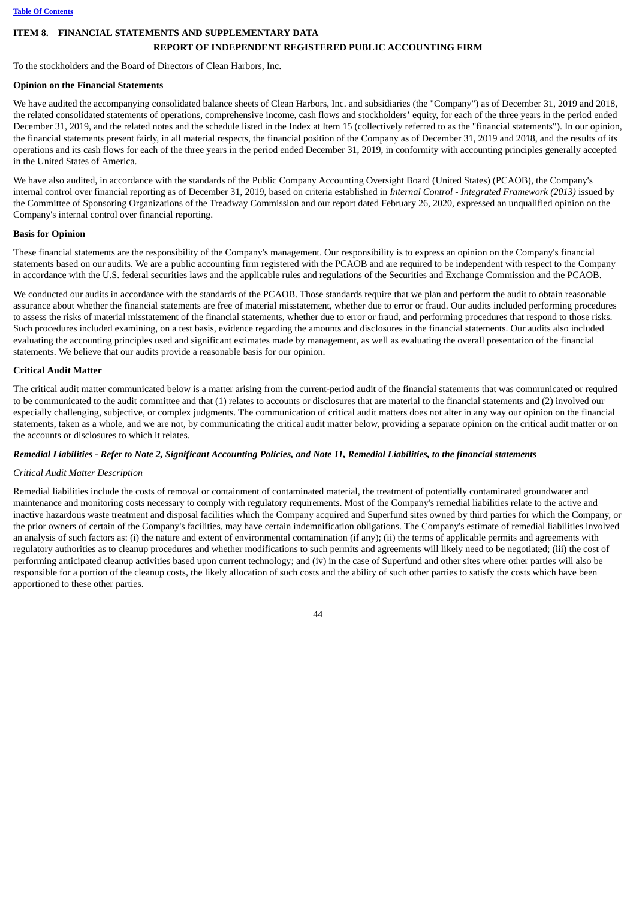## ITEM 8. FINANCIAL STATEMENTS AND SUPPLEMENTARY DATA

### REPORT OF INDEPENDENT REGISTERED PUBLIC ACCOUNTING FIRM

To the stockholders and the Board of Directors of Clean Harbors, Inc.

**Opinion on the Financial Statements**

We have audited the accompanying consolidated balance sheets of Clean Harbors, Inc. and subsidiaries (the "Company") as of December 31, 2019 and 2018, the related consolidated statements of operations, comprehensive income, cash flows and stockholders' equity, for each of the three years in the period ended December 31, 2019, and the related notes and the schedule listed in the Index at Item 15 (collectively referred to as the "financial statements"). In our opinion, the financial statements present fairly, in all material respects, the financial position of the Company as of December 31, 2019 and 2018, and the results of its operations and its cash flows for each of the three years in the period ended December 31, 2019, in conformity with accounting principles generally accepted in the United States of America.

We have also audited, in accordance with the standards of the Public Company Accounting Oversight Board (United States) (PCAOB), the Company's internal control over financial reporting as of December 31, 2019, based on criteria established in *Internal Control - Integrated Framework (2013)* issued by the Committee of Sponsoring Organizations of the Treadway Commission and our report dated February 26, 2020, expressed an unqualified opinion on the Company's internal control over financial reporting.

**Basis for Opinion**

These financial statements are the responsibility of the Company's management. Our responsibility is to express an opinion on the Company's financial statements based on our audits. We are a public accounting firm registered with the PCAOB and are required to be independent with respect to the Company in accordance with the U.S. federal securities laws and the applicable rules and regulations of the Securities and Exchange Commission and the PCAOB.

We conducted our audits in accordance with the standards of the PCAOB. Those standards require that we plan and perform the audit to obtain reasonable assurance about whether the financial statements are free of material misstatement, whether due to error or fraud. Our audits included performing procedures to assess the risks of material misstatement of the financial statements, whether due to error or fraud, and performing procedures that respond to those risks. Such procedures included examining, on a test basis, evidence regarding the amounts and disclosures in the financial statements. Our audits also included evaluating the accounting principles used and significant estimates made by management, as well as evaluating the overall presentation of the financial statements. We believe that our audits provide a reasonable basis for our opinion.

**Critical Audit Matter**

The critical audit matter communicated below is a matter arising from the current-period audit of the financial statements that was communicated or required to be communicated to the audit committee and that (1) relates to accounts or disclosures that are material to the financial statements and (2) involved our especially challenging, subjective, or complex judgments. The communication of critical audit matters does not alter in any way our opinion on the financial statements, taken as a whole, and we are not, by communicating the critical audit matter below, providing a separate opinion on the critical audit matter or on the accounts or disclosures to which it relates.

***Remedial Liabilities - Refer to Note 2, Significant Accounting Policies, and Note 11, Remedial Liabilities, to the financial statements***

*Critical Audit Matter Description*

Remedial liabilities include the costs of removal or containment of contaminated material, the treatment of potentially contaminated groundwater and maintenance and monitoring costs necessary to comply with regulatory requirements. Most of the Company's remedial liabilities relate to the active and inactive hazardous waste treatment and disposal facilities which the Company acquired and Superfund sites owned by third parties for which the Company, or the prior owners of certain of the Company's facilities, may have certain indemnification obligations. The Company's estimate of remedial liabilities involved an analysis of such factors as: (i) the nature and extent of environmental contamination (if any); (ii) the terms of applicable permits and agreements with regulatory authorities as to cleanup procedures and whether modifications to such permits and agreements will likely need to be negotiated; (iii) the cost of performing anticipated cleanup activities based upon current technology; and (iv) in the case of Superfund and other sites where other parties will also be responsible for a portion of the cleanup costs, the likely allocation of such costs and the ability of such other parties to satisfy the costs which have been apportioned to these other parties.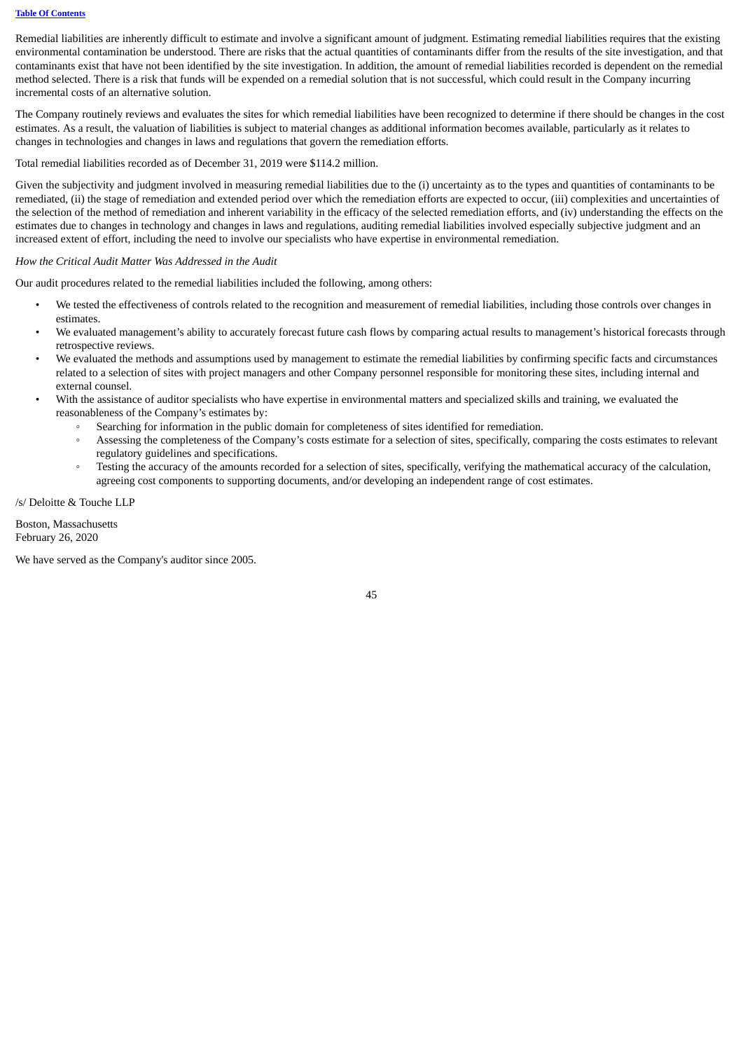Remedial liabilities are inherently difficult to estimate and involve a significant amount of judgment. Estimating remedial liabilities requires that the existing environmental contamination be understood. There are risks that the actual quantities of contaminants differ from the results of the site investigation, and that contaminants exist that have not been identified by the site investigation. In addition, the amount of remedial liabilities recorded is dependent on the remedial method selected. There is a risk that funds will be expended on a remedial solution that is not successful, which could result in the Company incurring incremental costs of an alternative solution.

The Company routinely reviews and evaluates the sites for which remedial liabilities have been recognized to determine if there should be changes in the cost estimates. As a result, the valuation of liabilities is subject to material changes as additional information becomes available, particularly as it relates to changes in technologies and changes in laws and regulations that govern the remediation efforts.

Total remedial liabilities recorded as of December 31, 2019 were $114.2 million.

Given the subjectivity and judgment involved in measuring remedial liabilities due to the (i) uncertainty as to the types and quantities of contaminants to be remediated, (ii) the stage of remediation and extended period over which the remediation efforts are expected to occur, (iii) complexities and uncertainties of the selection of the method of remediation and inherent variability in the efficacy of the selected remediation efforts, and (iv) understanding the effects on the estimates due to changes in technology and changes in laws and regulations, auditing remedial liabilities involved especially subjective judgment and an increased extent of effort, including the need to involve our specialists who have expertise in environmental remediation.

*How the Critical Audit Matter Was Addressed in the Audit*

Our audit procedures related to the remedial liabilities included the following, among others:

- We tested the effectiveness of controls related to the recognition and measurement of remedial liabilities, including those controls over changes in estimates.
- We evaluated management's ability to accurately forecast future cash flows by comparing actual results to management's historical forecasts through retrospective reviews.
- We evaluated the methods and assumptions used by management to estimate the remedial liabilities by confirming specific facts and circumstances related to a selection of sites with project managers and other Company personnel responsible for monitoring these sites, including internal and external counsel.
- With the assistance of auditor specialists who have expertise in environmental matters and specialized skills and training, we evaluated the reasonableness of the Company's estimates by:
  - Searching for information in the public domain for completeness of sites identified for remediation.
  - Assessing the completeness of the Company's costs estimate for a selection of sites, specifically, comparing the costs estimates to relevant regulatory guidelines and specifications.
  - Testing the accuracy of the amounts recorded for a selection of sites, specifically, verifying the mathematical accuracy of the calculation, agreeing cost components to supporting documents, and/or developing an independent range of cost estimates.

/s/ Deloitte & Touche LLP

Boston, Massachusetts
February 26, 2020

We have served as the Company's auditor since 2005.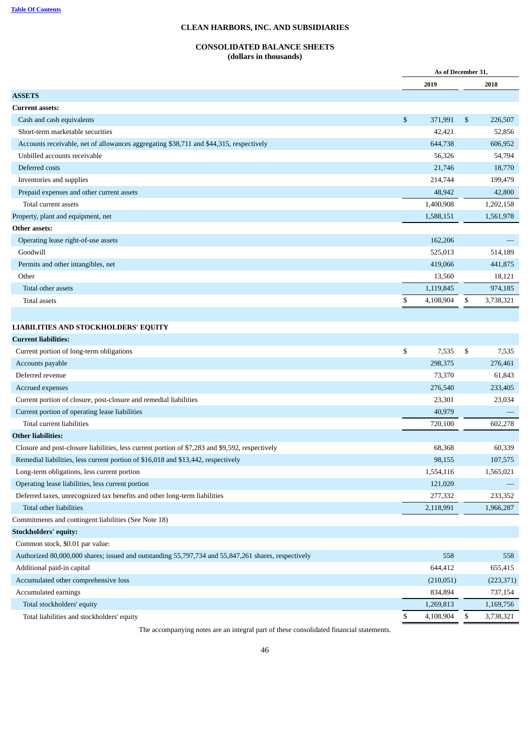# CLEAN HARBORS, INC. AND SUBSIDIARIES

## CONSOLIDATED BALANCE SHEETS
### (dollars in thousands)

| | As of December 31, | |
|---|---|---|
| | 2019 | 2018 |
| **ASSETS** | | |
| **Current assets:** | | |
| Cash and cash equivalents | $ 371,991 | $ 226,507 |
| Short-term marketable securities | 42,421 | 52,856 |
| Accounts receivable, net of allowances aggregating $38,711 and $44,315, respectively | 644,738 | 606,952 |
| Unbilled accounts receivable | 56,326 | 54,794 |
| Deferred costs | 21,746 | 18,770 |
| Inventories and supplies | 214,744 | 199,479 |
| Prepaid expenses and other current assets | 48,942 | 42,800 |
| Total current assets | 1,400,908 | 1,202,158 |
| Property, plant and equipment, net | 1,588,151 | 1,561,978 |
| **Other assets:** | | |
| Operating lease right-of-use assets | 162,206 | — |
| Goodwill | 525,013 | 514,189 |
| Permits and other intangibles, net | 419,066 | 441,875 |
| Other | 13,560 | 18,121 |
| Total other assets | 1,119,845 | 974,185 |
| Total assets | $ 4,108,904 | $ 3,738,321 |
| | | |
| **LIABILITIES AND STOCKHOLDERS' EQUITY** | | |
| **Current liabilities:** | | |
| Current portion of long-term obligations | $ 7,535 | $ 7,535 |
| Accounts payable | 298,375 | 276,461 |
| Deferred revenue | 73,370 | 61,843 |
| Accrued expenses | 276,540 | 233,405 |
| Current portion of closure, post-closure and remedial liabilities | 23,301 | 23,034 |
| Current portion of operating lease liabilities | 40,979 | — |
| Total current liabilities | 720,100 | 602,278 |
| **Other liabilities:** | | |
| Closure and post-closure liabilities, less current portion of $7,283 and $9,592, respectively | 68,368 | 60,339 |
| Remedial liabilities, less current portion of $16,018 and $13,442, respectively | 98,155 | 107,575 |
| Long-term obligations, less current portion | 1,554,116 | 1,565,021 |
| Operating lease liabilities, less current portion | 121,020 | — |
| Deferred taxes, unrecognized tax benefits and other long-term liabilities | 277,332 | 233,352 |
| Total other liabilities | 2,118,991 | 1,966,287 |
| Commitments and contingent liabilities (See Note 18) | | |
| **Stockholders' equity:** | | |
| Common stock, $0.01 par value: | | |
| Authorized 80,000,000 shares; issued and outstanding 55,797,734 and 55,847,261 shares, respectively | 558 | 558 |
| Additional paid-in capital | 644,412 | 655,415 |
| Accumulated other comprehensive loss | (210,051) | (223,371) |
| Accumulated earnings | 834,894 | 737,154 |
| Total stockholders' equity | 1,269,813 | 1,169,756 |
| Total liabilities and stockholders' equity | $ 4,108,904 | $ 3,738,321 |

The accompanying notes are an integral part of these consolidated financial statements.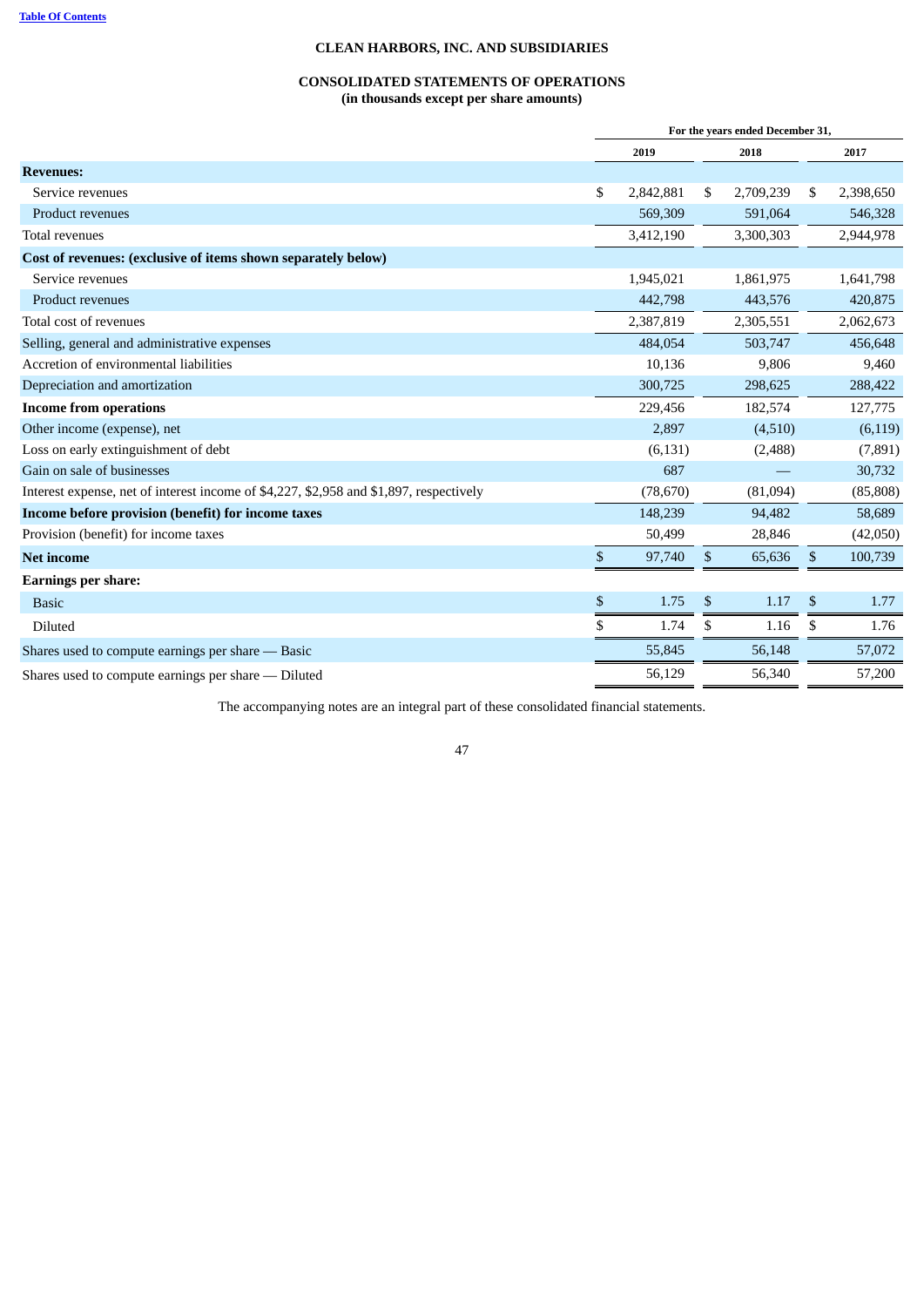**CLEAN HARBORS, INC. AND SUBSIDIARIES**

**CONSOLIDATED STATEMENTS OF OPERATIONS**
**(in thousands except per share amounts)**

| | For the years ended December 31, | | |
|---|---|---|---|
| | 2019 | 2018 | 2017 |
| **Revenues:** | | | |
| Service revenues | $ 2,842,881 | $ 2,709,239 | $ 2,398,650 |
| Product revenues | 569,309 | 591,064 | 546,328 |
| Total revenues | 3,412,190 | 3,300,303 | 2,944,978 |
| **Cost of revenues: (exclusive of items shown separately below)** | | | |
| Service revenues | 1,945,021 | 1,861,975 | 1,641,798 |
| Product revenues | 442,798 | 443,576 | 420,875 |
| Total cost of revenues | 2,387,819 | 2,305,551 | 2,062,673 |
| Selling, general and administrative expenses | 484,054 | 503,747 | 456,648 |
| Accretion of environmental liabilities | 10,136 | 9,806 | 9,460 |
| Depreciation and amortization | 300,725 | 298,625 | 288,422 |
| **Income from operations** | 229,456 | 182,574 | 127,775 |
| Other income (expense), net | 2,897 | (4,510) | (6,119) |
| Loss on early extinguishment of debt | (6,131) | (2,488) | (7,891) |
| Gain on sale of businesses | 687 | — | 30,732 |
| Interest expense, net of interest income of $4,227, $2,958 and $1,897, respectively | (78,670) | (81,094) | (85,808) |
| **Income before provision (benefit) for income taxes** | 148,239 | 94,482 | 58,689 |
| Provision (benefit) for income taxes | 50,499 | 28,846 | (42,050) |
| **Net income** | $ 97,740 | $ 65,636 | $ 100,739 |
| **Earnings per share:** | | | |
| Basic | $ 1.75 | $ 1.17 | $ 1.77 |
| Diluted | $ 1.74 | $ 1.16 | $ 1.76 |
| Shares used to compute earnings per share — Basic | 55,845 | 56,148 | 57,072 |
| Shares used to compute earnings per share — Diluted | 56,129 | 56,340 | 57,200 |

The accompanying notes are an integral part of these consolidated financial statements.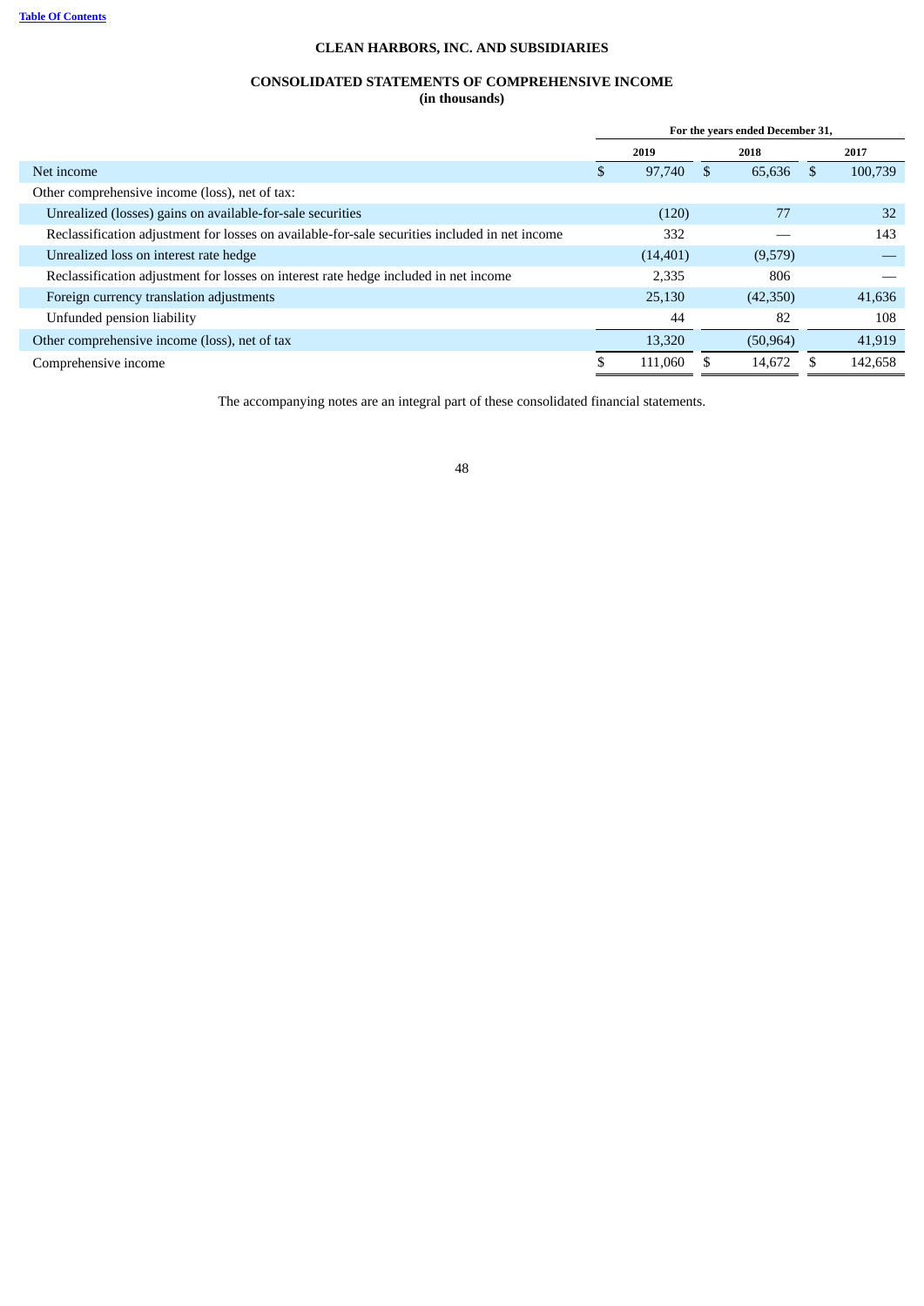**CLEAN HARBORS, INC. AND SUBSIDIARIES**

**CONSOLIDATED STATEMENTS OF COMPREHENSIVE INCOME**
**(in thousands)**

| | For the years ended December 31, | | |
|---|---|---|---|
| | 2019 | 2018 | 2017 |
| Net income | $ 97,740 | $ 65,636 | $ 100,739 |
| Other comprehensive income (loss), net of tax: | | | |
| Unrealized (losses) gains on available-for-sale securities | (120) | 77 | 32 |
| Reclassification adjustment for losses on available-for-sale securities included in net income | 332 | — | 143 |
| Unrealized loss on interest rate hedge | (14,401) | (9,579) | — |
| Reclassification adjustment for losses on interest rate hedge included in net income | 2,335 | 806 | — |
| Foreign currency translation adjustments | 25,130 | (42,350) | 41,636 |
| Unfunded pension liability | 44 | 82 | 108 |
| Other comprehensive income (loss), net of tax | 13,320 | (50,964) | 41,919 |
| Comprehensive income | $ 111,060 | $ 14,672 | $ 142,658 |

The accompanying notes are an integral part of these consolidated financial statements.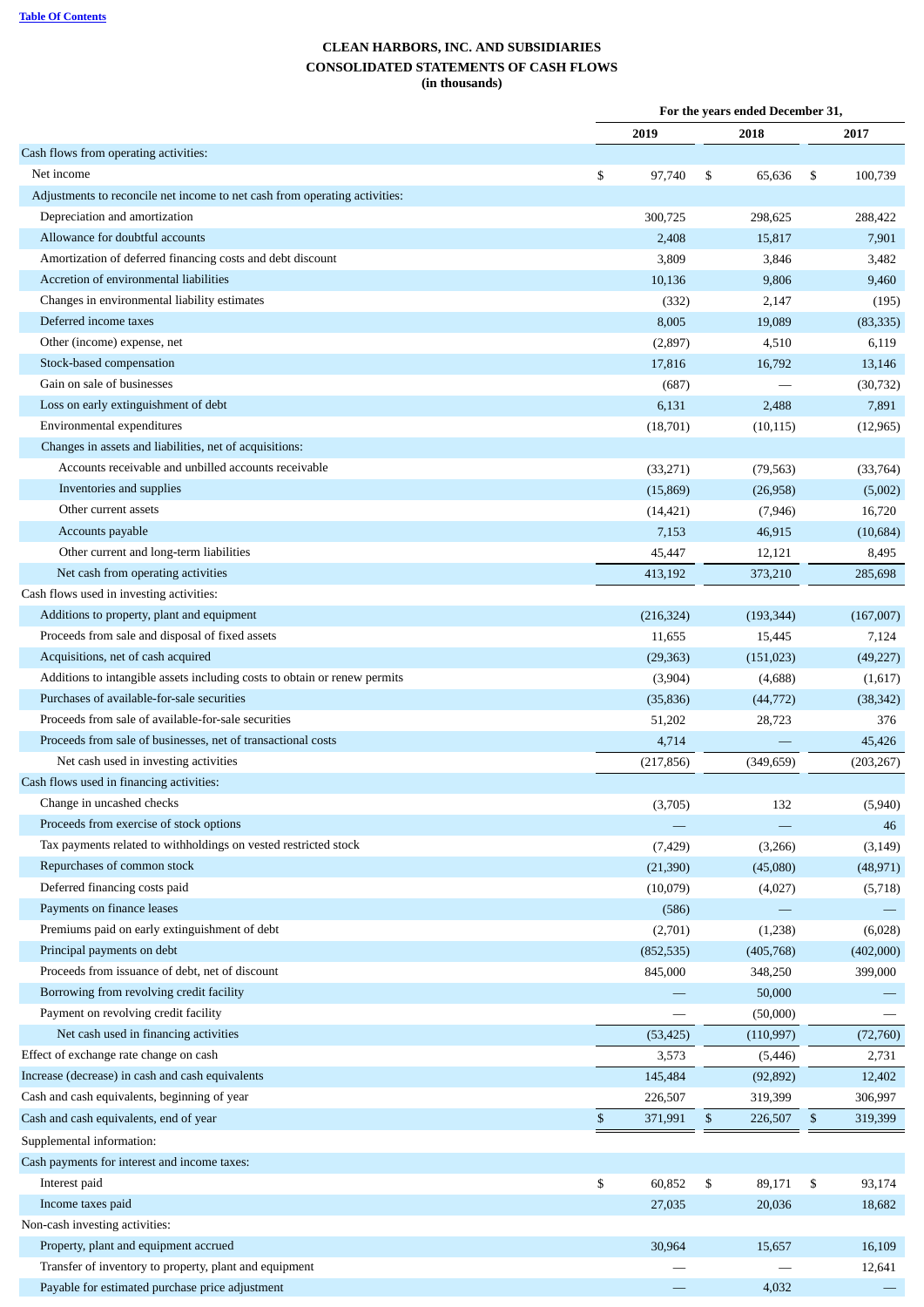Table Of Contents

**CLEAN HARBORS, INC. AND SUBSIDIARIES**

**CONSOLIDATED STATEMENTS OF CASH FLOWS**

**(in thousands)**

| | For the years ended December 31, | | |
|---|---|---|---|
| | 2019 | 2018 | 2017 |
| Cash flows from operating activities: | | | |
| Net income | $ 97,740 | $ 65,636 | $ 100,739 |
| Adjustments to reconcile net income to net cash from operating activities: | | | |
| Depreciation and amortization | 300,725 | 298,625 | 288,422 |
| Allowance for doubtful accounts | 2,408 | 15,817 | 7,901 |
| Amortization of deferred financing costs and debt discount | 3,809 | 3,846 | 3,482 |
| Accretion of environmental liabilities | 10,136 | 9,806 | 9,460 |
| Changes in environmental liability estimates | (332) | 2,147 | (195) |
| Deferred income taxes | 8,005 | 19,089 | (83,335) |
| Other (income) expense, net | (2,897) | 4,510 | 6,119 |
| Stock-based compensation | 17,816 | 16,792 | 13,146 |
| Gain on sale of businesses | (687) | — | (30,732) |
| Loss on early extinguishment of debt | 6,131 | 2,488 | 7,891 |
| Environmental expenditures | (18,701) | (10,115) | (12,965) |
| Changes in assets and liabilities, net of acquisitions: | | | |
| Accounts receivable and unbilled accounts receivable | (33,271) | (79,563) | (33,764) |
| Inventories and supplies | (15,869) | (26,958) | (5,002) |
| Other current assets | (14,421) | (7,946) | 16,720 |
| Accounts payable | 7,153 | 46,915 | (10,684) |
| Other current and long-term liabilities | 45,447 | 12,121 | 8,495 |
| Net cash from operating activities | 413,192 | 373,210 | 285,698 |
| Cash flows used in investing activities: | | | |
| Additions to property, plant and equipment | (216,324) | (193,344) | (167,007) |
| Proceeds from sale and disposal of fixed assets | 11,655 | 15,445 | 7,124 |
| Acquisitions, net of cash acquired | (29,363) | (151,023) | (49,227) |
| Additions to intangible assets including costs to obtain or renew permits | (3,904) | (4,688) | (1,617) |
| Purchases of available-for-sale securities | (35,836) | (44,772) | (38,342) |
| Proceeds from sale of available-for-sale securities | 51,202 | 28,723 | 376 |
| Proceeds from sale of businesses, net of transactional costs | 4,714 | — | 45,426 |
| Net cash used in investing activities | (217,856) | (349,659) | (203,267) |
| Cash flows used in financing activities: | | | |
| Change in uncashed checks | (3,705) | 132 | (5,940) |
| Proceeds from exercise of stock options | — | — | 46 |
| Tax payments related to withholdings on vested restricted stock | (7,429) | (3,266) | (3,149) |
| Repurchases of common stock | (21,390) | (45,080) | (48,971) |
| Deferred financing costs paid | (10,079) | (4,027) | (5,718) |
| Payments on finance leases | (586) | — | — |
| Premiums paid on early extinguishment of debt | (2,701) | (1,238) | (6,028) |
| Principal payments on debt | (852,535) | (405,768) | (402,000) |
| Proceeds from issuance of debt, net of discount | 845,000 | 348,250 | 399,000 |
| Borrowing from revolving credit facility | — | 50,000 | — |
| Payment on revolving credit facility | — | (50,000) | — |
| Net cash used in financing activities | (53,425) | (110,997) | (72,760) |
| Effect of exchange rate change on cash | 3,573 | (5,446) | 2,731 |
| Increase (decrease) in cash and cash equivalents | 145,484 | (92,892) | 12,402 |
| Cash and cash equivalents, beginning of year | 226,507 | 319,399 | 306,997 |
| Cash and cash equivalents, end of year | $ 371,991 | $ 226,507 | $ 319,399 |
| Supplemental information: | | | |
| Cash payments for interest and income taxes: | | | |
| Interest paid | $ 60,852 | $ 89,171 | $ 93,174 |
| Income taxes paid | 27,035 | 20,036 | 18,682 |
| Non-cash investing activities: | | | |
| Property, plant and equipment accrued | 30,964 | 15,657 | 16,109 |
| Transfer of inventory to property, plant and equipment | — | — | 12,641 |
| Payable for estimated purchase price adjustment | — | 4,032 | — |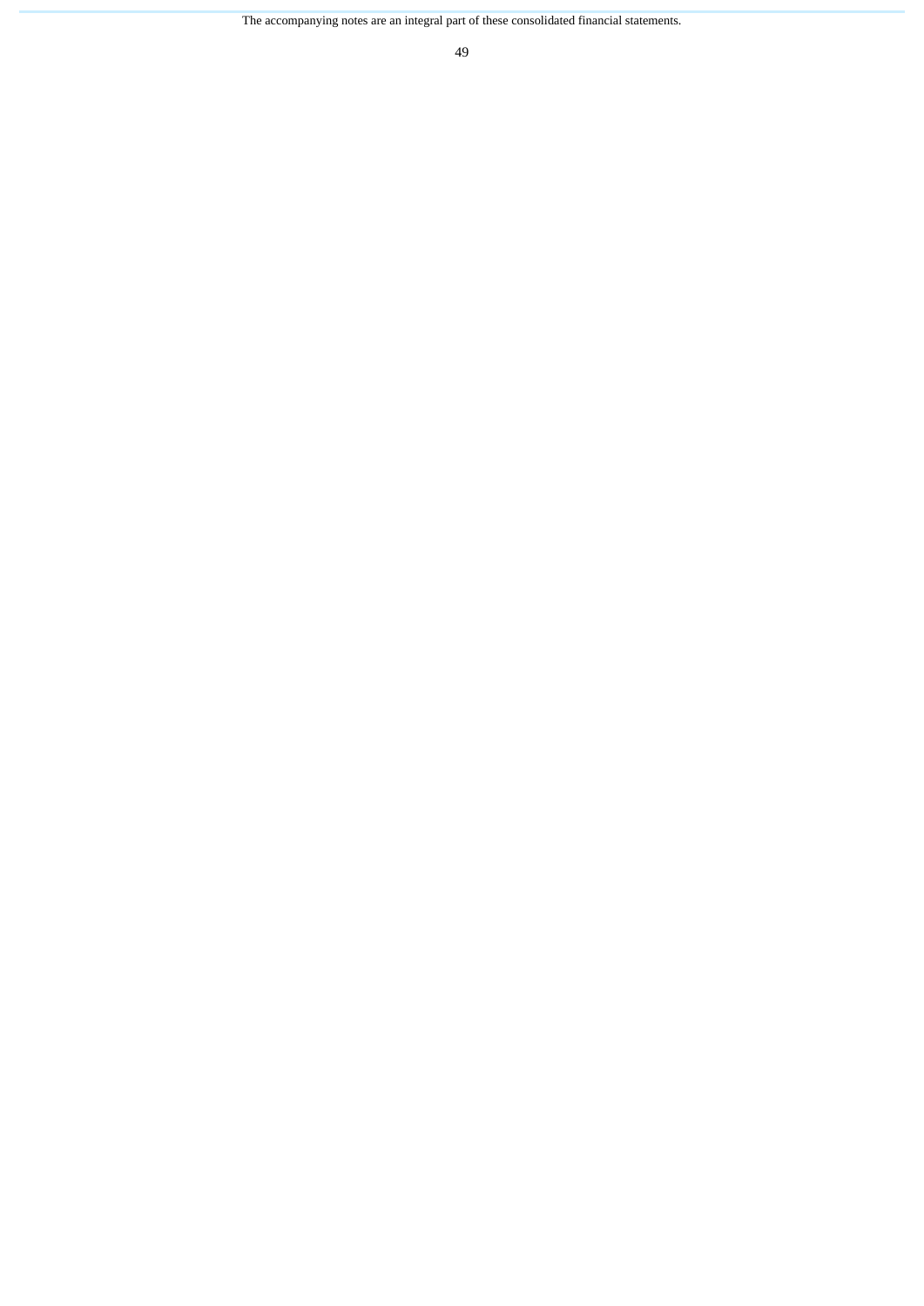The accompanying notes are an integral part of these consolidated financial statements.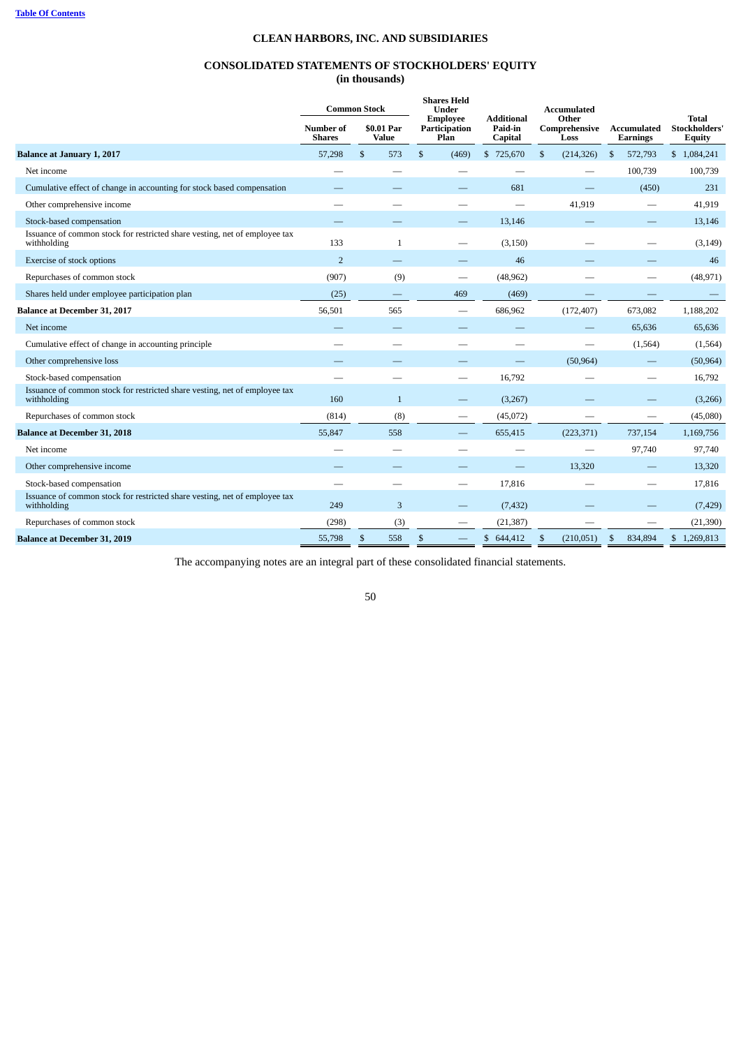**CLEAN HARBORS, INC. AND SUBSIDIARIES**

**CONSOLIDATED STATEMENTS OF STOCKHOLDERS' EQUITY**
**(in thousands)**

| | Common Stock | | Shares Held Under Employee Participation Plan | Additional Paid-in Capital | Accumulated Other Comprehensive Loss | Accumulated Earnings | Total Stockholders' Equity |
|---|---|---|---|---|---|---|---|
| | Number of Shares | $0.01 Par Value | | | | | |
| **Balance at January 1, 2017** | 57,298 | $ 573 | $ (469) | $ 725,670 | $ (214,326) | $ 572,793 | $ 1,084,241 |
| Net income | — | — | — | — | — | 100,739 | 100,739 |
| Cumulative effect of change in accounting for stock based compensation | — | — | — | 681 | — | (450) | 231 |
| Other comprehensive income | — | — | — | — | 41,919 | — | 41,919 |
| Stock-based compensation | — | — | — | 13,146 | — | — | 13,146 |
| Issuance of common stock for restricted share vesting, net of employee tax withholding | 133 | 1 | — | (3,150) | — | — | (3,149) |
| Exercise of stock options | 2 | — | — | 46 | — | — | 46 |
| Repurchases of common stock | (907) | (9) | — | (48,962) | — | — | (48,971) |
| Shares held under employee participation plan | (25) | — | 469 | (469) | — | — | — |
| **Balance at December 31, 2017** | 56,501 | 565 | — | 686,962 | (172,407) | 673,082 | 1,188,202 |
| Net income | — | — | — | — | — | 65,636 | 65,636 |
| Cumulative effect of change in accounting principle | — | — | — | — | — | (1,564) | (1,564) |
| Other comprehensive loss | — | — | — | — | (50,964) | — | (50,964) |
| Stock-based compensation | — | — | — | 16,792 | — | — | 16,792 |
| Issuance of common stock for restricted share vesting, net of employee tax withholding | 160 | 1 | — | (3,267) | — | — | (3,266) |
| Repurchases of common stock | (814) | (8) | — | (45,072) | — | — | (45,080) |
| **Balance at December 31, 2018** | 55,847 | 558 | — | 655,415 | (223,371) | 737,154 | 1,169,756 |
| Net income | — | — | — | — | — | 97,740 | 97,740 |
| Other comprehensive income | — | — | — | — | 13,320 | — | 13,320 |
| Stock-based compensation | — | — | — | 17,816 | — | — | 17,816 |
| Issuance of common stock for restricted share vesting, net of employee tax withholding | 249 | 3 | — | (7,432) | — | — | (7,429) |
| Repurchases of common stock | (298) | (3) | — | (21,387) | — | — | (21,390) |
| **Balance at December 31, 2019** | 55,798 | $ 558 | $ — | $ 644,412 | $ (210,051) | $ 834,894 | $ 1,269,813 |

The accompanying notes are an integral part of these consolidated financial statements.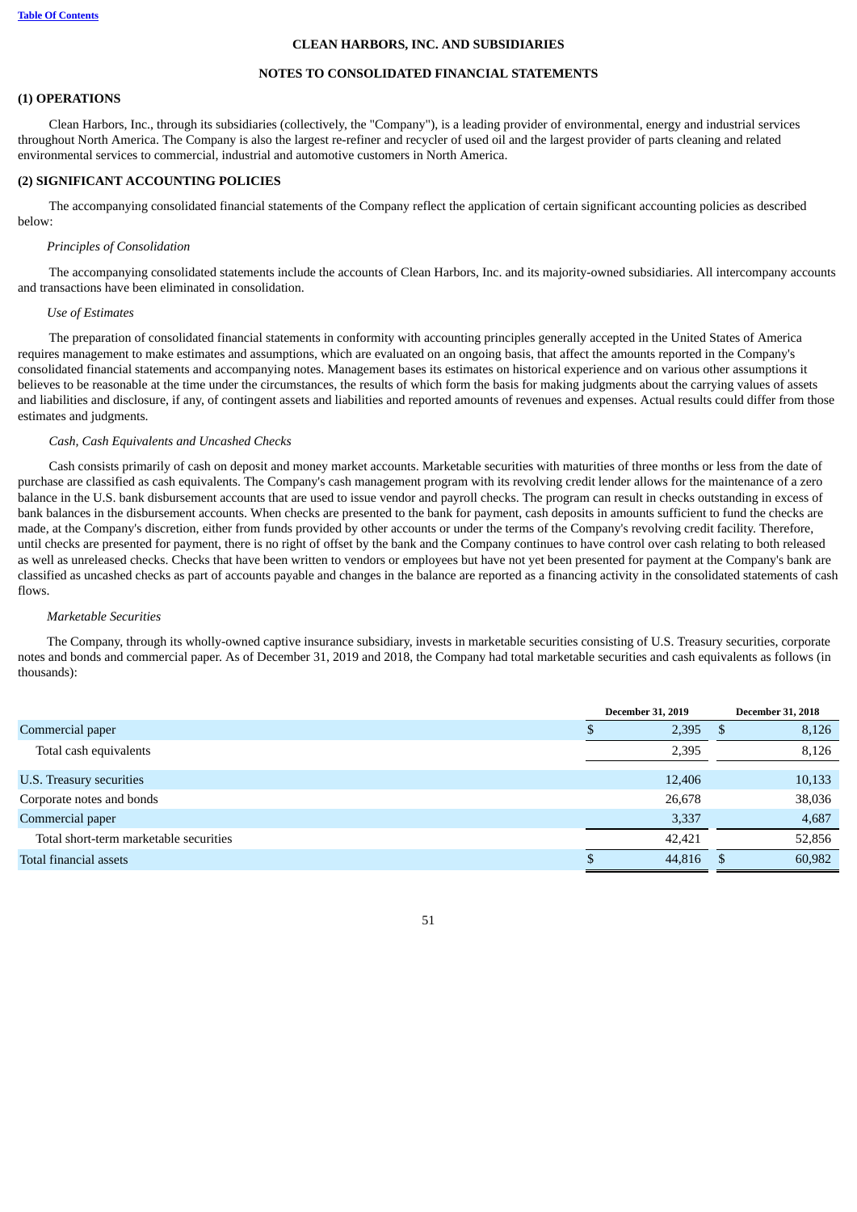**CLEAN HARBORS, INC. AND SUBSIDIARIES**

**NOTES TO CONSOLIDATED FINANCIAL STATEMENTS**

## (1) OPERATIONS

Clean Harbors, Inc., through its subsidiaries (collectively, the "Company"), is a leading provider of environmental, energy and industrial services throughout North America. The Company is also the largest re-refiner and recycler of used oil and the largest provider of parts cleaning and related environmental services to commercial, industrial and automotive customers in North America.

## (2) SIGNIFICANT ACCOUNTING POLICIES

The accompanying consolidated financial statements of the Company reflect the application of certain significant accounting policies as described below:

*Principles of Consolidation*

The accompanying consolidated statements include the accounts of Clean Harbors, Inc. and its majority-owned subsidiaries. All intercompany accounts and transactions have been eliminated in consolidation.

*Use of Estimates*

The preparation of consolidated financial statements in conformity with accounting principles generally accepted in the United States of America requires management to make estimates and assumptions, which are evaluated on an ongoing basis, that affect the amounts reported in the Company's consolidated financial statements and accompanying notes. Management bases its estimates on historical experience and on various other assumptions it believes to be reasonable at the time under the circumstances, the results of which form the basis for making judgments about the carrying values of assets and liabilities and disclosure, if any, of contingent assets and liabilities and reported amounts of revenues and expenses. Actual results could differ from those estimates and judgments.

*Cash, Cash Equivalents and Uncashed Checks*

Cash consists primarily of cash on deposit and money market accounts. Marketable securities with maturities of three months or less from the date of purchase are classified as cash equivalents. The Company's cash management program with its revolving credit lender allows for the maintenance of a zero balance in the U.S. bank disbursement accounts that are used to issue vendor and payroll checks. The program can result in checks outstanding in excess of bank balances in the disbursement accounts. When checks are presented to the bank for payment, cash deposits in amounts sufficient to fund the checks are made, at the Company's discretion, either from funds provided by other accounts or under the terms of the Company's revolving credit facility. Therefore, until checks are presented for payment, there is no right of offset by the bank and the Company continues to have control over cash relating to both released as well as unreleased checks. Checks that have been written to vendors or employees but have not yet been presented for payment at the Company's bank are classified as uncashed checks as part of accounts payable and changes in the balance are reported as a financing activity in the consolidated statements of cash flows.

*Marketable Securities*

The Company, through its wholly-owned captive insurance subsidiary, invests in marketable securities consisting of U.S. Treasury securities, corporate notes and bonds and commercial paper. As of December 31, 2019 and 2018, the Company had total marketable securities and cash equivalents as follows (in thousands):

| | December 31, 2019 | December 31, 2018 |
|---|---|---|
| Commercial paper | $ 2,395 | $ 8,126 |
| Total cash equivalents | 2,395 | 8,126 |
| U.S. Treasury securities | 12,406 | 10,133 |
| Corporate notes and bonds | 26,678 | 38,036 |
| Commercial paper | 3,337 | 4,687 |
| Total short-term marketable securities | 42,421 | 52,856 |
| Total financial assets | $ 44,816 | $ 60,982 |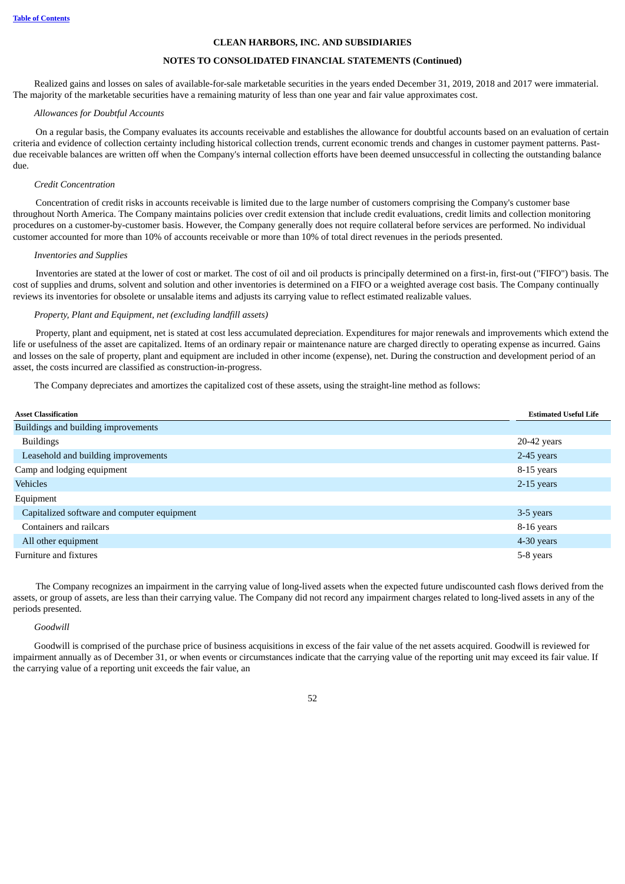Realized gains and losses on sales of available-for-sale marketable securities in the years ended December 31, 2019, 2018 and 2017 were immaterial. The majority of the marketable securities have a remaining maturity of less than one year and fair value approximates cost.

*Allowances for Doubtful Accounts*

On a regular basis, the Company evaluates its accounts receivable and establishes the allowance for doubtful accounts based on an evaluation of certain criteria and evidence of collection certainty including historical collection trends, current economic trends and changes in customer payment patterns. Past-due receivable balances are written off when the Company's internal collection efforts have been deemed unsuccessful in collecting the outstanding balance due.

*Credit Concentration*

Concentration of credit risks in accounts receivable is limited due to the large number of customers comprising the Company's customer base throughout North America. The Company maintains policies over credit extension that include credit evaluations, credit limits and collection monitoring procedures on a customer-by-customer basis. However, the Company generally does not require collateral before services are performed. No individual customer accounted for more than 10% of accounts receivable or more than 10% of total direct revenues in the periods presented.

*Inventories and Supplies*

Inventories are stated at the lower of cost or market. The cost of oil and oil products is principally determined on a first-in, first-out ("FIFO") basis. The cost of supplies and drums, solvent and solution and other inventories is determined on a FIFO or a weighted average cost basis. The Company continually reviews its inventories for obsolete or unsalable items and adjusts its carrying value to reflect estimated realizable values.

*Property, Plant and Equipment, net (excluding landfill assets)*

Property, plant and equipment, net is stated at cost less accumulated depreciation. Expenditures for major renewals and improvements which extend the life or usefulness of the asset are capitalized. Items of an ordinary repair or maintenance nature are charged directly to operating expense as incurred. Gains and losses on the sale of property, plant and equipment are included in other income (expense), net. During the construction and development period of an asset, the costs incurred are classified as construction-in-progress.

The Company depreciates and amortizes the capitalized cost of these assets, using the straight-line method as follows:

| Asset Classification | Estimated Useful Life |
|---|---|
| Buildings and building improvements | |
| Buildings | 20-42 years |
| Leasehold and building improvements | 2-45 years |
| Camp and lodging equipment | 8-15 years |
| Vehicles | 2-15 years |
| Equipment | |
| Capitalized software and computer equipment | 3-5 years |
| Containers and railcars | 8-16 years |
| All other equipment | 4-30 years |
| Furniture and fixtures | 5-8 years |

The Company recognizes an impairment in the carrying value of long-lived assets when the expected future undiscounted cash flows derived from the assets, or group of assets, are less than their carrying value. The Company did not record any impairment charges related to long-lived assets in any of the periods presented.

*Goodwill*

Goodwill is comprised of the purchase price of business acquisitions in excess of the fair value of the net assets acquired. Goodwill is reviewed for impairment annually as of December 31, or when events or circumstances indicate that the carrying value of the reporting unit may exceed its fair value. If the carrying value of a reporting unit exceeds the fair value, an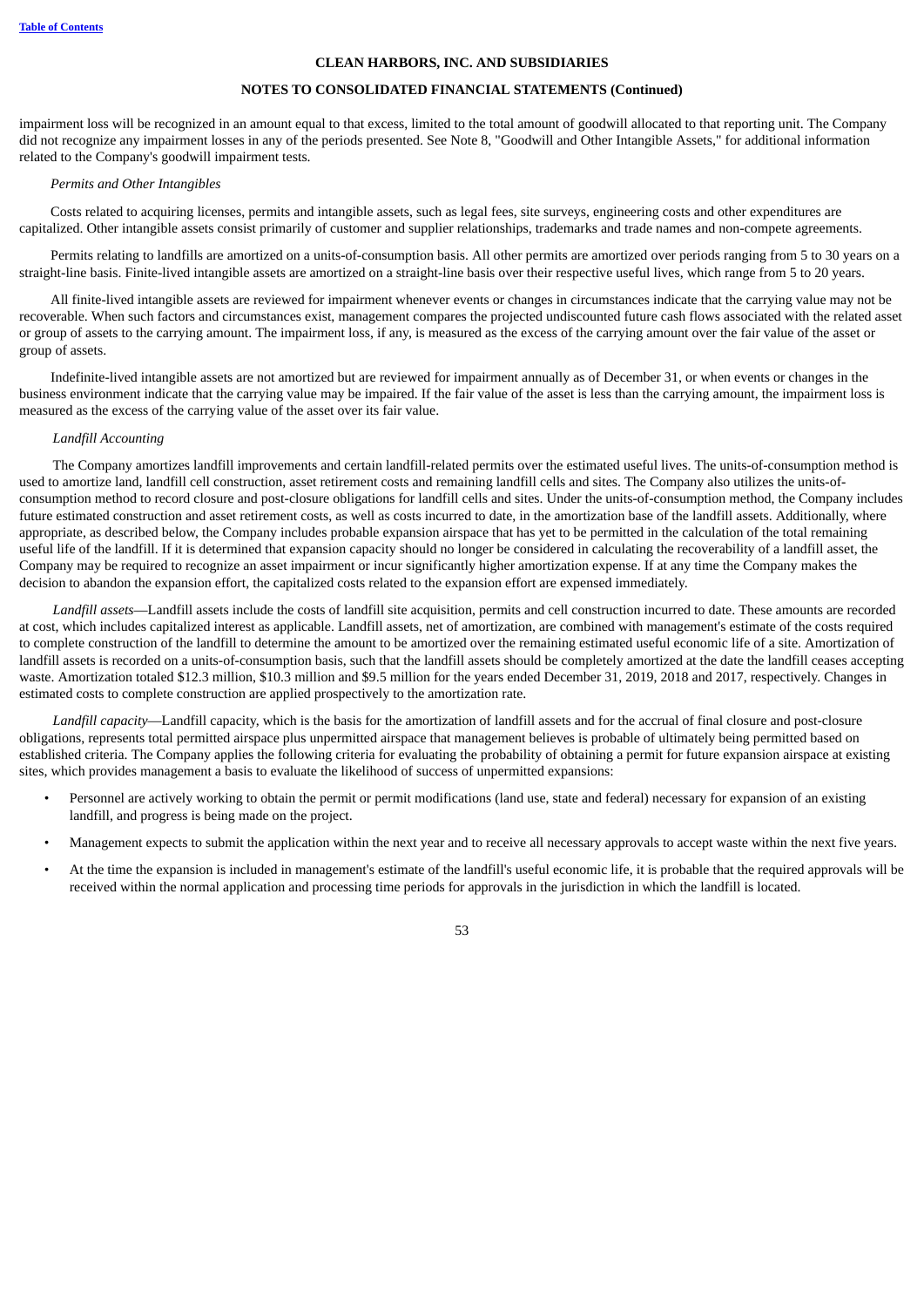impairment loss will be recognized in an amount equal to that excess, limited to the total amount of goodwill allocated to that reporting unit. The Company did not recognize any impairment losses in any of the periods presented. See Note 8, "Goodwill and Other Intangible Assets," for additional information related to the Company's goodwill impairment tests.

*Permits and Other Intangibles*

Costs related to acquiring licenses, permits and intangible assets, such as legal fees, site surveys, engineering costs and other expenditures are capitalized. Other intangible assets consist primarily of customer and supplier relationships, trademarks and trade names and non-compete agreements.

Permits relating to landfills are amortized on a units-of-consumption basis. All other permits are amortized over periods ranging from 5 to 30 years on a straight-line basis. Finite-lived intangible assets are amortized on a straight-line basis over their respective useful lives, which range from 5 to 20 years.

All finite-lived intangible assets are reviewed for impairment whenever events or changes in circumstances indicate that the carrying value may not be recoverable. When such factors and circumstances exist, management compares the projected undiscounted future cash flows associated with the related asset or group of assets to the carrying amount. The impairment loss, if any, is measured as the excess of the carrying amount over the fair value of the asset or group of assets.

Indefinite-lived intangible assets are not amortized but are reviewed for impairment annually as of December 31, or when events or changes in the business environment indicate that the carrying value may be impaired. If the fair value of the asset is less than the carrying amount, the impairment loss is measured as the excess of the carrying value of the asset over its fair value.

*Landfill Accounting*

The Company amortizes landfill improvements and certain landfill-related permits over the estimated useful lives. The units-of-consumption method is used to amortize land, landfill cell construction, asset retirement costs and remaining landfill cells and sites. The Company also utilizes the units-of-consumption method to record closure and post-closure obligations for landfill cells and sites. Under the units-of-consumption method, the Company includes future estimated construction and asset retirement costs, as well as costs incurred to date, in the amortization base of the landfill assets. Additionally, where appropriate, as described below, the Company includes probable expansion airspace that has yet to be permitted in the calculation of the total remaining useful life of the landfill. If it is determined that expansion capacity should no longer be considered in calculating the recoverability of a landfill asset, the Company may be required to recognize an asset impairment or incur significantly higher amortization expense. If at any time the Company makes the decision to abandon the expansion effort, the capitalized costs related to the expansion effort are expensed immediately.

*Landfill assets*—Landfill assets include the costs of landfill site acquisition, permits and cell construction incurred to date. These amounts are recorded at cost, which includes capitalized interest as applicable. Landfill assets, net of amortization, are combined with management's estimate of the costs required to complete construction of the landfill to determine the amount to be amortized over the remaining estimated useful economic life of a site. Amortization of landfill assets is recorded on a units-of-consumption basis, such that the landfill assets should be completely amortized at the date the landfill ceases accepting waste. Amortization totaled $12.3 million, $10.3 million and $9.5 million for the years ended December 31, 2019, 2018 and 2017, respectively. Changes in estimated costs to complete construction are applied prospectively to the amortization rate.

*Landfill capacity*—Landfill capacity, which is the basis for the amortization of landfill assets and for the accrual of final closure and post-closure obligations, represents total permitted airspace plus unpermitted airspace that management believes is probable of ultimately being permitted based on established criteria. The Company applies the following criteria for evaluating the probability of obtaining a permit for future expansion airspace at existing sites, which provides management a basis to evaluate the likelihood of success of unpermitted expansions:

- Personnel are actively working to obtain the permit or permit modifications (land use, state and federal) necessary for expansion of an existing landfill, and progress is being made on the project.
- Management expects to submit the application within the next year and to receive all necessary approvals to accept waste within the next five years.
- At the time the expansion is included in management's estimate of the landfill's useful economic life, it is probable that the required approvals will be received within the normal application and processing time periods for approvals in the jurisdiction in which the landfill is located.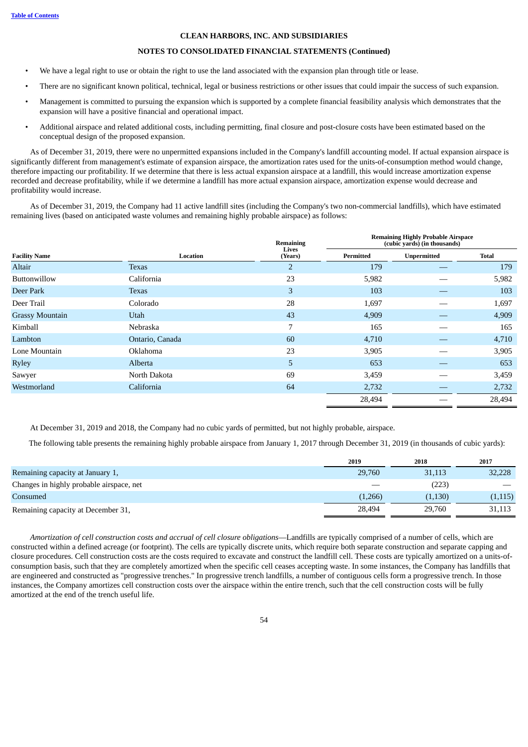CLEAN HARBORS, INC. AND SUBSIDIARIES

NOTES TO CONSOLIDATED FINANCIAL STATEMENTS (Continued)

- We have a legal right to use or obtain the right to use the land associated with the expansion plan through title or lease.
- There are no significant known political, technical, legal or business restrictions or other issues that could impair the success of such expansion.
- Management is committed to pursuing the expansion which is supported by a complete financial feasibility analysis which demonstrates that the expansion will have a positive financial and operational impact.
- Additional airspace and related additional costs, including permitting, final closure and post-closure costs have been estimated based on the conceptual design of the proposed expansion.

As of December 31, 2019, there were no unpermitted expansions included in the Company's landfill accounting model. If actual expansion airspace is significantly different from management's estimate of expansion airspace, the amortization rates used for the units-of-consumption method would change, therefore impacting our profitability. If we determine that there is less actual expansion airspace at a landfill, this would increase amortization expense recorded and decrease profitability, while if we determine a landfill has more actual expansion airspace, amortization expense would decrease and profitability would increase.

As of December 31, 2019, the Company had 11 active landfill sites (including the Company's two non-commercial landfills), which have estimated remaining lives (based on anticipated waste volumes and remaining highly probable airspace) as follows:

| Facility Name | Location | Remaining Lives (Years) | Remaining Highly Probable Airspace (cubic yards) (in thousands) | | |
|---|---|---|---|---|---|
| | | | Permitted | Unpermitted | Total |
| Altair | Texas | 2 | 179 | — | 179 |
| Buttonwillow | California | 23 | 5,982 | — | 5,982 |
| Deer Park | Texas | 3 | 103 | — | 103 |
| Deer Trail | Colorado | 28 | 1,697 | — | 1,697 |
| Grassy Mountain | Utah | 43 | 4,909 | — | 4,909 |
| Kimball | Nebraska | 7 | 165 | — | 165 |
| Lambton | Ontario, Canada | 60 | 4,710 | — | 4,710 |
| Lone Mountain | Oklahoma | 23 | 3,905 | — | 3,905 |
| Ryley | Alberta | 5 | 653 | — | 653 |
| Sawyer | North Dakota | 69 | 3,459 | — | 3,459 |
| Westmorland | California | 64 | 2,732 | — | 2,732 |
| | | | 28,494 | — | 28,494 |

At December 31, 2019 and 2018, the Company had no cubic yards of permitted, but not highly probable, airspace.

The following table presents the remaining highly probable airspace from January 1, 2017 through December 31, 2019 (in thousands of cubic yards):

| | 2019 | 2018 | 2017 |
|---|---|---|---|
| Remaining capacity at January 1, | 29,760 | 31,113 | 32,228 |
| Changes in highly probable airspace, net | — | (223) | — |
| Consumed | (1,266) | (1,130) | (1,115) |
| Remaining capacity at December 31, | 28,494 | 29,760 | 31,113 |

*Amortization of cell construction costs and accrual of cell closure obligations*—Landfills are typically comprised of a number of cells, which are constructed within a defined acreage (or footprint). The cells are typically discrete units, which require both separate construction and separate capping and closure procedures. Cell construction costs are the costs required to excavate and construct the landfill cell. These costs are typically amortized on a units-of-consumption basis, such that they are completely amortized when the specific cell ceases accepting waste. In some instances, the Company has landfills that are engineered and constructed as "progressive trenches." In progressive trench landfills, a number of contiguous cells form a progressive trench. In those instances, the Company amortizes cell construction costs over the airspace within the entire trench, such that the cell construction costs will be fully amortized at the end of the trench useful life.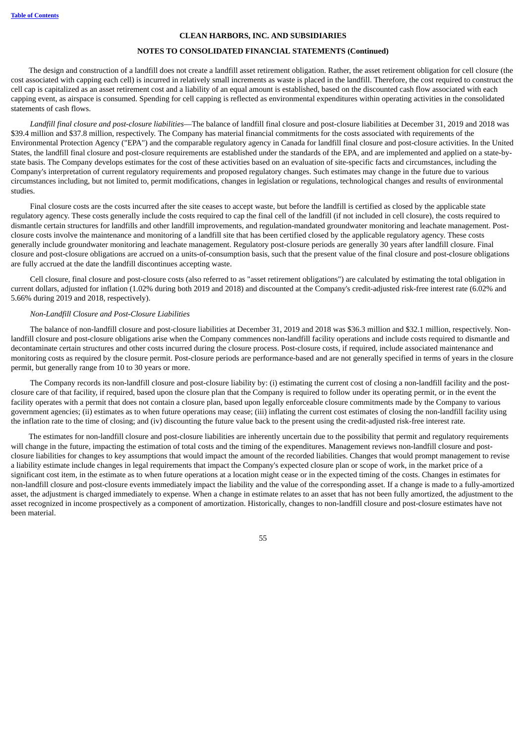CLEAN HARBORS, INC. AND SUBSIDIARIES

NOTES TO CONSOLIDATED FINANCIAL STATEMENTS (Continued)

The design and construction of a landfill does not create a landfill asset retirement obligation. Rather, the asset retirement obligation for cell closure (the cost associated with capping each cell) is incurred in relatively small increments as waste is placed in the landfill. Therefore, the cost required to construct the cell cap is capitalized as an asset retirement cost and a liability of an equal amount is established, based on the discounted cash flow associated with each capping event, as airspace is consumed. Spending for cell capping is reflected as environmental expenditures within operating activities in the consolidated statements of cash flows.

*Landfill final closure and post-closure liabilities*—The balance of landfill final closure and post-closure liabilities at December 31, 2019 and 2018 was $39.4 million and $37.8 million, respectively. The Company has material financial commitments for the costs associated with requirements of the Environmental Protection Agency ("EPA") and the comparable regulatory agency in Canada for landfill final closure and post-closure activities. In the United States, the landfill final closure and post-closure requirements are established under the standards of the EPA, and are implemented and applied on a state-by-state basis. The Company develops estimates for the cost of these activities based on an evaluation of site-specific facts and circumstances, including the Company's interpretation of current regulatory requirements and proposed regulatory changes. Such estimates may change in the future due to various circumstances including, but not limited to, permit modifications, changes in legislation or regulations, technological changes and results of environmental studies.

Final closure costs are the costs incurred after the site ceases to accept waste, but before the landfill is certified as closed by the applicable state regulatory agency. These costs generally include the costs required to cap the final cell of the landfill (if not included in cell closure), the costs required to dismantle certain structures for landfills and other landfill improvements, and regulation-mandated groundwater monitoring and leachate management. Post-closure costs involve the maintenance and monitoring of a landfill site that has been certified closed by the applicable regulatory agency. These costs generally include groundwater monitoring and leachate management. Regulatory post-closure periods are generally 30 years after landfill closure. Final closure and post-closure obligations are accrued on a units-of-consumption basis, such that the present value of the final closure and post-closure obligations are fully accrued at the date the landfill discontinues accepting waste.

Cell closure, final closure and post-closure costs (also referred to as "asset retirement obligations") are calculated by estimating the total obligation in current dollars, adjusted for inflation (1.02% during both 2019 and 2018) and discounted at the Company's credit-adjusted risk-free interest rate (6.02% and 5.66% during 2019 and 2018, respectively).

*Non-Landfill Closure and Post-Closure Liabilities*

The balance of non-landfill closure and post-closure liabilities at December 31, 2019 and 2018 was $36.3 million and $32.1 million, respectively. Non-landfill closure and post-closure obligations arise when the Company commences non-landfill facility operations and include costs required to dismantle and decontaminate certain structures and other costs incurred during the closure process. Post-closure costs, if required, include associated maintenance and monitoring costs as required by the closure permit. Post-closure periods are performance-based and are not generally specified in terms of years in the closure permit, but generally range from 10 to 30 years or more.

The Company records its non-landfill closure and post-closure liability by: (i) estimating the current cost of closing a non-landfill facility and the post-closure care of that facility, if required, based upon the closure plan that the Company is required to follow under its operating permit, or in the event the facility operates with a permit that does not contain a closure plan, based upon legally enforceable closure commitments made by the Company to various government agencies; (ii) estimates as to when future operations may cease; (iii) inflating the current cost estimates of closing the non-landfill facility using the inflation rate to the time of closing; and (iv) discounting the future value back to the present using the credit-adjusted risk-free interest rate.

The estimates for non-landfill closure and post-closure liabilities are inherently uncertain due to the possibility that permit and regulatory requirements will change in the future, impacting the estimation of total costs and the timing of the expenditures. Management reviews non-landfill closure and post-closure liabilities for changes to key assumptions that would impact the amount of the recorded liabilities. Changes that would prompt management to revise a liability estimate include changes in legal requirements that impact the Company's expected closure plan or scope of work, in the market price of a significant cost item, in the estimate as to when future operations at a location might cease or in the expected timing of the costs. Changes in estimates for non-landfill closure and post-closure events immediately impact the liability and the value of the corresponding asset. If a change is made to a fully-amortized asset, the adjustment is charged immediately to expense. When a change in estimate relates to an asset that has not been fully amortized, the adjustment to the asset recognized in income prospectively as a component of amortization. Historically, changes to non-landfill closure and post-closure estimates have not been material.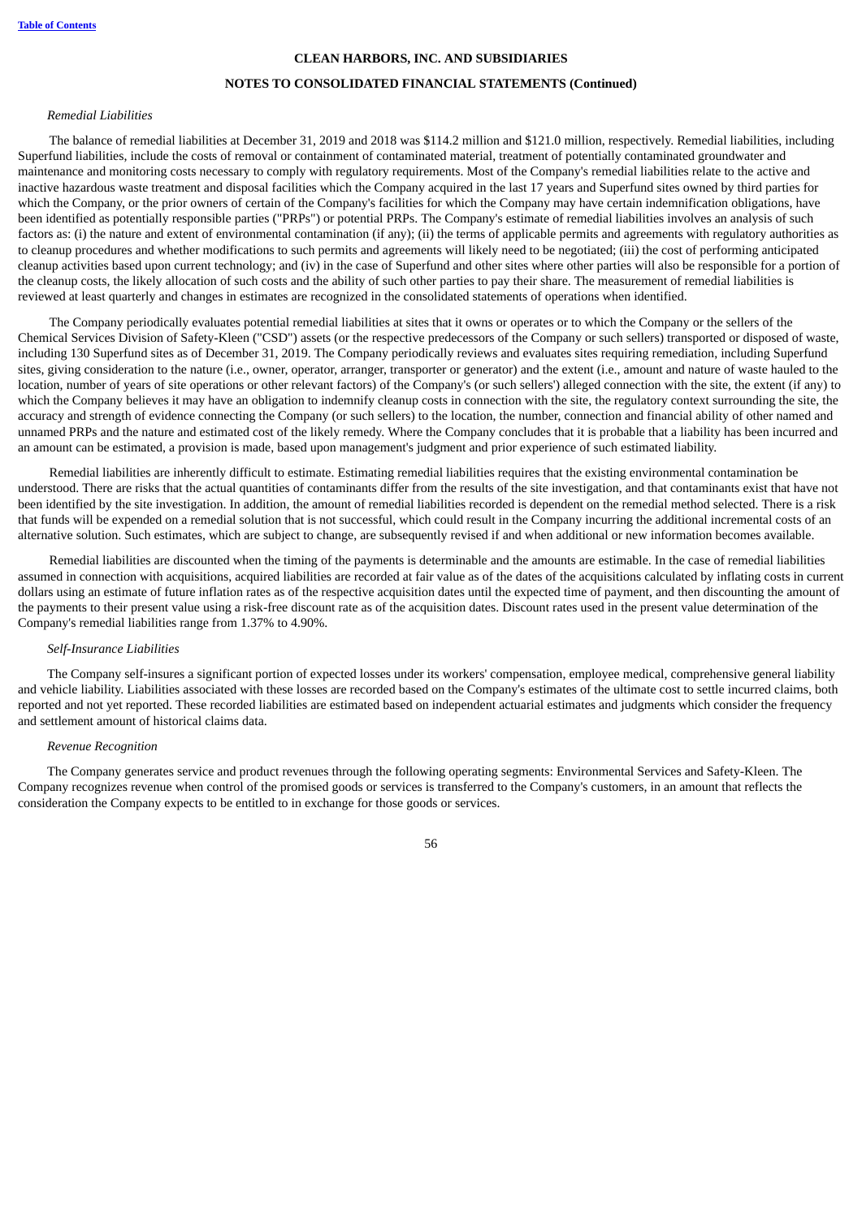*Remedial Liabilities*

The balance of remedial liabilities at December 31, 2019 and 2018 was $114.2 million and $121.0 million, respectively. Remedial liabilities, including Superfund liabilities, include the costs of removal or containment of contaminated material, treatment of potentially contaminated groundwater and maintenance and monitoring costs necessary to comply with regulatory requirements. Most of the Company's remedial liabilities relate to the active and inactive hazardous waste treatment and disposal facilities which the Company acquired in the last 17 years and Superfund sites owned by third parties for which the Company, or the prior owners of certain of the Company's facilities for which the Company may have certain indemnification obligations, have been identified as potentially responsible parties ("PRPs") or potential PRPs. The Company's estimate of remedial liabilities involves an analysis of such factors as: (i) the nature and extent of environmental contamination (if any); (ii) the terms of applicable permits and agreements with regulatory authorities as to cleanup procedures and whether modifications to such permits and agreements will likely need to be negotiated; (iii) the cost of performing anticipated cleanup activities based upon current technology; and (iv) in the case of Superfund and other sites where other parties will also be responsible for a portion of the cleanup costs, the likely allocation of such costs and the ability of such other parties to pay their share. The measurement of remedial liabilities is reviewed at least quarterly and changes in estimates are recognized in the consolidated statements of operations when identified.

The Company periodically evaluates potential remedial liabilities at sites that it owns or operates or to which the Company or the sellers of the Chemical Services Division of Safety-Kleen ("CSD") assets (or the respective predecessors of the Company or such sellers) transported or disposed of waste, including 130 Superfund sites as of December 31, 2019. The Company periodically reviews and evaluates sites requiring remediation, including Superfund sites, giving consideration to the nature (i.e., owner, operator, arranger, transporter or generator) and the extent (i.e., amount and nature of waste hauled to the location, number of years of site operations or other relevant factors) of the Company's (or such sellers') alleged connection with the site, the extent (if any) to which the Company believes it may have an obligation to indemnify cleanup costs in connection with the site, the regulatory context surrounding the site, the accuracy and strength of evidence connecting the Company (or such sellers) to the location, the number, connection and financial ability of other named and unnamed PRPs and the nature and estimated cost of the likely remedy. Where the Company concludes that it is probable that a liability has been incurred and an amount can be estimated, a provision is made, based upon management's judgment and prior experience of such estimated liability.

Remedial liabilities are inherently difficult to estimate. Estimating remedial liabilities requires that the existing environmental contamination be understood. There are risks that the actual quantities of contaminants differ from the results of the site investigation, and that contaminants exist that have not been identified by the site investigation. In addition, the amount of remedial liabilities recorded is dependent on the remedial method selected. There is a risk that funds will be expended on a remedial solution that is not successful, which could result in the Company incurring the additional incremental costs of an alternative solution. Such estimates, which are subject to change, are subsequently revised if and when additional or new information becomes available.

Remedial liabilities are discounted when the timing of the payments is determinable and the amounts are estimable. In the case of remedial liabilities assumed in connection with acquisitions, acquired liabilities are recorded at fair value as of the dates of the acquisitions calculated by inflating costs in current dollars using an estimate of future inflation rates as of the respective acquisition dates until the expected time of payment, and then discounting the amount of the payments to their present value using a risk-free discount rate as of the acquisition dates. Discount rates used in the present value determination of the Company's remedial liabilities range from 1.37% to 4.90%.

*Self-Insurance Liabilities*

The Company self-insures a significant portion of expected losses under its workers' compensation, employee medical, comprehensive general liability and vehicle liability. Liabilities associated with these losses are recorded based on the Company's estimates of the ultimate cost to settle incurred claims, both reported and not yet reported. These recorded liabilities are estimated based on independent actuarial estimates and judgments which consider the frequency and settlement amount of historical claims data.

*Revenue Recognition*

The Company generates service and product revenues through the following operating segments: Environmental Services and Safety-Kleen. The Company recognizes revenue when control of the promised goods or services is transferred to the Company's customers, in an amount that reflects the consideration the Company expects to be entitled to in exchange for those goods or services.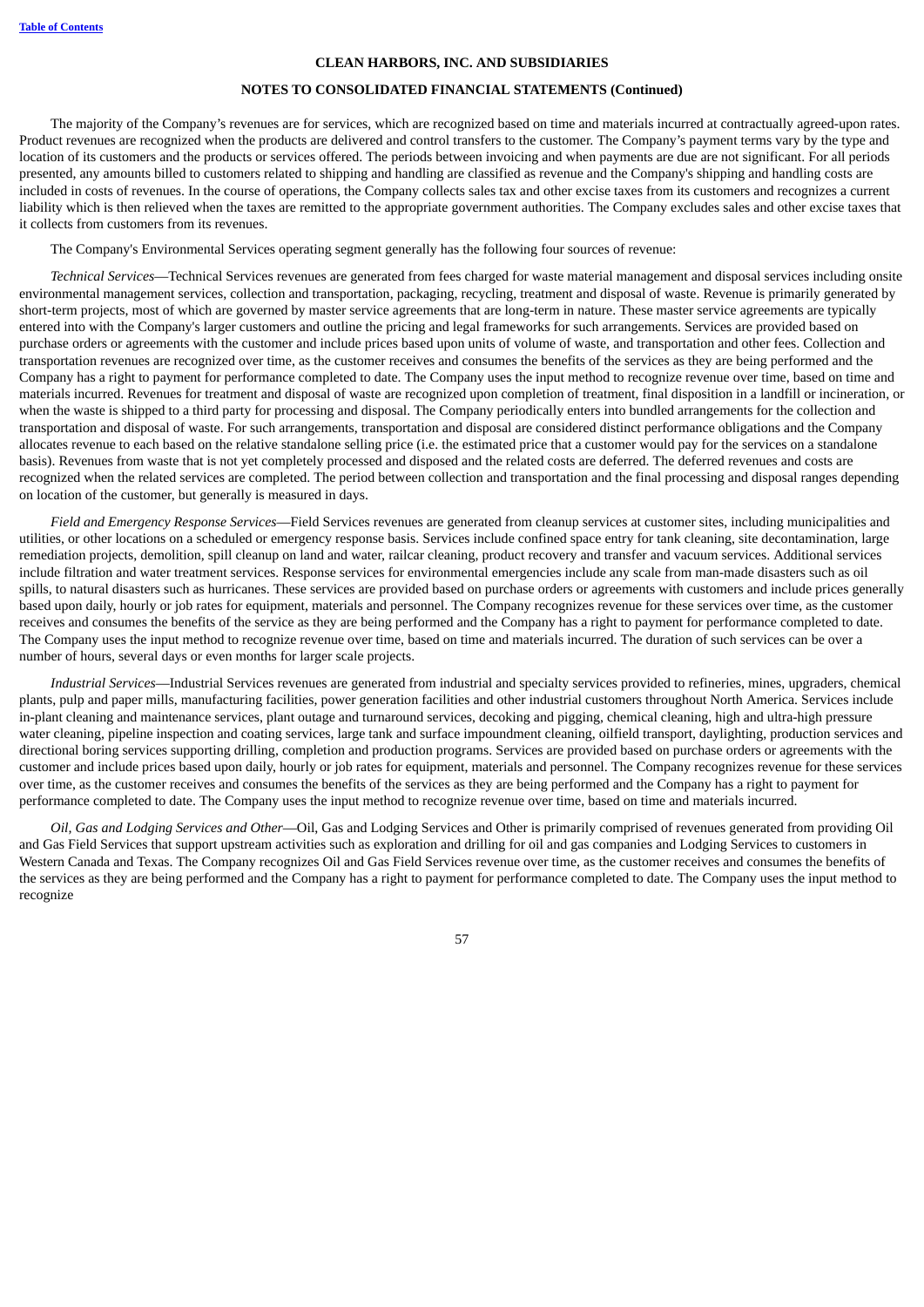The majority of the Company's revenues are for services, which are recognized based on time and materials incurred at contractually agreed-upon rates. Product revenues are recognized when the products are delivered and control transfers to the customer. The Company's payment terms vary by the type and location of its customers and the products or services offered. The periods between invoicing and when payments are due are not significant. For all periods presented, any amounts billed to customers related to shipping and handling are classified as revenue and the Company's shipping and handling costs are included in costs of revenues. In the course of operations, the Company collects sales tax and other excise taxes from its customers and recognizes a current liability which is then relieved when the taxes are remitted to the appropriate government authorities. The Company excludes sales and other excise taxes that it collects from customers from its revenues.

The Company's Environmental Services operating segment generally has the following four sources of revenue:

*Technical Services*—Technical Services revenues are generated from fees charged for waste material management and disposal services including onsite environmental management services, collection and transportation, packaging, recycling, treatment and disposal of waste. Revenue is primarily generated by short-term projects, most of which are governed by master service agreements that are long-term in nature. These master service agreements are typically entered into with the Company's larger customers and outline the pricing and legal frameworks for such arrangements. Services are provided based on purchase orders or agreements with the customer and include prices based upon units of volume of waste, and transportation and other fees. Collection and transportation revenues are recognized over time, as the customer receives and consumes the benefits of the services as they are being performed and the Company has a right to payment for performance completed to date. The Company uses the input method to recognize revenue over time, based on time and materials incurred. Revenues for treatment and disposal of waste are recognized upon completion of treatment, final disposition in a landfill or incineration, or when the waste is shipped to a third party for processing and disposal. The Company periodically enters into bundled arrangements for the collection and transportation and disposal of waste. For such arrangements, transportation and disposal are considered distinct performance obligations and the Company allocates revenue to each based on the relative standalone selling price (i.e. the estimated price that a customer would pay for the services on a standalone basis). Revenues from waste that is not yet completely processed and disposed and the related costs are deferred. The deferred revenues and costs are recognized when the related services are completed. The period between collection and transportation and the final processing and disposal ranges depending on location of the customer, but generally is measured in days.

*Field and Emergency Response Services*—Field Services revenues are generated from cleanup services at customer sites, including municipalities and utilities, or other locations on a scheduled or emergency response basis. Services include confined space entry for tank cleaning, site decontamination, large remediation projects, demolition, spill cleanup on land and water, railcar cleaning, product recovery and transfer and vacuum services. Additional services include filtration and water treatment services. Response services for environmental emergencies include any scale from man-made disasters such as oil spills, to natural disasters such as hurricanes. These services are provided based on purchase orders or agreements with customers and include prices generally based upon daily, hourly or job rates for equipment, materials and personnel. The Company recognizes revenue for these services over time, as the customer receives and consumes the benefits of the service as they are being performed and the Company has a right to payment for performance completed to date. The Company uses the input method to recognize revenue over time, based on time and materials incurred. The duration of such services can be over a number of hours, several days or even months for larger scale projects.

*Industrial Services*—Industrial Services revenues are generated from industrial and specialty services provided to refineries, mines, upgraders, chemical plants, pulp and paper mills, manufacturing facilities, power generation facilities and other industrial customers throughout North America. Services include in-plant cleaning and maintenance services, plant outage and turnaround services, decoking and pigging, chemical cleaning, high and ultra-high pressure water cleaning, pipeline inspection and coating services, large tank and surface impoundment cleaning, oilfield transport, daylighting, production services and directional boring services supporting drilling, completion and production programs. Services are provided based on purchase orders or agreements with the customer and include prices based upon daily, hourly or job rates for equipment, materials and personnel. The Company recognizes revenue for these services over time, as the customer receives and consumes the benefits of the services as they are being performed and the Company has a right to payment for performance completed to date. The Company uses the input method to recognize revenue over time, based on time and materials incurred.

*Oil, Gas and Lodging Services and Other*—Oil, Gas and Lodging Services and Other is primarily comprised of revenues generated from providing Oil and Gas Field Services that support upstream activities such as exploration and drilling for oil and gas companies and Lodging Services to customers in Western Canada and Texas. The Company recognizes Oil and Gas Field Services revenue over time, as the customer receives and consumes the benefits of the services as they are being performed and the Company has a right to payment for performance completed to date. The Company uses the input method to recognize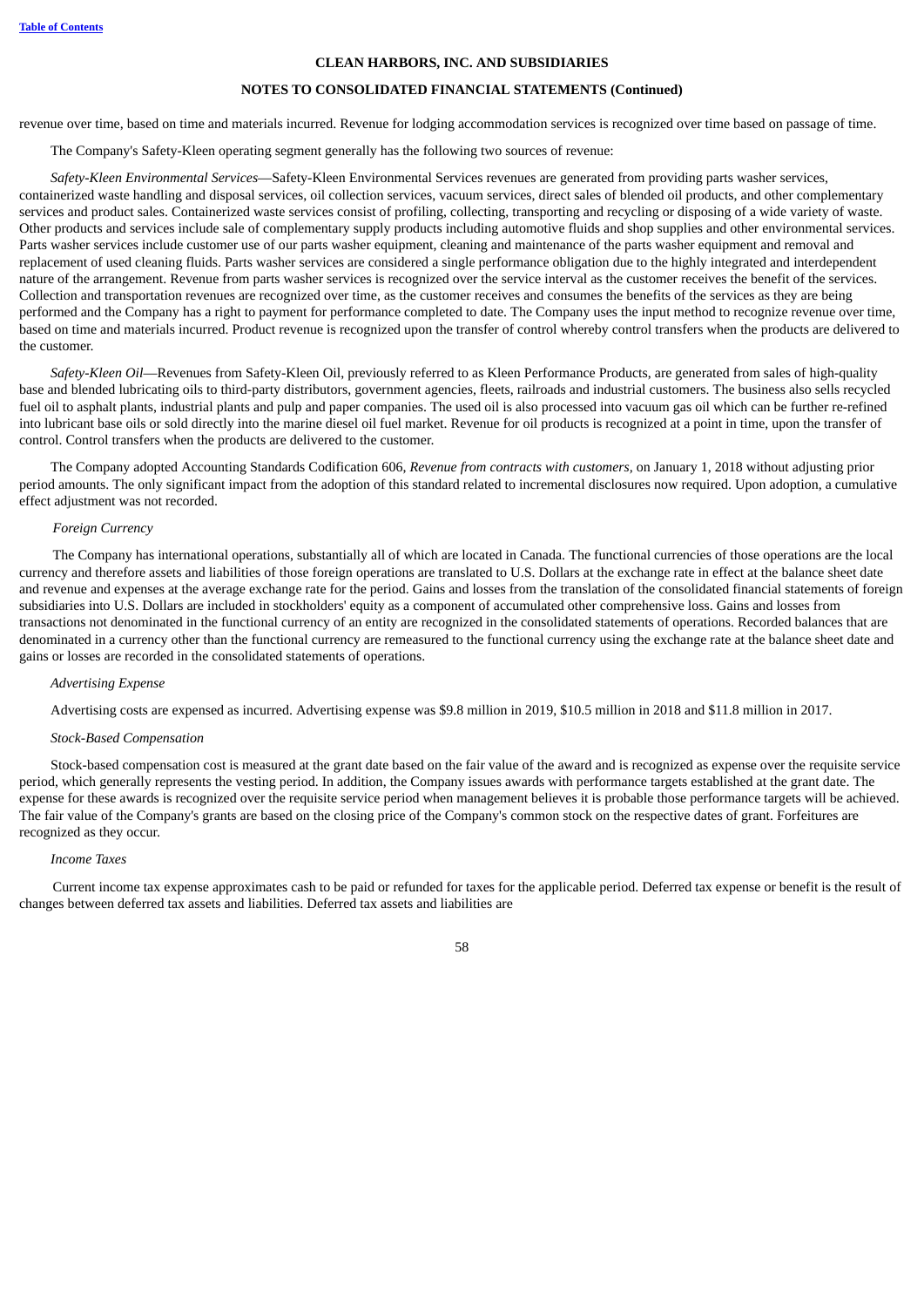revenue over time, based on time and materials incurred. Revenue for lodging accommodation services is recognized over time based on passage of time.

The Company's Safety-Kleen operating segment generally has the following two sources of revenue:

*Safety-Kleen Environmental Services*—Safety-Kleen Environmental Services revenues are generated from providing parts washer services, containerized waste handling and disposal services, oil collection services, vacuum services, direct sales of blended oil products, and other complementary services and product sales. Containerized waste services consist of profiling, collecting, transporting and recycling or disposing of a wide variety of waste. Other products and services include sale of complementary supply products including automotive fluids and shop supplies and other environmental services. Parts washer services include customer use of our parts washer equipment, cleaning and maintenance of the parts washer equipment and removal and replacement of used cleaning fluids. Parts washer services are considered a single performance obligation due to the highly integrated and interdependent nature of the arrangement. Revenue from parts washer services is recognized over the service interval as the customer receives the benefit of the services. Collection and transportation revenues are recognized over time, as the customer receives and consumes the benefits of the services as they are being performed and the Company has a right to payment for performance completed to date. The Company uses the input method to recognize revenue over time, based on time and materials incurred. Product revenue is recognized upon the transfer of control whereby control transfers when the products are delivered to the customer.

*Safety-Kleen Oil*—Revenues from Safety-Kleen Oil, previously referred to as Kleen Performance Products, are generated from sales of high-quality base and blended lubricating oils to third-party distributors, government agencies, fleets, railroads and industrial customers. The business also sells recycled fuel oil to asphalt plants, industrial plants and pulp and paper companies. The used oil is also processed into vacuum gas oil which can be further re-refined into lubricant base oils or sold directly into the marine diesel oil fuel market. Revenue for oil products is recognized at a point in time, upon the transfer of control. Control transfers when the products are delivered to the customer.

The Company adopted Accounting Standards Codification 606, *Revenue from contracts with customers,* on January 1, 2018 without adjusting prior period amounts. The only significant impact from the adoption of this standard related to incremental disclosures now required. Upon adoption, a cumulative effect adjustment was not recorded.

*Foreign Currency*

The Company has international operations, substantially all of which are located in Canada. The functional currencies of those operations are the local currency and therefore assets and liabilities of those foreign operations are translated to U.S. Dollars at the exchange rate in effect at the balance sheet date and revenue and expenses at the average exchange rate for the period. Gains and losses from the translation of the consolidated financial statements of foreign subsidiaries into U.S. Dollars are included in stockholders' equity as a component of accumulated other comprehensive loss. Gains and losses from transactions not denominated in the functional currency of an entity are recognized in the consolidated statements of operations. Recorded balances that are denominated in a currency other than the functional currency are remeasured to the functional currency using the exchange rate at the balance sheet date and gains or losses are recorded in the consolidated statements of operations.

*Advertising Expense*

Advertising costs are expensed as incurred. Advertising expense was $9.8 million in 2019, $10.5 million in 2018 and $11.8 million in 2017.

*Stock-Based Compensation*

Stock-based compensation cost is measured at the grant date based on the fair value of the award and is recognized as expense over the requisite service period, which generally represents the vesting period. In addition, the Company issues awards with performance targets established at the grant date. The expense for these awards is recognized over the requisite service period when management believes it is probable those performance targets will be achieved. The fair value of the Company's grants are based on the closing price of the Company's common stock on the respective dates of grant. Forfeitures are recognized as they occur.

*Income Taxes*

Current income tax expense approximates cash to be paid or refunded for taxes for the applicable period. Deferred tax expense or benefit is the result of changes between deferred tax assets and liabilities. Deferred tax assets and liabilities are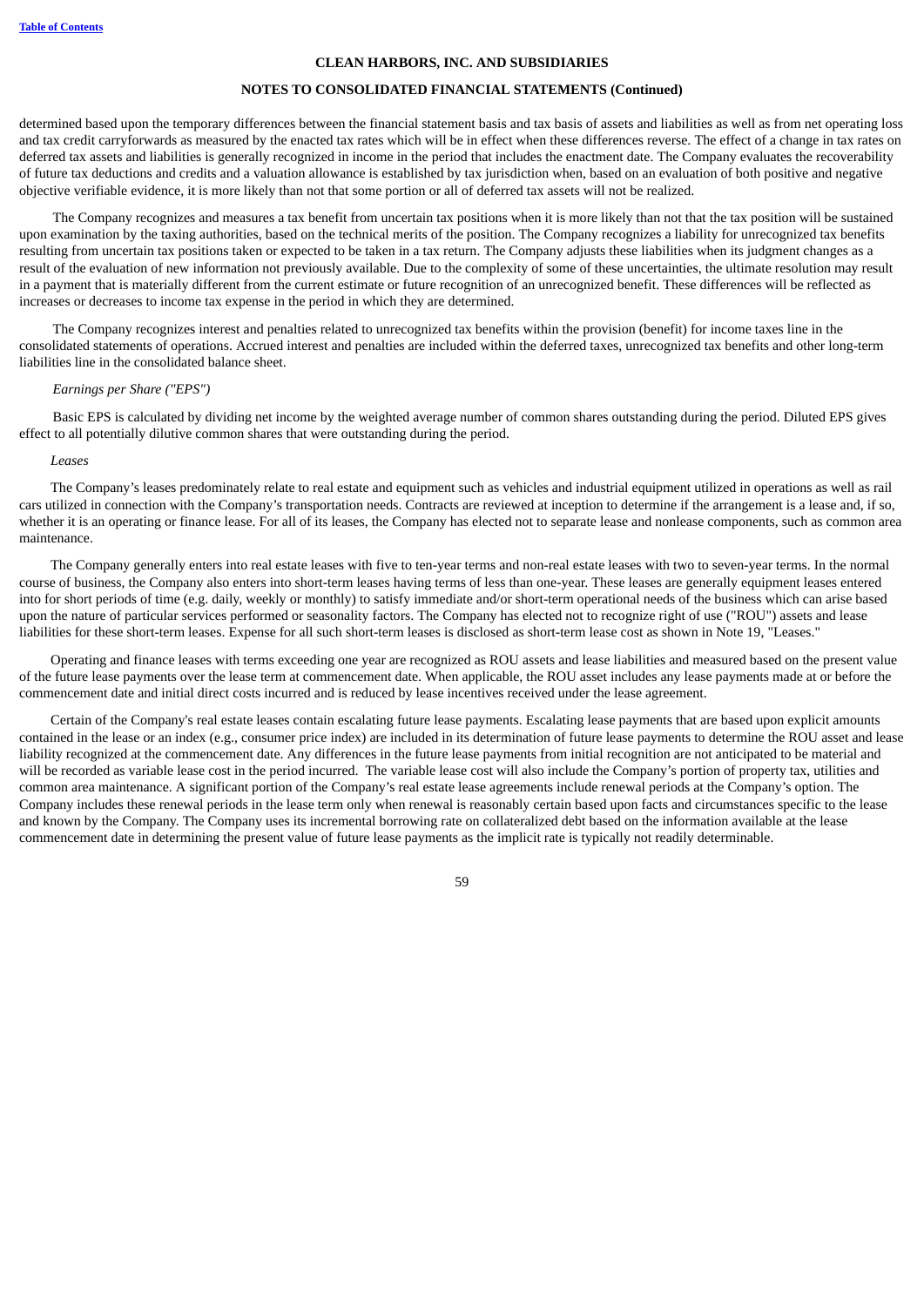# CLEAN HARBORS, INC. AND SUBSIDIARIES

## NOTES TO CONSOLIDATED FINANCIAL STATEMENTS (Continued)

determined based upon the temporary differences between the financial statement basis and tax basis of assets and liabilities as well as from net operating loss and tax credit carryforwards as measured by the enacted tax rates which will be in effect when these differences reverse. The effect of a change in tax rates on deferred tax assets and liabilities is generally recognized in income in the period that includes the enactment date. The Company evaluates the recoverability of future tax deductions and credits and a valuation allowance is established by tax jurisdiction when, based on an evaluation of both positive and negative objective verifiable evidence, it is more likely than not that some portion or all of deferred tax assets will not be realized.

The Company recognizes and measures a tax benefit from uncertain tax positions when it is more likely than not that the tax position will be sustained upon examination by the taxing authorities, based on the technical merits of the position. The Company recognizes a liability for unrecognized tax benefits resulting from uncertain tax positions taken or expected to be taken in a tax return. The Company adjusts these liabilities when its judgment changes as a result of the evaluation of new information not previously available. Due to the complexity of some of these uncertainties, the ultimate resolution may result in a payment that is materially different from the current estimate or future recognition of an unrecognized benefit. These differences will be reflected as increases or decreases to income tax expense in the period in which they are determined.

The Company recognizes interest and penalties related to unrecognized tax benefits within the provision (benefit) for income taxes line in the consolidated statements of operations. Accrued interest and penalties are included within the deferred taxes, unrecognized tax benefits and other long-term liabilities line in the consolidated balance sheet.

*Earnings per Share ("EPS")*

Basic EPS is calculated by dividing net income by the weighted average number of common shares outstanding during the period. Diluted EPS gives effect to all potentially dilutive common shares that were outstanding during the period.

*Leases*

The Company's leases predominately relate to real estate and equipment such as vehicles and industrial equipment utilized in operations as well as rail cars utilized in connection with the Company's transportation needs. Contracts are reviewed at inception to determine if the arrangement is a lease and, if so, whether it is an operating or finance lease. For all of its leases, the Company has elected not to separate lease and nonlease components, such as common area maintenance.

The Company generally enters into real estate leases with five to ten-year terms and non-real estate leases with two to seven-year terms. In the normal course of business, the Company also enters into short-term leases having terms of less than one-year. These leases are generally equipment leases entered into for short periods of time (e.g. daily, weekly or monthly) to satisfy immediate and/or short-term operational needs of the business which can arise based upon the nature of particular services performed or seasonality factors. The Company has elected not to recognize right of use ("ROU") assets and lease liabilities for these short-term leases. Expense for all such short-term leases is disclosed as short-term lease cost as shown in Note 19, "Leases."

Operating and finance leases with terms exceeding one year are recognized as ROU assets and lease liabilities and measured based on the present value of the future lease payments over the lease term at commencement date. When applicable, the ROU asset includes any lease payments made at or before the commencement date and initial direct costs incurred and is reduced by lease incentives received under the lease agreement.

Certain of the Company's real estate leases contain escalating future lease payments. Escalating lease payments that are based upon explicit amounts contained in the lease or an index (e.g., consumer price index) are included in its determination of future lease payments to determine the ROU asset and lease liability recognized at the commencement date. Any differences in the future lease payments from initial recognition are not anticipated to be material and will be recorded as variable lease cost in the period incurred. The variable lease cost will also include the Company's portion of property tax, utilities and common area maintenance. A significant portion of the Company's real estate lease agreements include renewal periods at the Company's option. The Company includes these renewal periods in the lease term only when renewal is reasonably certain based upon facts and circumstances specific to the lease and known by the Company. The Company uses its incremental borrowing rate on collateralized debt based on the information available at the lease commencement date in determining the present value of future lease payments as the implicit rate is typically not readily determinable.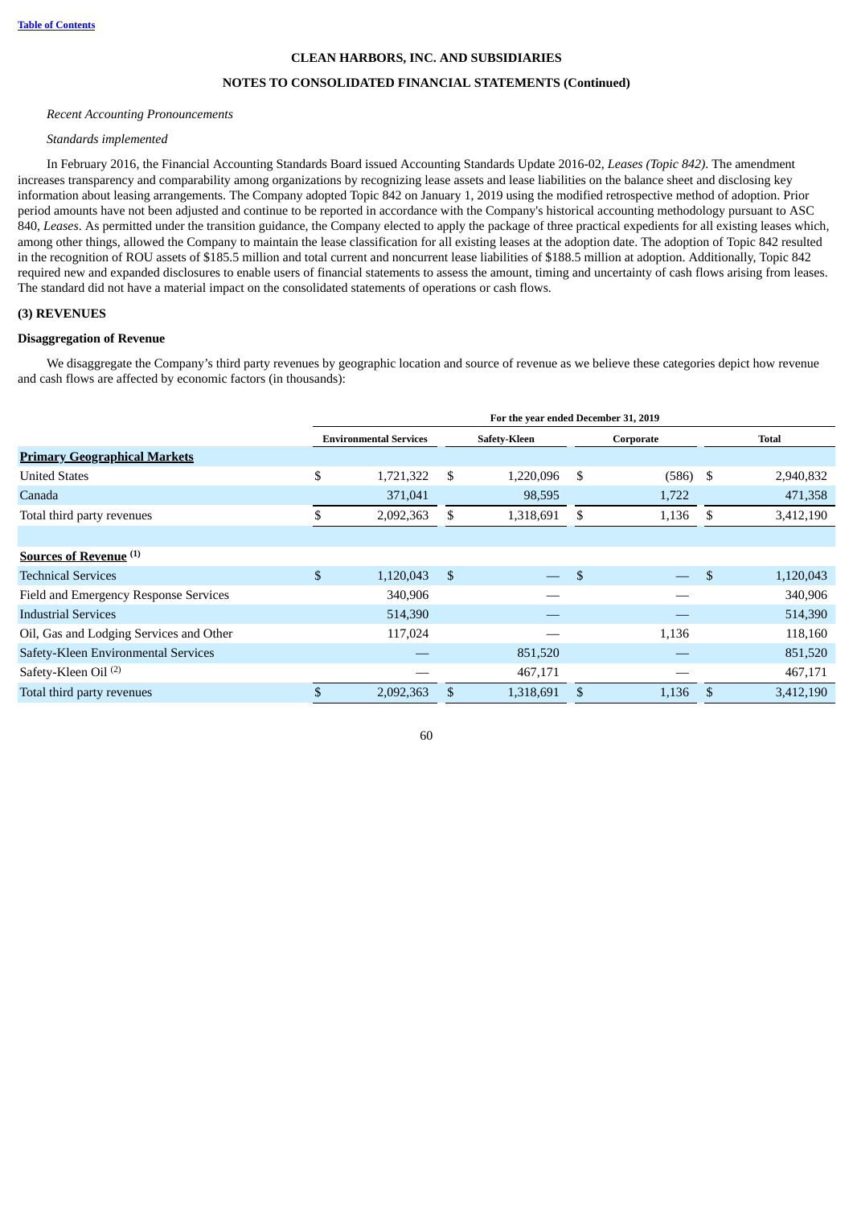## CLEAN HARBORS, INC. AND SUBSIDIARIES

## NOTES TO CONSOLIDATED FINANCIAL STATEMENTS (Continued)

*Recent Accounting Pronouncements*

*Standards implemented*

In February 2016, the Financial Accounting Standards Board issued Accounting Standards Update 2016-02, *Leases (Topic 842)*. The amendment increases transparency and comparability among organizations by recognizing lease assets and lease liabilities on the balance sheet and disclosing key information about leasing arrangements. The Company adopted Topic 842 on January 1, 2019 using the modified retrospective method of adoption. Prior period amounts have not been adjusted and continue to be reported in accordance with the Company's historical accounting methodology pursuant to ASC 840, *Leases*. As permitted under the transition guidance, the Company elected to apply the package of three practical expedients for all existing leases which, among other things, allowed the Company to maintain the lease classification for all existing leases at the adoption date. The adoption of Topic 842 resulted in the recognition of ROU assets of $185.5 million and total current and noncurrent lease liabilities of $188.5 million at adoption. Additionally, Topic 842 required new and expanded disclosures to enable users of financial statements to assess the amount, timing and uncertainty of cash flows arising from leases. The standard did not have a material impact on the consolidated statements of operations or cash flows.

### (3) REVENUES

**Disaggregation of Revenue**

We disaggregate the Company's third party revenues by geographic location and source of revenue as we believe these categories depict how revenue and cash flows are affected by economic factors (in thousands):

| | For the year ended December 31, 2019 | | | |
|---|---|---|---|---|
| | Environmental Services | Safety-Kleen | Corporate | Total |
| **Primary Geographical Markets** | | | | |
| United States | $ 1,721,322 | $ 1,220,096 | $ (586) | $ 2,940,832 |
| Canada | 371,041 | 98,595 | 1,722 | 471,358 |
| Total third party revenues | $ 2,092,363 | $ 1,318,691 | $ 1,136 | $ 3,412,190 |
| | | | | |
| **Sources of Revenue** [1] | | | | |
| Technical Services | $ 1,120,043 | $ — | $ — | $ 1,120,043 |
| Field and Emergency Response Services | 340,906 | — | — | 340,906 |
| Industrial Services | 514,390 | — | — | 514,390 |
| Oil, Gas and Lodging Services and Other | 117,024 | — | 1,136 | 118,160 |
| Safety-Kleen Environmental Services | — | 851,520 | — | 851,520 |
| Safety-Kleen Oil [2] | — | 467,171 | — | 467,171 |
| Total third party revenues | $ 2,092,363 | $ 1,318,691 | $ 1,136 | $ 3,412,190 |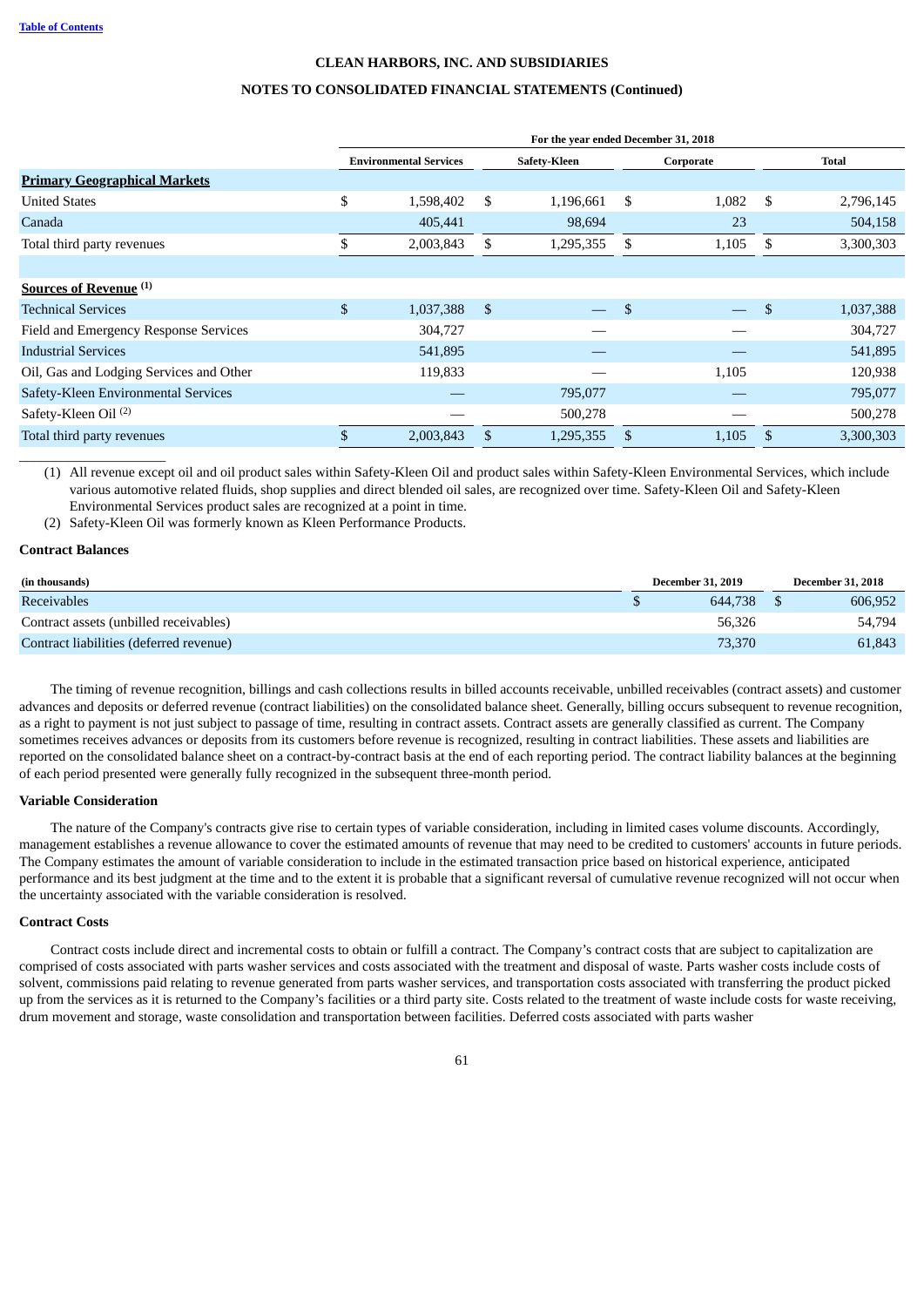**CLEAN HARBORS, INC. AND SUBSIDIARIES**

**NOTES TO CONSOLIDATED FINANCIAL STATEMENTS (Continued)**

| | For the year ended December 31, 2018 | | | |
|---|---|---|---|---|
| | Environmental Services | Safety-Kleen | Corporate | Total |
| **Primary Geographical Markets** | | | | |
| United States | $ 1,598,402 | $ 1,196,661 | $ 1,082 | $ 2,796,145 |
| Canada | 405,441 | 98,694 | 23 | 504,158 |
| Total third party revenues | $ 2,003,843 | $ 1,295,355 | $ 1,105 | $ 3,300,303 |
| | | | | |
| **Sources of Revenue** (1) | | | | |
| Technical Services | $ 1,037,388 | $ — | $ — | $ 1,037,388 |
| Field and Emergency Response Services | 304,727 | — | — | 304,727 |
| Industrial Services | 541,895 | — | — | 541,895 |
| Oil, Gas and Lodging Services and Other | 119,833 | — | 1,105 | 120,938 |
| Safety-Kleen Environmental Services | — | 795,077 | — | 795,077 |
| Safety-Kleen Oil (2) | — | 500,278 | — | 500,278 |
| Total third party revenues | $ 2,003,843 | $ 1,295,355 | $ 1,105 | $ 3,300,303 |

(1) All revenue except oil and oil product sales within Safety-Kleen Oil and product sales within Safety-Kleen Environmental Services, which include various automotive related fluids, shop supplies and direct blended oil sales, are recognized over time. Safety-Kleen Oil and Safety-Kleen Environmental Services product sales are recognized at a point in time.

(2) Safety-Kleen Oil was formerly known as Kleen Performance Products.

**Contract Balances**

| (in thousands) | December 31, 2019 | December 31, 2018 |
|---|---|---|
| Receivables | $ 644,738 | $ 606,952 |
| Contract assets (unbilled receivables) | 56,326 | 54,794 |
| Contract liabilities (deferred revenue) | 73,370 | 61,843 |

The timing of revenue recognition, billings and cash collections results in billed accounts receivable, unbilled receivables (contract assets) and customer advances and deposits or deferred revenue (contract liabilities) on the consolidated balance sheet. Generally, billing occurs subsequent to revenue recognition, as a right to payment is not just subject to passage of time, resulting in contract assets. Contract assets are generally classified as current. The Company sometimes receives advances or deposits from its customers before revenue is recognized, resulting in contract liabilities. These assets and liabilities are reported on the consolidated balance sheet on a contract-by-contract basis at the end of each reporting period. The contract liability balances at the beginning of each period presented were generally fully recognized in the subsequent three-month period.

**Variable Consideration**

The nature of the Company's contracts give rise to certain types of variable consideration, including in limited cases volume discounts. Accordingly, management establishes a revenue allowance to cover the estimated amounts of revenue that may need to be credited to customers' accounts in future periods. The Company estimates the amount of variable consideration to include in the estimated transaction price based on historical experience, anticipated performance and its best judgment at the time and to the extent it is probable that a significant reversal of cumulative revenue recognized will not occur when the uncertainty associated with the variable consideration is resolved.

**Contract Costs**

Contract costs include direct and incremental costs to obtain or fulfill a contract. The Company's contract costs that are subject to capitalization are comprised of costs associated with parts washer services and costs associated with the treatment and disposal of waste. Parts washer costs include costs of solvent, commissions paid relating to revenue generated from parts washer services, and transportation costs associated with transferring the product picked up from the services as it is returned to the Company's facilities or a third party site. Costs related to the treatment of waste include costs for waste receiving, drum movement and storage, waste consolidation and transportation between facilities. Deferred costs associated with parts washer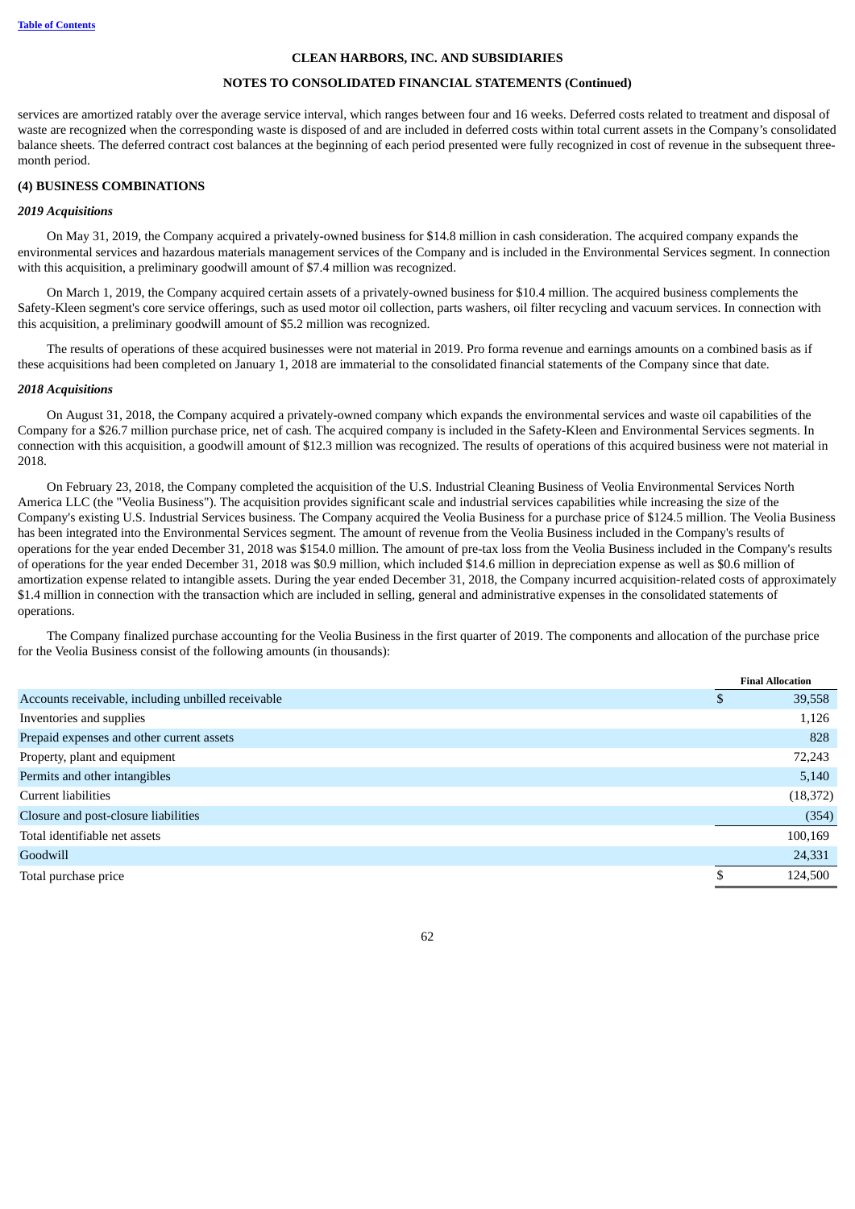services are amortized ratably over the average service interval, which ranges between four and 16 weeks. Deferred costs related to treatment and disposal of waste are recognized when the corresponding waste is disposed of and are included in deferred costs within total current assets in the Company's consolidated balance sheets. The deferred contract cost balances at the beginning of each period presented were fully recognized in cost of revenue in the subsequent three-month period.

## (4) BUSINESS COMBINATIONS

### *2019 Acquisitions*

On May 31, 2019, the Company acquired a privately-owned business for $14.8 million in cash consideration. The acquired company expands the environmental services and hazardous materials management services of the Company and is included in the Environmental Services segment. In connection with this acquisition, a preliminary goodwill amount of $7.4 million was recognized.

On March 1, 2019, the Company acquired certain assets of a privately-owned business for $10.4 million. The acquired business complements the Safety-Kleen segment's core service offerings, such as used motor oil collection, parts washers, oil filter recycling and vacuum services. In connection with this acquisition, a preliminary goodwill amount of $5.2 million was recognized.

The results of operations of these acquired businesses were not material in 2019. Pro forma revenue and earnings amounts on a combined basis as if these acquisitions had been completed on January 1, 2018 are immaterial to the consolidated financial statements of the Company since that date.

### *2018 Acquisitions*

On August 31, 2018, the Company acquired a privately-owned company which expands the environmental services and waste oil capabilities of the Company for a $26.7 million purchase price, net of cash. The acquired company is included in the Safety-Kleen and Environmental Services segments. In connection with this acquisition, a goodwill amount of $12.3 million was recognized. The results of operations of this acquired business were not material in 2018.

On February 23, 2018, the Company completed the acquisition of the U.S. Industrial Cleaning Business of Veolia Environmental Services North America LLC (the "Veolia Business"). The acquisition provides significant scale and industrial services capabilities while increasing the size of the Company's existing U.S. Industrial Services business. The Company acquired the Veolia Business for a purchase price of $124.5 million. The Veolia Business has been integrated into the Environmental Services segment. The amount of revenue from the Veolia Business included in the Company's results of operations for the year ended December 31, 2018 was $154.0 million. The amount of pre-tax loss from the Veolia Business included in the Company's results of operations for the year ended December 31, 2018 was $0.9 million, which included $14.6 million in depreciation expense as well as $0.6 million of amortization expense related to intangible assets. During the year ended December 31, 2018, the Company incurred acquisition-related costs of approximately $1.4 million in connection with the transaction which are included in selling, general and administrative expenses in the consolidated statements of operations.

The Company finalized purchase accounting for the Veolia Business in the first quarter of 2019. The components and allocation of the purchase price for the Veolia Business consist of the following amounts (in thousands):

| | Final Allocation |
|---|---|
| Accounts receivable, including unbilled receivable | $ 39,558 |
| Inventories and supplies | 1,126 |
| Prepaid expenses and other current assets | 828 |
| Property, plant and equipment | 72,243 |
| Permits and other intangibles | 5,140 |
| Current liabilities | (18,372) |
| Closure and post-closure liabilities | (354) |
| Total identifiable net assets | 100,169 |
| Goodwill | 24,331 |
| Total purchase price | $ 124,500 |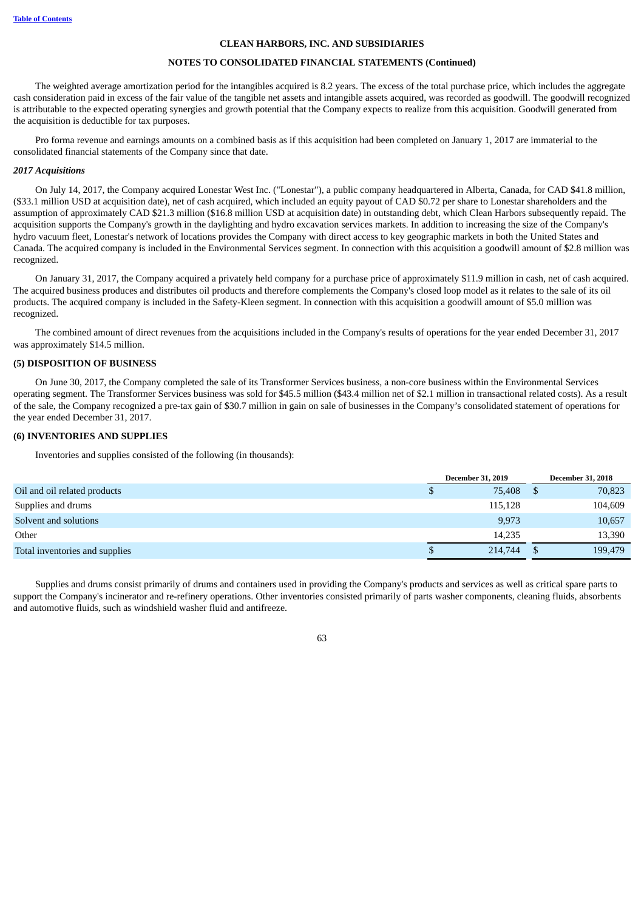The weighted average amortization period for the intangibles acquired is 8.2 years. The excess of the total purchase price, which includes the aggregate cash consideration paid in excess of the fair value of the tangible net assets and intangible assets acquired, was recorded as goodwill. The goodwill recognized is attributable to the expected operating synergies and growth potential that the Company expects to realize from this acquisition. Goodwill generated from the acquisition is deductible for tax purposes.

Pro forma revenue and earnings amounts on a combined basis as if this acquisition had been completed on January 1, 2017 are immaterial to the consolidated financial statements of the Company since that date.

***2017 Acquisitions***

On July 14, 2017, the Company acquired Lonestar West Inc. ("Lonestar"), a public company headquartered in Alberta, Canada, for CAD $41.8 million, ($33.1 million USD at acquisition date), net of cash acquired, which included an equity payout of CAD $0.72 per share to Lonestar shareholders and the assumption of approximately CAD $21.3 million ($16.8 million USD at acquisition date) in outstanding debt, which Clean Harbors subsequently repaid. The acquisition supports the Company's growth in the daylighting and hydro excavation services markets. In addition to increasing the size of the Company's hydro vacuum fleet, Lonestar's network of locations provides the Company with direct access to key geographic markets in both the United States and Canada. The acquired company is included in the Environmental Services segment. In connection with this acquisition a goodwill amount of $2.8 million was recognized.

On January 31, 2017, the Company acquired a privately held company for a purchase price of approximately $11.9 million in cash, net of cash acquired. The acquired business produces and distributes oil products and therefore complements the Company's closed loop model as it relates to the sale of its oil products. The acquired company is included in the Safety-Kleen segment. In connection with this acquisition a goodwill amount of $5.0 million was recognized.

The combined amount of direct revenues from the acquisitions included in the Company's results of operations for the year ended December 31, 2017 was approximately $14.5 million.

**(5) DISPOSITION OF BUSINESS**

On June 30, 2017, the Company completed the sale of its Transformer Services business, a non-core business within the Environmental Services operating segment. The Transformer Services business was sold for $45.5 million ($43.4 million net of $2.1 million in transactional related costs). As a result of the sale, the Company recognized a pre-tax gain of $30.7 million in gain on sale of businesses in the Company's consolidated statement of operations for the year ended December 31, 2017.

**(6) INVENTORIES AND SUPPLIES**

Inventories and supplies consisted of the following (in thousands):

| | December 31, 2019 | December 31, 2018 |
|---|---|---|
| Oil and oil related products | $ 75,408 | $ 70,823 |
| Supplies and drums | 115,128 | 104,609 |
| Solvent and solutions | 9,973 | 10,657 |
| Other | 14,235 | 13,390 |
| Total inventories and supplies | $ 214,744 | $ 199,479 |

Supplies and drums consist primarily of drums and containers used in providing the Company's products and services as well as critical spare parts to support the Company's incinerator and re-refinery operations. Other inventories consisted primarily of parts washer components, cleaning fluids, absorbents and automotive fluids, such as windshield washer fluid and antifreeze.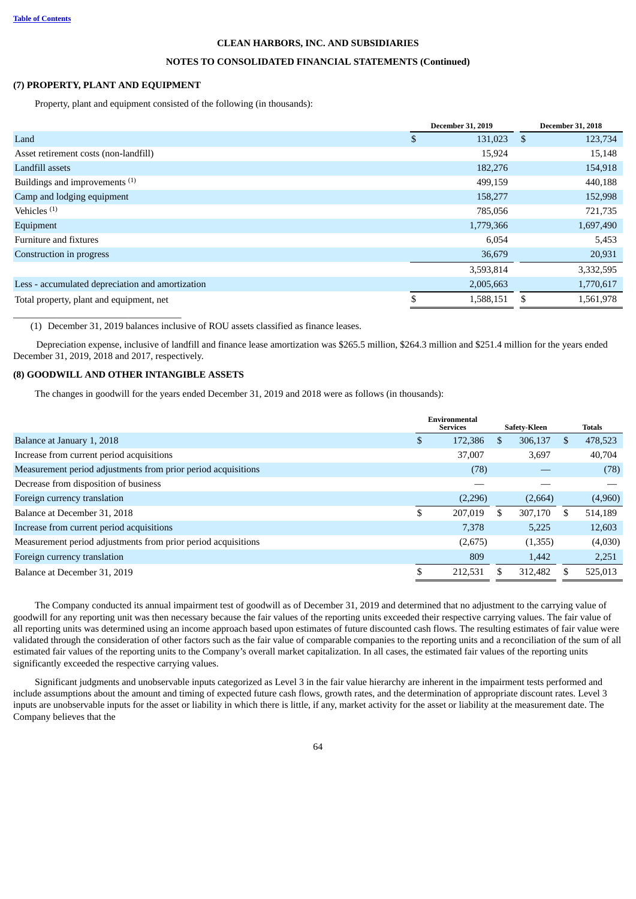**CLEAN HARBORS, INC. AND SUBSIDIARIES**

**NOTES TO CONSOLIDATED FINANCIAL STATEMENTS (Continued)**

## (7) PROPERTY, PLANT AND EQUIPMENT

Property, plant and equipment consisted of the following (in thousands):

| | December 31, 2019 | December 31, 2018 |
|---|---|---|
| Land | $ 131,023 | $ 123,734 |
| Asset retirement costs (non-landfill) | 15,924 | 15,148 |
| Landfill assets | 182,276 | 154,918 |
| Buildings and improvements [(1)] | 499,159 | 440,188 |
| Camp and lodging equipment | 158,277 | 152,998 |
| Vehicles [(1)] | 785,056 | 721,735 |
| Equipment | 1,779,366 | 1,697,490 |
| Furniture and fixtures | 6,054 | 5,453 |
| Construction in progress | 36,679 | 20,931 |
| | 3,593,814 | 3,332,595 |
| Less - accumulated depreciation and amortization | 2,005,663 | 1,770,617 |
| Total property, plant and equipment, net | $ 1,588,151 | $ 1,561,978 |

(1) December 31, 2019 balances inclusive of ROU assets classified as finance leases.

Depreciation expense, inclusive of landfill and finance lease amortization was $265.5 million, $264.3 million and $251.4 million for the years ended December 31, 2019, 2018 and 2017, respectively.

## (8) GOODWILL AND OTHER INTANGIBLE ASSETS

The changes in goodwill for the years ended December 31, 2019 and 2018 were as follows (in thousands):

| | Environmental Services | Safety-Kleen | Totals |
|---|---|---|---|
| Balance at January 1, 2018 | $ 172,386 | $ 306,137 | $ 478,523 |
| Increase from current period acquisitions | 37,007 | 3,697 | 40,704 |
| Measurement period adjustments from prior period acquisitions | (78) | — | (78) |
| Decrease from disposition of business | — | — | — |
| Foreign currency translation | (2,296) | (2,664) | (4,960) |
| Balance at December 31, 2018 | $ 207,019 | $ 307,170 | $ 514,189 |
| Increase from current period acquisitions | 7,378 | 5,225 | 12,603 |
| Measurement period adjustments from prior period acquisitions | (2,675) | (1,355) | (4,030) |
| Foreign currency translation | 809 | 1,442 | 2,251 |
| Balance at December 31, 2019 | $ 212,531 | $ 312,482 | $ 525,013 |

The Company conducted its annual impairment test of goodwill as of December 31, 2019 and determined that no adjustment to the carrying value of goodwill for any reporting unit was then necessary because the fair values of the reporting units exceeded their respective carrying values. The fair value of all reporting units was determined using an income approach based upon estimates of future discounted cash flows. The resulting estimates of fair value were validated through the consideration of other factors such as the fair value of comparable companies to the reporting units and a reconciliation of the sum of all estimated fair values of the reporting units to the Company's overall market capitalization. In all cases, the estimated fair values of the reporting units significantly exceeded the respective carrying values.

Significant judgments and unobservable inputs categorized as Level 3 in the fair value hierarchy are inherent in the impairment tests performed and include assumptions about the amount and timing of expected future cash flows, growth rates, and the determination of appropriate discount rates. Level 3 inputs are unobservable inputs for the asset or liability in which there is little, if any, market activity for the asset or liability at the measurement date. The Company believes that the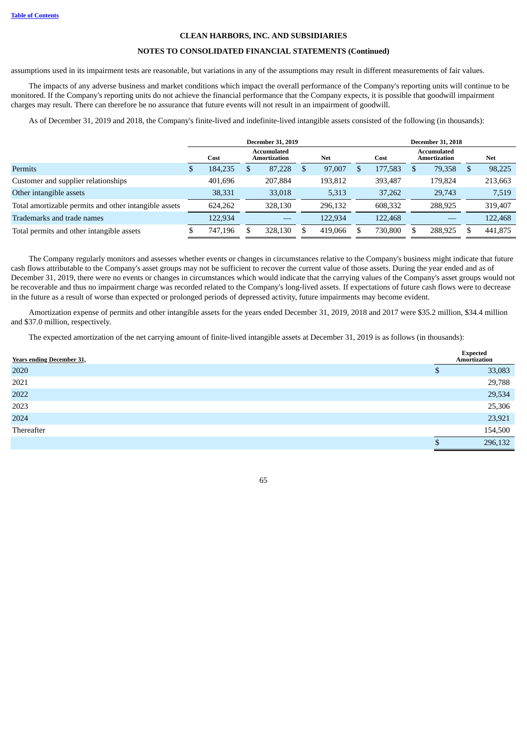assumptions used in its impairment tests are reasonable, but variations in any of the assumptions may result in different measurements of fair values.

The impacts of any adverse business and market conditions which impact the overall performance of the Company's reporting units will continue to be monitored. If the Company's reporting units do not achieve the financial performance that the Company expects, it is possible that goodwill impairment charges may result. There can therefore be no assurance that future events will not result in an impairment of goodwill.

As of December 31, 2019 and 2018, the Company's finite-lived and indefinite-lived intangible assets consisted of the following (in thousands):

| | December 31, 2019 | | | December 31, 2018 | | |
|---|---|---|---|---|---|---|
| | Cost | Accumulated Amortization | Net | Cost | Accumulated Amortization | Net |
| Permits | $ 184,235 | $ 87,228 | $ 97,007 | $ 177,583 | $ 79,358 | $ 98,225 |
| Customer and supplier relationships | 401,696 | 207,884 | 193,812 | 393,487 | 179,824 | 213,663 |
| Other intangible assets | 38,331 | 33,018 | 5,313 | 37,262 | 29,743 | 7,519 |
| Total amortizable permits and other intangible assets | 624,262 | 328,130 | 296,132 | 608,332 | 288,925 | 319,407 |
| Trademarks and trade names | 122,934 | — | 122,934 | 122,468 | — | 122,468 |
| Total permits and other intangible assets | $ 747,196 | $ 328,130 | $ 419,066 | $ 730,800 | $ 288,925 | $ 441,875 |

The Company regularly monitors and assesses whether events or changes in circumstances relative to the Company's business might indicate that future cash flows attributable to the Company's asset groups may not be sufficient to recover the current value of those assets. During the year ended and as of December 31, 2019, there were no events or changes in circumstances which would indicate that the carrying values of the Company's asset groups would not be recoverable and thus no impairment charge was recorded related to the Company's long-lived assets. If expectations of future cash flows were to decrease in the future as a result of worse than expected or prolonged periods of depressed activity, future impairments may become evident.

Amortization expense of permits and other intangible assets for the years ended December 31, 2019, 2018 and 2017 were $35.2 million, $34.4 million and $37.0 million, respectively.

The expected amortization of the net carrying amount of finite-lived intangible assets at December 31, 2019 is as follows (in thousands):

| Years ending December 31, | Expected Amortization |
|---|---|
| 2020 | $ 33,083 |
| 2021 | 29,788 |
| 2022 | 29,534 |
| 2023 | 25,306 |
| 2024 | 23,921 |
| Thereafter | 154,500 |
| | $ 296,132 |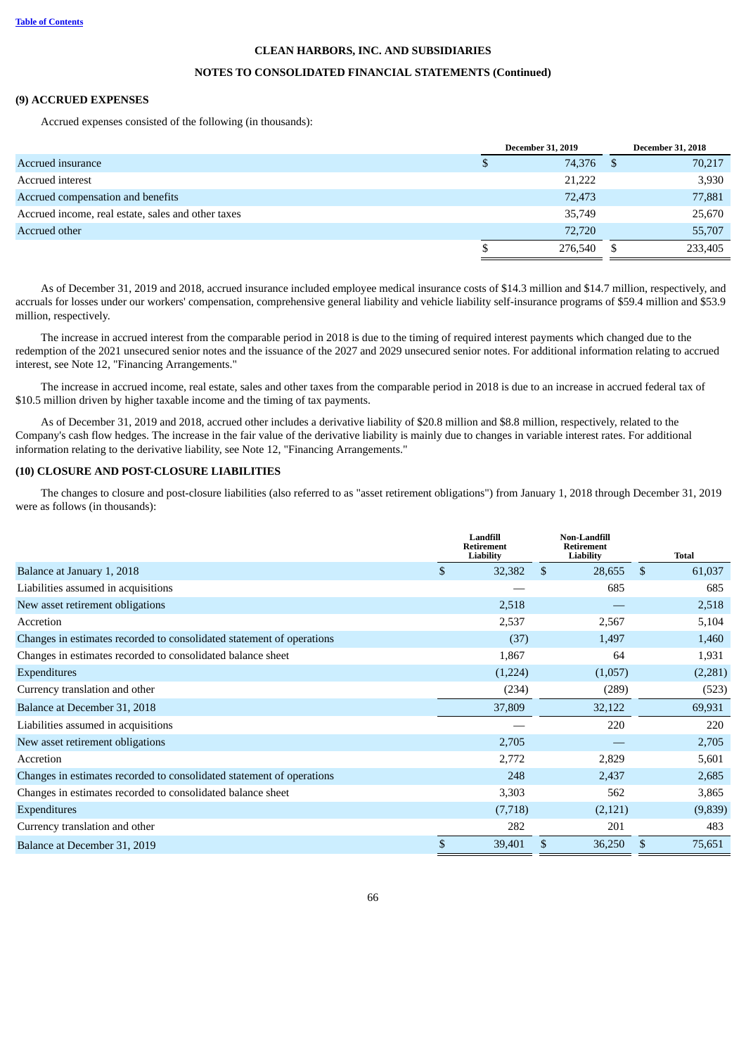CLEAN HARBORS, INC. AND SUBSIDIARIES

NOTES TO CONSOLIDATED FINANCIAL STATEMENTS (Continued)

## (9) ACCRUED EXPENSES

Accrued expenses consisted of the following (in thousands):

| | December 31, 2019 | December 31, 2018 |
|---|---|---|
| Accrued insurance | $ 74,376 | $ 70,217 |
| Accrued interest | 21,222 | 3,930 |
| Accrued compensation and benefits | 72,473 | 77,881 |
| Accrued income, real estate, sales and other taxes | 35,749 | 25,670 |
| Accrued other | 72,720 | 55,707 |
| | $ 276,540 | $ 233,405 |

As of December 31, 2019 and 2018, accrued insurance included employee medical insurance costs of $14.3 million and $14.7 million, respectively, and accruals for losses under our workers' compensation, comprehensive general liability and vehicle liability self-insurance programs of $59.4 million and $53.9 million, respectively.

The increase in accrued interest from the comparable period in 2018 is due to the timing of required interest payments which changed due to the redemption of the 2021 unsecured senior notes and the issuance of the 2027 and 2029 unsecured senior notes. For additional information relating to accrued interest, see Note 12, "Financing Arrangements."

The increase in accrued income, real estate, sales and other taxes from the comparable period in 2018 is due to an increase in accrued federal tax of $10.5 million driven by higher taxable income and the timing of tax payments.

As of December 31, 2019 and 2018, accrued other includes a derivative liability of $20.8 million and $8.8 million, respectively, related to the Company's cash flow hedges. The increase in the fair value of the derivative liability is mainly due to changes in variable interest rates. For additional information relating to the derivative liability, see Note 12, "Financing Arrangements."

## (10) CLOSURE AND POST-CLOSURE LIABILITIES

The changes to closure and post-closure liabilities (also referred to as "asset retirement obligations") from January 1, 2018 through December 31, 2019 were as follows (in thousands):

| | Landfill Retirement Liability | Non-Landfill Retirement Liability | Total |
|---|---|---|---|
| Balance at January 1, 2018 | $ 32,382 | $ 28,655 | $ 61,037 |
| Liabilities assumed in acquisitions | — | 685 | 685 |
| New asset retirement obligations | 2,518 | — | 2,518 |
| Accretion | 2,537 | 2,567 | 5,104 |
| Changes in estimates recorded to consolidated statement of operations | (37) | 1,497 | 1,460 |
| Changes in estimates recorded to consolidated balance sheet | 1,867 | 64 | 1,931 |
| Expenditures | (1,224) | (1,057) | (2,281) |
| Currency translation and other | (234) | (289) | (523) |
| Balance at December 31, 2018 | 37,809 | 32,122 | 69,931 |
| Liabilities assumed in acquisitions | — | 220 | 220 |
| New asset retirement obligations | 2,705 | — | 2,705 |
| Accretion | 2,772 | 2,829 | 5,601 |
| Changes in estimates recorded to consolidated statement of operations | 248 | 2,437 | 2,685 |
| Changes in estimates recorded to consolidated balance sheet | 3,303 | 562 | 3,865 |
| Expenditures | (7,718) | (2,121) | (9,839) |
| Currency translation and other | 282 | 201 | 483 |
| Balance at December 31, 2019 | $ 39,401 | $ 36,250 | $ 75,651 |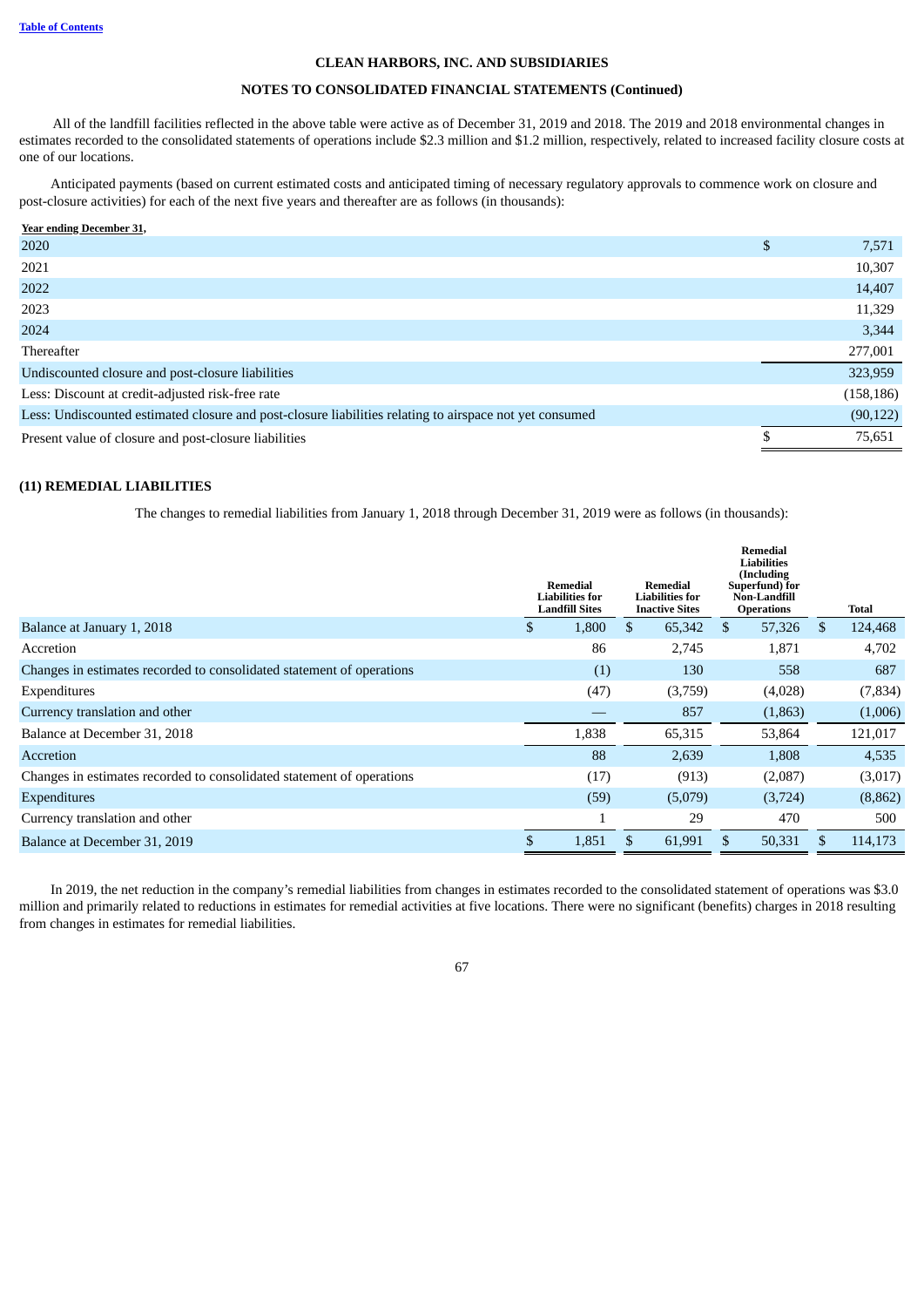All of the landfill facilities reflected in the above table were active as of December 31, 2019 and 2018. The 2019 and 2018 environmental changes in estimates recorded to the consolidated statements of operations include $2.3 million and $1.2 million, respectively, related to increased facility closure costs at one of our locations.

Anticipated payments (based on current estimated costs and anticipated timing of necessary regulatory approvals to commence work on closure and post-closure activities) for each of the next five years and thereafter are as follows (in thousands):

| Year ending December 31, | |
|---|---|
| 2020 | $ 7,571 |
| 2021 | 10,307 |
| 2022 | 14,407 |
| 2023 | 11,329 |
| 2024 | 3,344 |
| Thereafter | 277,001 |
| Undiscounted closure and post-closure liabilities | 323,959 |
| Less: Discount at credit-adjusted risk-free rate | (158,186) |
| Less: Undiscounted estimated closure and post-closure liabilities relating to airspace not yet consumed | (90,122) |
| Present value of closure and post-closure liabilities | $ 75,651 |

## (11) REMEDIAL LIABILITIES

The changes to remedial liabilities from January 1, 2018 through December 31, 2019 were as follows (in thousands):

| | Remedial Liabilities for Landfill Sites | Remedial Liabilities for Inactive Sites | Remedial Liabilities (Including Superfund) for Non-Landfill Operations | Total |
|---|---|---|---|---|
| Balance at January 1, 2018 | $ 1,800 | $ 65,342 | $ 57,326 | $ 124,468 |
| Accretion | 86 | 2,745 | 1,871 | 4,702 |
| Changes in estimates recorded to consolidated statement of operations | (1) | 130 | 558 | 687 |
| Expenditures | (47) | (3,759) | (4,028) | (7,834) |
| Currency translation and other | — | 857 | (1,863) | (1,006) |
| Balance at December 31, 2018 | 1,838 | 65,315 | 53,864 | 121,017 |
| Accretion | 88 | 2,639 | 1,808 | 4,535 |
| Changes in estimates recorded to consolidated statement of operations | (17) | (913) | (2,087) | (3,017) |
| Expenditures | (59) | (5,079) | (3,724) | (8,862) |
| Currency translation and other | 1 | 29 | 470 | 500 |
| Balance at December 31, 2019 | $ 1,851 | $ 61,991 | $ 50,331 | $ 114,173 |

In 2019, the net reduction in the company's remedial liabilities from changes in estimates recorded to the consolidated statement of operations was $3.0 million and primarily related to reductions in estimates for remedial activities at five locations. There were no significant (benefits) charges in 2018 resulting from changes in estimates for remedial liabilities.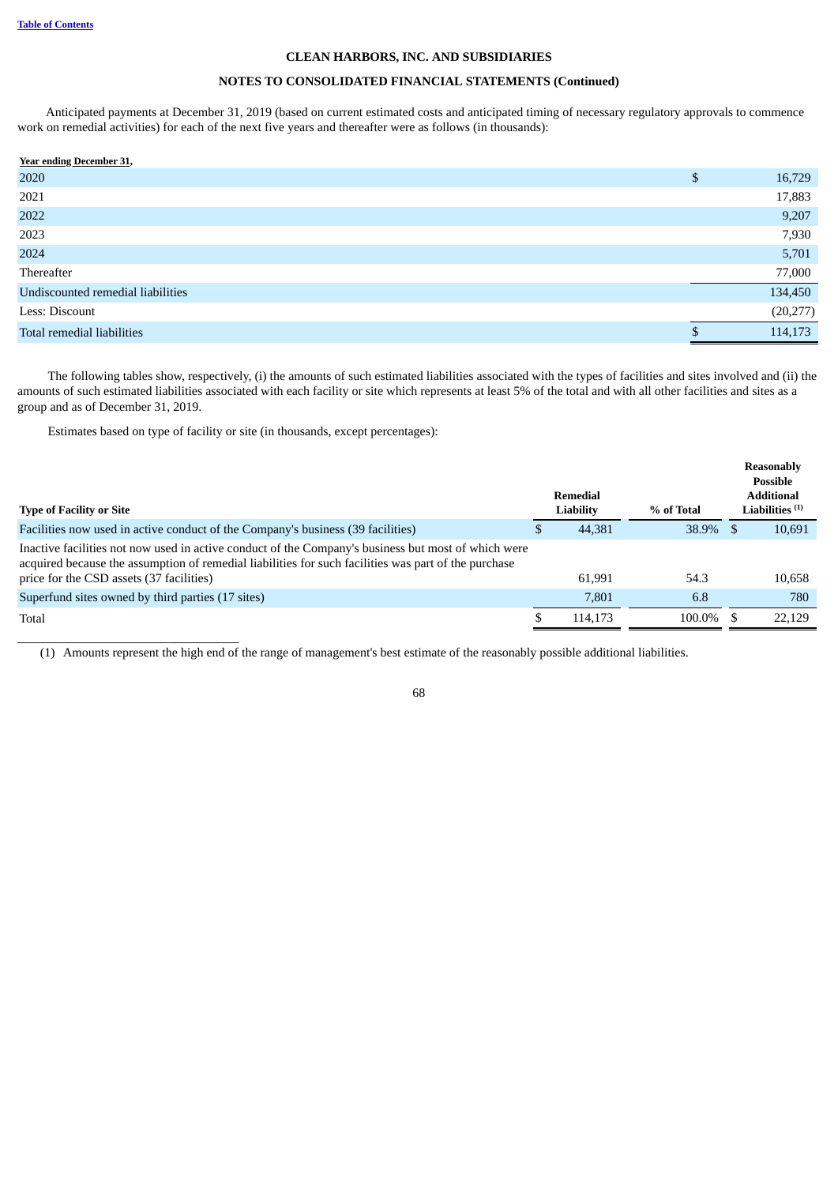**CLEAN HARBORS, INC. AND SUBSIDIARIES**

**NOTES TO CONSOLIDATED FINANCIAL STATEMENTS (Continued)**

Anticipated payments at December 31, 2019 (based on current estimated costs and anticipated timing of necessary regulatory approvals to commence work on remedial activities) for each of the next five years and thereafter were as follows (in thousands):

| Year ending December 31, | |
|---|---|
| 2020 | $ 16,729 |
| 2021 | 17,883 |
| 2022 | 9,207 |
| 2023 | 7,930 |
| 2024 | 5,701 |
| Thereafter | 77,000 |
| Undiscounted remedial liabilities | 134,450 |
| Less: Discount | (20,277) |
| Total remedial liabilities | $ 114,173 |

The following tables show, respectively, (i) the amounts of such estimated liabilities associated with the types of facilities and sites involved and (ii) the amounts of such estimated liabilities associated with each facility or site which represents at least 5% of the total and with all other facilities and sites as a group and as of December 31, 2019.

Estimates based on type of facility or site (in thousands, except percentages):

| Type of Facility or Site | Remedial Liability | % of Total | Reasonably Possible Additional Liabilities [(1)] |
|---|---|---|---|
| Facilities now used in active conduct of the Company's business (39 facilities) | $ 44,381 | 38.9% | $ 10,691 |
| Inactive facilities not now used in active conduct of the Company's business but most of which were acquired because the assumption of remedial liabilities for such facilities was part of the purchase price for the CSD assets (37 facilities) | 61,991 | 54.3 | 10,658 |
| Superfund sites owned by third parties (17 sites) | 7,801 | 6.8 | 780 |
| Total | $ 114,173 | 100.0% | $ 22,129 |

(1) Amounts represent the high end of the range of management's best estimate of the reasonably possible additional liabilities.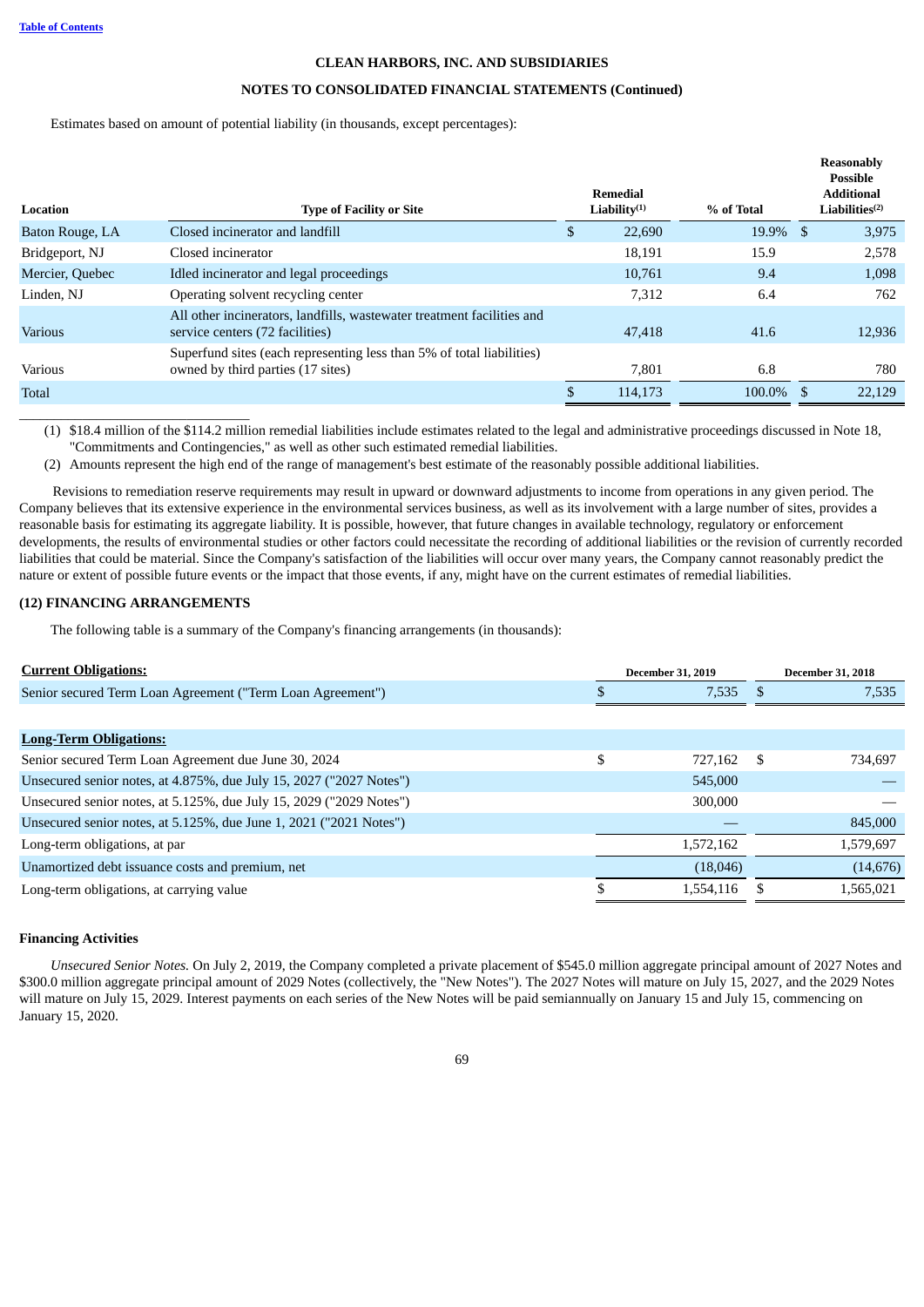CLEAN HARBORS, INC. AND SUBSIDIARIES

NOTES TO CONSOLIDATED FINANCIAL STATEMENTS (Continued)

Estimates based on amount of potential liability (in thousands, except percentages):

| Location | Type of Facility or Site | Remedial Liability[(1)] | % of Total | Reasonably Possible Additional Liabilities[(2)] |
|---|---|---|---|---|
| Baton Rouge, LA | Closed incinerator and landfill | $ 22,690 | 19.9% | $ 3,975 |
| Bridgeport, NJ | Closed incinerator | 18,191 | 15.9 | 2,578 |
| Mercier, Quebec | Idled incinerator and legal proceedings | 10,761 | 9.4 | 1,098 |
| Linden, NJ | Operating solvent recycling center | 7,312 | 6.4 | 762 |
| Various | All other incinerators, landfills, wastewater treatment facilities and service centers (72 facilities) | 47,418 | 41.6 | 12,936 |
| Various | Superfund sites (each representing less than 5% of total liabilities) owned by third parties (17 sites) | 7,801 | 6.8 | 780 |
| Total | | $ 114,173 | 100.0% | $ 22,129 |

(1) $18.4 million of the $114.2 million remedial liabilities include estimates related to the legal and administrative proceedings discussed in Note 18, "Commitments and Contingencies," as well as other such estimated remedial liabilities.

(2) Amounts represent the high end of the range of management's best estimate of the reasonably possible additional liabilities.

Revisions to remediation reserve requirements may result in upward or downward adjustments to income from operations in any given period. The Company believes that its extensive experience in the environmental services business, as well as its involvement with a large number of sites, provides a reasonable basis for estimating its aggregate liability. It is possible, however, that future changes in available technology, regulatory or enforcement developments, the results of environmental studies or other factors could necessitate the recording of additional liabilities or the revision of currently recorded liabilities that could be material. Since the Company's satisfaction of the liabilities will occur over many years, the Company cannot reasonably predict the nature or extent of possible future events or the impact that those events, if any, might have on the current estimates of remedial liabilities.

## (12) FINANCING ARRANGEMENTS

The following table is a summary of the Company's financing arrangements (in thousands):

| **Current Obligations:** | December 31, 2019 | December 31, 2018 |
|---|---|---|
| Senior secured Term Loan Agreement ("Term Loan Agreement") | $ 7,535 | $ 7,535 |
| | | |
| **Long-Term Obligations:** | | |
| Senior secured Term Loan Agreement due June 30, 2024 | $ 727,162 | $ 734,697 |
| Unsecured senior notes, at 4.875%, due July 15, 2027 ("2027 Notes") | 545,000 | — |
| Unsecured senior notes, at 5.125%, due July 15, 2029 ("2029 Notes") | 300,000 | — |
| Unsecured senior notes, at 5.125%, due June 1, 2021 ("2021 Notes") | — | 845,000 |
| Long-term obligations, at par | 1,572,162 | 1,579,697 |
| Unamortized debt issuance costs and premium, net | (18,046) | (14,676) |
| Long-term obligations, at carrying value | $ 1,554,116 | $ 1,565,021 |

### Financing Activities

*Unsecured Senior Notes.* On July 2, 2019, the Company completed a private placement of $545.0 million aggregate principal amount of 2027 Notes and $300.0 million aggregate principal amount of 2029 Notes (collectively, the "New Notes"). The 2027 Notes will mature on July 15, 2027, and the 2029 Notes will mature on July 15, 2029. Interest payments on each series of the New Notes will be paid semiannually on January 15 and July 15, commencing on January 15, 2020.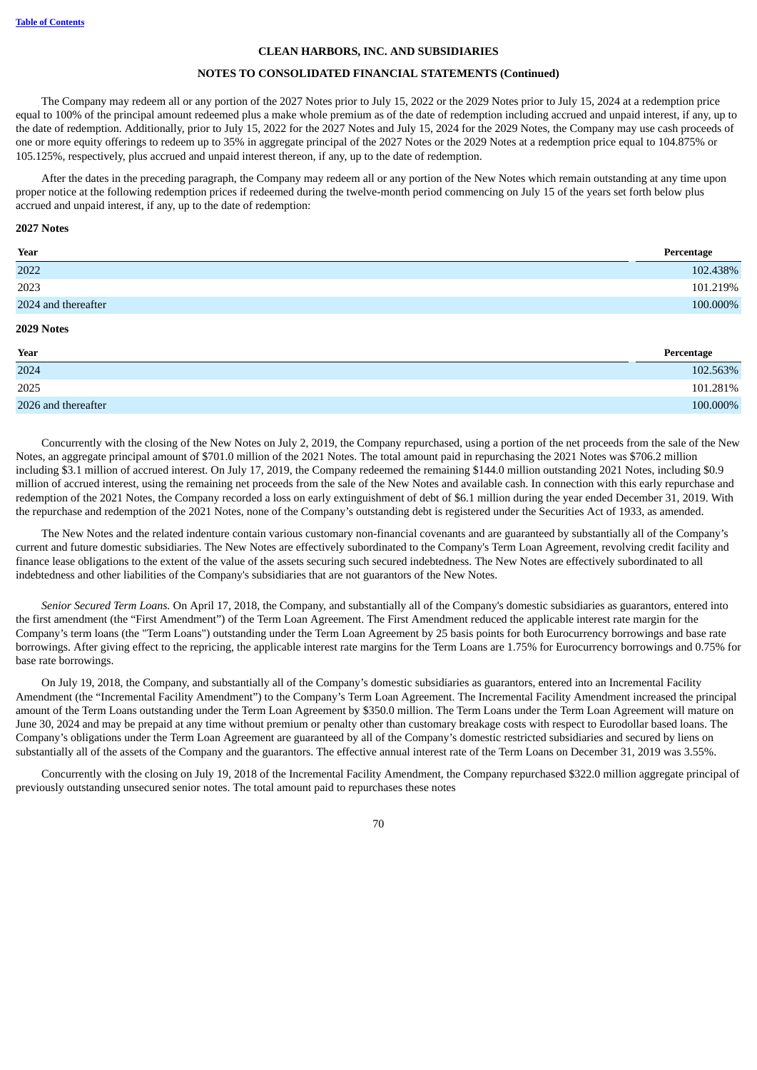The Company may redeem all or any portion of the 2027 Notes prior to July 15, 2022 or the 2029 Notes prior to July 15, 2024 at a redemption price equal to 100% of the principal amount redeemed plus a make whole premium as of the date of redemption including accrued and unpaid interest, if any, up to the date of redemption. Additionally, prior to July 15, 2022 for the 2027 Notes and July 15, 2024 for the 2029 Notes, the Company may use cash proceeds of one or more equity offerings to redeem up to 35% in aggregate principal of the 2027 Notes or the 2029 Notes at a redemption price equal to 104.875% or 105.125%, respectively, plus accrued and unpaid interest thereon, if any, up to the date of redemption.

After the dates in the preceding paragraph, the Company may redeem all or any portion of the New Notes which remain outstanding at any time upon proper notice at the following redemption prices if redeemed during the twelve-month period commencing on July 15 of the years set forth below plus accrued and unpaid interest, if any, up to the date of redemption:

**2027 Notes**

| Year | Percentage |
|---|---|
| 2022 | 102.438% |
| 2023 | 101.219% |
| 2024 and thereafter | 100.000% |

**2029 Notes**

| Year | Percentage |
|---|---|
| 2024 | 102.563% |
| 2025 | 101.281% |
| 2026 and thereafter | 100.000% |

Concurrently with the closing of the New Notes on July 2, 2019, the Company repurchased, using a portion of the net proceeds from the sale of the New Notes, an aggregate principal amount of $701.0 million of the 2021 Notes. The total amount paid in repurchasing the 2021 Notes was $706.2 million including $3.1 million of accrued interest. On July 17, 2019, the Company redeemed the remaining $144.0 million outstanding 2021 Notes, including $0.9 million of accrued interest, using the remaining net proceeds from the sale of the New Notes and available cash. In connection with this early repurchase and redemption of the 2021 Notes, the Company recorded a loss on early extinguishment of debt of $6.1 million during the year ended December 31, 2019. With the repurchase and redemption of the 2021 Notes, none of the Company's outstanding debt is registered under the Securities Act of 1933, as amended.

The New Notes and the related indenture contain various customary non-financial covenants and are guaranteed by substantially all of the Company's current and future domestic subsidiaries. The New Notes are effectively subordinated to the Company's Term Loan Agreement, revolving credit facility and finance lease obligations to the extent of the value of the assets securing such secured indebtedness. The New Notes are effectively subordinated to all indebtedness and other liabilities of the Company's subsidiaries that are not guarantors of the New Notes.

*Senior Secured Term Loans.* On April 17, 2018, the Company, and substantially all of the Company's domestic subsidiaries as guarantors, entered into the first amendment (the "First Amendment") of the Term Loan Agreement. The First Amendment reduced the applicable interest rate margin for the Company's term loans (the "Term Loans") outstanding under the Term Loan Agreement by 25 basis points for both Eurocurrency borrowings and base rate borrowings. After giving effect to the repricing, the applicable interest rate margins for the Term Loans are 1.75% for Eurocurrency borrowings and 0.75% for base rate borrowings.

On July 19, 2018, the Company, and substantially all of the Company's domestic subsidiaries as guarantors, entered into an Incremental Facility Amendment (the "Incremental Facility Amendment") to the Company's Term Loan Agreement. The Incremental Facility Amendment increased the principal amount of the Term Loans outstanding under the Term Loan Agreement by $350.0 million. The Term Loans under the Term Loan Agreement will mature on June 30, 2024 and may be prepaid at any time without premium or penalty other than customary breakage costs with respect to Eurodollar based loans. The Company's obligations under the Term Loan Agreement are guaranteed by all of the Company's domestic restricted subsidiaries and secured by liens on substantially all of the assets of the Company and the guarantors. The effective annual interest rate of the Term Loans on December 31, 2019 was 3.55%.

Concurrently with the closing on July 19, 2018 of the Incremental Facility Amendment, the Company repurchased $322.0 million aggregate principal of previously outstanding unsecured senior notes. The total amount paid to repurchases these notes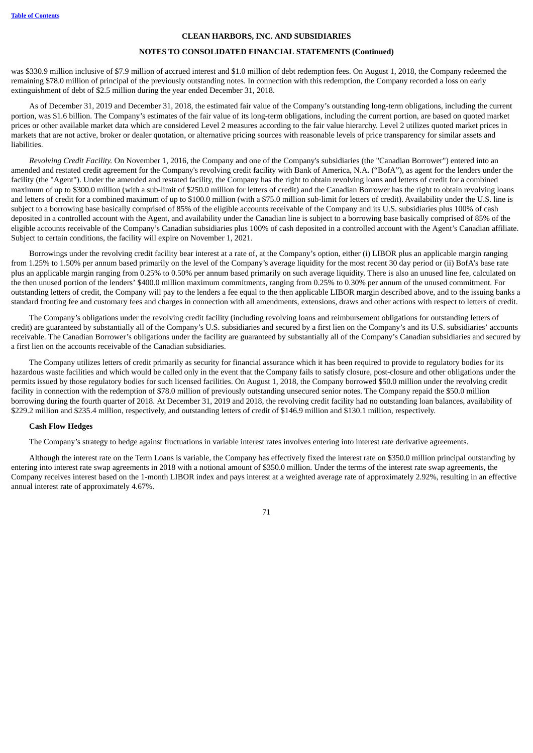was $330.9 million inclusive of $7.9 million of accrued interest and $1.0 million of debt redemption fees. On August 1, 2018, the Company redeemed the remaining $78.0 million of principal of the previously outstanding notes. In connection with this redemption, the Company recorded a loss on early extinguishment of debt of $2.5 million during the year ended December 31, 2018.

As of December 31, 2019 and December 31, 2018, the estimated fair value of the Company's outstanding long-term obligations, including the current portion, was $1.6 billion. The Company's estimates of the fair value of its long-term obligations, including the current portion, are based on quoted market prices or other available market data which are considered Level 2 measures according to the fair value hierarchy. Level 2 utilizes quoted market prices in markets that are not active, broker or dealer quotation, or alternative pricing sources with reasonable levels of price transparency for similar assets and liabilities.

*Revolving Credit Facility.* On November 1, 2016, the Company and one of the Company's subsidiaries (the "Canadian Borrower") entered into an amended and restated credit agreement for the Company's revolving credit facility with Bank of America, N.A. ("BofA"), as agent for the lenders under the facility (the "Agent"). Under the amended and restated facility, the Company has the right to obtain revolving loans and letters of credit for a combined maximum of up to $300.0 million (with a sub-limit of $250.0 million for letters of credit) and the Canadian Borrower has the right to obtain revolving loans and letters of credit for a combined maximum of up to $100.0 million (with a $75.0 million sub-limit for letters of credit). Availability under the U.S. line is subject to a borrowing base basically comprised of 85% of the eligible accounts receivable of the Company and its U.S. subsidiaries plus 100% of cash deposited in a controlled account with the Agent, and availability under the Canadian line is subject to a borrowing base basically comprised of 85% of the eligible accounts receivable of the Company's Canadian subsidiaries plus 100% of cash deposited in a controlled account with the Agent's Canadian affiliate. Subject to certain conditions, the facility will expire on November 1, 2021.

Borrowings under the revolving credit facility bear interest at a rate of, at the Company's option, either (i) LIBOR plus an applicable margin ranging from 1.25% to 1.50% per annum based primarily on the level of the Company's average liquidity for the most recent 30 day period or (ii) BofA's base rate plus an applicable margin ranging from 0.25% to 0.50% per annum based primarily on such average liquidity. There is also an unused line fee, calculated on the then unused portion of the lenders' $400.0 million maximum commitments, ranging from 0.25% to 0.30% per annum of the unused commitment. For outstanding letters of credit, the Company will pay to the lenders a fee equal to the then applicable LIBOR margin described above, and to the issuing banks a standard fronting fee and customary fees and charges in connection with all amendments, extensions, draws and other actions with respect to letters of credit.

The Company's obligations under the revolving credit facility (including revolving loans and reimbursement obligations for outstanding letters of credit) are guaranteed by substantially all of the Company's U.S. subsidiaries and secured by a first lien on the Company's and its U.S. subsidiaries' accounts receivable. The Canadian Borrower's obligations under the facility are guaranteed by substantially all of the Company's Canadian subsidiaries and secured by a first lien on the accounts receivable of the Canadian subsidiaries.

The Company utilizes letters of credit primarily as security for financial assurance which it has been required to provide to regulatory bodies for its hazardous waste facilities and which would be called only in the event that the Company fails to satisfy closure, post-closure and other obligations under the permits issued by those regulatory bodies for such licensed facilities. On August 1, 2018, the Company borrowed $50.0 million under the revolving credit facility in connection with the redemption of $78.0 million of previously outstanding unsecured senior notes. The Company repaid the $50.0 million borrowing during the fourth quarter of 2018. At December 31, 2019 and 2018, the revolving credit facility had no outstanding loan balances, availability of $229.2 million and $235.4 million, respectively, and outstanding letters of credit of $146.9 million and $130.1 million, respectively.

**Cash Flow Hedges**

The Company's strategy to hedge against fluctuations in variable interest rates involves entering into interest rate derivative agreements.

Although the interest rate on the Term Loans is variable, the Company has effectively fixed the interest rate on $350.0 million principal outstanding by entering into interest rate swap agreements in 2018 with a notional amount of $350.0 million. Under the terms of the interest rate swap agreements, the Company receives interest based on the 1-month LIBOR index and pays interest at a weighted average rate of approximately 2.92%, resulting in an effective annual interest rate of approximately 4.67%.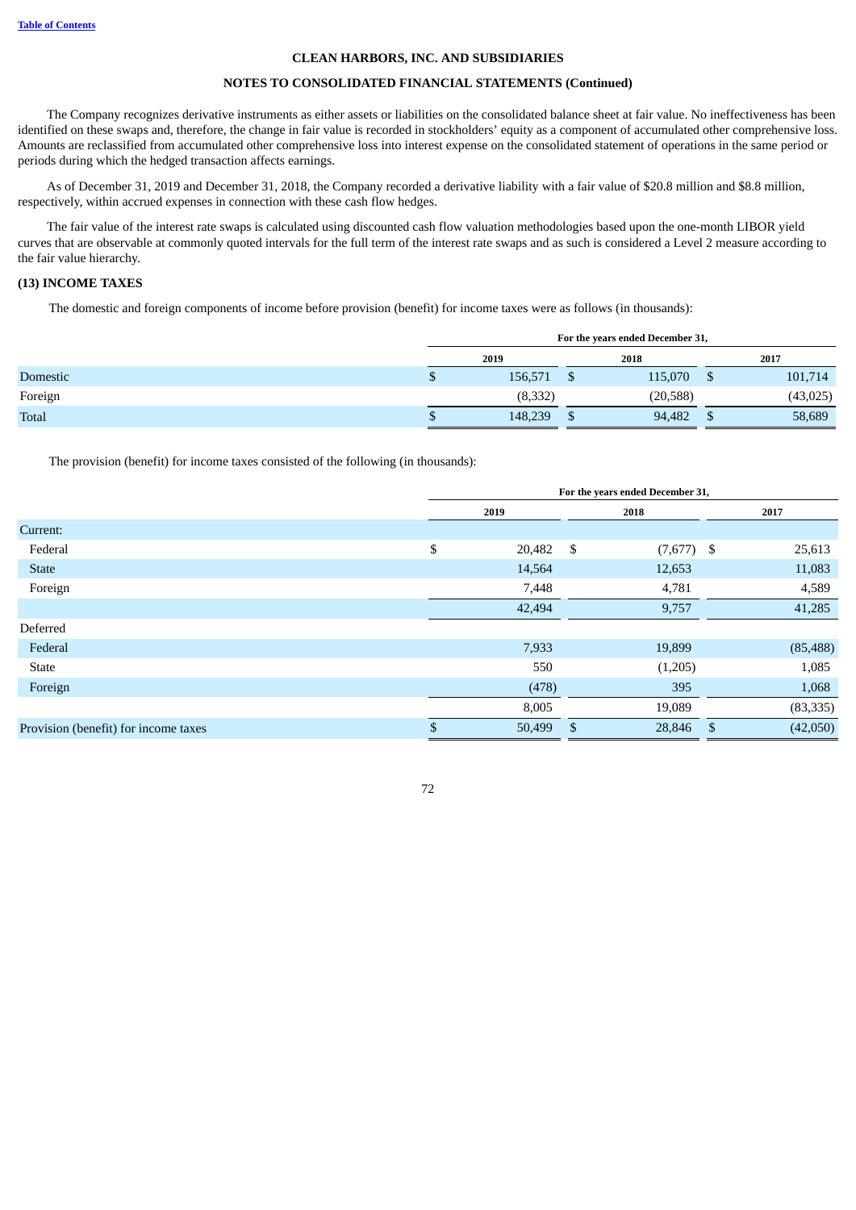The Company recognizes derivative instruments as either assets or liabilities on the consolidated balance sheet at fair value. No ineffectiveness has been identified on these swaps and, therefore, the change in fair value is recorded in stockholders' equity as a component of accumulated other comprehensive loss. Amounts are reclassified from accumulated other comprehensive loss into interest expense on the consolidated statement of operations in the same period or periods during which the hedged transaction affects earnings.

As of December 31, 2019 and December 31, 2018, the Company recorded a derivative liability with a fair value of $20.8 million and $8.8 million, respectively, within accrued expenses in connection with these cash flow hedges.

The fair value of the interest rate swaps is calculated using discounted cash flow valuation methodologies based upon the one-month LIBOR yield curves that are observable at commonly quoted intervals for the full term of the interest rate swaps and as such is considered a Level 2 measure according to the fair value hierarchy.

## (13) INCOME TAXES

The domestic and foreign components of income before provision (benefit) for income taxes were as follows (in thousands):

| | For the years ended December 31, | | |
|---|---|---|---|
| | 2019 | 2018 | 2017 |
| Domestic | $ 156,571 | $ 115,070 | $ 101,714 |
| Foreign | (8,332) | (20,588) | (43,025) |
| Total | $ 148,239 | $ 94,482 | $ 58,689 |

The provision (benefit) for income taxes consisted of the following (in thousands):

| | For the years ended December 31, | | |
|---|---|---|---|
| | 2019 | 2018 | 2017 |
| Current: | | | |
| Federal | $ 20,482 | $ (7,677) | $ 25,613 |
| State | 14,564 | 12,653 | 11,083 |
| Foreign | 7,448 | 4,781 | 4,589 |
| | 42,494 | 9,757 | 41,285 |
| Deferred | | | |
| Federal | 7,933 | 19,899 | (85,488) |
| State | 550 | (1,205) | 1,085 |
| Foreign | (478) | 395 | 1,068 |
| | 8,005 | 19,089 | (83,335) |
| Provision (benefit) for income taxes | $ 50,499 | $ 28,846 | $ (42,050) |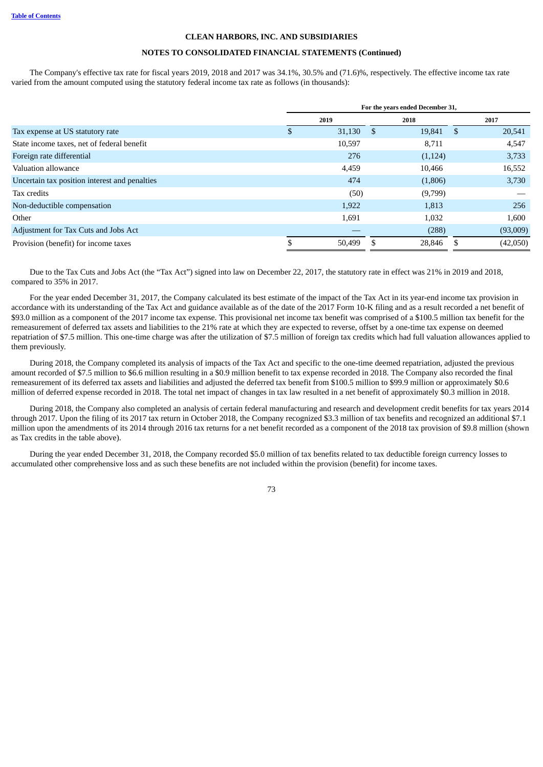**CLEAN HARBORS, INC. AND SUBSIDIARIES**

**NOTES TO CONSOLIDATED FINANCIAL STATEMENTS (Continued)**

The Company's effective tax rate for fiscal years 2019, 2018 and 2017 was 34.1%, 30.5% and (71.6)%, respectively. The effective income tax rate varied from the amount computed using the statutory federal income tax rate as follows (in thousands):

| | For the years ended December 31, | | |
|---|---|---|---|
| | 2019 | 2018 | 2017 |
| Tax expense at US statutory rate | $ 31,130 | $ 19,841 | $ 20,541 |
| State income taxes, net of federal benefit | 10,597 | 8,711 | 4,547 |
| Foreign rate differential | 276 | (1,124) | 3,733 |
| Valuation allowance | 4,459 | 10,466 | 16,552 |
| Uncertain tax position interest and penalties | 474 | (1,806) | 3,730 |
| Tax credits | (50) | (9,799) | — |
| Non-deductible compensation | 1,922 | 1,813 | 256 |
| Other | 1,691 | 1,032 | 1,600 |
| Adjustment for Tax Cuts and Jobs Act | — | (288) | (93,009) |
| Provision (benefit) for income taxes | $ 50,499 | $ 28,846 | $ (42,050) |

Due to the Tax Cuts and Jobs Act (the "Tax Act") signed into law on December 22, 2017, the statutory rate in effect was 21% in 2019 and 2018, compared to 35% in 2017.

For the year ended December 31, 2017, the Company calculated its best estimate of the impact of the Tax Act in its year-end income tax provision in accordance with its understanding of the Tax Act and guidance available as of the date of the 2017 Form 10-K filing and as a result recorded a net benefit of $93.0 million as a component of the 2017 income tax expense. This provisional net income tax benefit was comprised of a $100.5 million tax benefit for the remeasurement of deferred tax assets and liabilities to the 21% rate at which they are expected to reverse, offset by a one-time tax expense on deemed repatriation of $7.5 million. This one-time charge was after the utilization of $7.5 million of foreign tax credits which had full valuation allowances applied to them previously.

During 2018, the Company completed its analysis of impacts of the Tax Act and specific to the one-time deemed repatriation, adjusted the previous amount recorded of $7.5 million to $6.6 million resulting in a $0.9 million benefit to tax expense recorded in 2018. The Company also recorded the final remeasurement of its deferred tax assets and liabilities and adjusted the deferred tax benefit from $100.5 million to $99.9 million or approximately $0.6 million of deferred expense recorded in 2018. The total net impact of changes in tax law resulted in a net benefit of approximately $0.3 million in 2018.

During 2018, the Company also completed an analysis of certain federal manufacturing and research and development credit benefits for tax years 2014 through 2017. Upon the filing of its 2017 tax return in October 2018, the Company recognized $3.3 million of tax benefits and recognized an additional $7.1 million upon the amendments of its 2014 through 2016 tax returns for a net benefit recorded as a component of the 2018 tax provision of $9.8 million (shown as Tax credits in the table above).

During the year ended December 31, 2018, the Company recorded $5.0 million of tax benefits related to tax deductible foreign currency losses to accumulated other comprehensive loss and as such these benefits are not included within the provision (benefit) for income taxes.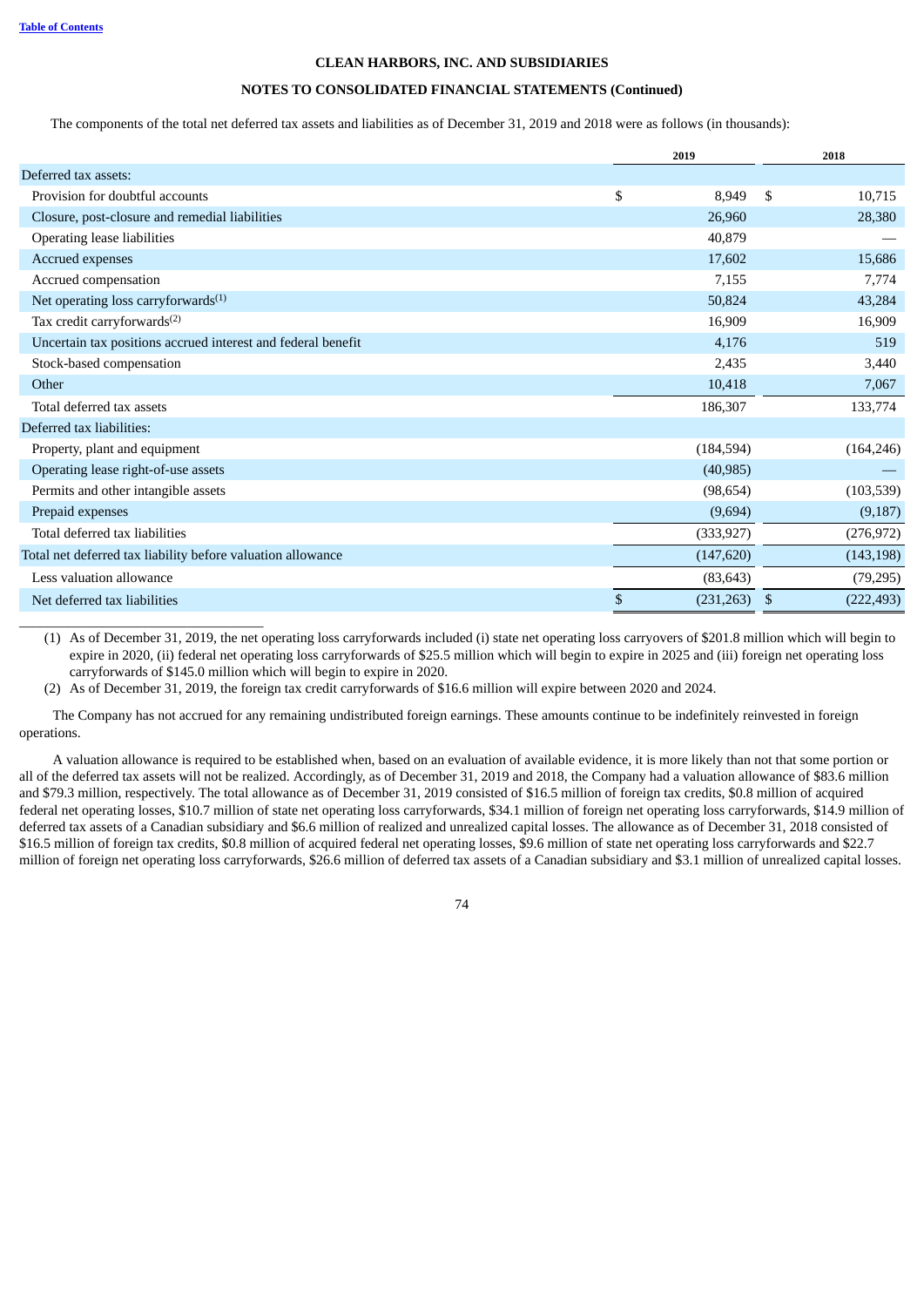**CLEAN HARBORS, INC. AND SUBSIDIARIES**

**NOTES TO CONSOLIDATED FINANCIAL STATEMENTS (Continued)**

The components of the total net deferred tax assets and liabilities as of December 31, 2019 and 2018 were as follows (in thousands):

| | 2019 | 2018 |
|---|---|---|
| Deferred tax assets: | | |
| Provision for doubtful accounts | $ 8,949 | $ 10,715 |
| Closure, post-closure and remedial liabilities | 26,960 | 28,380 |
| Operating lease liabilities | 40,879 | — |
| Accrued expenses | 17,602 | 15,686 |
| Accrued compensation | 7,155 | 7,774 |
| Net operating loss carryforwards[1] | 50,824 | 43,284 |
| Tax credit carryforwards[2] | 16,909 | 16,909 |
| Uncertain tax positions accrued interest and federal benefit | 4,176 | 519 |
| Stock-based compensation | 2,435 | 3,440 |
| Other | 10,418 | 7,067 |
| Total deferred tax assets | 186,307 | 133,774 |
| Deferred tax liabilities: | | |
| Property, plant and equipment | (184,594) | (164,246) |
| Operating lease right-of-use assets | (40,985) | — |
| Permits and other intangible assets | (98,654) | (103,539) |
| Prepaid expenses | (9,694) | (9,187) |
| Total deferred tax liabilities | (333,927) | (276,972) |
| Total net deferred tax liability before valuation allowance | (147,620) | (143,198) |
| Less valuation allowance | (83,643) | (79,295) |
| Net deferred tax liabilities | $ (231,263) | $ (222,493) |

(1) As of December 31, 2019, the net operating loss carryforwards included (i) state net operating loss carryovers of $201.8 million which will begin to expire in 2020, (ii) federal net operating loss carryforwards of $25.5 million which will begin to expire in 2025 and (iii) foreign net operating loss carryforwards of $145.0 million which will begin to expire in 2020.

(2) As of December 31, 2019, the foreign tax credit carryforwards of $16.6 million will expire between 2020 and 2024.

The Company has not accrued for any remaining undistributed foreign earnings. These amounts continue to be indefinitely reinvested in foreign operations.

A valuation allowance is required to be established when, based on an evaluation of available evidence, it is more likely than not that some portion or all of the deferred tax assets will not be realized. Accordingly, as of December 31, 2019 and 2018, the Company had a valuation allowance of $83.6 million and $79.3 million, respectively. The total allowance as of December 31, 2019 consisted of $16.5 million of foreign tax credits, $0.8 million of acquired federal net operating losses, $10.7 million of state net operating loss carryforwards, $34.1 million of foreign net operating loss carryforwards, $14.9 million of deferred tax assets of a Canadian subsidiary and $6.6 million of realized and unrealized capital losses. The allowance as of December 31, 2018 consisted of $16.5 million of foreign tax credits, $0.8 million of acquired federal net operating losses, $9.6 million of state net operating loss carryforwards and $22.7 million of foreign net operating loss carryforwards, $26.6 million of deferred tax assets of a Canadian subsidiary and $3.1 million of unrealized capital losses.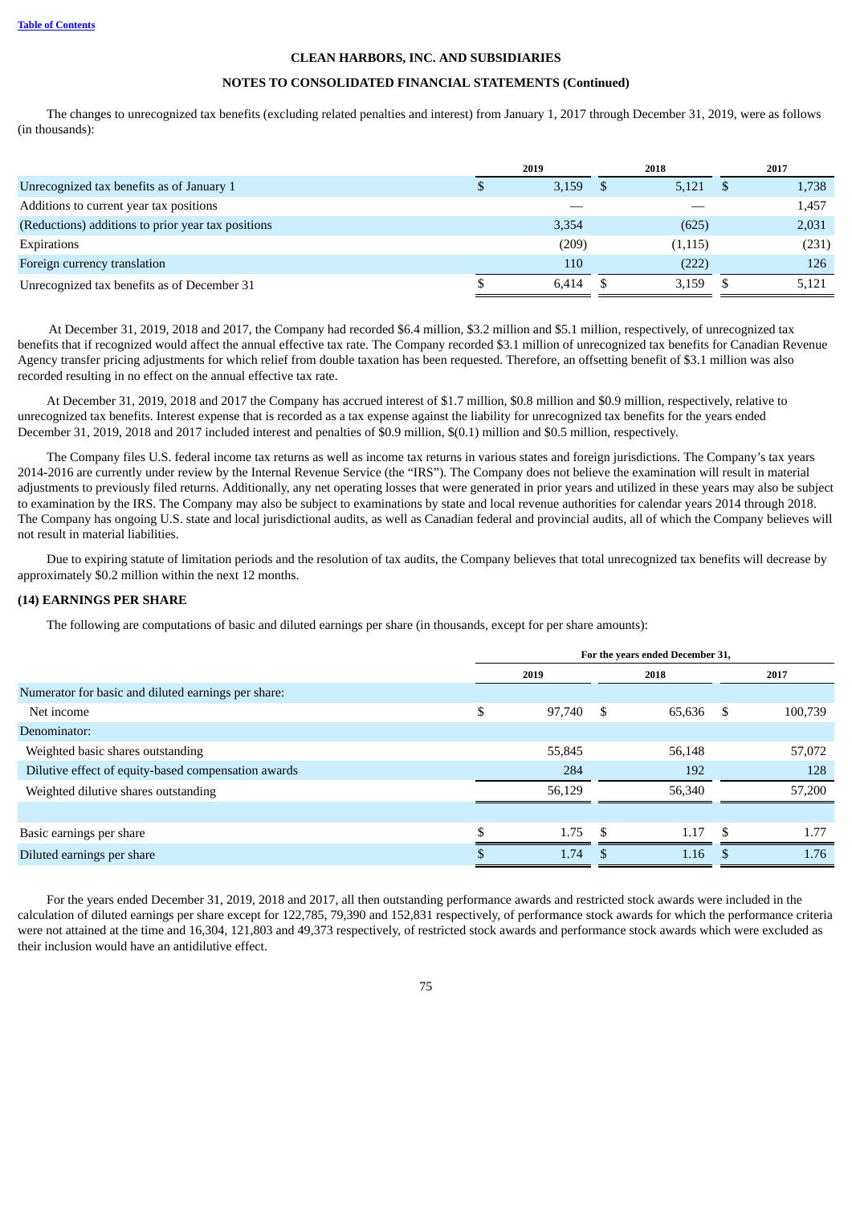**CLEAN HARBORS, INC. AND SUBSIDIARIES**

**NOTES TO CONSOLIDATED FINANCIAL STATEMENTS (Continued)**

The changes to unrecognized tax benefits (excluding related penalties and interest) from January 1, 2017 through December 31, 2019, were as follows (in thousands):

| | 2019 | 2018 | 2017 |
|---|---|---|---|
| Unrecognized tax benefits as of January 1 | $ 3,159 | $ 5,121 | $ 1,738 |
| Additions to current year tax positions | — | — | 1,457 |
| (Reductions) additions to prior year tax positions | 3,354 | (625) | 2,031 |
| Expirations | (209) | (1,115) | (231) |
| Foreign currency translation | 110 | (222) | 126 |
| Unrecognized tax benefits as of December 31 | $ 6,414 | $ 3,159 | $ 5,121 |

At December 31, 2019, 2018 and 2017, the Company had recorded $6.4 million, $3.2 million and $5.1 million, respectively, of unrecognized tax benefits that if recognized would affect the annual effective tax rate. The Company recorded $3.1 million of unrecognized tax benefits for Canadian Revenue Agency transfer pricing adjustments for which relief from double taxation has been requested. Therefore, an offsetting benefit of $3.1 million was also recorded resulting in no effect on the annual effective tax rate.

At December 31, 2019, 2018 and 2017 the Company has accrued interest of $1.7 million, $0.8 million and $0.9 million, respectively, relative to unrecognized tax benefits. Interest expense that is recorded as a tax expense against the liability for unrecognized tax benefits for the years ended December 31, 2019, 2018 and 2017 included interest and penalties of $0.9 million, $(0.1) million and $0.5 million, respectively.

The Company files U.S. federal income tax returns as well as income tax returns in various states and foreign jurisdictions. The Company's tax years 2014-2016 are currently under review by the Internal Revenue Service (the "IRS"). The Company does not believe the examination will result in material adjustments to previously filed returns. Additionally, any net operating losses that were generated in prior years and utilized in these years may also be subject to examination by the IRS. The Company may also be subject to examinations by state and local revenue authorities for calendar years 2014 through 2018. The Company has ongoing U.S. state and local jurisdictional audits, as well as Canadian federal and provincial audits, all of which the Company believes will not result in material liabilities.

Due to expiring statute of limitation periods and the resolution of tax audits, the Company believes that total unrecognized tax benefits will decrease by approximately $0.2 million within the next 12 months.

### (14) EARNINGS PER SHARE

The following are computations of basic and diluted earnings per share (in thousands, except for per share amounts):

| | For the years ended December 31, | | |
|---|---|---|---|
| | 2019 | 2018 | 2017 |
| Numerator for basic and diluted earnings per share: | | | |
| Net income | $ 97,740 | $ 65,636 | $ 100,739 |
| Denominator: | | | |
| Weighted basic shares outstanding | 55,845 | 56,148 | 57,072 |
| Dilutive effect of equity-based compensation awards | 284 | 192 | 128 |
| Weighted dilutive shares outstanding | 56,129 | 56,340 | 57,200 |
| | | | |
| Basic earnings per share | $ 1.75 | $ 1.17 | $ 1.77 |
| Diluted earnings per share | $ 1.74 | $ 1.16 | $ 1.76 |

For the years ended December 31, 2019, 2018 and 2017, all then outstanding performance awards and restricted stock awards were included in the calculation of diluted earnings per share except for 122,785, 79,390 and 152,831 respectively, of performance stock awards for which the performance criteria were not attained at the time and 16,304, 121,803 and 49,373 respectively, of restricted stock awards and performance stock awards which were excluded as their inclusion would have an antidilutive effect.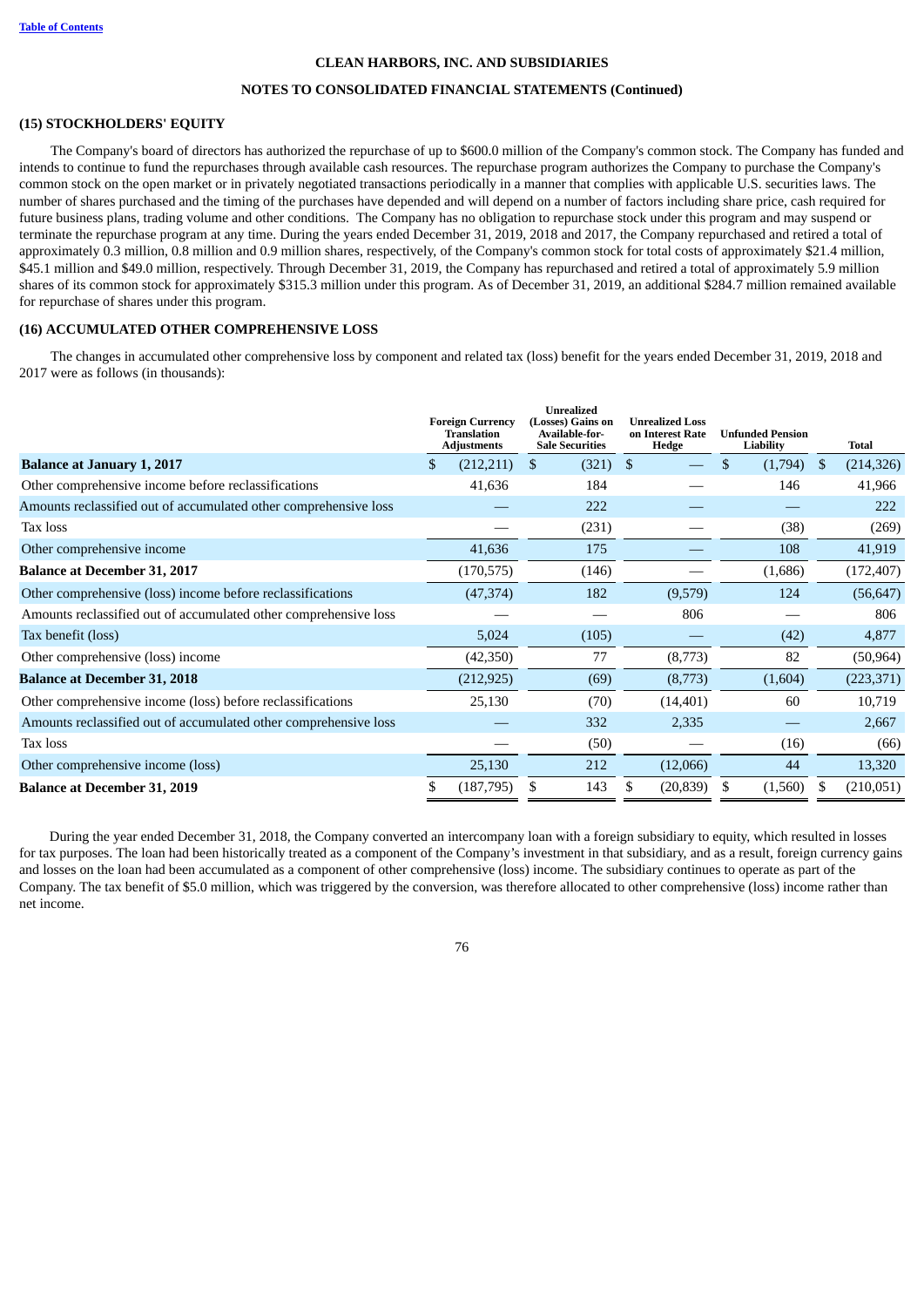CLEAN HARBORS, INC. AND SUBSIDIARIES

NOTES TO CONSOLIDATED FINANCIAL STATEMENTS (Continued)

## (15) STOCKHOLDERS' EQUITY

The Company's board of directors has authorized the repurchase of up to $600.0 million of the Company's common stock. The Company has funded and intends to continue to fund the repurchases through available cash resources. The repurchase program authorizes the Company to purchase the Company's common stock on the open market or in privately negotiated transactions periodically in a manner that complies with applicable U.S. securities laws. The number of shares purchased and the timing of the purchases have depended and will depend on a number of factors including share price, cash required for future business plans, trading volume and other conditions. The Company has no obligation to repurchase stock under this program and may suspend or terminate the repurchase program at any time. During the years ended December 31, 2019, 2018 and 2017, the Company repurchased and retired a total of approximately 0.3 million, 0.8 million and 0.9 million shares, respectively, of the Company's common stock for total costs of approximately $21.4 million, $45.1 million and $49.0 million, respectively. Through December 31, 2019, the Company has repurchased and retired a total of approximately 5.9 million shares of its common stock for approximately $315.3 million under this program. As of December 31, 2019, an additional $284.7 million remained available for repurchase of shares under this program.

## (16) ACCUMULATED OTHER COMPREHENSIVE LOSS

The changes in accumulated other comprehensive loss by component and related tax (loss) benefit for the years ended December 31, 2019, 2018 and 2017 were as follows (in thousands):

| | Foreign Currency Translation Adjustments | Unrealized (Losses) Gains on Available-for-Sale Securities | Unrealized Loss on Interest Rate Hedge | Unfunded Pension Liability | Total |
|---|---|---|---|---|---|
| **Balance at January 1, 2017** | $ (212,211) | $ (321) | $ — | $ (1,794) | $ (214,326) |
| Other comprehensive income before reclassifications | 41,636 | 184 | — | 146 | 41,966 |
| Amounts reclassified out of accumulated other comprehensive loss | — | 222 | — | — | 222 |
| Tax loss | — | (231) | — | (38) | (269) |
| Other comprehensive income | 41,636 | 175 | — | 108 | 41,919 |
| **Balance at December 31, 2017** | (170,575) | (146) | — | (1,686) | (172,407) |
| Other comprehensive (loss) income before reclassifications | (47,374) | 182 | (9,579) | 124 | (56,647) |
| Amounts reclassified out of accumulated other comprehensive loss | — | — | 806 | — | 806 |
| Tax benefit (loss) | 5,024 | (105) | — | (42) | 4,877 |
| Other comprehensive (loss) income | (42,350) | 77 | (8,773) | 82 | (50,964) |
| **Balance at December 31, 2018** | (212,925) | (69) | (8,773) | (1,604) | (223,371) |
| Other comprehensive income (loss) before reclassifications | 25,130 | (70) | (14,401) | 60 | 10,719 |
| Amounts reclassified out of accumulated other comprehensive loss | — | 332 | 2,335 | — | 2,667 |
| Tax loss | — | (50) | — | (16) | (66) |
| Other comprehensive income (loss) | 25,130 | 212 | (12,066) | 44 | 13,320 |
| **Balance at December 31, 2019** | $ (187,795) | $ 143 | $ (20,839) | $ (1,560) | $ (210,051) |

During the year ended December 31, 2018, the Company converted an intercompany loan with a foreign subsidiary to equity, which resulted in losses for tax purposes. The loan had been historically treated as a component of the Company's investment in that subsidiary, and as a result, foreign currency gains and losses on the loan had been accumulated as a component of other comprehensive (loss) income. The subsidiary continues to operate as part of the Company. The tax benefit of $5.0 million, which was triggered by the conversion, was therefore allocated to other comprehensive (loss) income rather than net income.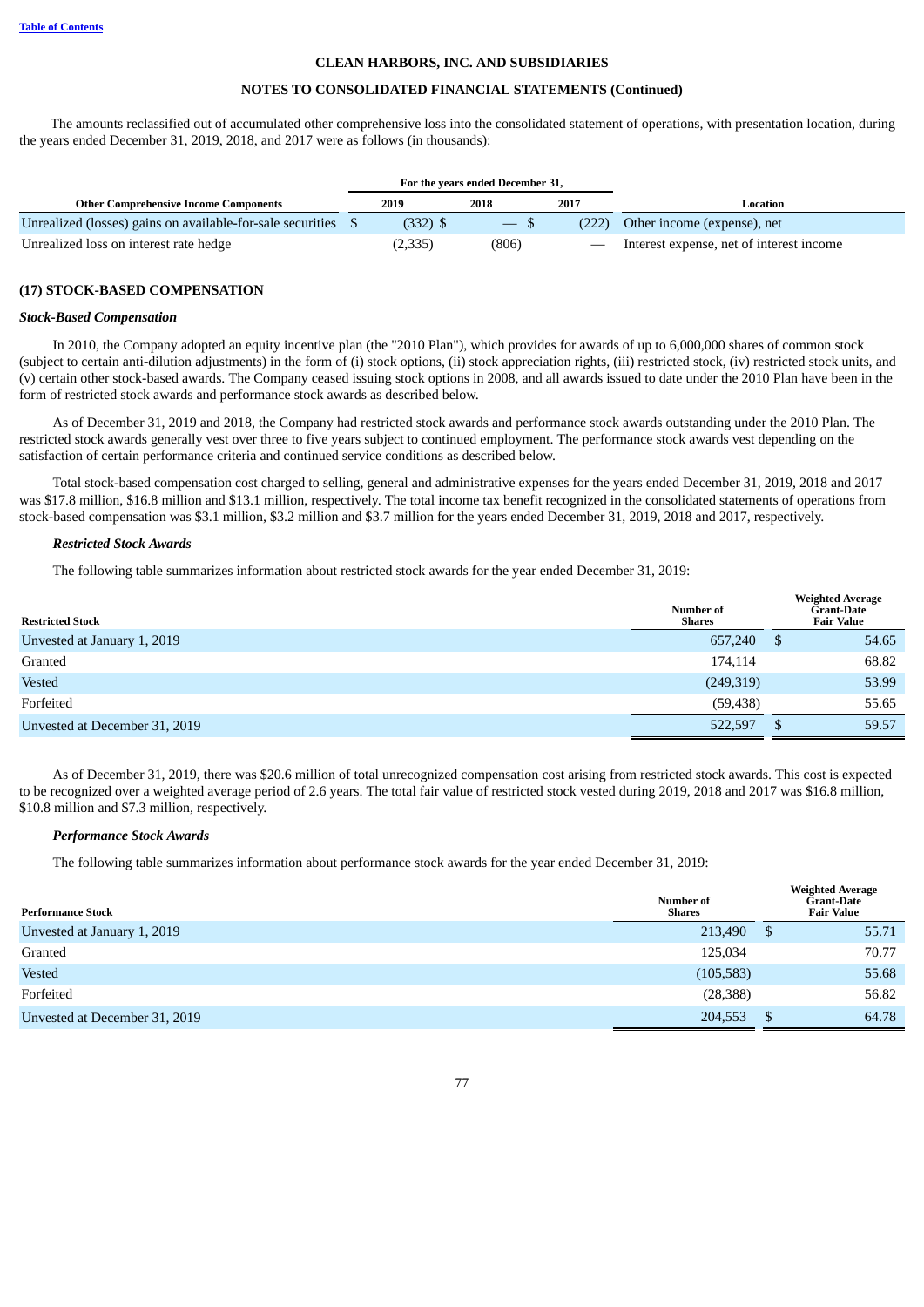CLEAN HARBORS, INC. AND SUBSIDIARIES

NOTES TO CONSOLIDATED FINANCIAL STATEMENTS (Continued)

The amounts reclassified out of accumulated other comprehensive loss into the consolidated statement of operations, with presentation location, during the years ended December 31, 2019, 2018, and 2017 were as follows (in thousands):

| Other Comprehensive Income Components | For the years ended December 31, 2019 | 2018 | 2017 | Location |
|---|---|---|---|---|
| Unrealized (losses) gains on available-for-sale securities | $ (332) | $ — | $ (222) | Other income (expense), net |
| Unrealized loss on interest rate hedge | (2,335) | (806) | — | Interest expense, net of interest income |

## (17) STOCK-BASED COMPENSATION

### *Stock-Based Compensation*

In 2010, the Company adopted an equity incentive plan (the "2010 Plan"), which provides for awards of up to 6,000,000 shares of common stock (subject to certain anti-dilution adjustments) in the form of (i) stock options, (ii) stock appreciation rights, (iii) restricted stock, (iv) restricted stock units, and (v) certain other stock-based awards. The Company ceased issuing stock options in 2008, and all awards issued to date under the 2010 Plan have been in the form of restricted stock awards and performance stock awards as described below.

As of December 31, 2019 and 2018, the Company had restricted stock awards and performance stock awards outstanding under the 2010 Plan. The restricted stock awards generally vest over three to five years subject to continued employment. The performance stock awards vest depending on the satisfaction of certain performance criteria and continued service conditions as described below.

Total stock-based compensation cost charged to selling, general and administrative expenses for the years ended December 31, 2019, 2018 and 2017 was $17.8 million, $16.8 million and $13.1 million, respectively. The total income tax benefit recognized in the consolidated statements of operations from stock-based compensation was $3.1 million, $3.2 million and $3.7 million for the years ended December 31, 2019, 2018 and 2017, respectively.

#### *Restricted Stock Awards*

The following table summarizes information about restricted stock awards for the year ended December 31, 2019:

| Restricted Stock | Number of Shares | Weighted Average Grant-Date Fair Value |
|---|---|---|
| Unvested at January 1, 2019 | 657,240 | $ 54.65 |
| Granted | 174,114 | 68.82 |
| Vested | (249,319) | 53.99 |
| Forfeited | (59,438) | 55.65 |
| Unvested at December 31, 2019 | 522,597 | $ 59.57 |

As of December 31, 2019, there was $20.6 million of total unrecognized compensation cost arising from restricted stock awards. This cost is expected to be recognized over a weighted average period of 2.6 years. The total fair value of restricted stock vested during 2019, 2018 and 2017 was $16.8 million, $10.8 million and $7.3 million, respectively.

#### *Performance Stock Awards*

The following table summarizes information about performance stock awards for the year ended December 31, 2019:

| Performance Stock | Number of Shares | Weighted Average Grant-Date Fair Value |
|---|---|---|
| Unvested at January 1, 2019 | 213,490 | $ 55.71 |
| Granted | 125,034 | 70.77 |
| Vested | (105,583) | 55.68 |
| Forfeited | (28,388) | 56.82 |
| Unvested at December 31, 2019 | 204,553 | $ 64.78 |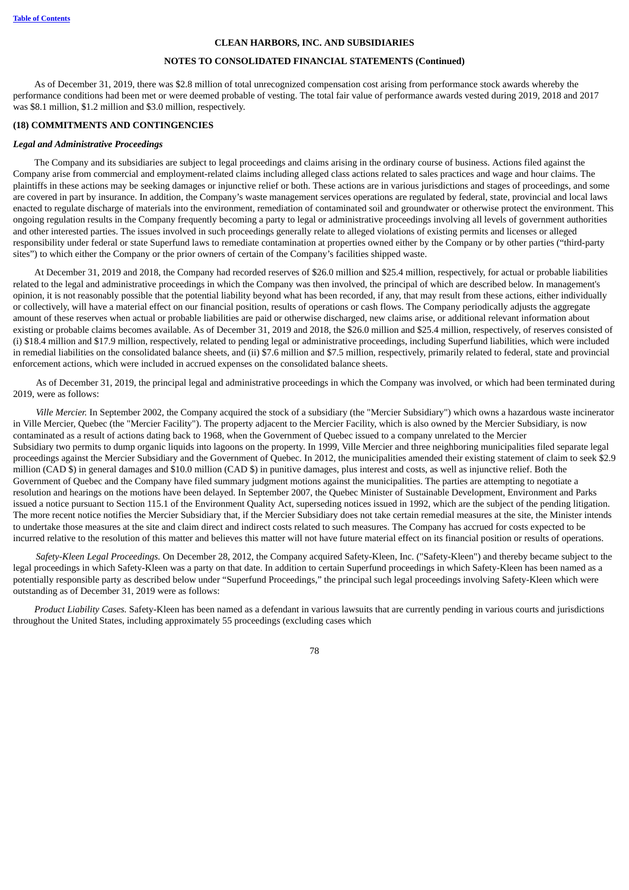As of December 31, 2019, there was $2.8 million of total unrecognized compensation cost arising from performance stock awards whereby the performance conditions had been met or were deemed probable of vesting. The total fair value of performance awards vested during 2019, 2018 and 2017 was $8.1 million, $1.2 million and $3.0 million, respectively.

## (18) COMMITMENTS AND CONTINGENCIES

### *Legal and Administrative Proceedings*

The Company and its subsidiaries are subject to legal proceedings and claims arising in the ordinary course of business. Actions filed against the Company arise from commercial and employment-related claims including alleged class actions related to sales practices and wage and hour claims. The plaintiffs in these actions may be seeking damages or injunctive relief or both. These actions are in various jurisdictions and stages of proceedings, and some are covered in part by insurance. In addition, the Company's waste management services operations are regulated by federal, state, provincial and local laws enacted to regulate discharge of materials into the environment, remediation of contaminated soil and groundwater or otherwise protect the environment. This ongoing regulation results in the Company frequently becoming a party to legal or administrative proceedings involving all levels of government authorities and other interested parties. The issues involved in such proceedings generally relate to alleged violations of existing permits and licenses or alleged responsibility under federal or state Superfund laws to remediate contamination at properties owned either by the Company or by other parties ("third-party sites") to which either the Company or the prior owners of certain of the Company's facilities shipped waste.

At December 31, 2019 and 2018, the Company had recorded reserves of $26.0 million and $25.4 million, respectively, for actual or probable liabilities related to the legal and administrative proceedings in which the Company was then involved, the principal of which are described below. In management's opinion, it is not reasonably possible that the potential liability beyond what has been recorded, if any, that may result from these actions, either individually or collectively, will have a material effect on our financial position, results of operations or cash flows. The Company periodically adjusts the aggregate amount of these reserves when actual or probable liabilities are paid or otherwise discharged, new claims arise, or additional relevant information about existing or probable claims becomes available. As of December 31, 2019 and 2018, the $26.0 million and $25.4 million, respectively, of reserves consisted of (i) $18.4 million and $17.9 million, respectively, related to pending legal or administrative proceedings, including Superfund liabilities, which were included in remedial liabilities on the consolidated balance sheets, and (ii) $7.6 million and $7.5 million, respectively, primarily related to federal, state and provincial enforcement actions, which were included in accrued expenses on the consolidated balance sheets.

As of December 31, 2019, the principal legal and administrative proceedings in which the Company was involved, or which had been terminated during 2019, were as follows:

*Ville Mercier.* In September 2002, the Company acquired the stock of a subsidiary (the "Mercier Subsidiary") which owns a hazardous waste incinerator in Ville Mercier, Quebec (the "Mercier Facility"). The property adjacent to the Mercier Facility, which is also owned by the Mercier Subsidiary, is now contaminated as a result of actions dating back to 1968, when the Government of Quebec issued to a company unrelated to the Mercier Subsidiary two permits to dump organic liquids into lagoons on the property. In 1999, Ville Mercier and three neighboring municipalities filed separate legal proceedings against the Mercier Subsidiary and the Government of Quebec. In 2012, the municipalities amended their existing statement of claim to seek $2.9 million (CAD $) in general damages and $10.0 million (CAD $) in punitive damages, plus interest and costs, as well as injunctive relief. Both the Government of Quebec and the Company have filed summary judgment motions against the municipalities. The parties are attempting to negotiate a resolution and hearings on the motions have been delayed. In September 2007, the Quebec Minister of Sustainable Development, Environment and Parks issued a notice pursuant to Section 115.1 of the Environment Quality Act, superseding notices issued in 1992, which are the subject of the pending litigation. The more recent notice notifies the Mercier Subsidiary that, if the Mercier Subsidiary does not take certain remedial measures at the site, the Minister intends to undertake those measures at the site and claim direct and indirect costs related to such measures. The Company has accrued for costs expected to be incurred relative to the resolution of this matter and believes this matter will not have future material effect on its financial position or results of operations.

*Safety-Kleen Legal Proceedings.* On December 28, 2012, the Company acquired Safety-Kleen, Inc. ("Safety-Kleen") and thereby became subject to the legal proceedings in which Safety-Kleen was a party on that date. In addition to certain Superfund proceedings in which Safety-Kleen has been named as a potentially responsible party as described below under "Superfund Proceedings," the principal such legal proceedings involving Safety-Kleen which were outstanding as of December 31, 2019 were as follows:

*Product Liability Cases.* Safety-Kleen has been named as a defendant in various lawsuits that are currently pending in various courts and jurisdictions throughout the United States, including approximately 55 proceedings (excluding cases which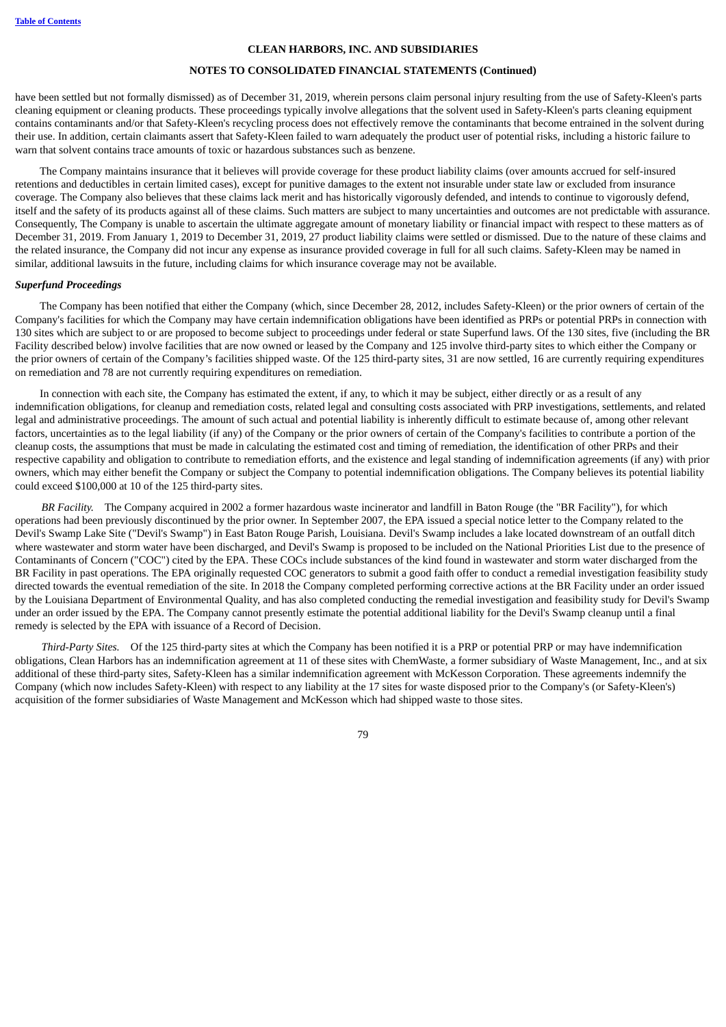have been settled but not formally dismissed) as of December 31, 2019, wherein persons claim personal injury resulting from the use of Safety-Kleen's parts cleaning equipment or cleaning products. These proceedings typically involve allegations that the solvent used in Safety-Kleen's parts cleaning equipment contains contaminants and/or that Safety-Kleen's recycling process does not effectively remove the contaminants that become entrained in the solvent during their use. In addition, certain claimants assert that Safety-Kleen failed to warn adequately the product user of potential risks, including a historic failure to warn that solvent contains trace amounts of toxic or hazardous substances such as benzene.

The Company maintains insurance that it believes will provide coverage for these product liability claims (over amounts accrued for self-insured retentions and deductibles in certain limited cases), except for punitive damages to the extent not insurable under state law or excluded from insurance coverage. The Company also believes that these claims lack merit and has historically vigorously defended, and intends to continue to vigorously defend, itself and the safety of its products against all of these claims. Such matters are subject to many uncertainties and outcomes are not predictable with assurance. Consequently, The Company is unable to ascertain the ultimate aggregate amount of monetary liability or financial impact with respect to these matters as of December 31, 2019. From January 1, 2019 to December 31, 2019, 27 product liability claims were settled or dismissed. Due to the nature of these claims and the related insurance, the Company did not incur any expense as insurance provided coverage in full for all such claims. Safety-Kleen may be named in similar, additional lawsuits in the future, including claims for which insurance coverage may not be available.

***Superfund Proceedings***

The Company has been notified that either the Company (which, since December 28, 2012, includes Safety-Kleen) or the prior owners of certain of the Company's facilities for which the Company may have certain indemnification obligations have been identified as PRPs or potential PRPs in connection with 130 sites which are subject to or are proposed to become subject to proceedings under federal or state Superfund laws. Of the 130 sites, five (including the BR Facility described below) involve facilities that are now owned or leased by the Company and 125 involve third-party sites to which either the Company or the prior owners of certain of the Company's facilities shipped waste. Of the 125 third-party sites, 31 are now settled, 16 are currently requiring expenditures on remediation and 78 are not currently requiring expenditures on remediation.

In connection with each site, the Company has estimated the extent, if any, to which it may be subject, either directly or as a result of any indemnification obligations, for cleanup and remediation costs, related legal and consulting costs associated with PRP investigations, settlements, and related legal and administrative proceedings. The amount of such actual and potential liability is inherently difficult to estimate because of, among other relevant factors, uncertainties as to the legal liability (if any) of the Company or the prior owners of certain of the Company's facilities to contribute a portion of the cleanup costs, the assumptions that must be made in calculating the estimated cost and timing of remediation, the identification of other PRPs and their respective capability and obligation to contribute to remediation efforts, and the existence and legal standing of indemnification agreements (if any) with prior owners, which may either benefit the Company or subject the Company to potential indemnification obligations. The Company believes its potential liability could exceed $100,000 at 10 of the 125 third-party sites.

*BR Facility.* The Company acquired in 2002 a former hazardous waste incinerator and landfill in Baton Rouge (the "BR Facility"), for which operations had been previously discontinued by the prior owner. In September 2007, the EPA issued a special notice letter to the Company related to the Devil's Swamp Lake Site ("Devil's Swamp") in East Baton Rouge Parish, Louisiana. Devil's Swamp includes a lake located downstream of an outfall ditch where wastewater and storm water have been discharged, and Devil's Swamp is proposed to be included on the National Priorities List due to the presence of Contaminants of Concern ("COC") cited by the EPA. These COCs include substances of the kind found in wastewater and storm water discharged from the BR Facility in past operations. The EPA originally requested COC generators to submit a good faith offer to conduct a remedial investigation feasibility study directed towards the eventual remediation of the site. In 2018 the Company completed performing corrective actions at the BR Facility under an order issued by the Louisiana Department of Environmental Quality, and has also completed conducting the remedial investigation and feasibility study for Devil's Swamp under an order issued by the EPA. The Company cannot presently estimate the potential additional liability for the Devil's Swamp cleanup until a final remedy is selected by the EPA with issuance of a Record of Decision.

*Third-Party Sites.* Of the 125 third-party sites at which the Company has been notified it is a PRP or potential PRP or may have indemnification obligations, Clean Harbors has an indemnification agreement at 11 of these sites with ChemWaste, a former subsidiary of Waste Management, Inc., and at six additional of these third-party sites, Safety-Kleen has a similar indemnification agreement with McKesson Corporation. These agreements indemnify the Company (which now includes Safety-Kleen) with respect to any liability at the 17 sites for waste disposed prior to the Company's (or Safety-Kleen's) acquisition of the former subsidiaries of Waste Management and McKesson which had shipped waste to those sites.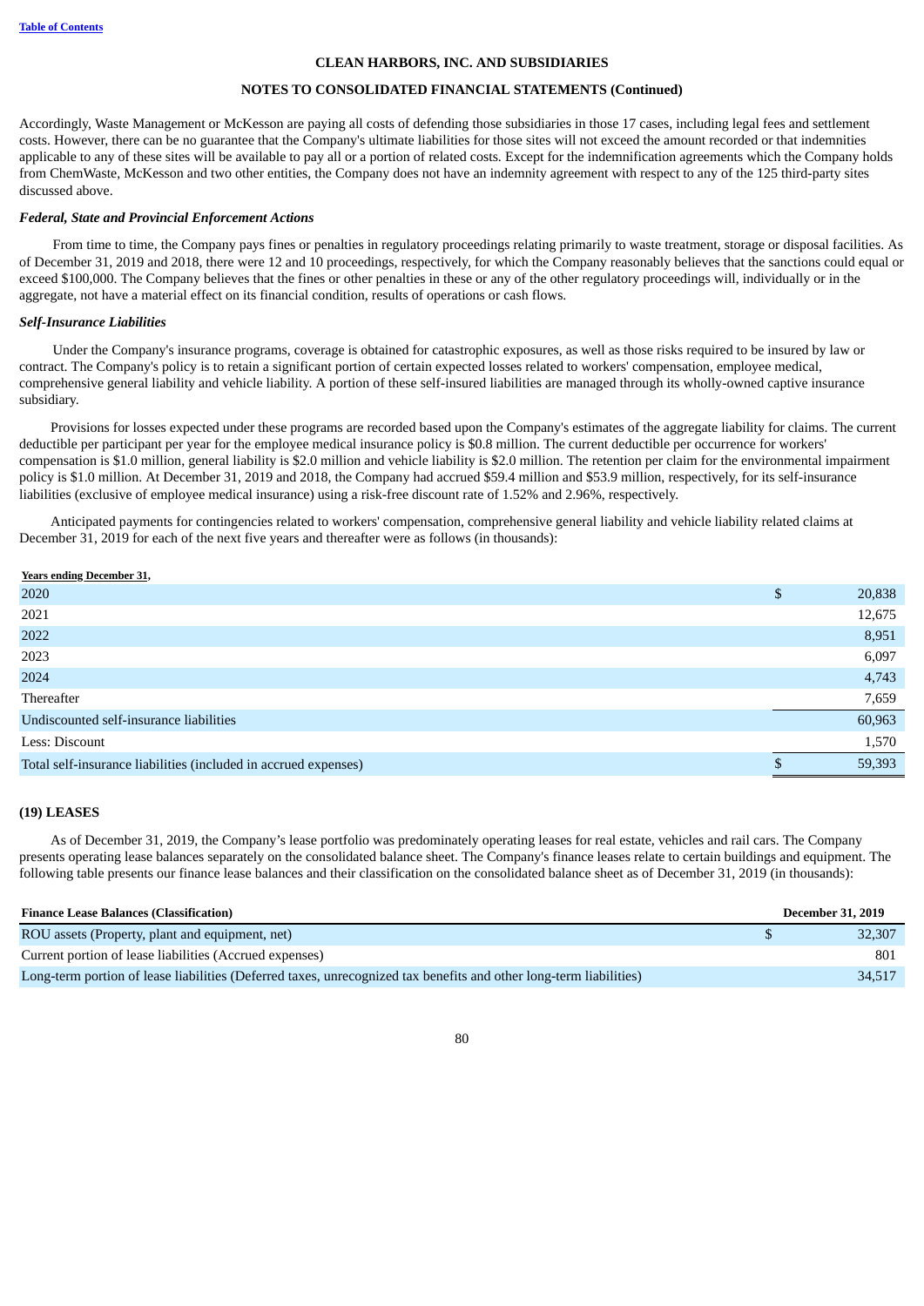Accordingly, Waste Management or McKesson are paying all costs of defending those subsidiaries in those 17 cases, including legal fees and settlement costs. However, there can be no guarantee that the Company's ultimate liabilities for those sites will not exceed the amount recorded or that indemnities applicable to any of these sites will be available to pay all or a portion of related costs. Except for the indemnification agreements which the Company holds from ChemWaste, McKesson and two other entities, the Company does not have an indemnity agreement with respect to any of the 125 third-party sites discussed above.

***Federal, State and Provincial Enforcement Actions***

From time to time, the Company pays fines or penalties in regulatory proceedings relating primarily to waste treatment, storage or disposal facilities. As of December 31, 2019 and 2018, there were 12 and 10 proceedings, respectively, for which the Company reasonably believes that the sanctions could equal or exceed $100,000. The Company believes that the fines or other penalties in these or any of the other regulatory proceedings will, individually or in the aggregate, not have a material effect on its financial condition, results of operations or cash flows.

***Self-Insurance Liabilities***

Under the Company's insurance programs, coverage is obtained for catastrophic exposures, as well as those risks required to be insured by law or contract. The Company's policy is to retain a significant portion of certain expected losses related to workers' compensation, employee medical, comprehensive general liability and vehicle liability. A portion of these self-insured liabilities are managed through its wholly-owned captive insurance subsidiary.

Provisions for losses expected under these programs are recorded based upon the Company's estimates of the aggregate liability for claims. The current deductible per participant per year for the employee medical insurance policy is $0.8 million. The current deductible per occurrence for workers' compensation is $1.0 million, general liability is $2.0 million and vehicle liability is $2.0 million. The retention per claim for the environmental impairment policy is $1.0 million. At December 31, 2019 and 2018, the Company had accrued $59.4 million and $53.9 million, respectively, for its self-insurance liabilities (exclusive of employee medical insurance) using a risk-free discount rate of 1.52% and 2.96%, respectively.

Anticipated payments for contingencies related to workers' compensation, comprehensive general liability and vehicle liability related claims at December 31, 2019 for each of the next five years and thereafter were as follows (in thousands):

| Years ending December 31, | |
|---|---|
| 2020 | $ 20,838 |
| 2021 | 12,675 |
| 2022 | 8,951 |
| 2023 | 6,097 |
| 2024 | 4,743 |
| Thereafter | 7,659 |
| Undiscounted self-insurance liabilities | 60,963 |
| Less: Discount | 1,570 |
| Total self-insurance liabilities (included in accrued expenses) | $ 59,393 |

## (19) LEASES

As of December 31, 2019, the Company's lease portfolio was predominately operating leases for real estate, vehicles and rail cars. The Company presents operating lease balances separately on the consolidated balance sheet. The Company's finance leases relate to certain buildings and equipment. The following table presents our finance lease balances and their classification on the consolidated balance sheet as of December 31, 2019 (in thousands):

| Finance Lease Balances (Classification) | December 31, 2019 |
|---|---|
| ROU assets (Property, plant and equipment, net) | $ 32,307 |
| Current portion of lease liabilities (Accrued expenses) | 801 |
| Long-term portion of lease liabilities (Deferred taxes, unrecognized tax benefits and other long-term liabilities) | 34,517 |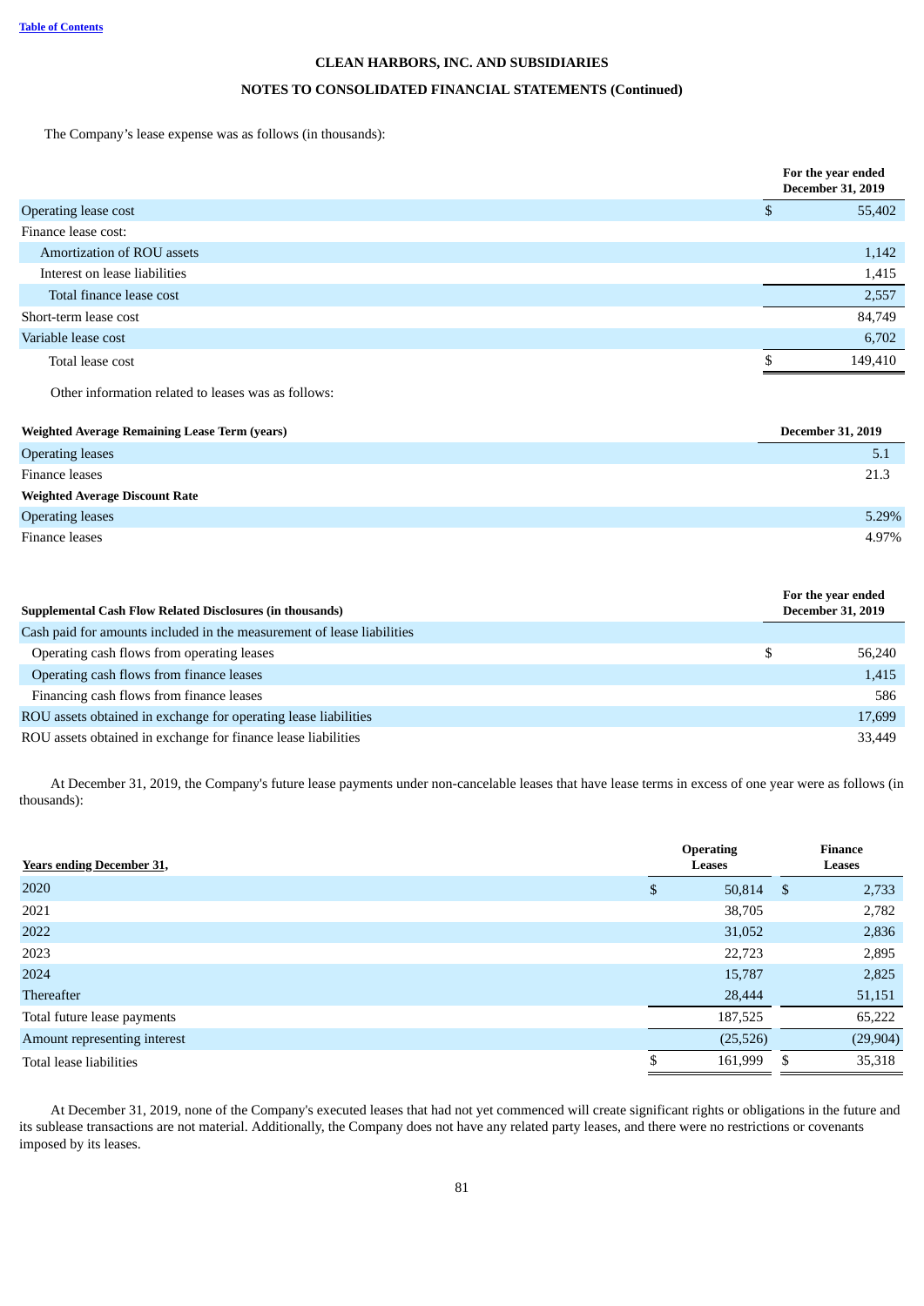CLEAN HARBORS, INC. AND SUBSIDIARIES

NOTES TO CONSOLIDATED FINANCIAL STATEMENTS (Continued)

The Company's lease expense was as follows (in thousands):

| | For the year ended December 31, 2019 |
|---|---|
| Operating lease cost | $ 55,402 |
| Finance lease cost: | |
| Amortization of ROU assets | 1,142 |
| Interest on lease liabilities | 1,415 |
| Total finance lease cost | 2,557 |
| Short-term lease cost | 84,749 |
| Variable lease cost | 6,702 |
| Total lease cost | $ 149,410 |

Other information related to leases was as follows:

| **Weighted Average Remaining Lease Term (years)** | **December 31, 2019** |
|---|---|
| Operating leases | 5.1 |
| Finance leases | 21.3 |
| **Weighted Average Discount Rate** | |
| Operating leases | 5.29% |
| Finance leases | 4.97% |

| **Supplemental Cash Flow Related Disclosures (in thousands)** | **For the year ended December 31, 2019** |
|---|---|
| Cash paid for amounts included in the measurement of lease liabilities | |
| Operating cash flows from operating leases | $ 56,240 |
| Operating cash flows from finance leases | 1,415 |
| Financing cash flows from finance leases | 586 |
| ROU assets obtained in exchange for operating lease liabilities | 17,699 |
| ROU assets obtained in exchange for finance lease liabilities | 33,449 |

At December 31, 2019, the Company's future lease payments under non-cancelable leases that have lease terms in excess of one year were as follows (in thousands):

| Years ending December 31, | Operating Leases | Finance Leases |
|---|---|---|
| 2020 | $ 50,814 | $ 2,733 |
| 2021 | 38,705 | 2,782 |
| 2022 | 31,052 | 2,836 |
| 2023 | 22,723 | 2,895 |
| 2024 | 15,787 | 2,825 |
| Thereafter | 28,444 | 51,151 |
| Total future lease payments | 187,525 | 65,222 |
| Amount representing interest | (25,526) | (29,904) |
| Total lease liabilities | $ 161,999 | $ 35,318 |

At December 31, 2019, none of the Company's executed leases that had not yet commenced will create significant rights or obligations in the future and its sublease transactions are not material. Additionally, the Company does not have any related party leases, and there were no restrictions or covenants imposed by its leases.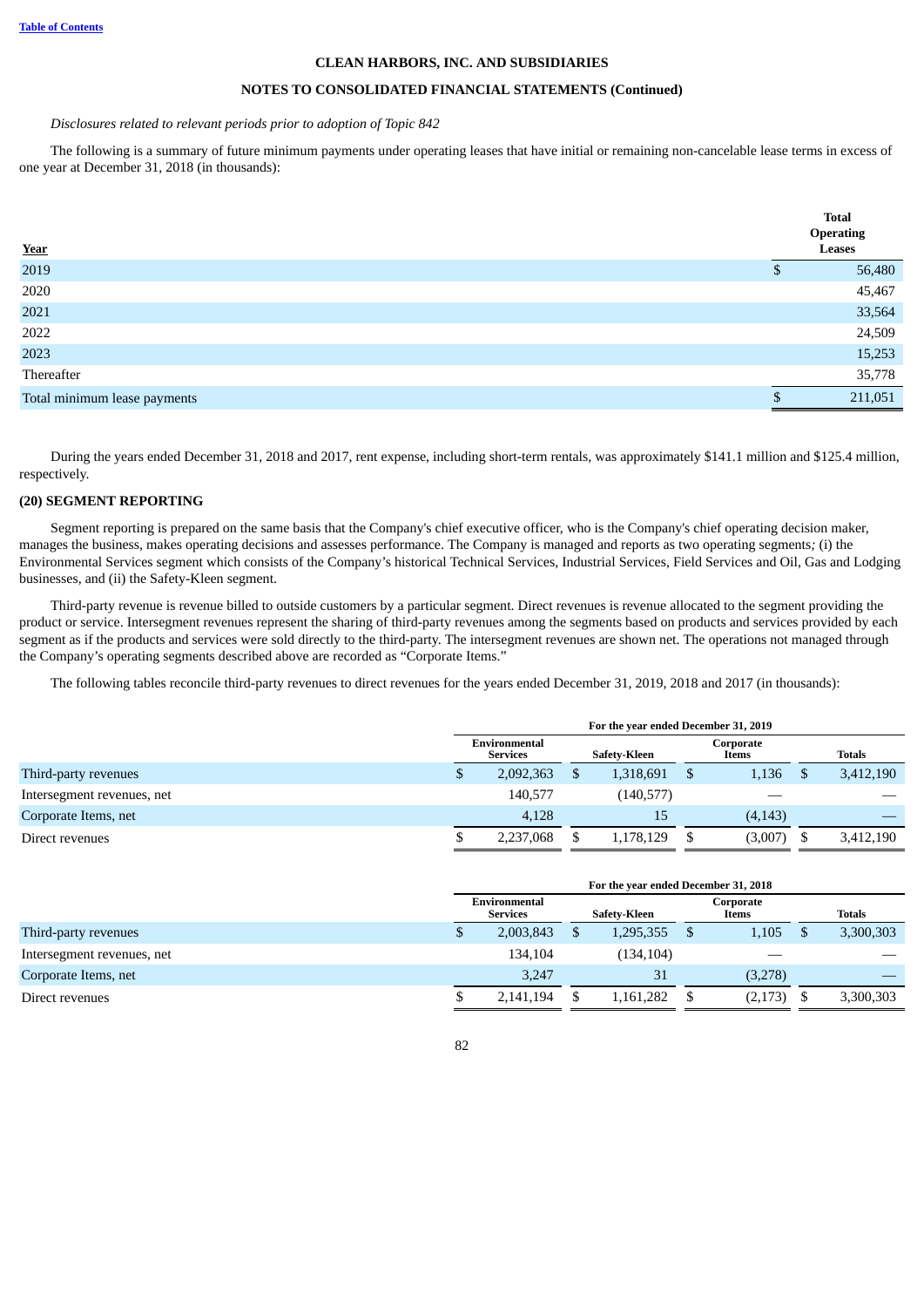## CLEAN HARBORS, INC. AND SUBSIDIARIES

## NOTES TO CONSOLIDATED FINANCIAL STATEMENTS (Continued)

*Disclosures related to relevant periods prior to adoption of Topic 842*

The following is a summary of future minimum payments under operating leases that have initial or remaining non-cancelable lease terms in excess of one year at December 31, 2018 (in thousands):

| Year | Total Operating Leases |
|---|---|
| 2019 | $ 56,480 |
| 2020 | 45,467 |
| 2021 | 33,564 |
| 2022 | 24,509 |
| 2023 | 15,253 |
| Thereafter | 35,778 |
| Total minimum lease payments | $ 211,051 |

During the years ended December 31, 2018 and 2017, rent expense, including short-term rentals, was approximately $141.1 million and $125.4 million, respectively.

### (20) SEGMENT REPORTING

Segment reporting is prepared on the same basis that the Company's chief executive officer, who is the Company's chief operating decision maker, manages the business, makes operating decisions and assesses performance. The Company is managed and reports as two operating segments*;* (i) the Environmental Services segment which consists of the Company's historical Technical Services, Industrial Services, Field Services and Oil, Gas and Lodging businesses, and (ii) the Safety-Kleen segment.

Third-party revenue is revenue billed to outside customers by a particular segment. Direct revenues is revenue allocated to the segment providing the product or service. Intersegment revenues represent the sharing of third-party revenues among the segments based on products and services provided by each segment as if the products and services were sold directly to the third-party. The intersegment revenues are shown net. The operations not managed through the Company's operating segments described above are recorded as "Corporate Items."

The following tables reconcile third-party revenues to direct revenues for the years ended December 31, 2019, 2018 and 2017 (in thousands):

| | For the year ended December 31, 2019 | | | |
|---|---|---|---|---|
| | Environmental Services | Safety-Kleen | Corporate Items | Totals |
| Third-party revenues | $ 2,092,363 | $ 1,318,691 | $ 1,136 | $ 3,412,190 |
| Intersegment revenues, net | 140,577 | (140,577) | — | — |
| Corporate Items, net | 4,128 | 15 | (4,143) | — |
| Direct revenues | $ 2,237,068 | $ 1,178,129 | $ (3,007) | $ 3,412,190 |

| | For the year ended December 31, 2018 | | | |
|---|---|---|---|---|
| | Environmental Services | Safety-Kleen | Corporate Items | Totals |
| Third-party revenues | $ 2,003,843 | $ 1,295,355 | $ 1,105 | $ 3,300,303 |
| Intersegment revenues, net | 134,104 | (134,104) | — | — |
| Corporate Items, net | 3,247 | 31 | (3,278) | — |
| Direct revenues | $ 2,141,194 | $ 1,161,282 | $ (2,173) | $ 3,300,303 |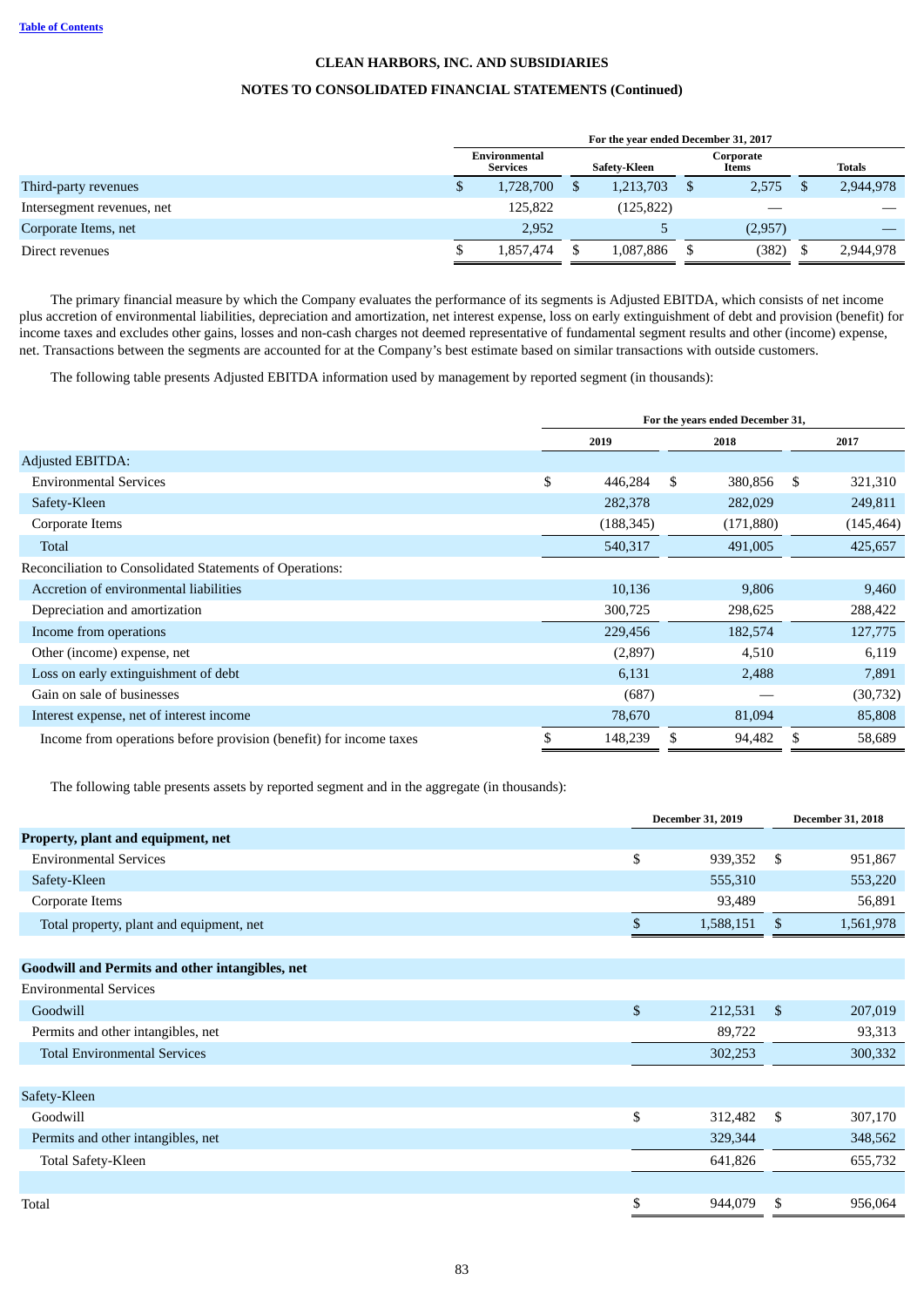**CLEAN HARBORS, INC. AND SUBSIDIARIES**

**NOTES TO CONSOLIDATED FINANCIAL STATEMENTS (Continued)**

| | For the year ended December 31, 2017 | | | |
|---|---|---|---|---|
| | Environmental Services | Safety-Kleen | Corporate Items | Totals |
| Third-party revenues | $ 1,728,700 | $ 1,213,703 | $ 2,575 | $ 2,944,978 |
| Intersegment revenues, net | 125,822 | (125,822) | — | — |
| Corporate Items, net | 2,952 | 5 | (2,957) | — |
| Direct revenues | $ 1,857,474 | $ 1,087,886 | $ (382) | $ 2,944,978 |

The primary financial measure by which the Company evaluates the performance of its segments is Adjusted EBITDA, which consists of net income plus accretion of environmental liabilities, depreciation and amortization, net interest expense, loss on early extinguishment of debt and provision (benefit) for income taxes and excludes other gains, losses and non-cash charges not deemed representative of fundamental segment results and other (income) expense, net. Transactions between the segments are accounted for at the Company's best estimate based on similar transactions with outside customers.

The following table presents Adjusted EBITDA information used by management by reported segment (in thousands):

| | For the years ended December 31, | | |
|---|---|---|---|
| | 2019 | 2018 | 2017 |
| Adjusted EBITDA: | | | |
| Environmental Services | $ 446,284 | $ 380,856 | $ 321,310 |
| Safety-Kleen | 282,378 | 282,029 | 249,811 |
| Corporate Items | (188,345) | (171,880) | (145,464) |
| Total | 540,317 | 491,005 | 425,657 |
| Reconciliation to Consolidated Statements of Operations: | | | |
| Accretion of environmental liabilities | 10,136 | 9,806 | 9,460 |
| Depreciation and amortization | 300,725 | 298,625 | 288,422 |
| Income from operations | 229,456 | 182,574 | 127,775 |
| Other (income) expense, net | (2,897) | 4,510 | 6,119 |
| Loss on early extinguishment of debt | 6,131 | 2,488 | 7,891 |
| Gain on sale of businesses | (687) | — | (30,732) |
| Interest expense, net of interest income | 78,670 | 81,094 | 85,808 |
| Income from operations before provision (benefit) for income taxes | $ 148,239 | $ 94,482 | $ 58,689 |

The following table presents assets by reported segment and in the aggregate (in thousands):

| | December 31, 2019 | December 31, 2018 |
|---|---|---|
| **Property, plant and equipment, net** | | |
| Environmental Services | $ 939,352 | $ 951,867 |
| Safety-Kleen | 555,310 | 553,220 |
| Corporate Items | 93,489 | 56,891 |
| Total property, plant and equipment, net | $ 1,588,151 | $ 1,561,978 |
| | | |
| **Goodwill and Permits and other intangibles, net** | | |
| Environmental Services | | |
| Goodwill | $ 212,531 | $ 207,019 |
| Permits and other intangibles, net | 89,722 | 93,313 |
| Total Environmental Services | 302,253 | 300,332 |
| | | |
| Safety-Kleen | | |
| Goodwill | $ 312,482 | $ 307,170 |
| Permits and other intangibles, net | 329,344 | 348,562 |
| Total Safety-Kleen | 641,826 | 655,732 |
| | | |
| Total | $ 944,079 | $ 956,064 |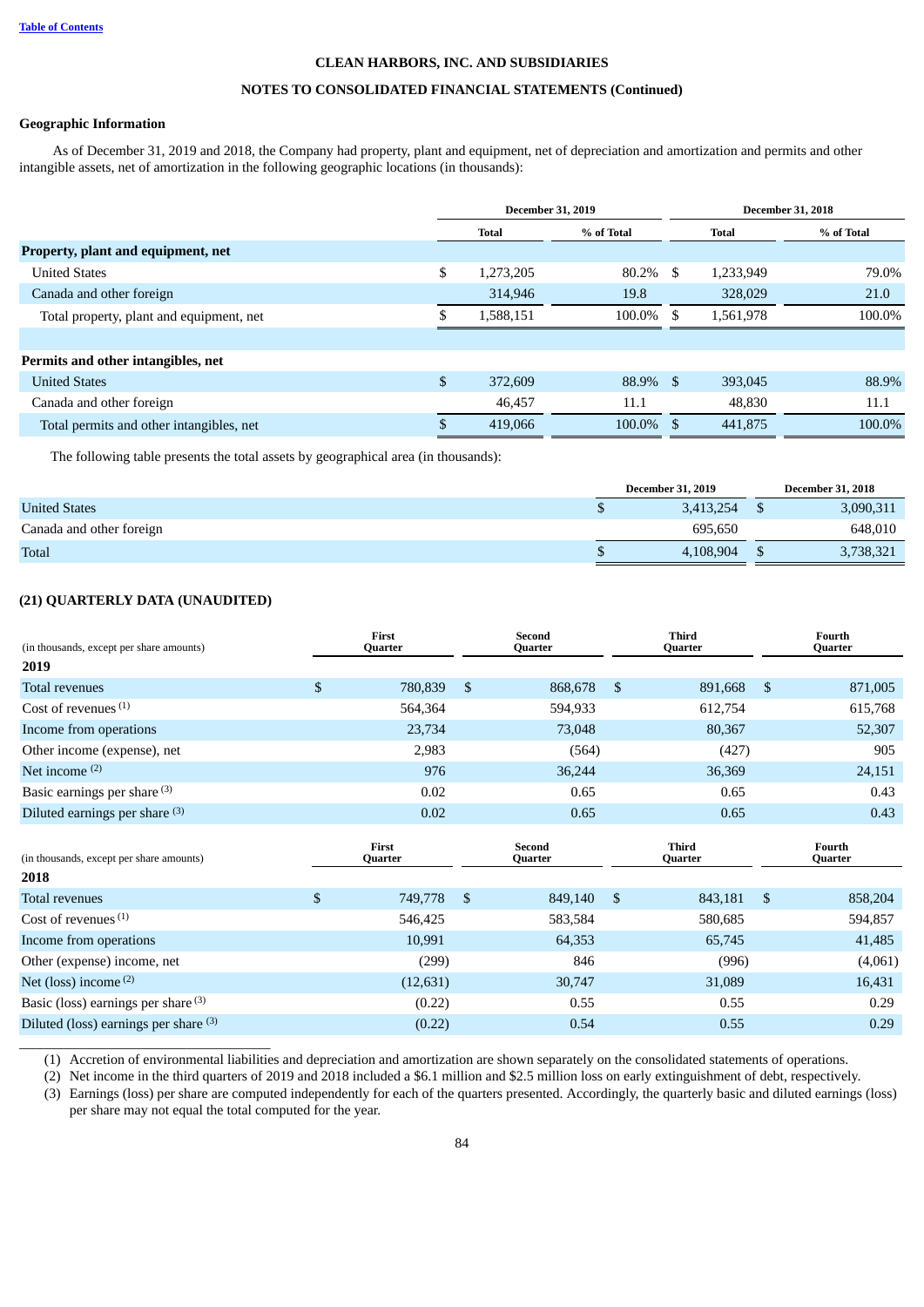CLEAN HARBORS, INC. AND SUBSIDIARIES

NOTES TO CONSOLIDATED FINANCIAL STATEMENTS (Continued)

**Geographic Information**

As of December 31, 2019 and 2018, the Company had property, plant and equipment, net of depreciation and amortization and permits and other intangible assets, net of amortization in the following geographic locations (in thousands):

| | December 31, 2019 | | December 31, 2018 | |
|---|---|---|---|---|
| | Total | % of Total | Total | % of Total |
| **Property, plant and equipment, net** | | | | |
| United States | $ 1,273,205 | 80.2% | $ 1,233,949 | 79.0% |
| Canada and other foreign | 314,946 | 19.8 | 328,029 | 21.0 |
| Total property, plant and equipment, net | $ 1,588,151 | 100.0% | $ 1,561,978 | 100.0% |
| **Permits and other intangibles, net** | | | | |
| United States | $ 372,609 | 88.9% | $ 393,045 | 88.9% |
| Canada and other foreign | 46,457 | 11.1 | 48,830 | 11.1 |
| Total permits and other intangibles, net | $ 419,066 | 100.0% | $ 441,875 | 100.0% |

The following table presents the total assets by geographical area (in thousands):

| | December 31, 2019 | December 31, 2018 |
|---|---|---|
| United States | $ 3,413,254 | $ 3,090,311 |
| Canada and other foreign | 695,650 | 648,010 |
| Total | $ 4,108,904 | $ 3,738,321 |

## (21) QUARTERLY DATA (UNAUDITED)

| (in thousands, except per share amounts) | First Quarter | Second Quarter | Third Quarter | Fourth Quarter |
|---|---|---|---|---|
| **2019** | | | | |
| Total revenues | $ 780,839 | $ 868,678 | $ 891,668 | $ 871,005 |
| Cost of revenues (1) | 564,364 | 594,933 | 612,754 | 615,768 |
| Income from operations | 23,734 | 73,048 | 80,367 | 52,307 |
| Other income (expense), net | 2,983 | (564) | (427) | 905 |
| Net income (2) | 976 | 36,244 | 36,369 | 24,151 |
| Basic earnings per share (3) | 0.02 | 0.65 | 0.65 | 0.43 |
| Diluted earnings per share (3) | 0.02 | 0.65 | 0.65 | 0.43 |

| (in thousands, except per share amounts) | First Quarter | Second Quarter | Third Quarter | Fourth Quarter |
|---|---|---|---|---|
| **2018** | | | | |
| Total revenues | $ 749,778 | $ 849,140 | $ 843,181 | $ 858,204 |
| Cost of revenues (1) | 546,425 | 583,584 | 580,685 | 594,857 |
| Income from operations | 10,991 | 64,353 | 65,745 | 41,485 |
| Other (expense) income, net | (299) | 846 | (996) | (4,061) |
| Net (loss) income (2) | (12,631) | 30,747 | 31,089 | 16,431 |
| Basic (loss) earnings per share (3) | (0.22) | 0.55 | 0.55 | 0.29 |
| Diluted (loss) earnings per share (3) | (0.22) | 0.54 | 0.55 | 0.29 |

(1) Accretion of environmental liabilities and depreciation and amortization are shown separately on the consolidated statements of operations.

(2) Net income in the third quarters of 2019 and 2018 included a $6.1 million and $2.5 million loss on early extinguishment of debt, respectively.

(3) Earnings (loss) per share are computed independently for each of the quarters presented. Accordingly, the quarterly basic and diluted earnings (loss) per share may not equal the total computed for the year.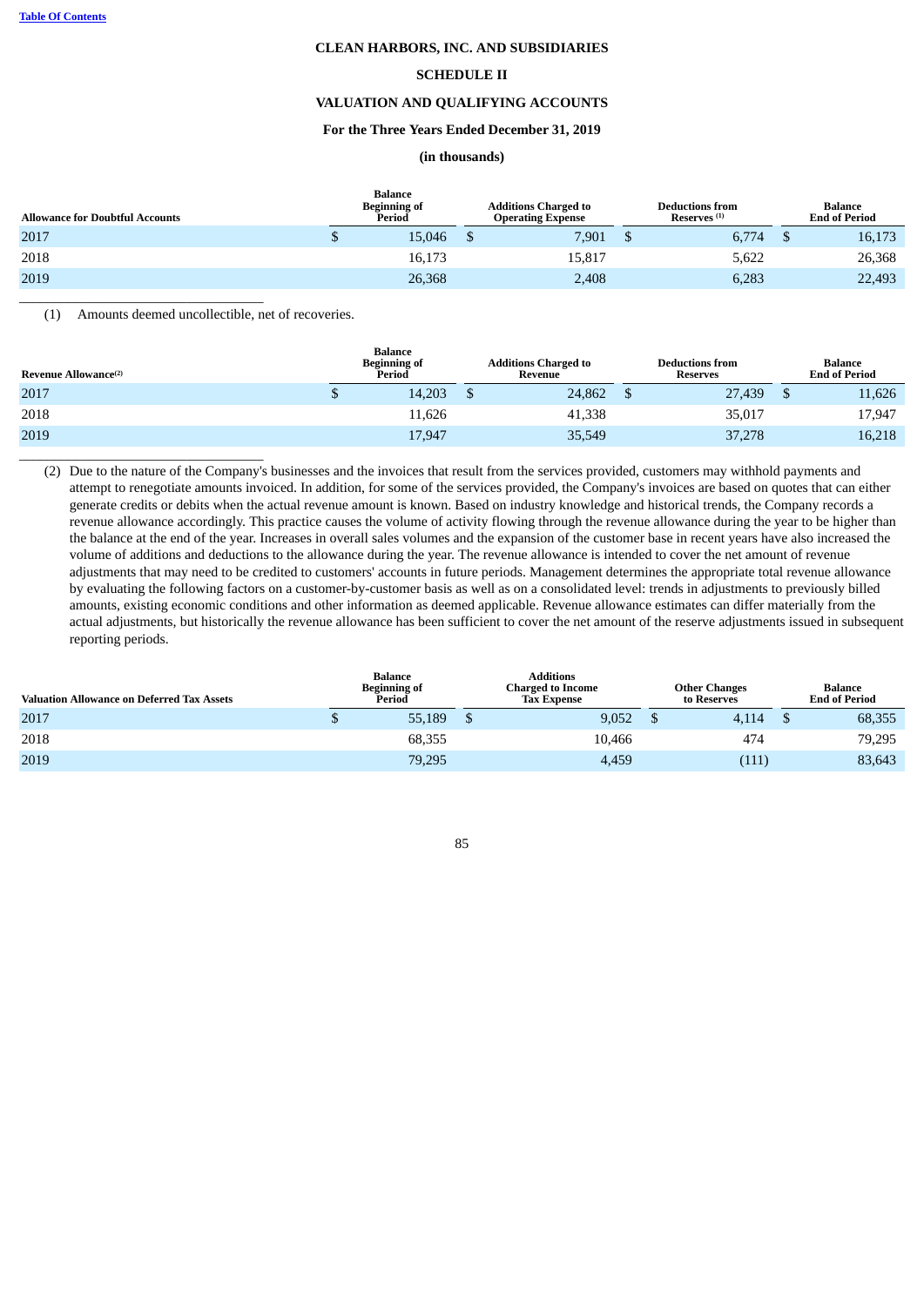**CLEAN HARBORS, INC. AND SUBSIDIARIES**

**SCHEDULE II**

**VALUATION AND QUALIFYING ACCOUNTS**

**For the Three Years Ended December 31, 2019**

**(in thousands)**

| Allowance for Doubtful Accounts | Balance Beginning of Period | Additions Charged to Operating Expense | Deductions from Reserves (1) | Balance End of Period |
|---|---|---|---|---|
| 2017 | $ 15,046 | $ 7,901 | $ 6,774 | $ 16,173 |
| 2018 | 16,173 | 15,817 | 5,622 | 26,368 |
| 2019 | 26,368 | 2,408 | 6,283 | 22,493 |

(1) Amounts deemed uncollectible, net of recoveries.

| Revenue Allowance(2) | Balance Beginning of Period | Additions Charged to Revenue | Deductions from Reserves | Balance End of Period |
|---|---|---|---|---|
| 2017 | $ 14,203 | $ 24,862 | $ 27,439 | $ 11,626 |
| 2018 | 11,626 | 41,338 | 35,017 | 17,947 |
| 2019 | 17,947 | 35,549 | 37,278 | 16,218 |

(2) Due to the nature of the Company's businesses and the invoices that result from the services provided, customers may withhold payments and attempt to renegotiate amounts invoiced. In addition, for some of the services provided, the Company's invoices are based on quotes that can either generate credits or debits when the actual revenue amount is known. Based on industry knowledge and historical trends, the Company records a revenue allowance accordingly. This practice causes the volume of activity flowing through the revenue allowance during the year to be higher than the balance at the end of the year. Increases in overall sales volumes and the expansion of the customer base in recent years have also increased the volume of additions and deductions to the allowance during the year. The revenue allowance is intended to cover the net amount of revenue adjustments that may need to be credited to customers' accounts in future periods. Management determines the appropriate total revenue allowance by evaluating the following factors on a customer-by-customer basis as well as on a consolidated level: trends in adjustments to previously billed amounts, existing economic conditions and other information as deemed applicable. Revenue allowance estimates can differ materially from the actual adjustments, but historically the revenue allowance has been sufficient to cover the net amount of the reserve adjustments issued in subsequent reporting periods.

| Valuation Allowance on Deferred Tax Assets | Balance Beginning of Period | Additions Charged to Income Tax Expense | Other Changes to Reserves | Balance End of Period |
|---|---|---|---|---|
| 2017 | $ 55,189 | $ 9,052 | $ 4,114 | $ 68,355 |
| 2018 | 68,355 | 10,466 | 474 | 79,295 |
| 2019 | 79,295 | 4,459 | (111) | 83,643 |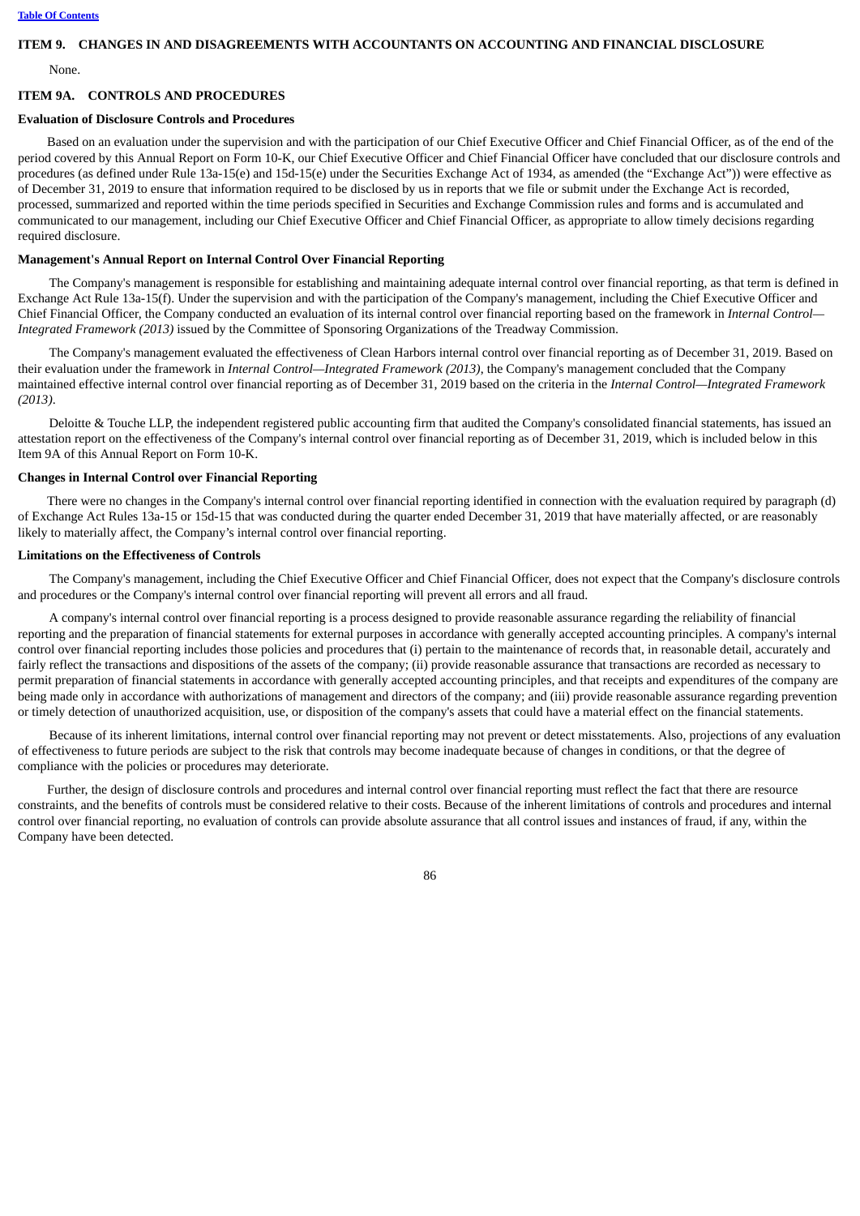## ITEM 9. CHANGES IN AND DISAGREEMENTS WITH ACCOUNTANTS ON ACCOUNTING AND FINANCIAL DISCLOSURE

None.

## ITEM 9A. CONTROLS AND PROCEDURES

### Evaluation of Disclosure Controls and Procedures

Based on an evaluation under the supervision and with the participation of our Chief Executive Officer and Chief Financial Officer, as of the end of the period covered by this Annual Report on Form 10-K, our Chief Executive Officer and Chief Financial Officer have concluded that our disclosure controls and procedures (as defined under Rule 13a-15(e) and 15d-15(e) under the Securities Exchange Act of 1934, as amended (the "Exchange Act")) were effective as of December 31, 2019 to ensure that information required to be disclosed by us in reports that we file or submit under the Exchange Act is recorded, processed, summarized and reported within the time periods specified in Securities and Exchange Commission rules and forms and is accumulated and communicated to our management, including our Chief Executive Officer and Chief Financial Officer, as appropriate to allow timely decisions regarding required disclosure.

### Management's Annual Report on Internal Control Over Financial Reporting

The Company's management is responsible for establishing and maintaining adequate internal control over financial reporting, as that term is defined in Exchange Act Rule 13a-15(f). Under the supervision and with the participation of the Company's management, including the Chief Executive Officer and Chief Financial Officer, the Company conducted an evaluation of its internal control over financial reporting based on the framework in *Internal Control—Integrated Framework (2013)* issued by the Committee of Sponsoring Organizations of the Treadway Commission.

The Company's management evaluated the effectiveness of Clean Harbors internal control over financial reporting as of December 31, 2019. Based on their evaluation under the framework in *Internal Control—Integrated Framework (2013),* the Company's management concluded that the Company maintained effective internal control over financial reporting as of December 31, 2019 based on the criteria in the *Internal Control—Integrated Framework (2013)*.

Deloitte & Touche LLP, the independent registered public accounting firm that audited the Company's consolidated financial statements, has issued an attestation report on the effectiveness of the Company's internal control over financial reporting as of December 31, 2019, which is included below in this Item 9A of this Annual Report on Form 10-K.

### Changes in Internal Control over Financial Reporting

There were no changes in the Company's internal control over financial reporting identified in connection with the evaluation required by paragraph (d) of Exchange Act Rules 13a-15 or 15d-15 that was conducted during the quarter ended December 31, 2019 that have materially affected, or are reasonably likely to materially affect, the Company's internal control over financial reporting.

### Limitations on the Effectiveness of Controls

The Company's management, including the Chief Executive Officer and Chief Financial Officer, does not expect that the Company's disclosure controls and procedures or the Company's internal control over financial reporting will prevent all errors and all fraud.

A company's internal control over financial reporting is a process designed to provide reasonable assurance regarding the reliability of financial reporting and the preparation of financial statements for external purposes in accordance with generally accepted accounting principles. A company's internal control over financial reporting includes those policies and procedures that (i) pertain to the maintenance of records that, in reasonable detail, accurately and fairly reflect the transactions and dispositions of the assets of the company; (ii) provide reasonable assurance that transactions are recorded as necessary to permit preparation of financial statements in accordance with generally accepted accounting principles, and that receipts and expenditures of the company are being made only in accordance with authorizations of management and directors of the company; and (iii) provide reasonable assurance regarding prevention or timely detection of unauthorized acquisition, use, or disposition of the company's assets that could have a material effect on the financial statements.

Because of its inherent limitations, internal control over financial reporting may not prevent or detect misstatements. Also, projections of any evaluation of effectiveness to future periods are subject to the risk that controls may become inadequate because of changes in conditions, or that the degree of compliance with the policies or procedures may deteriorate.

Further, the design of disclosure controls and procedures and internal control over financial reporting must reflect the fact that there are resource constraints, and the benefits of controls must be considered relative to their costs. Because of the inherent limitations of controls and procedures and internal control over financial reporting, no evaluation of controls can provide absolute assurance that all control issues and instances of fraud, if any, within the Company have been detected.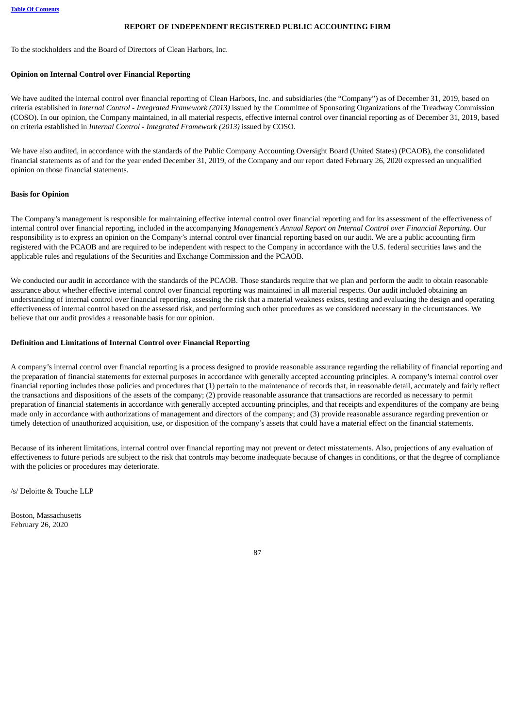## REPORT OF INDEPENDENT REGISTERED PUBLIC ACCOUNTING FIRM

To the stockholders and the Board of Directors of Clean Harbors, Inc.

**Opinion on Internal Control over Financial Reporting**

We have audited the internal control over financial reporting of Clean Harbors, Inc. and subsidiaries (the "Company") as of December 31, 2019, based on criteria established in *Internal Control - Integrated Framework (2013)* issued by the Committee of Sponsoring Organizations of the Treadway Commission (COSO). In our opinion, the Company maintained, in all material respects, effective internal control over financial reporting as of December 31, 2019, based on criteria established in *Internal Control - Integrated Framework (2013)* issued by COSO.

We have also audited, in accordance with the standards of the Public Company Accounting Oversight Board (United States) (PCAOB), the consolidated financial statements as of and for the year ended December 31, 2019, of the Company and our report dated February 26, 2020 expressed an unqualified opinion on those financial statements.

**Basis for Opinion**

The Company's management is responsible for maintaining effective internal control over financial reporting and for its assessment of the effectiveness of internal control over financial reporting, included in the accompanying *Management's Annual Report on Internal Control over Financial Reporting*. Our responsibility is to express an opinion on the Company's internal control over financial reporting based on our audit. We are a public accounting firm registered with the PCAOB and are required to be independent with respect to the Company in accordance with the U.S. federal securities laws and the applicable rules and regulations of the Securities and Exchange Commission and the PCAOB.

We conducted our audit in accordance with the standards of the PCAOB. Those standards require that we plan and perform the audit to obtain reasonable assurance about whether effective internal control over financial reporting was maintained in all material respects. Our audit included obtaining an understanding of internal control over financial reporting, assessing the risk that a material weakness exists, testing and evaluating the design and operating effectiveness of internal control based on the assessed risk, and performing such other procedures as we considered necessary in the circumstances. We believe that our audit provides a reasonable basis for our opinion.

**Definition and Limitations of Internal Control over Financial Reporting**

A company's internal control over financial reporting is a process designed to provide reasonable assurance regarding the reliability of financial reporting and the preparation of financial statements for external purposes in accordance with generally accepted accounting principles. A company's internal control over financial reporting includes those policies and procedures that (1) pertain to the maintenance of records that, in reasonable detail, accurately and fairly reflect the transactions and dispositions of the assets of the company; (2) provide reasonable assurance that transactions are recorded as necessary to permit preparation of financial statements in accordance with generally accepted accounting principles, and that receipts and expenditures of the company are being made only in accordance with authorizations of management and directors of the company; and (3) provide reasonable assurance regarding prevention or timely detection of unauthorized acquisition, use, or disposition of the company's assets that could have a material effect on the financial statements.

Because of its inherent limitations, internal control over financial reporting may not prevent or detect misstatements. Also, projections of any evaluation of effectiveness to future periods are subject to the risk that controls may become inadequate because of changes in conditions, or that the degree of compliance with the policies or procedures may deteriorate.

/s/ Deloitte & Touche LLP

Boston, Massachusetts
February 26, 2020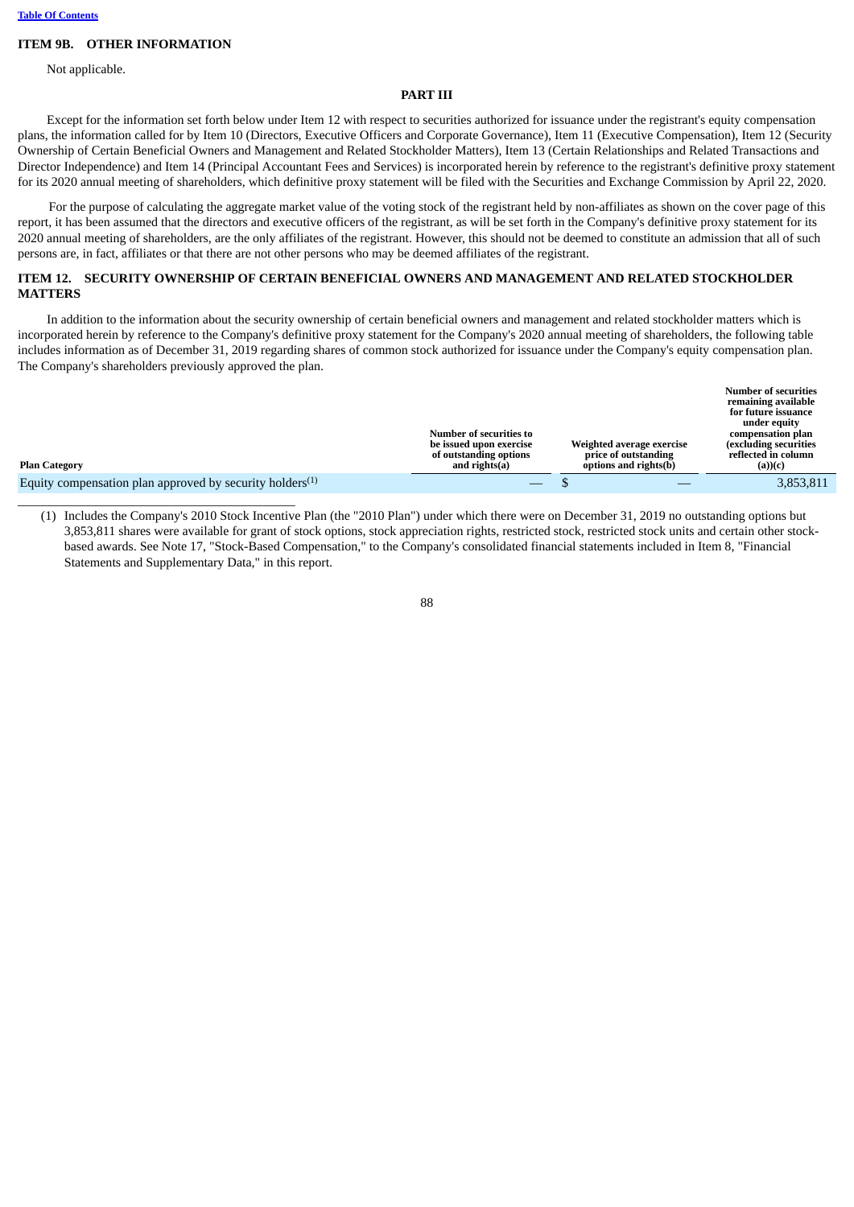## ITEM 9B. OTHER INFORMATION

Not applicable.

## PART III

Except for the information set forth below under Item 12 with respect to securities authorized for issuance under the registrant's equity compensation plans, the information called for by Item 10 (Directors, Executive Officers and Corporate Governance), Item 11 (Executive Compensation), Item 12 (Security Ownership of Certain Beneficial Owners and Management and Related Stockholder Matters), Item 13 (Certain Relationships and Related Transactions and Director Independence) and Item 14 (Principal Accountant Fees and Services) is incorporated herein by reference to the registrant's definitive proxy statement for its 2020 annual meeting of shareholders, which definitive proxy statement will be filed with the Securities and Exchange Commission by April 22, 2020.

For the purpose of calculating the aggregate market value of the voting stock of the registrant held by non-affiliates as shown on the cover page of this report, it has been assumed that the directors and executive officers of the registrant, as will be set forth in the Company's definitive proxy statement for its 2020 annual meeting of shareholders, are the only affiliates of the registrant. However, this should not be deemed to constitute an admission that all of such persons are, in fact, affiliates or that there are not other persons who may be deemed affiliates of the registrant.

## ITEM 12. SECURITY OWNERSHIP OF CERTAIN BENEFICIAL OWNERS AND MANAGEMENT AND RELATED STOCKHOLDER MATTERS

In addition to the information about the security ownership of certain beneficial owners and management and related stockholder matters which is incorporated herein by reference to the Company's definitive proxy statement for the Company's 2020 annual meeting of shareholders, the following table includes information as of December 31, 2019 regarding shares of common stock authorized for issuance under the Company's equity compensation plan. The Company's shareholders previously approved the plan.

| Plan Category | Number of securities to be issued upon exercise of outstanding options and rights(a) | Weighted average exercise price of outstanding options and rights(b) | Number of securities remaining available for future issuance under equity compensation plan (excluding securities reflected in column (a))(c) |
|---|---|---|---|
| Equity compensation plan approved by security holders[(1)] | — | $ — | 3,853,811 |

(1) Includes the Company's 2010 Stock Incentive Plan (the "2010 Plan") under which there were on December 31, 2019 no outstanding options but 3,853,811 shares were available for grant of stock options, stock appreciation rights, restricted stock, restricted stock units and certain other stock-based awards. See Note 17, "Stock-Based Compensation," to the Company's consolidated financial statements included in Item 8, "Financial Statements and Supplementary Data," in this report.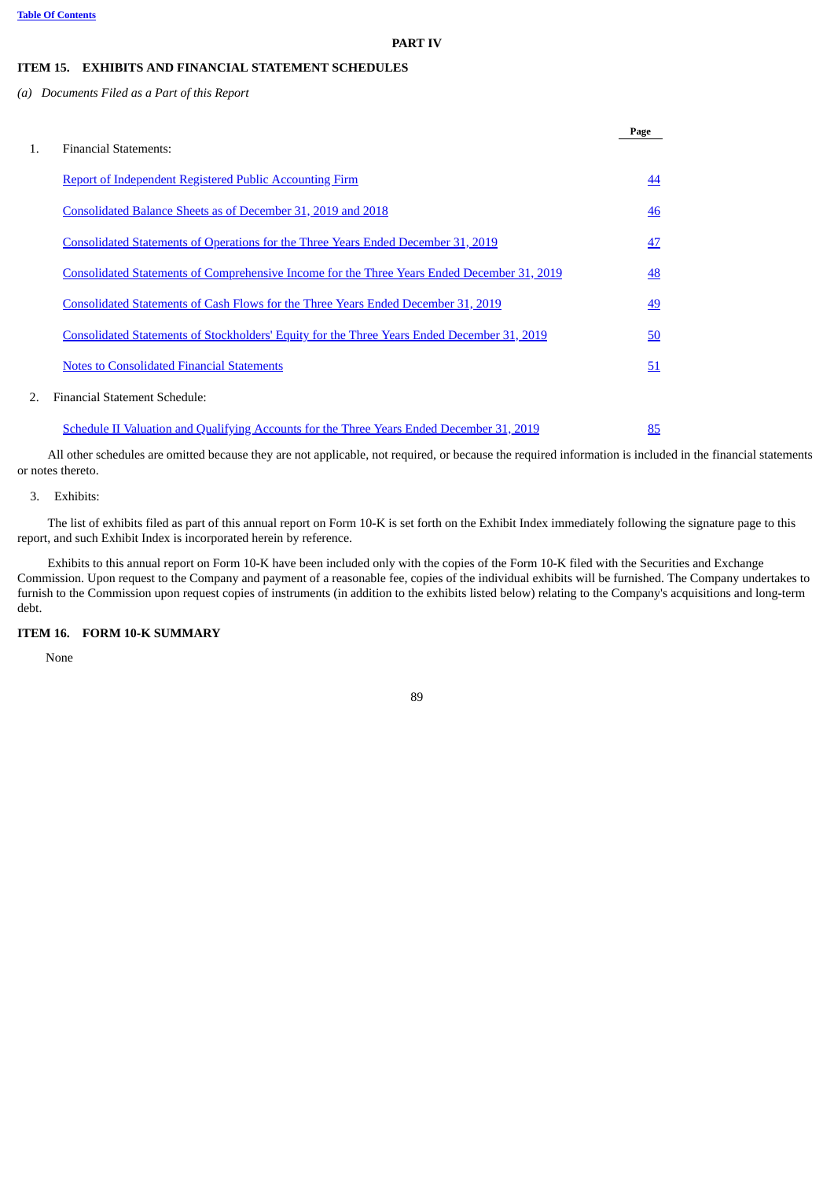# PART IV

## ITEM 15. EXHIBITS AND FINANCIAL STATEMENT SCHEDULES

*(a) Documents Filed as a Part of this Report*

| | | Page |
|---|---|---|
| 1. | Financial Statements: | |
| | Report of Independent Registered Public Accounting Firm | 44 |
| | Consolidated Balance Sheets as of December 31, 2019 and 2018 | 46 |
| | Consolidated Statements of Operations for the Three Years Ended December 31, 2019 | 47 |
| | Consolidated Statements of Comprehensive Income for the Three Years Ended December 31, 2019 | 48 |
| | Consolidated Statements of Cash Flows for the Three Years Ended December 31, 2019 | 49 |
| | Consolidated Statements of Stockholders' Equity for the Three Years Ended December 31, 2019 | 50 |
| | Notes to Consolidated Financial Statements | 51 |
| 2. | Financial Statement Schedule: | |
| | Schedule II Valuation and Qualifying Accounts for the Three Years Ended December 31, 2019 | 85 |

All other schedules are omitted because they are not applicable, not required, or because the required information is included in the financial statements or notes thereto.

3. Exhibits:

The list of exhibits filed as part of this annual report on Form 10-K is set forth on the Exhibit Index immediately following the signature page to this report, and such Exhibit Index is incorporated herein by reference.

Exhibits to this annual report on Form 10-K have been included only with the copies of the Form 10-K filed with the Securities and Exchange Commission. Upon request to the Company and payment of a reasonable fee, copies of the individual exhibits will be furnished. The Company undertakes to furnish to the Commission upon request copies of instruments (in addition to the exhibits listed below) relating to the Company's acquisitions and long-term debt.

## ITEM 16. FORM 10-K SUMMARY

None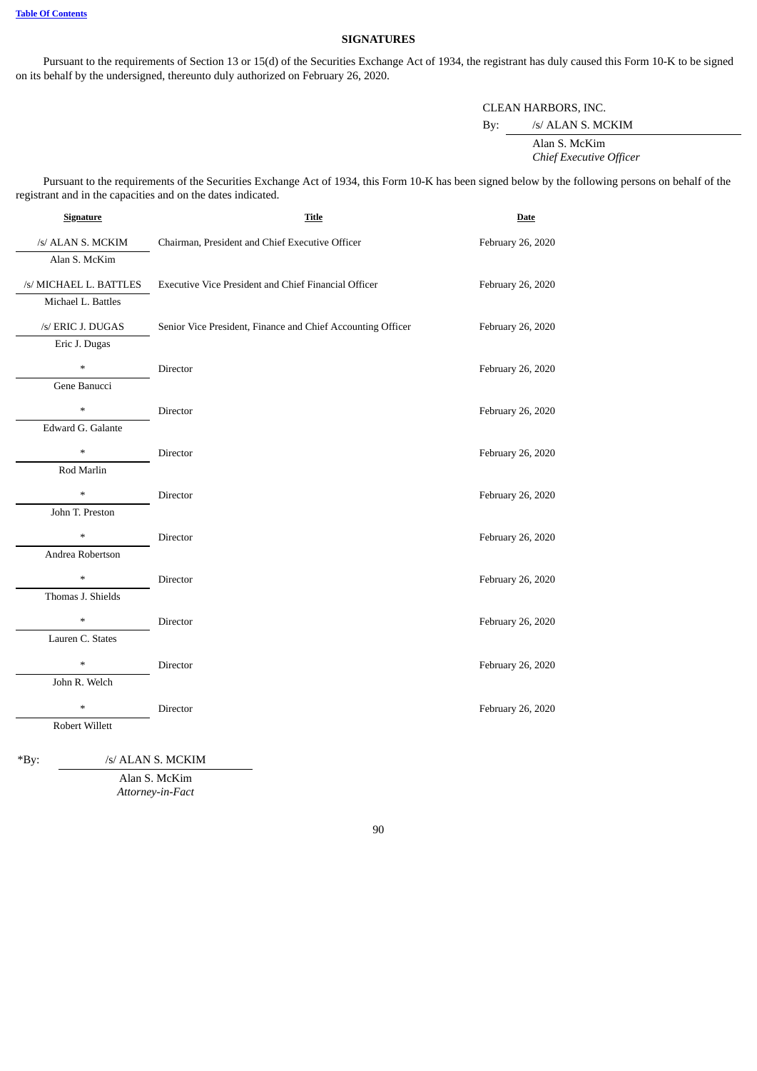## SIGNATURES

Pursuant to the requirements of Section 13 or 15(d) of the Securities Exchange Act of 1934, the registrant has duly caused this Form 10-K to be signed on its behalf by the undersigned, thereunto duly authorized on February 26, 2020.

CLEAN HARBORS, INC.

By: /s/ ALAN S. MCKIM

Alan S. McKim
*Chief Executive Officer*

Pursuant to the requirements of the Securities Exchange Act of 1934, this Form 10-K has been signed below by the following persons on behalf of the registrant and in the capacities and on the dates indicated.

| Signature | Title | Date |
|---|---|---|
| /s/ ALAN S. MCKIM<br>Alan S. McKim | Chairman, President and Chief Executive Officer | February 26, 2020 |
| /s/ MICHAEL L. BATTLES<br>Michael L. Battles | Executive Vice President and Chief Financial Officer | February 26, 2020 |
| /s/ ERIC J. DUGAS<br>Eric J. Dugas | Senior Vice President, Finance and Chief Accounting Officer | February 26, 2020 |
| *<br>Gene Banucci | Director | February 26, 2020 |
| *<br>Edward G. Galante | Director | February 26, 2020 |
| *<br>Rod Marlin | Director | February 26, 2020 |
| *<br>John T. Preston | Director | February 26, 2020 |
| *<br>Andrea Robertson | Director | February 26, 2020 |
| *<br>Thomas J. Shields | Director | February 26, 2020 |
| *<br>Lauren C. States | Director | February 26, 2020 |
| *<br>John R. Welch | Director | February 26, 2020 |
| *<br>Robert Willett | Director | February 26, 2020 |

*By: /s/ ALAN S. MCKIM

Alan S. McKim
*Attorney-in-Fact*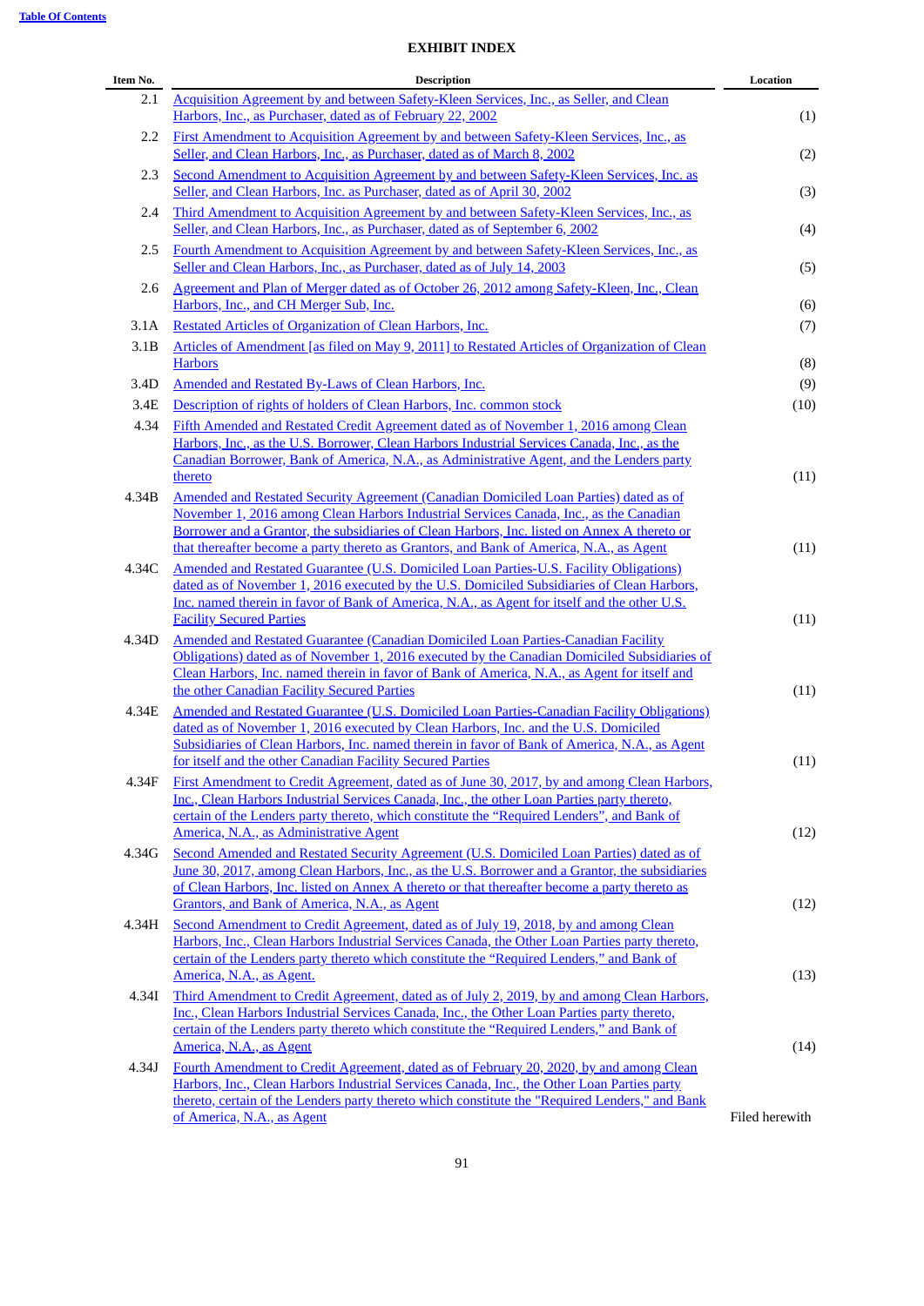**EXHIBIT INDEX**

| Item No. | Description | Location |
|---|---|---|
| 2.1 | Acquisition Agreement by and between Safety-Kleen Services, Inc., as Seller, and Clean Harbors, Inc., as Purchaser, dated as of February 22, 2002 | (1) |
| 2.2 | First Amendment to Acquisition Agreement by and between Safety-Kleen Services, Inc., as Seller, and Clean Harbors, Inc., as Purchaser, dated as of March 8, 2002 | (2) |
| 2.3 | Second Amendment to Acquisition Agreement by and between Safety-Kleen Services, Inc. as Seller, and Clean Harbors, Inc. as Purchaser, dated as of April 30, 2002 | (3) |
| 2.4 | Third Amendment to Acquisition Agreement by and between Safety-Kleen Services, Inc., as Seller, and Clean Harbors, Inc., as Purchaser, dated as of September 6, 2002 | (4) |
| 2.5 | Fourth Amendment to Acquisition Agreement by and between Safety-Kleen Services, Inc., as Seller and Clean Harbors, Inc., as Purchaser, dated as of July 14, 2003 | (5) |
| 2.6 | Agreement and Plan of Merger dated as of October 26, 2012 among Safety-Kleen, Inc., Clean Harbors, Inc., and CH Merger Sub, Inc. | (6) |
| 3.1A | Restated Articles of Organization of Clean Harbors, Inc. | (7) |
| 3.1B | Articles of Amendment [as filed on May 9, 2011] to Restated Articles of Organization of Clean Harbors | (8) |
| 3.4D | Amended and Restated By-Laws of Clean Harbors, Inc. | (9) |
| 3.4E | Description of rights of holders of Clean Harbors, Inc. common stock | (10) |
| 4.34 | Fifth Amended and Restated Credit Agreement dated as of November 1, 2016 among Clean Harbors, Inc., as the U.S. Borrower, Clean Harbors Industrial Services Canada, Inc., as the Canadian Borrower, Bank of America, N.A., as Administrative Agent, and the Lenders party thereto | (11) |
| 4.34B | Amended and Restated Security Agreement (Canadian Domiciled Loan Parties) dated as of November 1, 2016 among Clean Harbors Industrial Services Canada, Inc., as the Canadian Borrower and a Grantor, the subsidiaries of Clean Harbors, Inc. listed on Annex A thereto or that thereafter become a party thereto as Grantors, and Bank of America, N.A., as Agent | (11) |
| 4.34C | Amended and Restated Guarantee (U.S. Domiciled Loan Parties-U.S. Facility Obligations) dated as of November 1, 2016 executed by the U.S. Domiciled Subsidiaries of Clean Harbors, Inc. named therein in favor of Bank of America, N.A., as Agent for itself and the other U.S. Facility Secured Parties | (11) |
| 4.34D | Amended and Restated Guarantee (Canadian Domiciled Loan Parties-Canadian Facility Obligations) dated as of November 1, 2016 executed by the Canadian Domiciled Subsidiaries of Clean Harbors, Inc. named therein in favor of Bank of America, N.A., as Agent for itself and the other Canadian Facility Secured Parties | (11) |
| 4.34E | Amended and Restated Guarantee (U.S. Domiciled Loan Parties-Canadian Facility Obligations) dated as of November 1, 2016 executed by Clean Harbors, Inc. and the U.S. Domiciled Subsidiaries of Clean Harbors, Inc. named therein in favor of Bank of America, N.A., as Agent for itself and the other Canadian Facility Secured Parties | (11) |
| 4.34F | First Amendment to Credit Agreement, dated as of June 30, 2017, by and among Clean Harbors, Inc., Clean Harbors Industrial Services Canada, Inc., the other Loan Parties party thereto, certain of the Lenders party thereto, which constitute the "Required Lenders", and Bank of America, N.A., as Administrative Agent | (12) |
| 4.34G | Second Amended and Restated Security Agreement (U.S. Domiciled Loan Parties) dated as of June 30, 2017, among Clean Harbors, Inc., as the U.S. Borrower and a Grantor, the subsidiaries of Clean Harbors, Inc. listed on Annex A thereto or that thereafter become a party thereto as Grantors, and Bank of America, N.A., as Agent | (12) |
| 4.34H | Second Amendment to Credit Agreement, dated as of July 19, 2018, by and among Clean Harbors, Inc., Clean Harbors Industrial Services Canada, the Other Loan Parties party thereto, certain of the Lenders party thereto which constitute the "Required Lenders," and Bank of America, N.A., as Agent. | (13) |
| 4.34I | Third Amendment to Credit Agreement, dated as of July 2, 2019, by and among Clean Harbors, Inc., Clean Harbors Industrial Services Canada, Inc., the Other Loan Parties party thereto, certain of the Lenders party thereto which constitute the "Required Lenders," and Bank of America, N.A., as Agent | (14) |
| 4.34J | Fourth Amendment to Credit Agreement, dated as of February 20, 2020, by and among Clean Harbors, Inc., Clean Harbors Industrial Services Canada, Inc., the Other Loan Parties party thereto, certain of the Lenders party thereto which constitute the "Required Lenders," and Bank of America, N.A., as Agent | Filed herewith |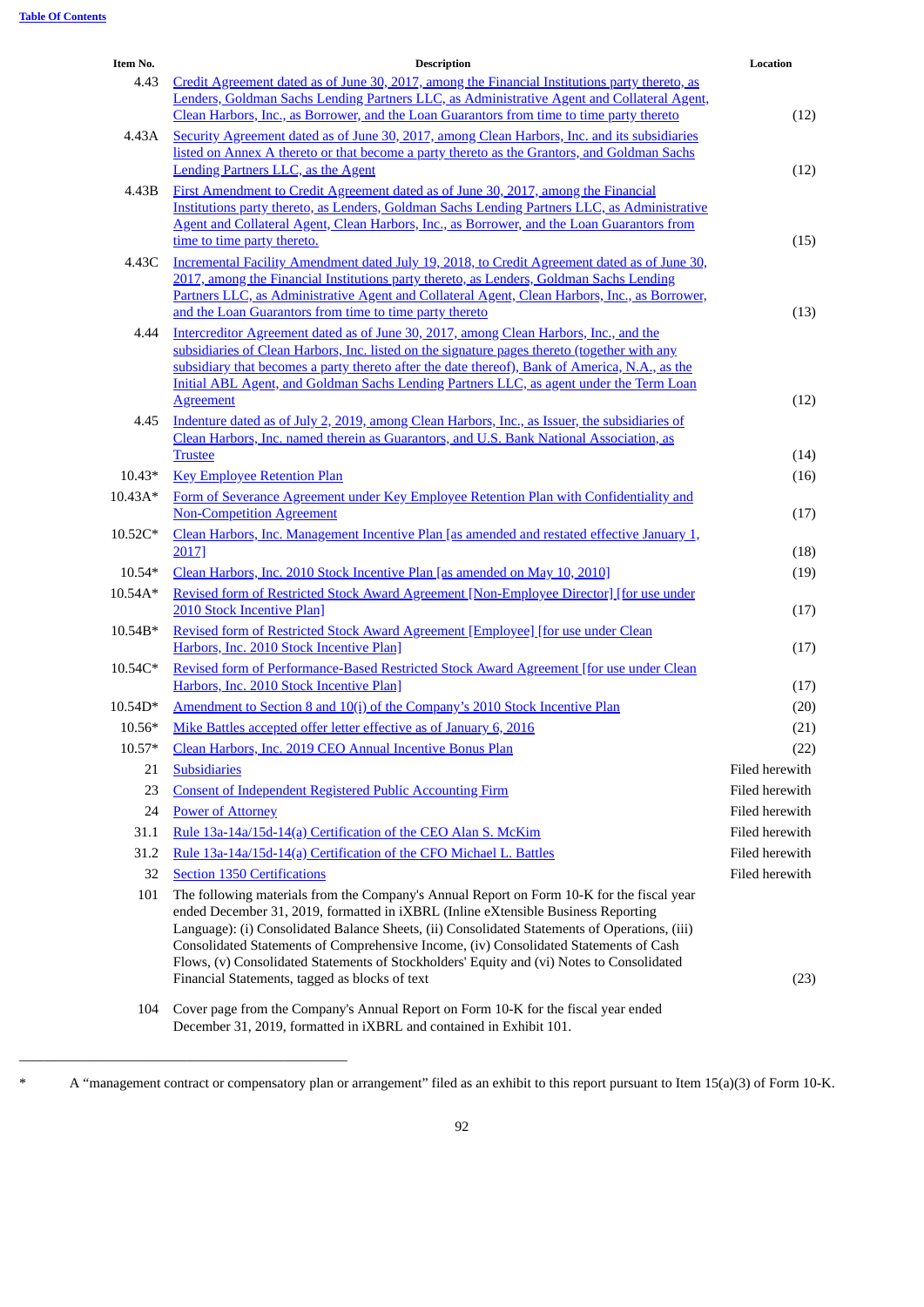| Item No. | Description | Location |
|---|---|---|
| 4.43 | Credit Agreement dated as of June 30, 2017, among the Financial Institutions party thereto, as Lenders, Goldman Sachs Lending Partners LLC, as Administrative Agent and Collateral Agent, Clean Harbors, Inc., as Borrower, and the Loan Guarantors from time to time party thereto | (12) |
| 4.43A | Security Agreement dated as of June 30, 2017, among Clean Harbors, Inc. and its subsidiaries listed on Annex A thereto or that become a party thereto as the Grantors, and Goldman Sachs Lending Partners LLC, as the Agent | (12) |
| 4.43B | First Amendment to Credit Agreement dated as of June 30, 2017, among the Financial Institutions party thereto, as Lenders, Goldman Sachs Lending Partners LLC, as Administrative Agent and Collateral Agent, Clean Harbors, Inc., as Borrower, and the Loan Guarantors from time to time party thereto. | (15) |
| 4.43C | Incremental Facility Amendment dated July 19, 2018, to Credit Agreement dated as of June 30, 2017, among the Financial Institutions party thereto, as Lenders, Goldman Sachs Lending Partners LLC, as Administrative Agent and Collateral Agent, Clean Harbors, Inc., as Borrower, and the Loan Guarantors from time to time party thereto | (13) |
| 4.44 | Intercreditor Agreement dated as of June 30, 2017, among Clean Harbors, Inc., and the subsidiaries of Clean Harbors, Inc. listed on the signature pages thereto (together with any subsidiary that becomes a party thereto after the date thereof), Bank of America, N.A., as the Initial ABL Agent, and Goldman Sachs Lending Partners LLC, as agent under the Term Loan Agreement | (12) |
| 4.45 | Indenture dated as of July 2, 2019, among Clean Harbors, Inc., as Issuer, the subsidiaries of Clean Harbors, Inc. named therein as Guarantors, and U.S. Bank National Association, as Trustee | (14) |
| 10.43* | Key Employee Retention Plan | (16) |
| 10.43A* | Form of Severance Agreement under Key Employee Retention Plan with Confidentiality and Non-Competition Agreement | (17) |
| 10.52C* | Clean Harbors, Inc. Management Incentive Plan [as amended and restated effective January 1, 2017] | (18) |
| 10.54* | Clean Harbors, Inc. 2010 Stock Incentive Plan [as amended on May 10, 2010] | (19) |
| 10.54A* | Revised form of Restricted Stock Award Agreement [Non-Employee Director] [for use under 2010 Stock Incentive Plan] | (17) |
| 10.54B* | Revised form of Restricted Stock Award Agreement [Employee] [for use under Clean Harbors, Inc. 2010 Stock Incentive Plan] | (17) |
| 10.54C* | Revised form of Performance-Based Restricted Stock Award Agreement [for use under Clean Harbors, Inc. 2010 Stock Incentive Plan] | (17) |
| 10.54D* | Amendment to Section 8 and 10(i) of the Company's 2010 Stock Incentive Plan | (20) |
| 10.56* | Mike Battles accepted offer letter effective as of January 6, 2016 | (21) |
| 10.57* | Clean Harbors, Inc. 2019 CEO Annual Incentive Bonus Plan | (22) |
| 21 | Subsidiaries | Filed herewith |
| 23 | Consent of Independent Registered Public Accounting Firm | Filed herewith |
| 24 | Power of Attorney | Filed herewith |
| 31.1 | Rule 13a-14a/15d-14(a) Certification of the CEO Alan S. McKim | Filed herewith |
| 31.2 | Rule 13a-14a/15d-14(a) Certification of the CFO Michael L. Battles | Filed herewith |
| 32 | Section 1350 Certifications | Filed herewith |
| 101 | The following materials from the Company's Annual Report on Form 10-K for the fiscal year ended December 31, 2019, formatted in iXBRL (Inline eXtensible Business Reporting Language): (i) Consolidated Balance Sheets, (ii) Consolidated Statements of Operations, (iii) Consolidated Statements of Comprehensive Income, (iv) Consolidated Statements of Cash Flows, (v) Consolidated Statements of Stockholders' Equity and (vi) Notes to Consolidated Financial Statements, tagged as blocks of text | (23) |
| 104 | Cover page from the Company's Annual Report on Form 10-K for the fiscal year ended December 31, 2019, formatted in iXBRL and contained in Exhibit 101. | |

---

\* A "management contract or compensatory plan or arrangement" filed as an exhibit to this report pursuant to Item 15(a)(3) of Form 10-K.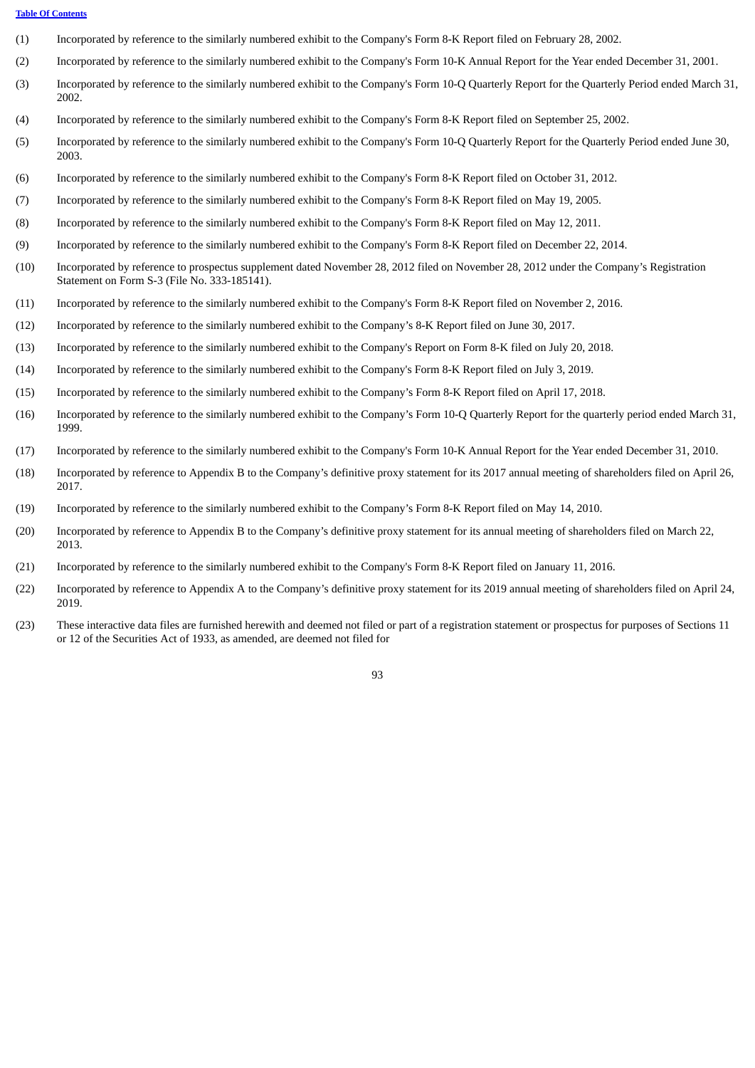(1) Incorporated by reference to the similarly numbered exhibit to the Company's Form 8-K Report filed on February 28, 2002.

(2) Incorporated by reference to the similarly numbered exhibit to the Company's Form 10-K Annual Report for the Year ended December 31, 2001.

(3) Incorporated by reference to the similarly numbered exhibit to the Company's Form 10-Q Quarterly Report for the Quarterly Period ended March 31, 2002.

(4) Incorporated by reference to the similarly numbered exhibit to the Company's Form 8-K Report filed on September 25, 2002.

(5) Incorporated by reference to the similarly numbered exhibit to the Company's Form 10-Q Quarterly Report for the Quarterly Period ended June 30, 2003.

(6) Incorporated by reference to the similarly numbered exhibit to the Company's Form 8-K Report filed on October 31, 2012.

(7) Incorporated by reference to the similarly numbered exhibit to the Company's Form 8-K Report filed on May 19, 2005.

(8) Incorporated by reference to the similarly numbered exhibit to the Company's Form 8-K Report filed on May 12, 2011.

(9) Incorporated by reference to the similarly numbered exhibit to the Company's Form 8-K Report filed on December 22, 2014.

(10) Incorporated by reference to prospectus supplement dated November 28, 2012 filed on November 28, 2012 under the Company's Registration Statement on Form S-3 (File No. 333-185141).

(11) Incorporated by reference to the similarly numbered exhibit to the Company's Form 8-K Report filed on November 2, 2016.

(12) Incorporated by reference to the similarly numbered exhibit to the Company's 8-K Report filed on June 30, 2017.

(13) Incorporated by reference to the similarly numbered exhibit to the Company's Report on Form 8-K filed on July 20, 2018.

(14) Incorporated by reference to the similarly numbered exhibit to the Company's Form 8-K Report filed on July 3, 2019.

(15) Incorporated by reference to the similarly numbered exhibit to the Company's Form 8-K Report filed on April 17, 2018.

(16) Incorporated by reference to the similarly numbered exhibit to the Company's Form 10-Q Quarterly Report for the quarterly period ended March 31, 1999.

(17) Incorporated by reference to the similarly numbered exhibit to the Company's Form 10-K Annual Report for the Year ended December 31, 2010.

(18) Incorporated by reference to Appendix B to the Company's definitive proxy statement for its 2017 annual meeting of shareholders filed on April 26, 2017.

(19) Incorporated by reference to the similarly numbered exhibit to the Company's Form 8-K Report filed on May 14, 2010.

(20) Incorporated by reference to Appendix B to the Company's definitive proxy statement for its annual meeting of shareholders filed on March 22, 2013.

(21) Incorporated by reference to the similarly numbered exhibit to the Company's Form 8-K Report filed on January 11, 2016.

(22) Incorporated by reference to Appendix A to the Company's definitive proxy statement for its 2019 annual meeting of shareholders filed on April 24, 2019.

(23) These interactive data files are furnished herewith and deemed not filed or part of a registration statement or prospectus for purposes of Sections 11 or 12 of the Securities Act of 1933, as amended, are deemed not filed for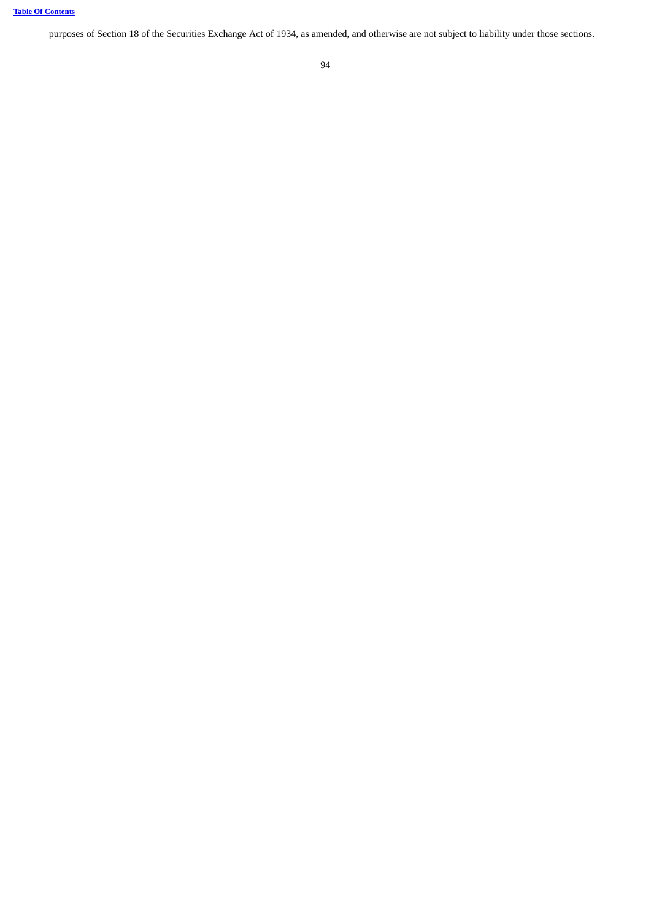purposes of Section 18 of the Securities Exchange Act of 1934, as amended, and otherwise are not subject to liability under those sections.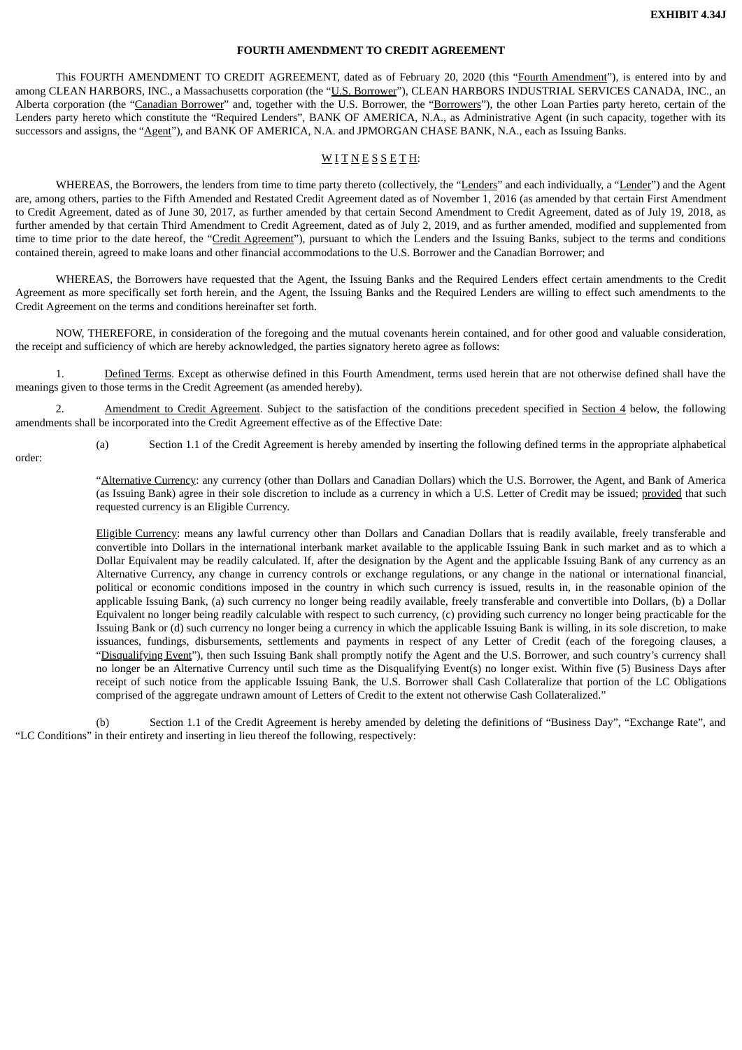**EXHIBIT 4.34J**

**FOURTH AMENDMENT TO CREDIT AGREEMENT**

This FOURTH AMENDMENT TO CREDIT AGREEMENT, dated as of February 20, 2020 (this "Fourth Amendment"), is entered into by and among CLEAN HARBORS, INC., a Massachusetts corporation (the "U.S. Borrower"), CLEAN HARBORS INDUSTRIAL SERVICES CANADA, INC., an Alberta corporation (the "Canadian Borrower" and, together with the U.S. Borrower, the "Borrowers"), the other Loan Parties party hereto, certain of the Lenders party hereto which constitute the "Required Lenders", BANK OF AMERICA, N.A., as Administrative Agent (in such capacity, together with its successors and assigns, the "Agent"), and BANK OF AMERICA, N.A. and JPMORGAN CHASE BANK, N.A., each as Issuing Banks.

W I T N E S S E T H:

WHEREAS, the Borrowers, the lenders from time to time party thereto (collectively, the "Lenders" and each individually, a "Lender") and the Agent are, among others, parties to the Fifth Amended and Restated Credit Agreement dated as of November 1, 2016 (as amended by that certain First Amendment to Credit Agreement, dated as of June 30, 2017, as further amended by that certain Second Amendment to Credit Agreement, dated as of July 19, 2018, as further amended by that certain Third Amendment to Credit Agreement, dated as of July 2, 2019, and as further amended, modified and supplemented from time to time prior to the date hereof, the "Credit Agreement"), pursuant to which the Lenders and the Issuing Banks, subject to the terms and conditions contained therein, agreed to make loans and other financial accommodations to the U.S. Borrower and the Canadian Borrower; and

WHEREAS, the Borrowers have requested that the Agent, the Issuing Banks and the Required Lenders effect certain amendments to the Credit Agreement as more specifically set forth herein, and the Agent, the Issuing Banks and the Required Lenders are willing to effect such amendments to the Credit Agreement on the terms and conditions hereinafter set forth.

NOW, THEREFORE, in consideration of the foregoing and the mutual covenants herein contained, and for other good and valuable consideration, the receipt and sufficiency of which are hereby acknowledged, the parties signatory hereto agree as follows:

1. Defined Terms. Except as otherwise defined in this Fourth Amendment, terms used herein that are not otherwise defined shall have the meanings given to those terms in the Credit Agreement (as amended hereby).

2. Amendment to Credit Agreement. Subject to the satisfaction of the conditions precedent specified in Section 4 below, the following amendments shall be incorporated into the Credit Agreement effective as of the Effective Date:

(a) Section 1.1 of the Credit Agreement is hereby amended by inserting the following defined terms in the appropriate alphabetical order:

"Alternative Currency: any currency (other than Dollars and Canadian Dollars) which the U.S. Borrower, the Agent, and Bank of America (as Issuing Bank) agree in their sole discretion to include as a currency in which a U.S. Letter of Credit may be issued; provided that such requested currency is an Eligible Currency.

Eligible Currency: means any lawful currency other than Dollars and Canadian Dollars that is readily available, freely transferable and convertible into Dollars in the international interbank market available to the applicable Issuing Bank in such market and as to which a Dollar Equivalent may be readily calculated. If, after the designation by the Agent and the applicable Issuing Bank of any currency as an Alternative Currency, any change in currency controls or exchange regulations, or any change in the national or international financial, political or economic conditions imposed in the country in which such currency is issued, results in, in the reasonable opinion of the applicable Issuing Bank, (a) such currency no longer being readily available, freely transferable and convertible into Dollars, (b) a Dollar Equivalent no longer being readily calculable with respect to such currency, (c) providing such currency no longer being practicable for the Issuing Bank or (d) such currency no longer being a currency in which the applicable Issuing Bank is willing, in its sole discretion, to make issuances, fundings, disbursements, settlements and payments in respect of any Letter of Credit (each of the foregoing clauses, a "Disqualifying Event"), then such Issuing Bank shall promptly notify the Agent and the U.S. Borrower, and such country's currency shall no longer be an Alternative Currency until such time as the Disqualifying Event(s) no longer exist. Within five (5) Business Days after receipt of such notice from the applicable Issuing Bank, the U.S. Borrower shall Cash Collateralize that portion of the LC Obligations comprised of the aggregate undrawn amount of Letters of Credit to the extent not otherwise Cash Collateralized."

(b) Section 1.1 of the Credit Agreement is hereby amended by deleting the definitions of "Business Day", "Exchange Rate", and "LC Conditions" in their entirety and inserting in lieu thereof the following, respectively: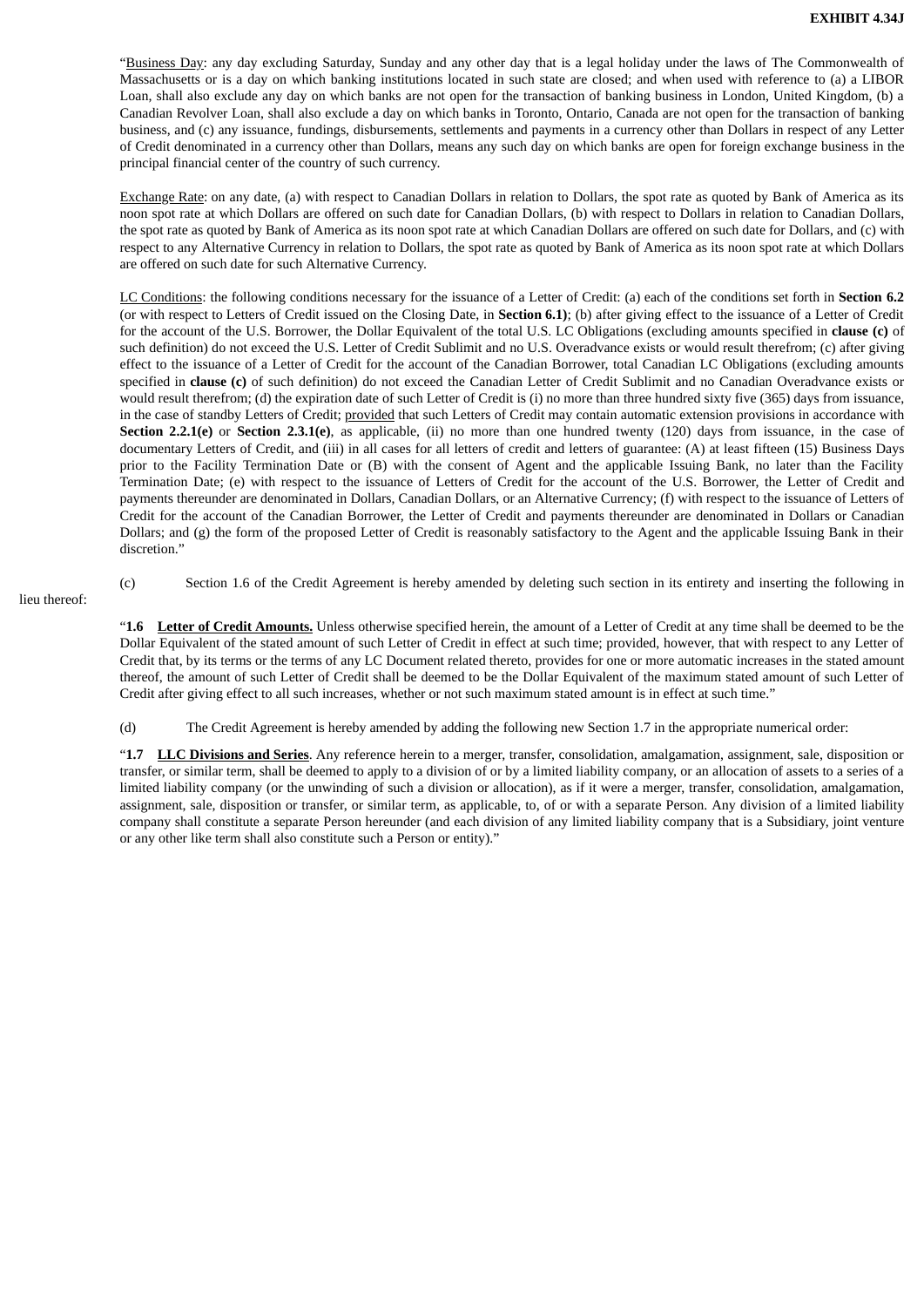"Business Day: any day excluding Saturday, Sunday and any other day that is a legal holiday under the laws of The Commonwealth of Massachusetts or is a day on which banking institutions located in such state are closed; and when used with reference to (a) a LIBOR Loan, shall also exclude any day on which banks are not open for the transaction of banking business in London, United Kingdom, (b) a Canadian Revolver Loan, shall also exclude a day on which banks in Toronto, Ontario, Canada are not open for the transaction of banking business, and (c) any issuance, fundings, disbursements, settlements and payments in a currency other than Dollars in respect of any Letter of Credit denominated in a currency other than Dollars, means any such day on which banks are open for foreign exchange business in the principal financial center of the country of such currency.

Exchange Rate: on any date, (a) with respect to Canadian Dollars in relation to Dollars, the spot rate as quoted by Bank of America as its noon spot rate at which Dollars are offered on such date for Canadian Dollars, (b) with respect to Dollars in relation to Canadian Dollars, the spot rate as quoted by Bank of America as its noon spot rate at which Canadian Dollars are offered on such date for Dollars, and (c) with respect to any Alternative Currency in relation to Dollars, the spot rate as quoted by Bank of America as its noon spot rate at which Dollars are offered on such date for such Alternative Currency.

LC Conditions: the following conditions necessary for the issuance of a Letter of Credit: (a) each of the conditions set forth in **Section 6.2** (or with respect to Letters of Credit issued on the Closing Date, in **Section 6.1)**; (b) after giving effect to the issuance of a Letter of Credit for the account of the U.S. Borrower, the Dollar Equivalent of the total U.S. LC Obligations (excluding amounts specified in **clause (c)** of such definition) do not exceed the U.S. Letter of Credit Sublimit and no U.S. Overadvance exists or would result therefrom; (c) after giving effect to the issuance of a Letter of Credit for the account of the Canadian Borrower, total Canadian LC Obligations (excluding amounts specified in **clause (c)** of such definition) do not exceed the Canadian Letter of Credit Sublimit and no Canadian Overadvance exists or would result therefrom; (d) the expiration date of such Letter of Credit is (i) no more than three hundred sixty five (365) days from issuance, in the case of standby Letters of Credit; provided that such Letters of Credit may contain automatic extension provisions in accordance with **Section 2.2.1(e)** or **Section 2.3.1(e)**, as applicable, (ii) no more than one hundred twenty (120) days from issuance, in the case of documentary Letters of Credit, and (iii) in all cases for all letters of credit and letters of guarantee: (A) at least fifteen (15) Business Days prior to the Facility Termination Date or (B) with the consent of Agent and the applicable Issuing Bank, no later than the Facility Termination Date; (e) with respect to the issuance of Letters of Credit for the account of the U.S. Borrower, the Letter of Credit and payments thereunder are denominated in Dollars, Canadian Dollars, or an Alternative Currency; (f) with respect to the issuance of Letters of Credit for the account of the Canadian Borrower, the Letter of Credit and payments thereunder are denominated in Dollars or Canadian Dollars; and (g) the form of the proposed Letter of Credit is reasonably satisfactory to the Agent and the applicable Issuing Bank in their discretion."

(c) Section 1.6 of the Credit Agreement is hereby amended by deleting such section in its entirety and inserting the following in lieu thereof:

"**1.6 Letter of Credit Amounts.** Unless otherwise specified herein, the amount of a Letter of Credit at any time shall be deemed to be the Dollar Equivalent of the stated amount of such Letter of Credit in effect at such time; provided, however, that with respect to any Letter of Credit that, by its terms or the terms of any LC Document related thereto, provides for one or more automatic increases in the stated amount thereof, the amount of such Letter of Credit shall be deemed to be the Dollar Equivalent of the maximum stated amount of such Letter of Credit after giving effect to all such increases, whether or not such maximum stated amount is in effect at such time."

(d) The Credit Agreement is hereby amended by adding the following new Section 1.7 in the appropriate numerical order:

"**1.7 LLC Divisions and Series**. Any reference herein to a merger, transfer, consolidation, amalgamation, assignment, sale, disposition or transfer, or similar term, shall be deemed to apply to a division of or by a limited liability company, or an allocation of assets to a series of a limited liability company (or the unwinding of such a division or allocation), as if it were a merger, transfer, consolidation, amalgamation, assignment, sale, disposition or transfer, or similar term, as applicable, to, of or with a separate Person. Any division of a limited liability company shall constitute a separate Person hereunder (and each division of any limited liability company that is a Subsidiary, joint venture or any other like term shall also constitute such a Person or entity)."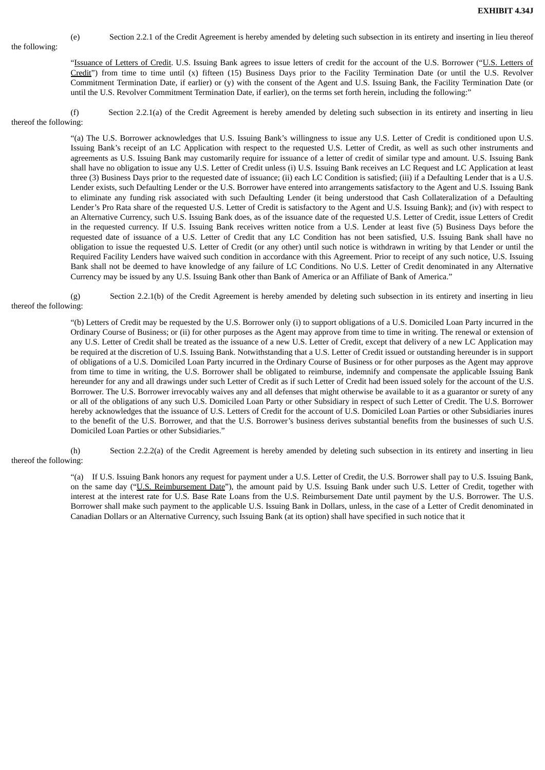(e) Section 2.2.1 of the Credit Agreement is hereby amended by deleting such subsection in its entirety and inserting in lieu thereof the following:

> "Issuance of Letters of Credit. U.S. Issuing Bank agrees to issue letters of credit for the account of the U.S. Borrower ("U.S. Letters of Credit") from time to time until (x) fifteen (15) Business Days prior to the Facility Termination Date (or until the U.S. Revolver Commitment Termination Date, if earlier) or (y) with the consent of the Agent and U.S. Issuing Bank, the Facility Termination Date (or until the U.S. Revolver Commitment Termination Date, if earlier), on the terms set forth herein, including the following:"

(f) Section 2.2.1(a) of the Credit Agreement is hereby amended by deleting such subsection in its entirety and inserting in lieu thereof the following:

> "(a) The U.S. Borrower acknowledges that U.S. Issuing Bank's willingness to issue any U.S. Letter of Credit is conditioned upon U.S. Issuing Bank's receipt of an LC Application with respect to the requested U.S. Letter of Credit, as well as such other instruments and agreements as U.S. Issuing Bank may customarily require for issuance of a letter of credit of similar type and amount. U.S. Issuing Bank shall have no obligation to issue any U.S. Letter of Credit unless (i) U.S. Issuing Bank receives an LC Request and LC Application at least three (3) Business Days prior to the requested date of issuance; (ii) each LC Condition is satisfied; (iii) if a Defaulting Lender that is a U.S. Lender exists, such Defaulting Lender or the U.S. Borrower have entered into arrangements satisfactory to the Agent and U.S. Issuing Bank to eliminate any funding risk associated with such Defaulting Lender (it being understood that Cash Collateralization of a Defaulting Lender's Pro Rata share of the requested U.S. Letter of Credit is satisfactory to the Agent and U.S. Issuing Bank); and (iv) with respect to an Alternative Currency, such U.S. Issuing Bank does, as of the issuance date of the requested U.S. Letter of Credit, issue Letters of Credit in the requested currency. If U.S. Issuing Bank receives written notice from a U.S. Lender at least five (5) Business Days before the requested date of issuance of a U.S. Letter of Credit that any LC Condition has not been satisfied, U.S. Issuing Bank shall have no obligation to issue the requested U.S. Letter of Credit (or any other) until such notice is withdrawn in writing by that Lender or until the Required Facility Lenders have waived such condition in accordance with this Agreement. Prior to receipt of any such notice, U.S. Issuing Bank shall not be deemed to have knowledge of any failure of LC Conditions. No U.S. Letter of Credit denominated in any Alternative Currency may be issued by any U.S. Issuing Bank other than Bank of America or an Affiliate of Bank of America."

(g) Section 2.2.1(b) of the Credit Agreement is hereby amended by deleting such subsection in its entirety and inserting in lieu thereof the following:

> "(b) Letters of Credit may be requested by the U.S. Borrower only (i) to support obligations of a U.S. Domiciled Loan Party incurred in the Ordinary Course of Business; or (ii) for other purposes as the Agent may approve from time to time in writing. The renewal or extension of any U.S. Letter of Credit shall be treated as the issuance of a new U.S. Letter of Credit, except that delivery of a new LC Application may be required at the discretion of U.S. Issuing Bank. Notwithstanding that a U.S. Letter of Credit issued or outstanding hereunder is in support of obligations of a U.S. Domiciled Loan Party incurred in the Ordinary Course of Business or for other purposes as the Agent may approve from time to time in writing, the U.S. Borrower shall be obligated to reimburse, indemnify and compensate the applicable Issuing Bank hereunder for any and all drawings under such Letter of Credit as if such Letter of Credit had been issued solely for the account of the U.S. Borrower. The U.S. Borrower irrevocably waives any and all defenses that might otherwise be available to it as a guarantor or surety of any or all of the obligations of any such U.S. Domiciled Loan Party or other Subsidiary in respect of such Letter of Credit. The U.S. Borrower hereby acknowledges that the issuance of U.S. Letters of Credit for the account of U.S. Domiciled Loan Parties or other Subsidiaries inures to the benefit of the U.S. Borrower, and that the U.S. Borrower's business derives substantial benefits from the businesses of such U.S. Domiciled Loan Parties or other Subsidiaries."

(h) Section 2.2.2(a) of the Credit Agreement is hereby amended by deleting such subsection in its entirety and inserting in lieu thereof the following:

> "(a) If U.S. Issuing Bank honors any request for payment under a U.S. Letter of Credit, the U.S. Borrower shall pay to U.S. Issuing Bank, on the same day ("U.S. Reimbursement Date"), the amount paid by U.S. Issuing Bank under such U.S. Letter of Credit, together with interest at the interest rate for U.S. Base Rate Loans from the U.S. Reimbursement Date until payment by the U.S. Borrower. The U.S. Borrower shall make such payment to the applicable U.S. Issuing Bank in Dollars, unless, in the case of a Letter of Credit denominated in Canadian Dollars or an Alternative Currency, such Issuing Bank (at its option) shall have specified in such notice that it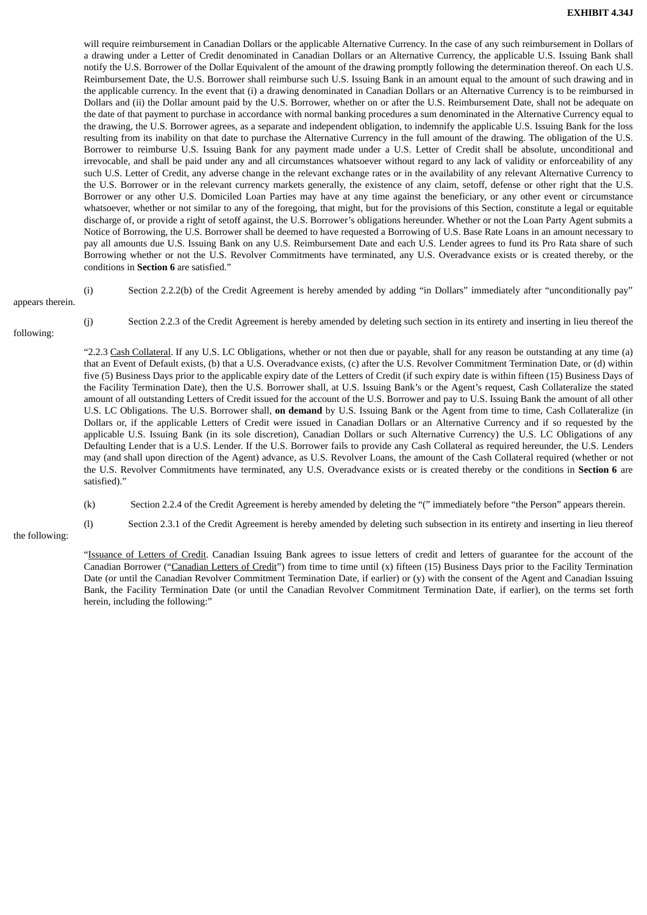will require reimbursement in Canadian Dollars or the applicable Alternative Currency. In the case of any such reimbursement in Dollars of a drawing under a Letter of Credit denominated in Canadian Dollars or an Alternative Currency, the applicable U.S. Issuing Bank shall notify the U.S. Borrower of the Dollar Equivalent of the amount of the drawing promptly following the determination thereof. On each U.S. Reimbursement Date, the U.S. Borrower shall reimburse such U.S. Issuing Bank in an amount equal to the amount of such drawing and in the applicable currency. In the event that (i) a drawing denominated in Canadian Dollars or an Alternative Currency is to be reimbursed in Dollars and (ii) the Dollar amount paid by the U.S. Borrower, whether on or after the U.S. Reimbursement Date, shall not be adequate on the date of that payment to purchase in accordance with normal banking procedures a sum denominated in the Alternative Currency equal to the drawing, the U.S. Borrower agrees, as a separate and independent obligation, to indemnify the applicable U.S. Issuing Bank for the loss resulting from its inability on that date to purchase the Alternative Currency in the full amount of the drawing. The obligation of the U.S. Borrower to reimburse U.S. Issuing Bank for any payment made under a U.S. Letter of Credit shall be absolute, unconditional and irrevocable, and shall be paid under any and all circumstances whatsoever without regard to any lack of validity or enforceability of any such U.S. Letter of Credit, any adverse change in the relevant exchange rates or in the availability of any relevant Alternative Currency to the U.S. Borrower or in the relevant currency markets generally, the existence of any claim, setoff, defense or other right that the U.S. Borrower or any other U.S. Domiciled Loan Parties may have at any time against the beneficiary, or any other event or circumstance whatsoever, whether or not similar to any of the foregoing, that might, but for the provisions of this Section, constitute a legal or equitable discharge of, or provide a right of setoff against, the U.S. Borrower's obligations hereunder. Whether or not the Loan Party Agent submits a Notice of Borrowing, the U.S. Borrower shall be deemed to have requested a Borrowing of U.S. Base Rate Loans in an amount necessary to pay all amounts due U.S. Issuing Bank on any U.S. Reimbursement Date and each U.S. Lender agrees to fund its Pro Rata share of such Borrowing whether or not the U.S. Revolver Commitments have terminated, any U.S. Overadvance exists or is created thereby, or the conditions in **Section 6** are satisfied."

(i) Section 2.2.2(b) of the Credit Agreement is hereby amended by adding "in Dollars" immediately after "unconditionally pay" appears therein.

(j) Section 2.2.3 of the Credit Agreement is hereby amended by deleting such section in its entirety and inserting in lieu thereof the following:

"2.2.3 Cash Collateral. If any U.S. LC Obligations, whether or not then due or payable, shall for any reason be outstanding at any time (a) that an Event of Default exists, (b) that a U.S. Overadvance exists, (c) after the U.S. Revolver Commitment Termination Date, or (d) within five (5) Business Days prior to the applicable expiry date of the Letters of Credit (if such expiry date is within fifteen (15) Business Days of the Facility Termination Date), then the U.S. Borrower shall, at U.S. Issuing Bank's or the Agent's request, Cash Collateralize the stated amount of all outstanding Letters of Credit issued for the account of the U.S. Borrower and pay to U.S. Issuing Bank the amount of all other U.S. LC Obligations. The U.S. Borrower shall, **on demand** by U.S. Issuing Bank or the Agent from time to time, Cash Collateralize (in Dollars or, if the applicable Letters of Credit were issued in Canadian Dollars or an Alternative Currency and if so requested by the applicable U.S. Issuing Bank (in its sole discretion), Canadian Dollars or such Alternative Currency) the U.S. LC Obligations of any Defaulting Lender that is a U.S. Lender. If the U.S. Borrower fails to provide any Cash Collateral as required hereunder, the U.S. Lenders may (and shall upon direction of the Agent) advance, as U.S. Revolver Loans, the amount of the Cash Collateral required (whether or not the U.S. Revolver Commitments have terminated, any U.S. Overadvance exists or is created thereby or the conditions in **Section 6** are satisfied)."

(k) Section 2.2.4 of the Credit Agreement is hereby amended by deleting the "(" immediately before "the Person" appears therein.

(l) Section 2.3.1 of the Credit Agreement is hereby amended by deleting such subsection in its entirety and inserting in lieu thereof the following:

"Issuance of Letters of Credit. Canadian Issuing Bank agrees to issue letters of credit and letters of guarantee for the account of the Canadian Borrower ("Canadian Letters of Credit") from time to time until (x) fifteen (15) Business Days prior to the Facility Termination Date (or until the Canadian Revolver Commitment Termination Date, if earlier) or (y) with the consent of the Agent and Canadian Issuing Bank, the Facility Termination Date (or until the Canadian Revolver Commitment Termination Date, if earlier), on the terms set forth herein, including the following:"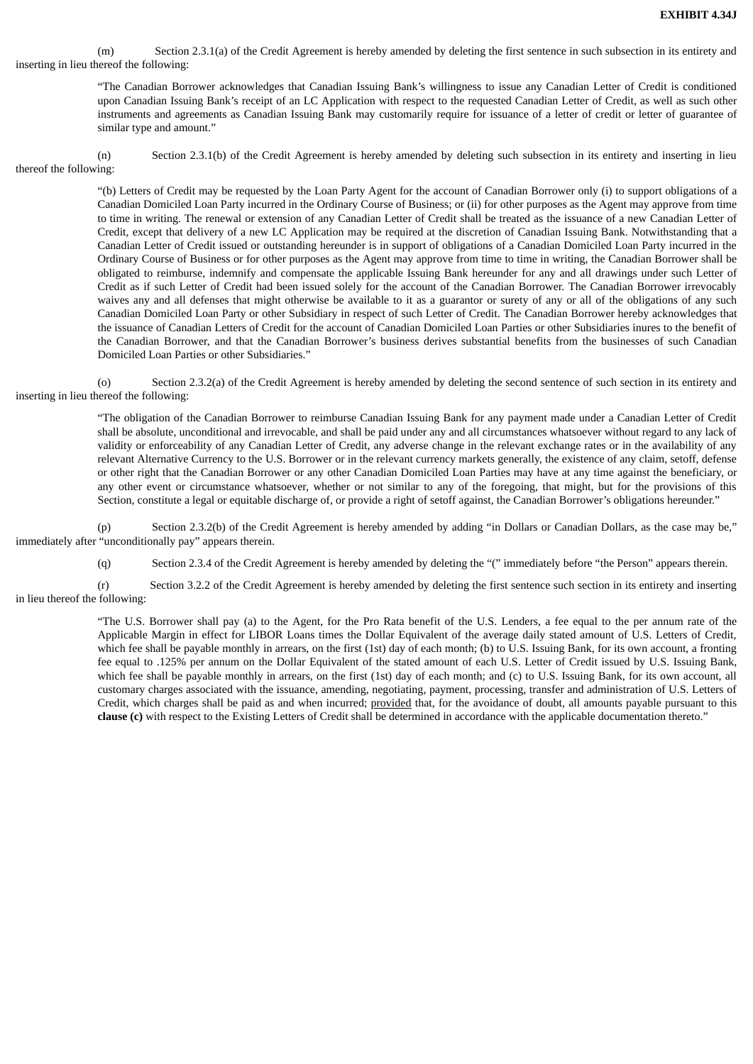(m) Section 2.3.1(a) of the Credit Agreement is hereby amended by deleting the first sentence in such subsection in its entirety and inserting in lieu thereof the following:

> "The Canadian Borrower acknowledges that Canadian Issuing Bank's willingness to issue any Canadian Letter of Credit is conditioned upon Canadian Issuing Bank's receipt of an LC Application with respect to the requested Canadian Letter of Credit, as well as such other instruments and agreements as Canadian Issuing Bank may customarily require for issuance of a letter of credit or letter of guarantee of similar type and amount."

(n) Section 2.3.1(b) of the Credit Agreement is hereby amended by deleting such subsection in its entirety and inserting in lieu thereof the following:

> "(b) Letters of Credit may be requested by the Loan Party Agent for the account of Canadian Borrower only (i) to support obligations of a Canadian Domiciled Loan Party incurred in the Ordinary Course of Business; or (ii) for other purposes as the Agent may approve from time to time in writing. The renewal or extension of any Canadian Letter of Credit shall be treated as the issuance of a new Canadian Letter of Credit, except that delivery of a new LC Application may be required at the discretion of Canadian Issuing Bank. Notwithstanding that a Canadian Letter of Credit issued or outstanding hereunder is in support of obligations of a Canadian Domiciled Loan Party incurred in the Ordinary Course of Business or for other purposes as the Agent may approve from time to time in writing, the Canadian Borrower shall be obligated to reimburse, indemnify and compensate the applicable Issuing Bank hereunder for any and all drawings under such Letter of Credit as if such Letter of Credit had been issued solely for the account of the Canadian Borrower. The Canadian Borrower irrevocably waives any and all defenses that might otherwise be available to it as a guarantor or surety of any or all of the obligations of any such Canadian Domiciled Loan Party or other Subsidiary in respect of such Letter of Credit. The Canadian Borrower hereby acknowledges that the issuance of Canadian Letters of Credit for the account of Canadian Domiciled Loan Parties or other Subsidiaries inures to the benefit of the Canadian Borrower, and that the Canadian Borrower's business derives substantial benefits from the businesses of such Canadian Domiciled Loan Parties or other Subsidiaries."

(o) Section 2.3.2(a) of the Credit Agreement is hereby amended by deleting the second sentence of such section in its entirety and inserting in lieu thereof the following:

> "The obligation of the Canadian Borrower to reimburse Canadian Issuing Bank for any payment made under a Canadian Letter of Credit shall be absolute, unconditional and irrevocable, and shall be paid under any and all circumstances whatsoever without regard to any lack of validity or enforceability of any Canadian Letter of Credit, any adverse change in the relevant exchange rates or in the availability of any relevant Alternative Currency to the U.S. Borrower or in the relevant currency markets generally, the existence of any claim, setoff, defense or other right that the Canadian Borrower or any other Canadian Domiciled Loan Parties may have at any time against the beneficiary, or any other event or circumstance whatsoever, whether or not similar to any of the foregoing, that might, but for the provisions of this Section, constitute a legal or equitable discharge of, or provide a right of setoff against, the Canadian Borrower's obligations hereunder."

(p) Section 2.3.2(b) of the Credit Agreement is hereby amended by adding "in Dollars or Canadian Dollars, as the case may be," immediately after "unconditionally pay" appears therein.

(q) Section 2.3.4 of the Credit Agreement is hereby amended by deleting the "(" immediately before "the Person" appears therein.

(r) Section 3.2.2 of the Credit Agreement is hereby amended by deleting the first sentence such section in its entirety and inserting in lieu thereof the following:

> "The U.S. Borrower shall pay (a) to the Agent, for the Pro Rata benefit of the U.S. Lenders, a fee equal to the per annum rate of the Applicable Margin in effect for LIBOR Loans times the Dollar Equivalent of the average daily stated amount of U.S. Letters of Credit, which fee shall be payable monthly in arrears, on the first (1st) day of each month; (b) to U.S. Issuing Bank, for its own account, a fronting fee equal to .125% per annum on the Dollar Equivalent of the stated amount of each U.S. Letter of Credit issued by U.S. Issuing Bank, which fee shall be payable monthly in arrears, on the first (1st) day of each month; and (c) to U.S. Issuing Bank, for its own account, all customary charges associated with the issuance, amending, negotiating, payment, processing, transfer and administration of U.S. Letters of Credit, which charges shall be paid as and when incurred; provided that, for the avoidance of doubt, all amounts payable pursuant to this **clause (c)** with respect to the Existing Letters of Credit shall be determined in accordance with the applicable documentation thereto."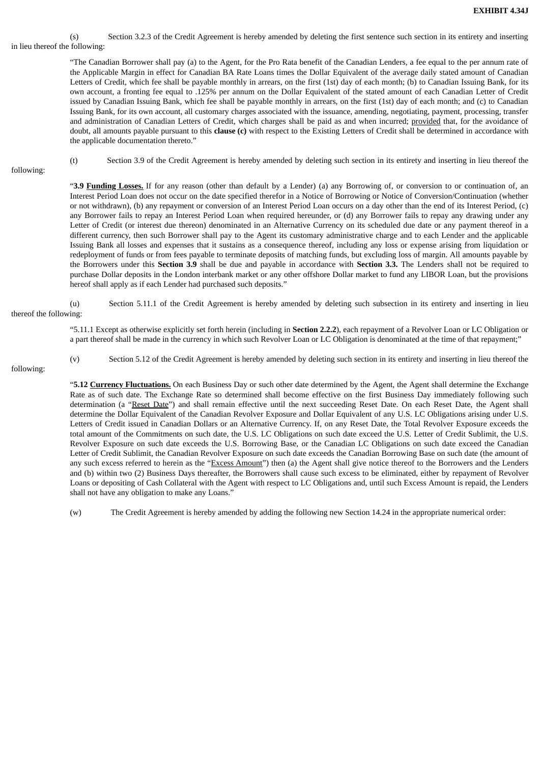(s) Section 3.2.3 of the Credit Agreement is hereby amended by deleting the first sentence such section in its entirety and inserting in lieu thereof the following:

> "The Canadian Borrower shall pay (a) to the Agent, for the Pro Rata benefit of the Canadian Lenders, a fee equal to the per annum rate of the Applicable Margin in effect for Canadian BA Rate Loans times the Dollar Equivalent of the average daily stated amount of Canadian Letters of Credit, which fee shall be payable monthly in arrears, on the first (1st) day of each month; (b) to Canadian Issuing Bank, for its own account, a fronting fee equal to .125% per annum on the Dollar Equivalent of the stated amount of each Canadian Letter of Credit issued by Canadian Issuing Bank, which fee shall be payable monthly in arrears, on the first (1st) day of each month; and (c) to Canadian Issuing Bank, for its own account, all customary charges associated with the issuance, amending, negotiating, payment, processing, transfer and administration of Canadian Letters of Credit, which charges shall be paid as and when incurred; provided that, for the avoidance of doubt, all amounts payable pursuant to this **clause (c)** with respect to the Existing Letters of Credit shall be determined in accordance with the applicable documentation thereto."

(t) Section 3.9 of the Credit Agreement is hereby amended by deleting such section in its entirety and inserting in lieu thereof the following:

> "**3.9 Funding Losses.** If for any reason (other than default by a Lender) (a) any Borrowing of, or conversion to or continuation of, an Interest Period Loan does not occur on the date specified therefor in a Notice of Borrowing or Notice of Conversion/Continuation (whether or not withdrawn), (b) any repayment or conversion of an Interest Period Loan occurs on a day other than the end of its Interest Period, (c) any Borrower fails to repay an Interest Period Loan when required hereunder, or (d) any Borrower fails to repay any drawing under any Letter of Credit (or interest due thereon) denominated in an Alternative Currency on its scheduled due date or any payment thereof in a different currency, then such Borrower shall pay to the Agent its customary administrative charge and to each Lender and the applicable Issuing Bank all losses and expenses that it sustains as a consequence thereof, including any loss or expense arising from liquidation or redeployment of funds or from fees payable to terminate deposits of matching funds, but excluding loss of margin. All amounts payable by the Borrowers under this **Section 3.9** shall be due and payable in accordance with **Section 3.3.** The Lenders shall not be required to purchase Dollar deposits in the London interbank market or any other offshore Dollar market to fund any LIBOR Loan, but the provisions hereof shall apply as if each Lender had purchased such deposits."

(u) Section 5.11.1 of the Credit Agreement is hereby amended by deleting such subsection in its entirety and inserting in lieu thereof the following:

> "5.11.1 Except as otherwise explicitly set forth herein (including in **Section 2.2.2**), each repayment of a Revolver Loan or LC Obligation or a part thereof shall be made in the currency in which such Revolver Loan or LC Obligation is denominated at the time of that repayment;"

(v) Section 5.12 of the Credit Agreement is hereby amended by deleting such section in its entirety and inserting in lieu thereof the following:

> "**5.12 Currency Fluctuations.** On each Business Day or such other date determined by the Agent, the Agent shall determine the Exchange Rate as of such date. The Exchange Rate so determined shall become effective on the first Business Day immediately following such determination (a "Reset Date") and shall remain effective until the next succeeding Reset Date. On each Reset Date, the Agent shall determine the Dollar Equivalent of the Canadian Revolver Exposure and Dollar Equivalent of any U.S. LC Obligations arising under U.S. Letters of Credit issued in Canadian Dollars or an Alternative Currency. If, on any Reset Date, the Total Revolver Exposure exceeds the total amount of the Commitments on such date, the U.S. LC Obligations on such date exceed the U.S. Letter of Credit Sublimit, the U.S. Revolver Exposure on such date exceeds the U.S. Borrowing Base, or the Canadian LC Obligations on such date exceed the Canadian Letter of Credit Sublimit, the Canadian Revolver Exposure on such date exceeds the Canadian Borrowing Base on such date (the amount of any such excess referred to herein as the "Excess Amount") then (a) the Agent shall give notice thereof to the Borrowers and the Lenders and (b) within two (2) Business Days thereafter, the Borrowers shall cause such excess to be eliminated, either by repayment of Revolver Loans or depositing of Cash Collateral with the Agent with respect to LC Obligations and, until such Excess Amount is repaid, the Lenders shall not have any obligation to make any Loans."

(w) The Credit Agreement is hereby amended by adding the following new Section 14.24 in the appropriate numerical order: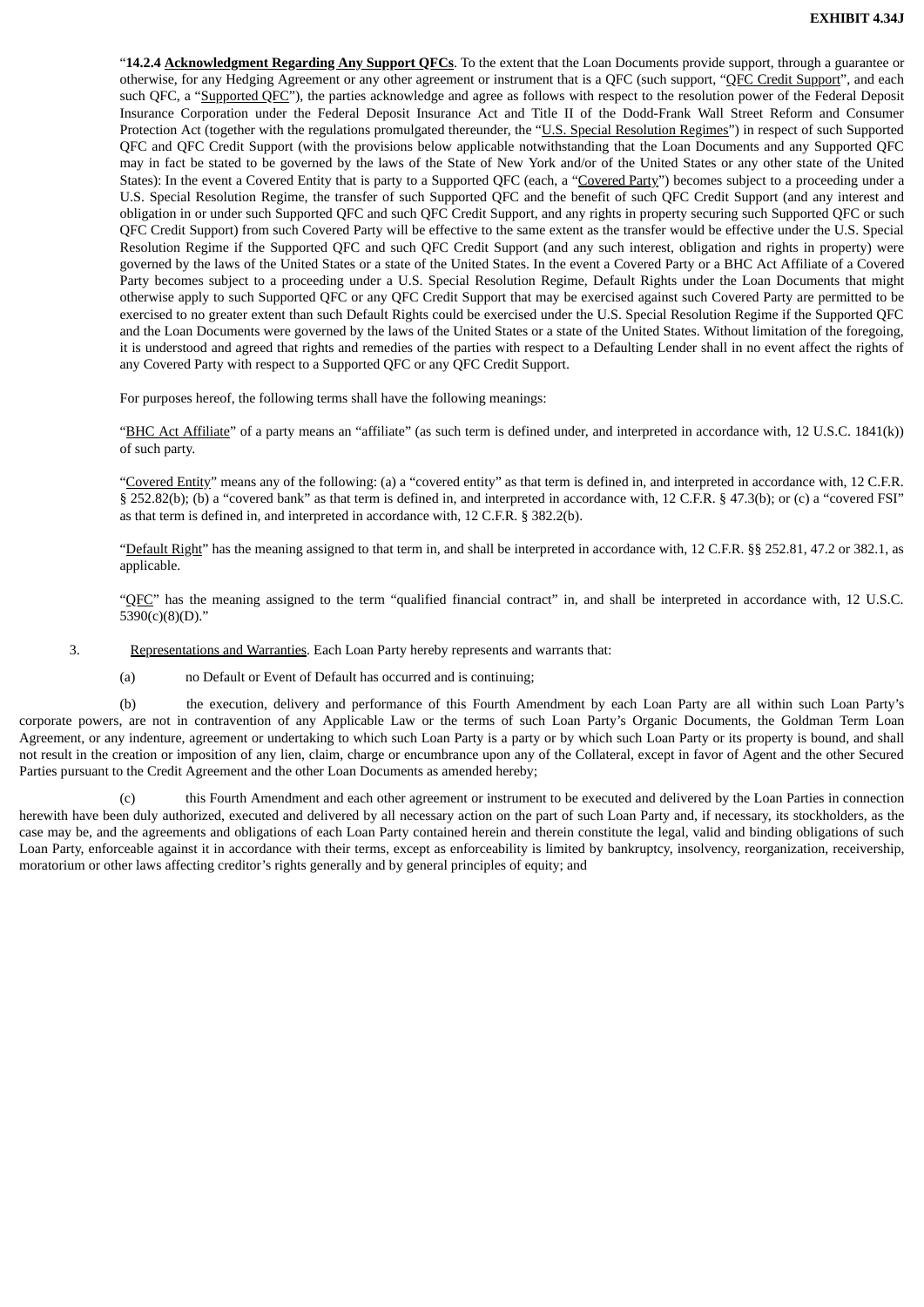"**14.2.4 Acknowledgment Regarding Any Support QFCs**. To the extent that the Loan Documents provide support, through a guarantee or otherwise, for any Hedging Agreement or any other agreement or instrument that is a QFC (such support, "QFC Credit Support", and each such QFC, a "Supported QFC"), the parties acknowledge and agree as follows with respect to the resolution power of the Federal Deposit Insurance Corporation under the Federal Deposit Insurance Act and Title II of the Dodd-Frank Wall Street Reform and Consumer Protection Act (together with the regulations promulgated thereunder, the "U.S. Special Resolution Regimes") in respect of such Supported QFC and QFC Credit Support (with the provisions below applicable notwithstanding that the Loan Documents and any Supported QFC may in fact be stated to be governed by the laws of the State of New York and/or of the United States or any other state of the United States): In the event a Covered Entity that is party to a Supported QFC (each, a "Covered Party") becomes subject to a proceeding under a U.S. Special Resolution Regime, the transfer of such Supported QFC and the benefit of such QFC Credit Support (and any interest and obligation in or under such Supported QFC and such QFC Credit Support, and any rights in property securing such Supported QFC or such QFC Credit Support) from such Covered Party will be effective to the same extent as the transfer would be effective under the U.S. Special Resolution Regime if the Supported QFC and such QFC Credit Support (and any such interest, obligation and rights in property) were governed by the laws of the United States or a state of the United States. In the event a Covered Party or a BHC Act Affiliate of a Covered Party becomes subject to a proceeding under a U.S. Special Resolution Regime, Default Rights under the Loan Documents that might otherwise apply to such Supported QFC or any QFC Credit Support that may be exercised against such Covered Party are permitted to be exercised to no greater extent than such Default Rights could be exercised under the U.S. Special Resolution Regime if the Supported QFC and the Loan Documents were governed by the laws of the United States or a state of the United States. Without limitation of the foregoing, it is understood and agreed that rights and remedies of the parties with respect to a Defaulting Lender shall in no event affect the rights of any Covered Party with respect to a Supported QFC or any QFC Credit Support.

For purposes hereof, the following terms shall have the following meanings:

"BHC Act Affiliate" of a party means an "affiliate" (as such term is defined under, and interpreted in accordance with, 12 U.S.C. 1841(k)) of such party.

"Covered Entity" means any of the following: (a) a "covered entity" as that term is defined in, and interpreted in accordance with, 12 C.F.R. § 252.82(b); (b) a "covered bank" as that term is defined in, and interpreted in accordance with, 12 C.F.R. § 47.3(b); or (c) a "covered FSI" as that term is defined in, and interpreted in accordance with, 12 C.F.R. § 382.2(b).

"Default Right" has the meaning assigned to that term in, and shall be interpreted in accordance with, 12 C.F.R. §§ 252.81, 47.2 or 382.1, as applicable.

"QFC" has the meaning assigned to the term "qualified financial contract" in, and shall be interpreted in accordance with, 12 U.S.C. 5390(c)(8)(D)."

3. Representations and Warranties. Each Loan Party hereby represents and warrants that:

(a) no Default or Event of Default has occurred and is continuing;

(b) the execution, delivery and performance of this Fourth Amendment by each Loan Party are all within such Loan Party's corporate powers, are not in contravention of any Applicable Law or the terms of such Loan Party's Organic Documents, the Goldman Term Loan Agreement, or any indenture, agreement or undertaking to which such Loan Party is a party or by which such Loan Party or its property is bound, and shall not result in the creation or imposition of any lien, claim, charge or encumbrance upon any of the Collateral, except in favor of Agent and the other Secured Parties pursuant to the Credit Agreement and the other Loan Documents as amended hereby;

(c) this Fourth Amendment and each other agreement or instrument to be executed and delivered by the Loan Parties in connection herewith have been duly authorized, executed and delivered by all necessary action on the part of such Loan Party and, if necessary, its stockholders, as the case may be, and the agreements and obligations of each Loan Party contained herein and therein constitute the legal, valid and binding obligations of such Loan Party, enforceable against it in accordance with their terms, except as enforceability is limited by bankruptcy, insolvency, reorganization, receivership, moratorium or other laws affecting creditor's rights generally and by general principles of equity; and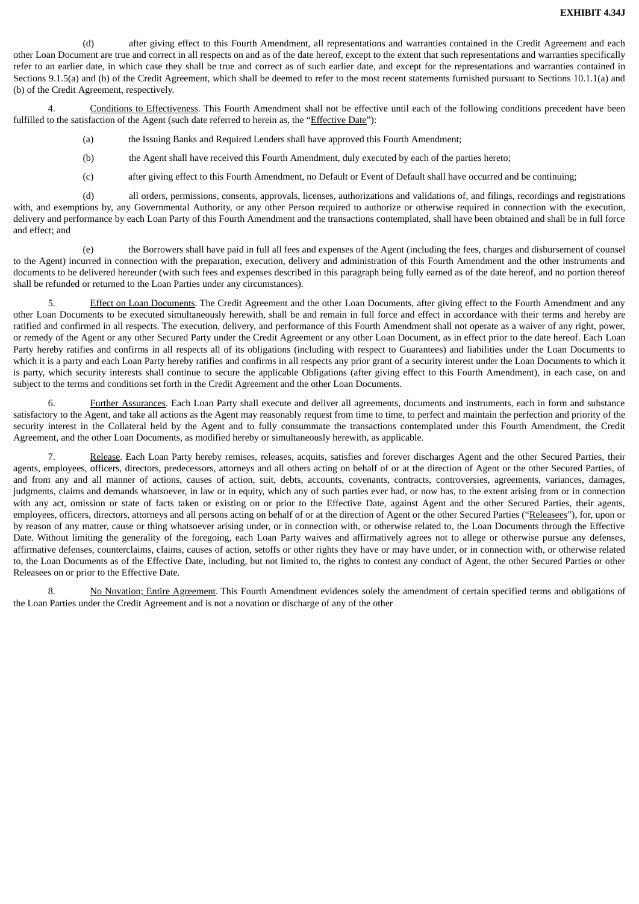(d) after giving effect to this Fourth Amendment, all representations and warranties contained in the Credit Agreement and each other Loan Document are true and correct in all respects on and as of the date hereof, except to the extent that such representations and warranties specifically refer to an earlier date, in which case they shall be true and correct as of such earlier date, and except for the representations and warranties contained in Sections 9.1.5(a) and (b) of the Credit Agreement, which shall be deemed to refer to the most recent statements furnished pursuant to Sections 10.1.1(a) and (b) of the Credit Agreement, respectively.

4. Conditions to Effectiveness. This Fourth Amendment shall not be effective until each of the following conditions precedent have been fulfilled to the satisfaction of the Agent (such date referred to herein as, the "Effective Date"):

(a) the Issuing Banks and Required Lenders shall have approved this Fourth Amendment;

(b) the Agent shall have received this Fourth Amendment, duly executed by each of the parties hereto;

(c) after giving effect to this Fourth Amendment, no Default or Event of Default shall have occurred and be continuing;

(d) all orders, permissions, consents, approvals, licenses, authorizations and validations of, and filings, recordings and registrations with, and exemptions by, any Governmental Authority, or any other Person required to authorize or otherwise required in connection with the execution, delivery and performance by each Loan Party of this Fourth Amendment and the transactions contemplated, shall have been obtained and shall be in full force and effect; and

(e) the Borrowers shall have paid in full all fees and expenses of the Agent (including the fees, charges and disbursement of counsel to the Agent) incurred in connection with the preparation, execution, delivery and administration of this Fourth Amendment and the other instruments and documents to be delivered hereunder (with such fees and expenses described in this paragraph being fully earned as of the date hereof, and no portion thereof shall be refunded or returned to the Loan Parties under any circumstances).

5. Effect on Loan Documents. The Credit Agreement and the other Loan Documents, after giving effect to the Fourth Amendment and any other Loan Documents to be executed simultaneously herewith, shall be and remain in full force and effect in accordance with their terms and hereby are ratified and confirmed in all respects. The execution, delivery, and performance of this Fourth Amendment shall not operate as a waiver of any right, power, or remedy of the Agent or any other Secured Party under the Credit Agreement or any other Loan Document, as in effect prior to the date hereof. Each Loan Party hereby ratifies and confirms in all respects all of its obligations (including with respect to Guarantees) and liabilities under the Loan Documents to which it is a party and each Loan Party hereby ratifies and confirms in all respects any prior grant of a security interest under the Loan Documents to which it is party, which security interests shall continue to secure the applicable Obligations (after giving effect to this Fourth Amendment), in each case, on and subject to the terms and conditions set forth in the Credit Agreement and the other Loan Documents.

6. Further Assurances. Each Loan Party shall execute and deliver all agreements, documents and instruments, each in form and substance satisfactory to the Agent, and take all actions as the Agent may reasonably request from time to time, to perfect and maintain the perfection and priority of the security interest in the Collateral held by the Agent and to fully consummate the transactions contemplated under this Fourth Amendment, the Credit Agreement, and the other Loan Documents, as modified hereby or simultaneously herewith, as applicable.

7. Release. Each Loan Party hereby remises, releases, acquits, satisfies and forever discharges Agent and the other Secured Parties, their agents, employees, officers, directors, predecessors, attorneys and all others acting on behalf of or at the direction of Agent or the other Secured Parties, of and from any and all manner of actions, causes of action, suit, debts, accounts, covenants, contracts, controversies, agreements, variances, damages, judgments, claims and demands whatsoever, in law or in equity, which any of such parties ever had, or now has, to the extent arising from or in connection with any act, omission or state of facts taken or existing on or prior to the Effective Date, against Agent and the other Secured Parties, their agents, employees, officers, directors, attorneys and all persons acting on behalf of or at the direction of Agent or the other Secured Parties ("Releasees"), for, upon or by reason of any matter, cause or thing whatsoever arising under, or in connection with, or otherwise related to, the Loan Documents through the Effective Date. Without limiting the generality of the foregoing, each Loan Party waives and affirmatively agrees not to allege or otherwise pursue any defenses, affirmative defenses, counterclaims, claims, causes of action, setoffs or other rights they have or may have under, or in connection with, or otherwise related to, the Loan Documents as of the Effective Date, including, but not limited to, the rights to contest any conduct of Agent, the other Secured Parties or other Releasees on or prior to the Effective Date.

8. No Novation; Entire Agreement. This Fourth Amendment evidences solely the amendment of certain specified terms and obligations of the Loan Parties under the Credit Agreement and is not a novation or discharge of any of the other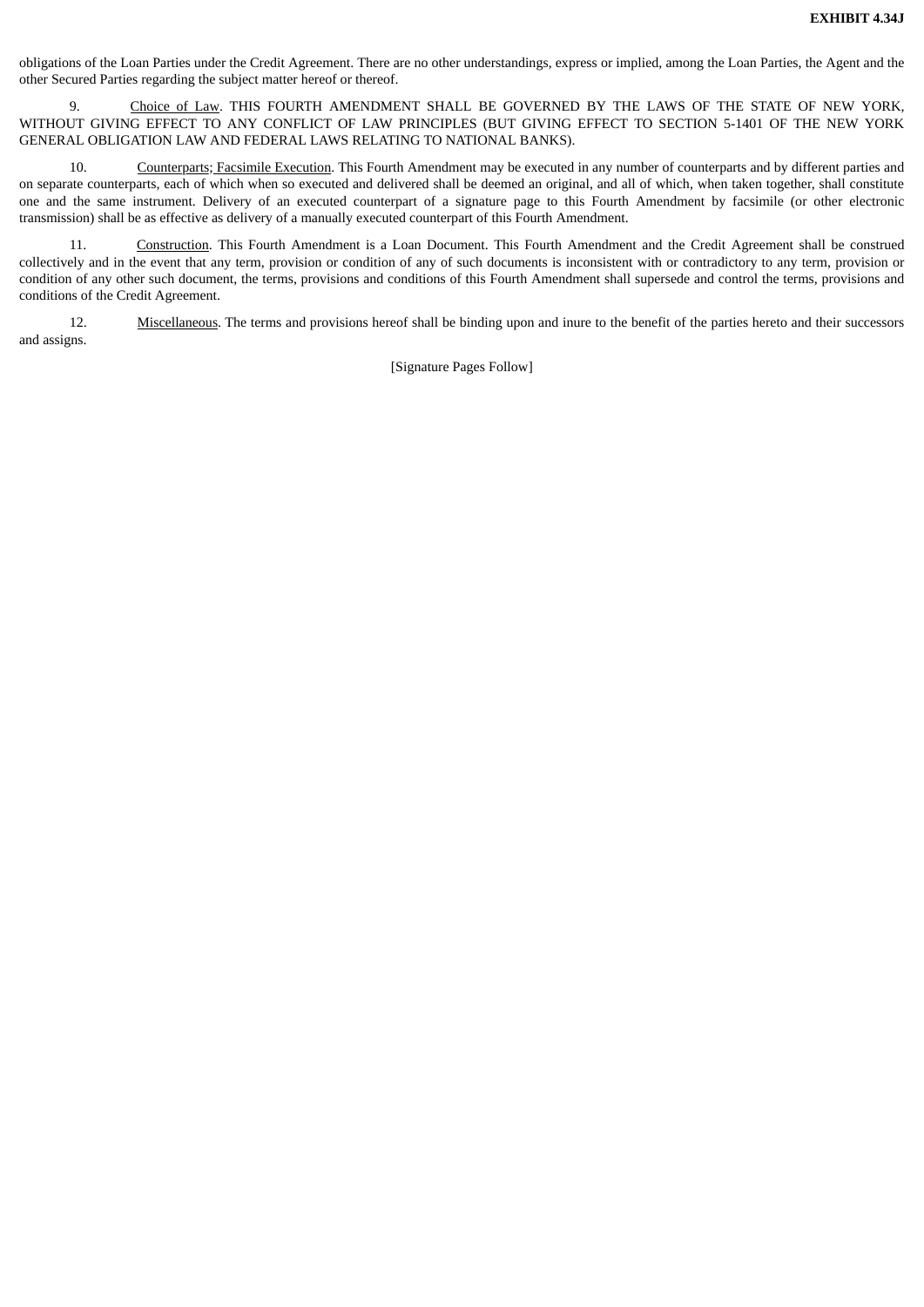obligations of the Loan Parties under the Credit Agreement. There are no other understandings, express or implied, among the Loan Parties, the Agent and the other Secured Parties regarding the subject matter hereof or thereof.

9. Choice of Law. THIS FOURTH AMENDMENT SHALL BE GOVERNED BY THE LAWS OF THE STATE OF NEW YORK, WITHOUT GIVING EFFECT TO ANY CONFLICT OF LAW PRINCIPLES (BUT GIVING EFFECT TO SECTION 5-1401 OF THE NEW YORK GENERAL OBLIGATION LAW AND FEDERAL LAWS RELATING TO NATIONAL BANKS).

10. Counterparts; Facsimile Execution. This Fourth Amendment may be executed in any number of counterparts and by different parties and on separate counterparts, each of which when so executed and delivered shall be deemed an original, and all of which, when taken together, shall constitute one and the same instrument. Delivery of an executed counterpart of a signature page to this Fourth Amendment by facsimile (or other electronic transmission) shall be as effective as delivery of a manually executed counterpart of this Fourth Amendment.

11. Construction. This Fourth Amendment is a Loan Document. This Fourth Amendment and the Credit Agreement shall be construed collectively and in the event that any term, provision or condition of any of such documents is inconsistent with or contradictory to any term, provision or condition of any other such document, the terms, provisions and conditions of this Fourth Amendment shall supersede and control the terms, provisions and conditions of the Credit Agreement.

12. Miscellaneous. The terms and provisions hereof shall be binding upon and inure to the benefit of the parties hereto and their successors and assigns.

[Signature Pages Follow]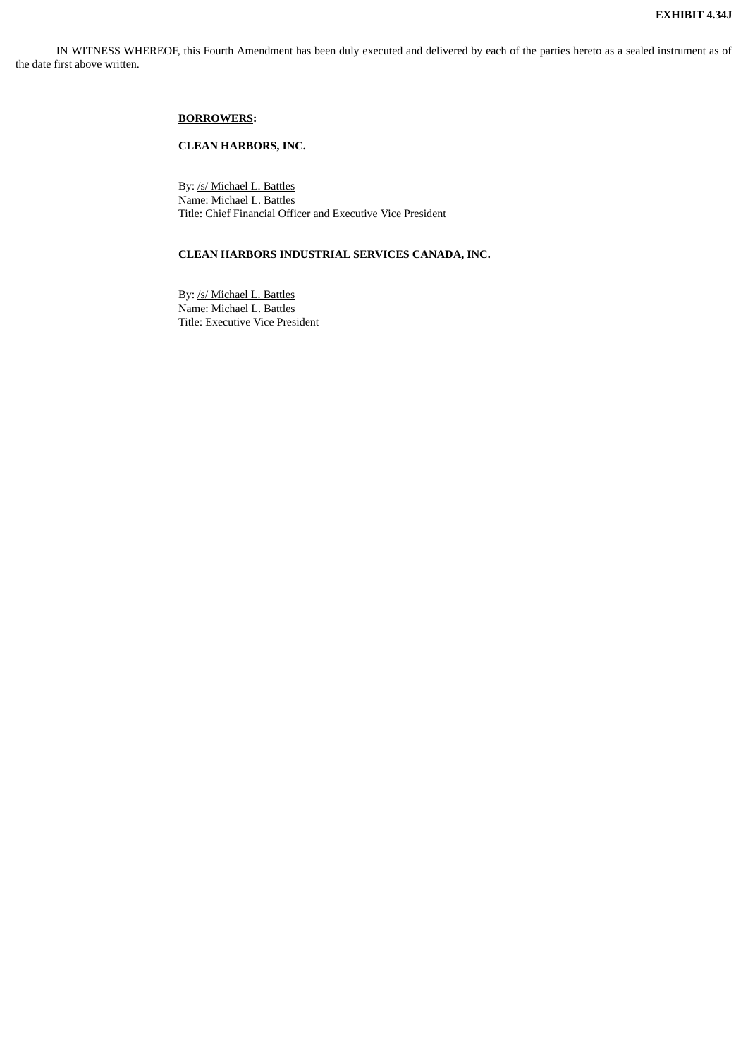**EXHIBIT 4.34J**

IN WITNESS WHEREOF, this Fourth Amendment has been duly executed and delivered by each of the parties hereto as a sealed instrument as of the date first above written.

**BORROWERS:**

**CLEAN HARBORS, INC.**

By: /s/ Michael L. Battles
Name: Michael L. Battles
Title: Chief Financial Officer and Executive Vice President

**CLEAN HARBORS INDUSTRIAL SERVICES CANADA, INC.**

By: /s/ Michael L. Battles
Name: Michael L. Battles
Title: Executive Vice President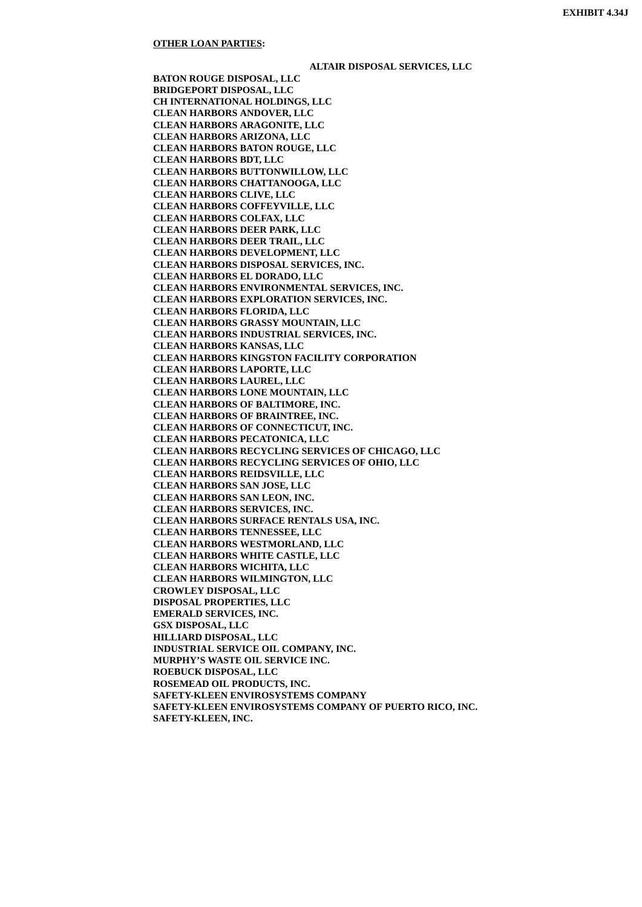**EXHIBIT 4.34J**

**<u>OTHER LOAN PARTIES</u>:**

**ALTAIR DISPOSAL SERVICES, LLC**
**BATON ROUGE DISPOSAL, LLC**
**BRIDGEPORT DISPOSAL, LLC**
**CH INTERNATIONAL HOLDINGS, LLC**
**CLEAN HARBORS ANDOVER, LLC**
**CLEAN HARBORS ARAGONITE, LLC**
**CLEAN HARBORS ARIZONA, LLC**
**CLEAN HARBORS BATON ROUGE, LLC**
**CLEAN HARBORS BDT, LLC**
**CLEAN HARBORS BUTTONWILLOW, LLC**
**CLEAN HARBORS CHATTANOOGA, LLC**
**CLEAN HARBORS CLIVE, LLC**
**CLEAN HARBORS COFFEYVILLE, LLC**
**CLEAN HARBORS COLFAX, LLC**
**CLEAN HARBORS DEER PARK, LLC**
**CLEAN HARBORS DEER TRAIL, LLC**
**CLEAN HARBORS DEVELOPMENT, LLC**
**CLEAN HARBORS DISPOSAL SERVICES, INC.**
**CLEAN HARBORS EL DORADO, LLC**
**CLEAN HARBORS ENVIRONMENTAL SERVICES, INC.**
**CLEAN HARBORS EXPLORATION SERVICES, INC.**
**CLEAN HARBORS FLORIDA, LLC**
**CLEAN HARBORS GRASSY MOUNTAIN, LLC**
**CLEAN HARBORS INDUSTRIAL SERVICES, INC.**
**CLEAN HARBORS KANSAS, LLC**
**CLEAN HARBORS KINGSTON FACILITY CORPORATION**
**CLEAN HARBORS LAPORTE, LLC**
**CLEAN HARBORS LAUREL, LLC**
**CLEAN HARBORS LONE MOUNTAIN, LLC**
**CLEAN HARBORS OF BALTIMORE, INC.**
**CLEAN HARBORS OF BRAINTREE, INC.**
**CLEAN HARBORS OF CONNECTICUT, INC.**
**CLEAN HARBORS PECATONICA, LLC**
**CLEAN HARBORS RECYCLING SERVICES OF CHICAGO, LLC**
**CLEAN HARBORS RECYCLING SERVICES OF OHIO, LLC**
**CLEAN HARBORS REIDSVILLE, LLC**
**CLEAN HARBORS SAN JOSE, LLC**
**CLEAN HARBORS SAN LEON, INC.**
**CLEAN HARBORS SERVICES, INC.**
**CLEAN HARBORS SURFACE RENTALS USA, INC.**
**CLEAN HARBORS TENNESSEE, LLC**
**CLEAN HARBORS WESTMORLAND, LLC**
**CLEAN HARBORS WHITE CASTLE, LLC**
**CLEAN HARBORS WICHITA, LLC**
**CLEAN HARBORS WILMINGTON, LLC**
**CROWLEY DISPOSAL, LLC**
**DISPOSAL PROPERTIES, LLC**
**EMERALD SERVICES, INC.**
**GSX DISPOSAL, LLC**
**HILLIARD DISPOSAL, LLC**
**INDUSTRIAL SERVICE OIL COMPANY, INC.**
**MURPHY'S WASTE OIL SERVICE INC.**
**ROEBUCK DISPOSAL, LLC**
**ROSEMEAD OIL PRODUCTS, INC.**
**SAFETY-KLEEN ENVIROSYSTEMS COMPANY**
**SAFETY-KLEEN ENVIROSYSTEMS COMPANY OF PUERTO RICO, INC.**
**SAFETY-KLEEN, INC.**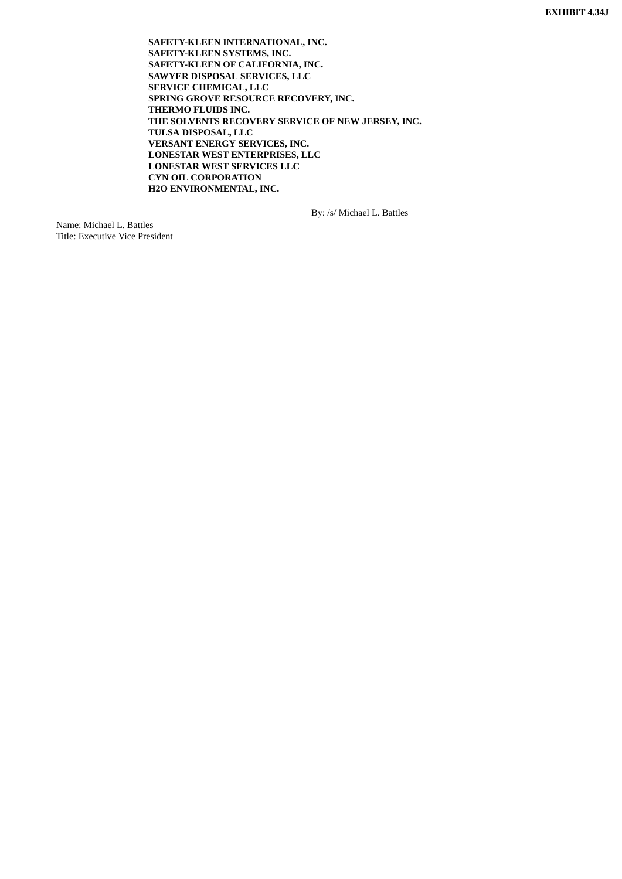**EXHIBIT 4.34J**

**SAFETY-KLEEN INTERNATIONAL, INC.**
**SAFETY-KLEEN SYSTEMS, INC.**
**SAFETY-KLEEN OF CALIFORNIA, INC.**
**SAWYER DISPOSAL SERVICES, LLC**
**SERVICE CHEMICAL, LLC**
**SPRING GROVE RESOURCE RECOVERY, INC.**
**THERMO FLUIDS INC.**
**THE SOLVENTS RECOVERY SERVICE OF NEW JERSEY, INC.**
**TULSA DISPOSAL, LLC**
**VERSANT ENERGY SERVICES, INC.**
**LONESTAR WEST ENTERPRISES, LLC**
**LONESTAR WEST SERVICES LLC**
**CYN OIL CORPORATION**
**H2O ENVIRONMENTAL, INC.**

By: /s/ Michael L. Battles

Name: Michael L. Battles
Title: Executive Vice President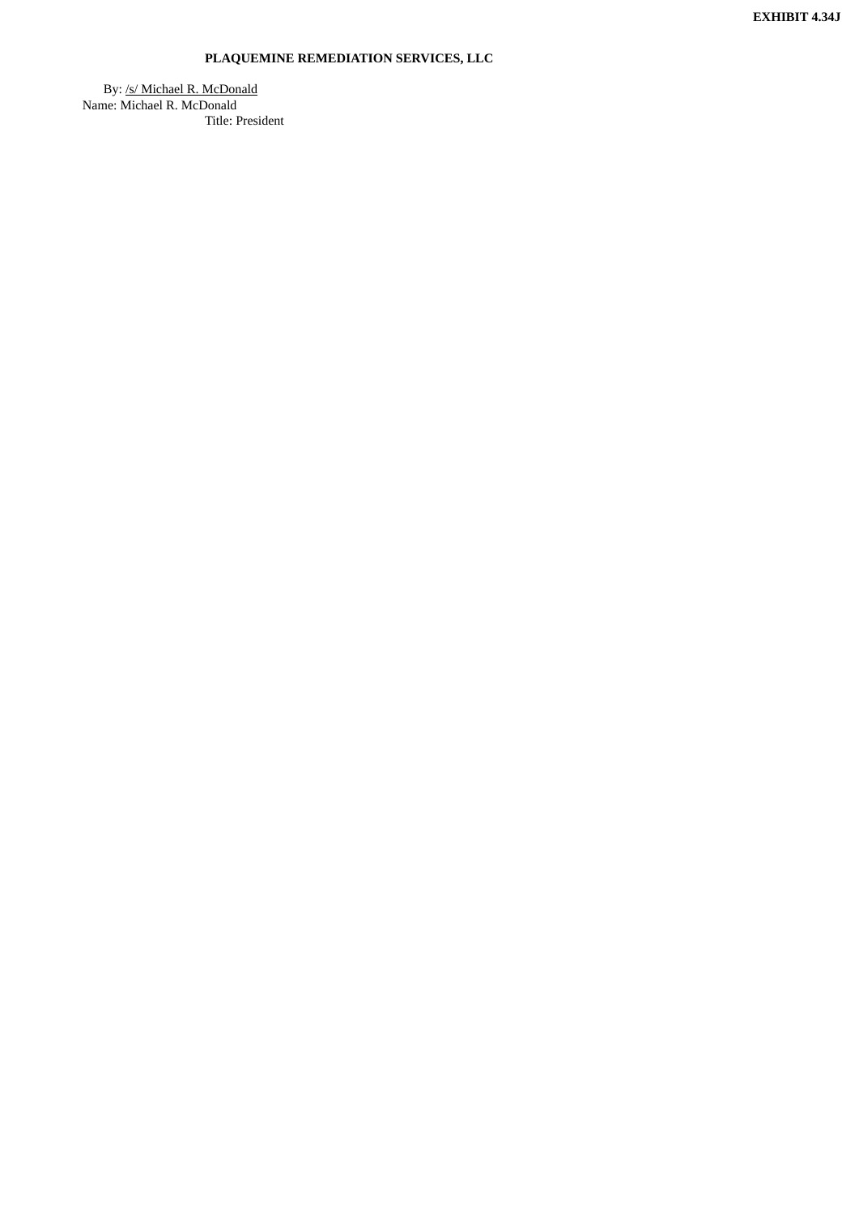**EXHIBIT 4.34J**

**PLAQUEMINE REMEDIATION SERVICES, LLC**

By: /s/ Michael R. McDonald
Name: Michael R. McDonald
Title: President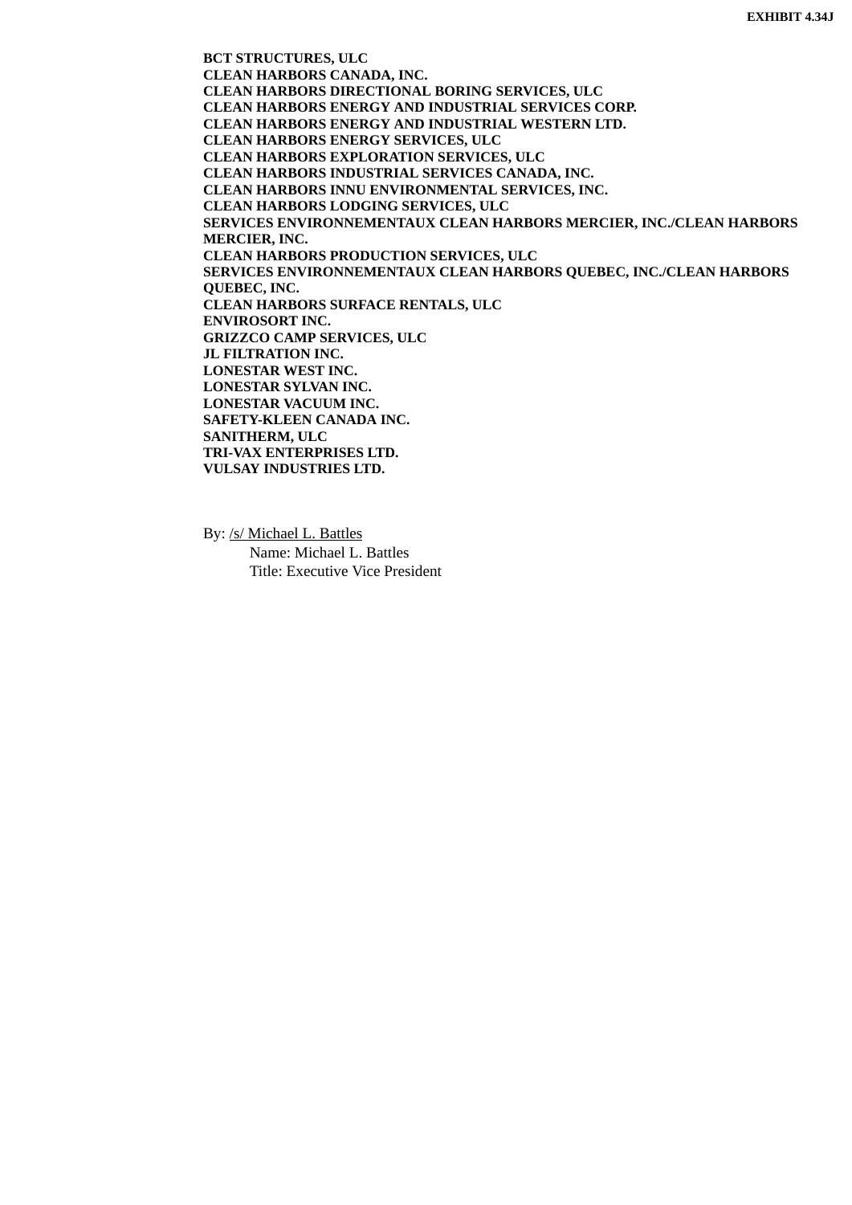**EXHIBIT 4.34J**

**BCT STRUCTURES, ULC**
**CLEAN HARBORS CANADA, INC.**
**CLEAN HARBORS DIRECTIONAL BORING SERVICES, ULC**
**CLEAN HARBORS ENERGY AND INDUSTRIAL SERVICES CORP.**
**CLEAN HARBORS ENERGY AND INDUSTRIAL WESTERN LTD.**
**CLEAN HARBORS ENERGY SERVICES, ULC**
**CLEAN HARBORS EXPLORATION SERVICES, ULC**
**CLEAN HARBORS INDUSTRIAL SERVICES CANADA, INC.**
**CLEAN HARBORS INNU ENVIRONMENTAL SERVICES, INC.**
**CLEAN HARBORS LODGING SERVICES, ULC**
**SERVICES ENVIRONNEMENTAUX CLEAN HARBORS MERCIER, INC./CLEAN HARBORS MERCIER, INC.**
**CLEAN HARBORS PRODUCTION SERVICES, ULC**
**SERVICES ENVIRONNEMENTAUX CLEAN HARBORS QUEBEC, INC./CLEAN HARBORS QUEBEC, INC.**
**CLEAN HARBORS SURFACE RENTALS, ULC**
**ENVIROSORT INC.**
**GRIZZCO CAMP SERVICES, ULC**
**JL FILTRATION INC.**
**LONESTAR WEST INC.**
**LONESTAR SYLVAN INC.**
**LONESTAR VACUUM INC.**
**SAFETY-KLEEN CANADA INC.**
**SANITHERM, ULC**
**TRI-VAX ENTERPRISES LTD.**
**VULSAY INDUSTRIES LTD.**

By: /s/ Michael L. Battles
Name: Michael L. Battles
Title: Executive Vice President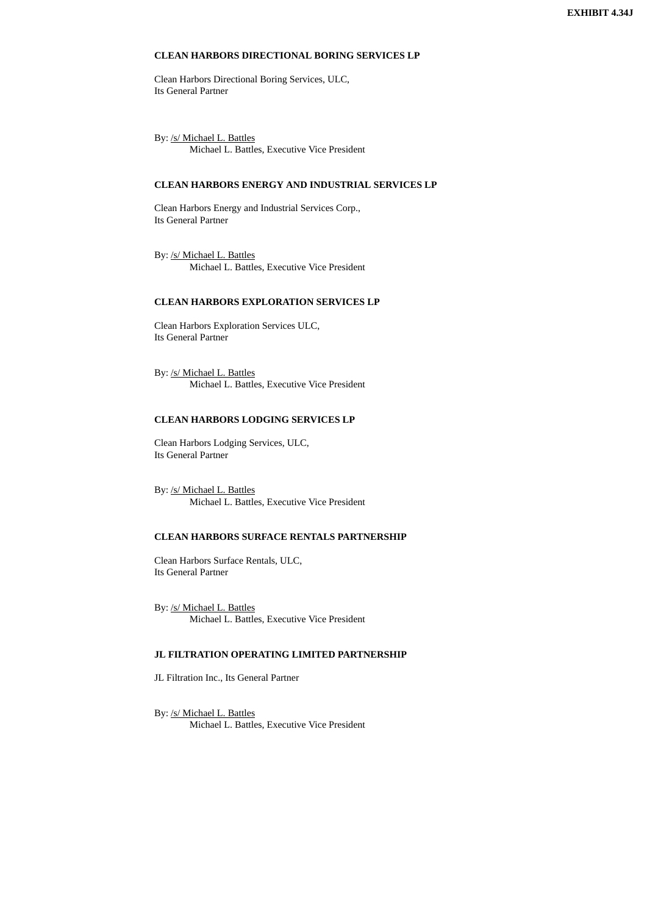**EXHIBIT 4.34J**

**CLEAN HARBORS DIRECTIONAL BORING SERVICES LP**

Clean Harbors Directional Boring Services, ULC,
Its General Partner

By: /s/ Michael L. Battles
Michael L. Battles, Executive Vice President

**CLEAN HARBORS ENERGY AND INDUSTRIAL SERVICES LP**

Clean Harbors Energy and Industrial Services Corp.,
Its General Partner

By: /s/ Michael L. Battles
Michael L. Battles, Executive Vice President

**CLEAN HARBORS EXPLORATION SERVICES LP**

Clean Harbors Exploration Services ULC,
Its General Partner

By: /s/ Michael L. Battles
Michael L. Battles, Executive Vice President

**CLEAN HARBORS LODGING SERVICES LP**

Clean Harbors Lodging Services, ULC,
Its General Partner

By: /s/ Michael L. Battles
Michael L. Battles, Executive Vice President

**CLEAN HARBORS SURFACE RENTALS PARTNERSHIP**

Clean Harbors Surface Rentals, ULC,
Its General Partner

By: /s/ Michael L. Battles
Michael L. Battles, Executive Vice President

**JL FILTRATION OPERATING LIMITED PARTNERSHIP**

JL Filtration Inc., Its General Partner

By: /s/ Michael L. Battles
Michael L. Battles, Executive Vice President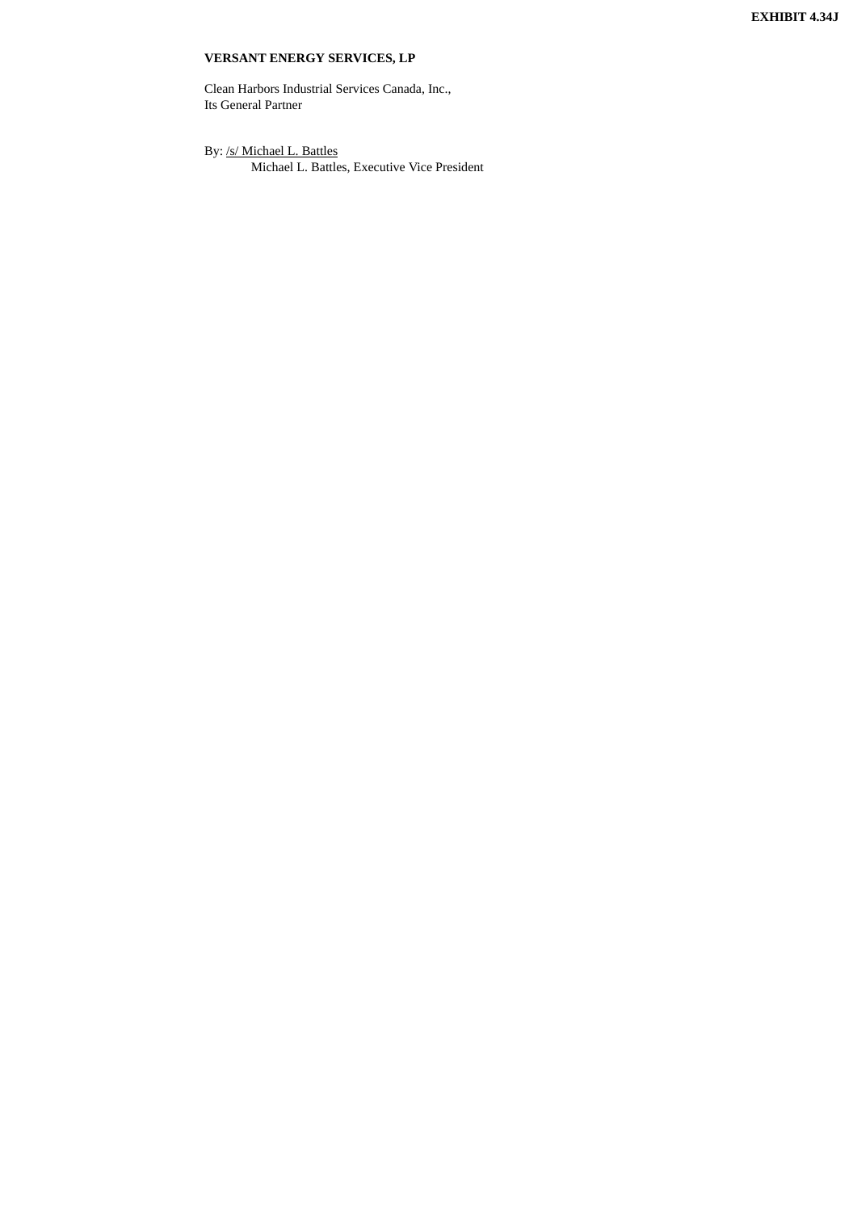**EXHIBIT 4.34J**

**VERSANT ENERGY SERVICES, LP**

Clean Harbors Industrial Services Canada, Inc.,
Its General Partner

By: /s/ Michael L. Battles
Michael L. Battles, Executive Vice President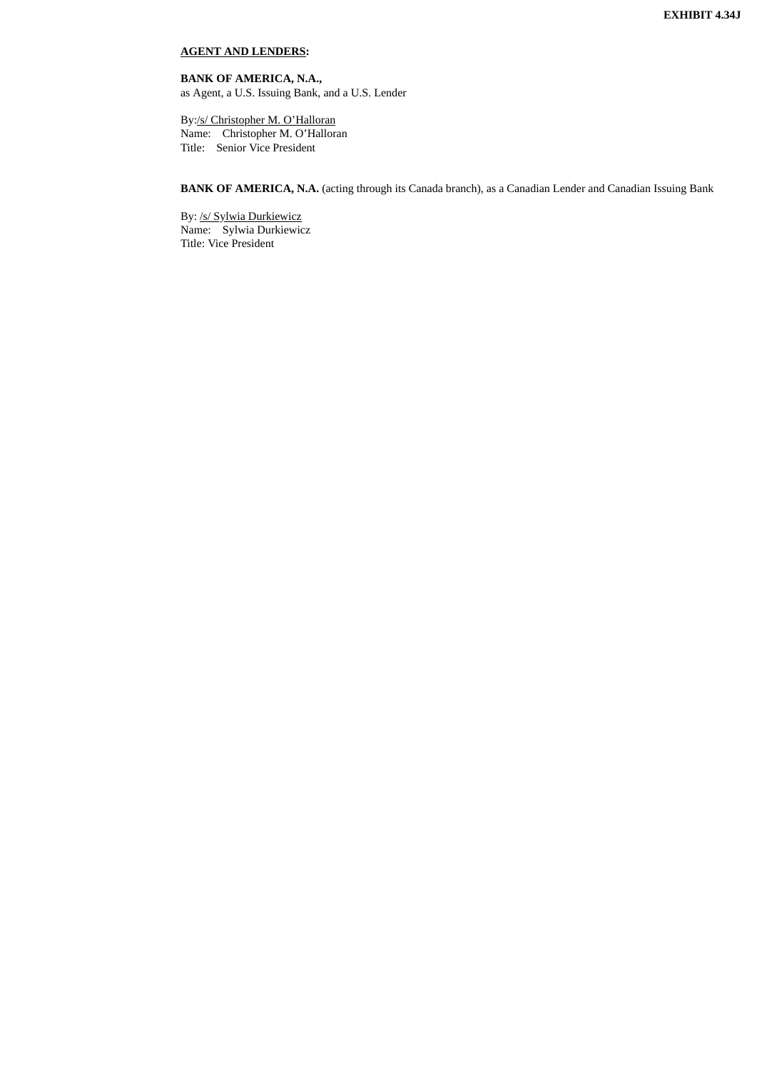**EXHIBIT 4.34J**

**AGENT AND LENDERS:**

**BANK OF AMERICA, N.A.,**
as Agent, a U.S. Issuing Bank, and a U.S. Lender

By: /s/ Christopher M. O'Halloran
Name: Christopher M. O'Halloran
Title: Senior Vice President

**BANK OF AMERICA, N.A.** (acting through its Canada branch), as a Canadian Lender and Canadian Issuing Bank

By: /s/ Sylwia Durkiewicz
Name: Sylwia Durkiewicz
Title: Vice President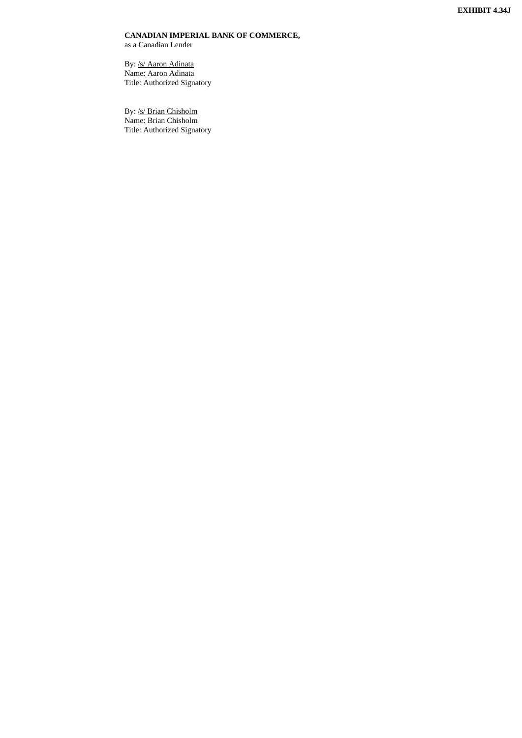**EXHIBIT 4.34J**

**CANADIAN IMPERIAL BANK OF COMMERCE,**
as a Canadian Lender

By: /s/ Aaron Adinata
Name: Aaron Adinata
Title: Authorized Signatory

By: /s/ Brian Chisholm
Name: Brian Chisholm
Title: Authorized Signatory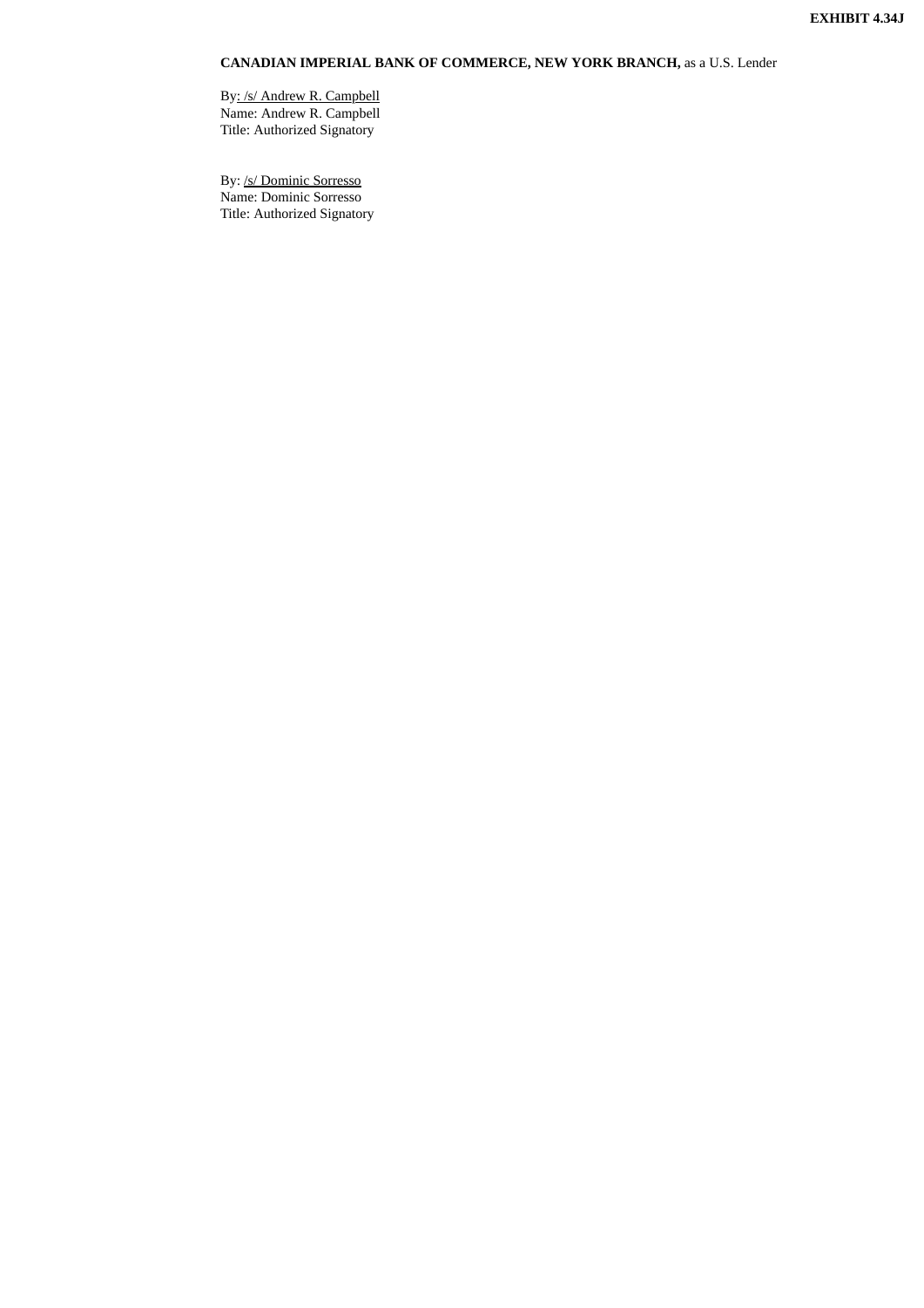**EXHIBIT 4.34J**

**CANADIAN IMPERIAL BANK OF COMMERCE, NEW YORK BRANCH,** as a U.S. Lender

By: /s/ Andrew R. Campbell
Name: Andrew R. Campbell
Title: Authorized Signatory

By: /s/ Dominic Sorresso
Name: Dominic Sorresso
Title: Authorized Signatory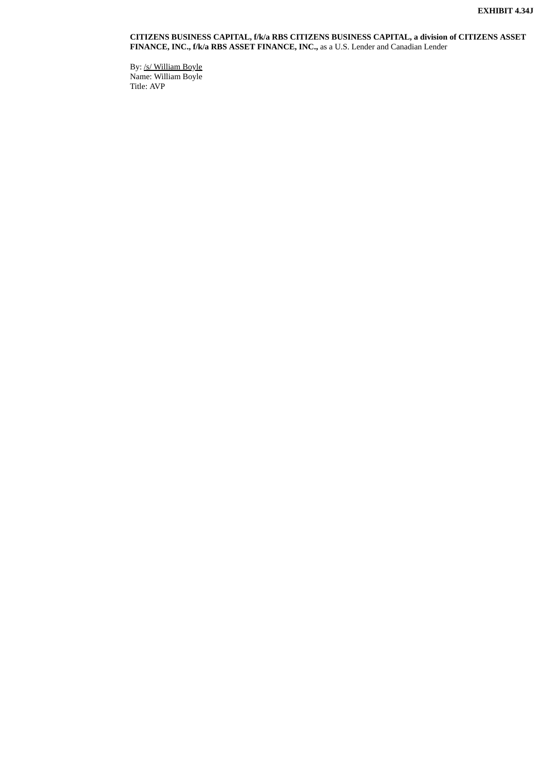**CITIZENS BUSINESS CAPITAL, f/k/a RBS CITIZENS BUSINESS CAPITAL, a division of CITIZENS ASSET FINANCE, INC., f/k/a RBS ASSET FINANCE, INC.,** as a U.S. Lender and Canadian Lender

By: /s/ William Boyle
Name: William Boyle
Title: AVP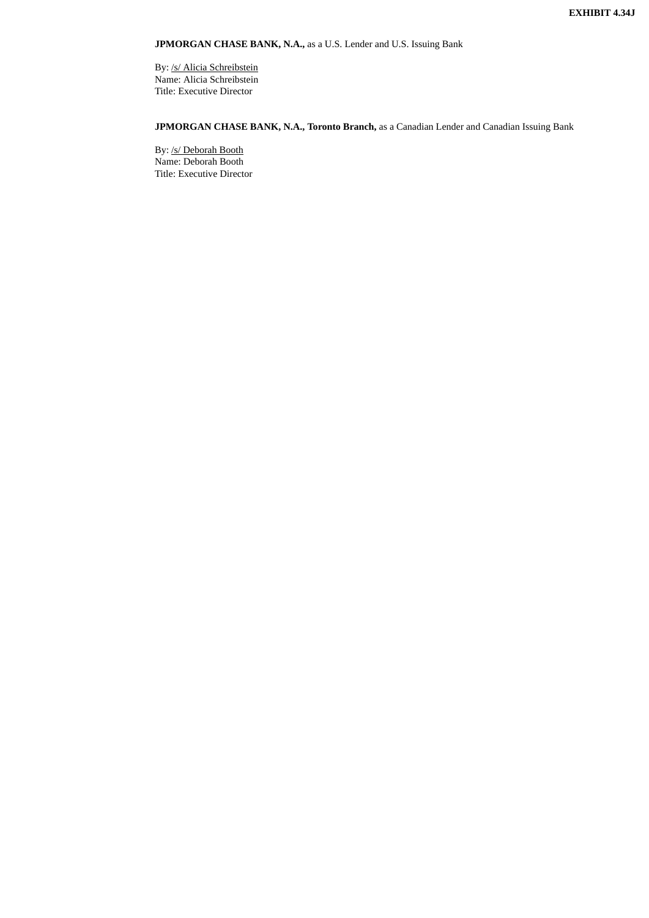**EXHIBIT 4.34J**

**JPMORGAN CHASE BANK, N.A.,** as a U.S. Lender and U.S. Issuing Bank

By: /s/ Alicia Schreibstein
Name: Alicia Schreibstein
Title: Executive Director

**JPMORGAN CHASE BANK, N.A., Toronto Branch,** as a Canadian Lender and Canadian Issuing Bank

By: /s/ Deborah Booth
Name: Deborah Booth
Title: Executive Director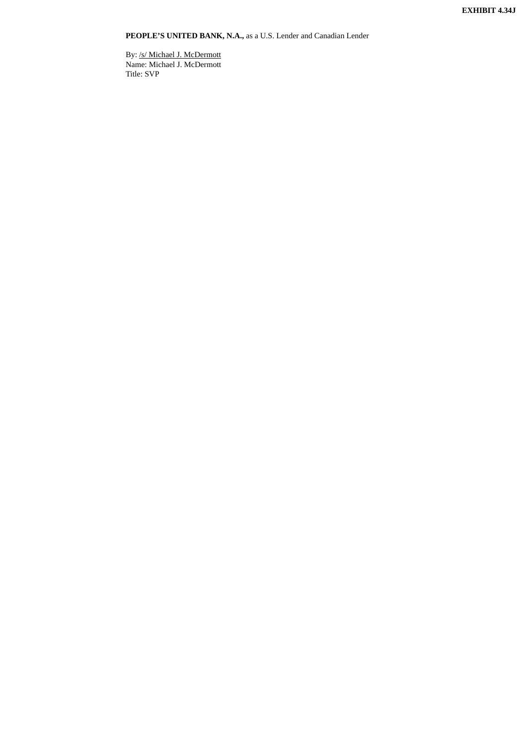**EXHIBIT 4.34J**

**PEOPLE'S UNITED BANK, N.A.,** as a U.S. Lender and Canadian Lender

By: /s/ Michael J. McDermott
Name: Michael J. McDermott
Title: SVP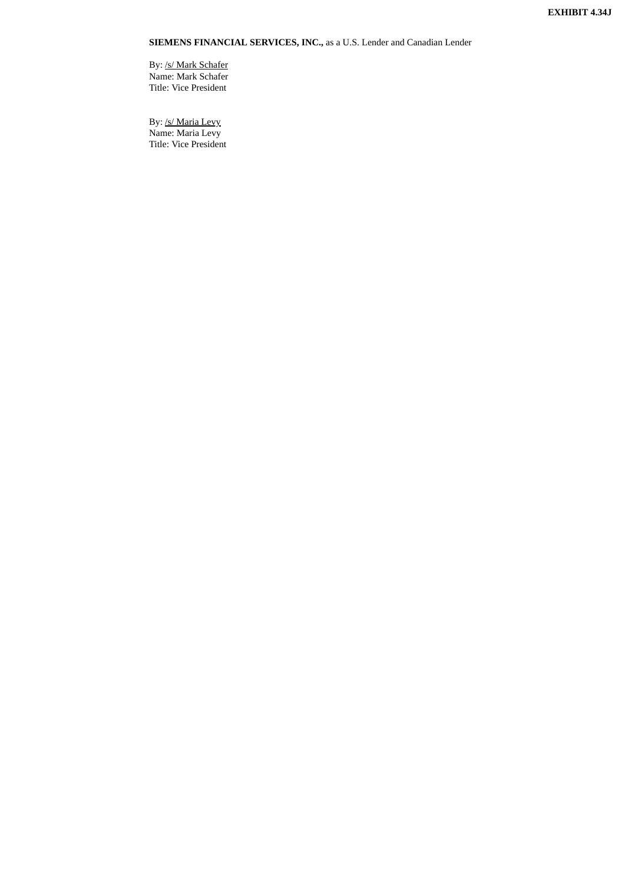**EXHIBIT 4.34J**

**SIEMENS FINANCIAL SERVICES, INC.,** as a U.S. Lender and Canadian Lender

By: /s/ Mark Schafer
Name: Mark Schafer
Title: Vice President

By: /s/ Maria Levy
Name: Maria Levy
Title: Vice President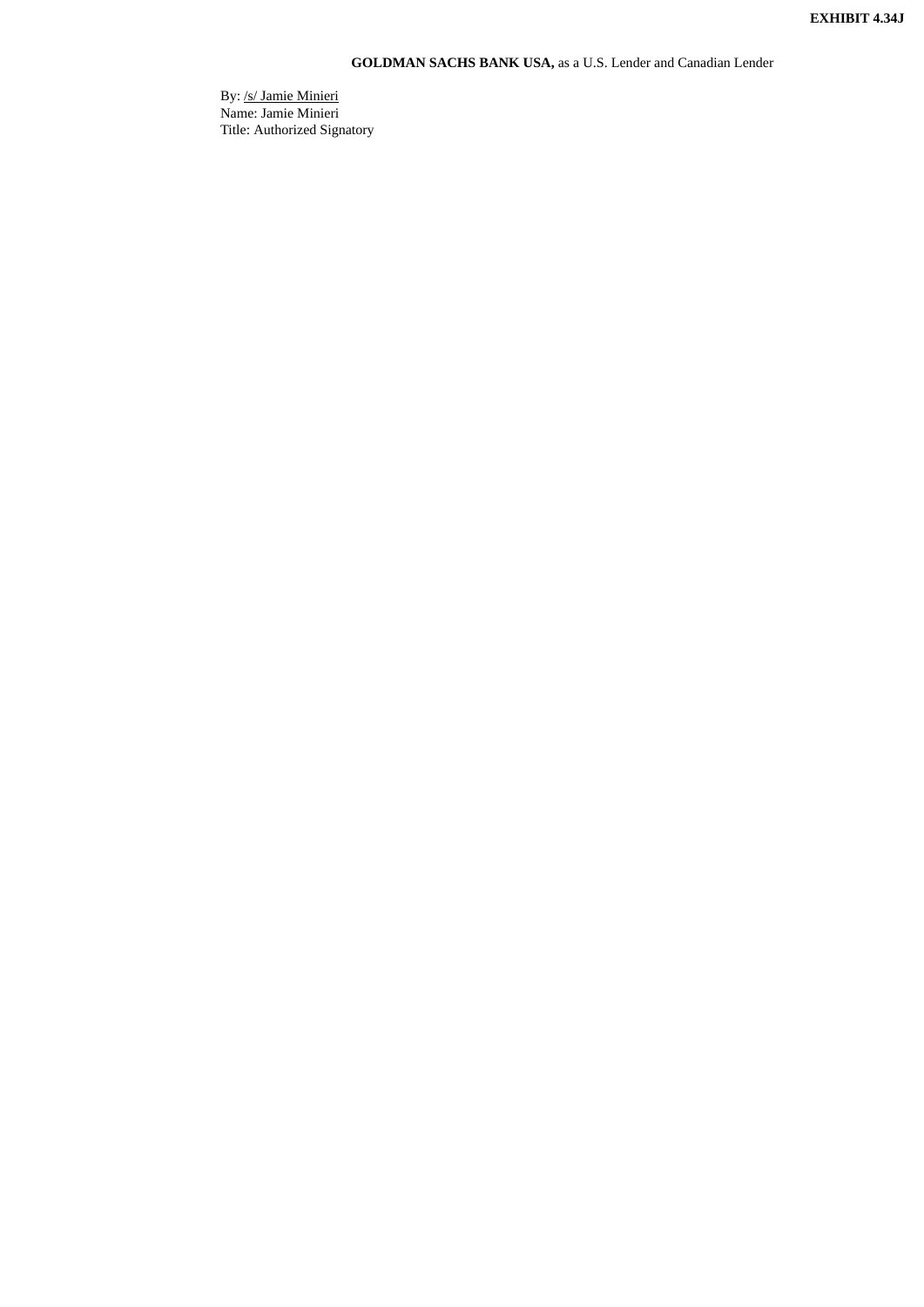**EXHIBIT 4.34J**

**GOLDMAN SACHS BANK USA,** as a U.S. Lender and Canadian Lender

By: /s/ Jamie Minieri
Name: Jamie Minieri
Title: Authorized Signatory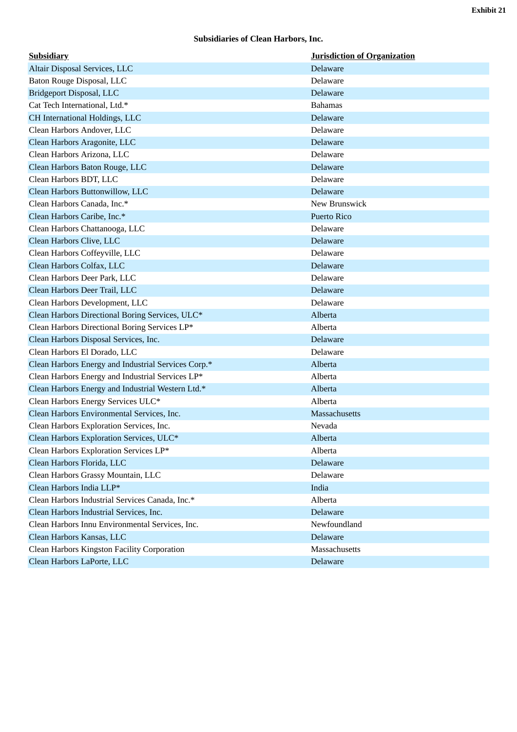Exhibit 21

**Subsidiaries of Clean Harbors, Inc.**

| Subsidiary | Jurisdiction of Organization |
| --- | --- |
| Altair Disposal Services, LLC | Delaware |
| Baton Rouge Disposal, LLC | Delaware |
| Bridgeport Disposal, LLC | Delaware |
| Cat Tech International, Ltd.* | Bahamas |
| CH International Holdings, LLC | Delaware |
| Clean Harbors Andover, LLC | Delaware |
| Clean Harbors Aragonite, LLC | Delaware |
| Clean Harbors Arizona, LLC | Delaware |
| Clean Harbors Baton Rouge, LLC | Delaware |
| Clean Harbors BDT, LLC | Delaware |
| Clean Harbors Buttonwillow, LLC | Delaware |
| Clean Harbors Canada, Inc.* | New Brunswick |
| Clean Harbors Caribe, Inc.* | Puerto Rico |
| Clean Harbors Chattanooga, LLC | Delaware |
| Clean Harbors Clive, LLC | Delaware |
| Clean Harbors Coffeyville, LLC | Delaware |
| Clean Harbors Colfax, LLC | Delaware |
| Clean Harbors Deer Park, LLC | Delaware |
| Clean Harbors Deer Trail, LLC | Delaware |
| Clean Harbors Development, LLC | Delaware |
| Clean Harbors Directional Boring Services, ULC* | Alberta |
| Clean Harbors Directional Boring Services LP* | Alberta |
| Clean Harbors Disposal Services, Inc. | Delaware |
| Clean Harbors El Dorado, LLC | Delaware |
| Clean Harbors Energy and Industrial Services Corp.* | Alberta |
| Clean Harbors Energy and Industrial Services LP* | Alberta |
| Clean Harbors Energy and Industrial Western Ltd.* | Alberta |
| Clean Harbors Energy Services ULC* | Alberta |
| Clean Harbors Environmental Services, Inc. | Massachusetts |
| Clean Harbors Exploration Services, Inc. | Nevada |
| Clean Harbors Exploration Services, ULC* | Alberta |
| Clean Harbors Exploration Services LP* | Alberta |
| Clean Harbors Florida, LLC | Delaware |
| Clean Harbors Grassy Mountain, LLC | Delaware |
| Clean Harbors India LLP* | India |
| Clean Harbors Industrial Services Canada, Inc.* | Alberta |
| Clean Harbors Industrial Services, Inc. | Delaware |
| Clean Harbors Innu Environmental Services, Inc. | Newfoundland |
| Clean Harbors Kansas, LLC | Delaware |
| Clean Harbors Kingston Facility Corporation | Massachusetts |
| Clean Harbors LaPorte, LLC | Delaware |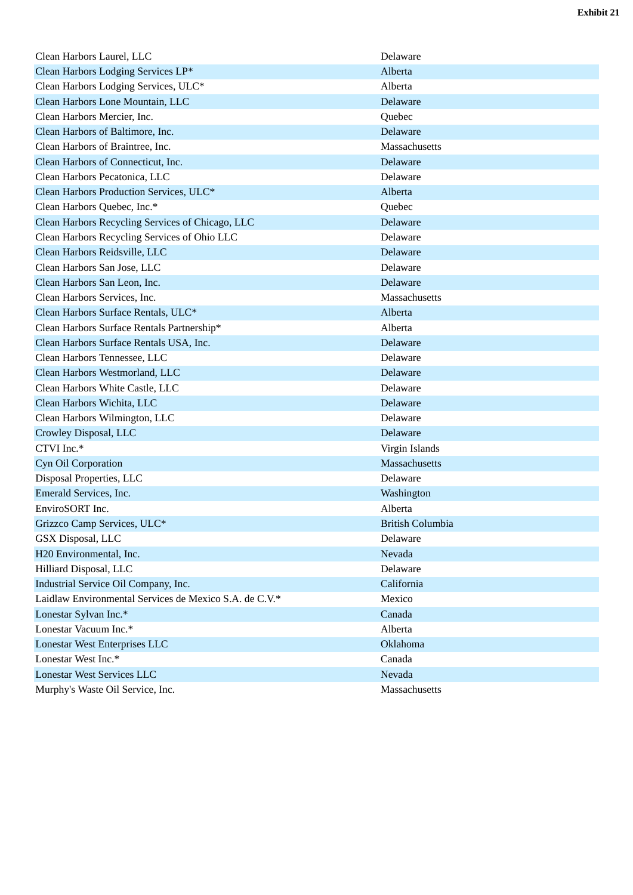| | |
|---|---|
| Clean Harbors Laurel, LLC | Delaware |
| Clean Harbors Lodging Services LP* | Alberta |
| Clean Harbors Lodging Services, ULC* | Alberta |
| Clean Harbors Lone Mountain, LLC | Delaware |
| Clean Harbors Mercier, Inc. | Quebec |
| Clean Harbors of Baltimore, Inc. | Delaware |
| Clean Harbors of Braintree, Inc. | Massachusetts |
| Clean Harbors of Connecticut, Inc. | Delaware |
| Clean Harbors Pecatonica, LLC | Delaware |
| Clean Harbors Production Services, ULC* | Alberta |
| Clean Harbors Quebec, Inc.* | Quebec |
| Clean Harbors Recycling Services of Chicago, LLC | Delaware |
| Clean Harbors Recycling Services of Ohio LLC | Delaware |
| Clean Harbors Reidsville, LLC | Delaware |
| Clean Harbors San Jose, LLC | Delaware |
| Clean Harbors San Leon, Inc. | Delaware |
| Clean Harbors Services, Inc. | Massachusetts |
| Clean Harbors Surface Rentals, ULC* | Alberta |
| Clean Harbors Surface Rentals Partnership* | Alberta |
| Clean Harbors Surface Rentals USA, Inc. | Delaware |
| Clean Harbors Tennessee, LLC | Delaware |
| Clean Harbors Westmorland, LLC | Delaware |
| Clean Harbors White Castle, LLC | Delaware |
| Clean Harbors Wichita, LLC | Delaware |
| Clean Harbors Wilmington, LLC | Delaware |
| Crowley Disposal, LLC | Delaware |
| CTVI Inc.* | Virgin Islands |
| Cyn Oil Corporation | Massachusetts |
| Disposal Properties, LLC | Delaware |
| Emerald Services, Inc. | Washington |
| EnviroSORT Inc. | Alberta |
| Grizzco Camp Services, ULC* | British Columbia |
| GSX Disposal, LLC | Delaware |
| H20 Environmental, Inc. | Nevada |
| Hilliard Disposal, LLC | Delaware |
| Industrial Service Oil Company, Inc. | California |
| Laidlaw Environmental Services de Mexico S.A. de C.V.* | Mexico |
| Lonestar Sylvan Inc.* | Canada |
| Lonestar Vacuum Inc.* | Alberta |
| Lonestar West Enterprises LLC | Oklahoma |
| Lonestar West Inc.* | Canada |
| Lonestar West Services LLC | Nevada |
| Murphy's Waste Oil Service, Inc. | Massachusetts |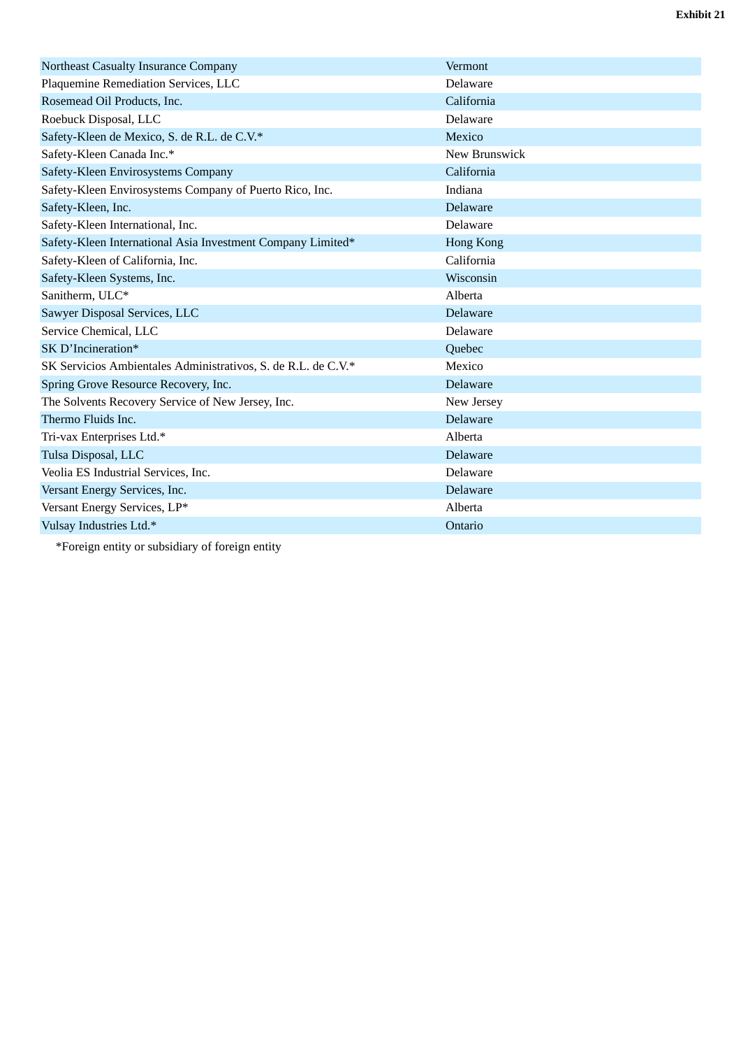**Exhibit 21**

| | |
|---|---|
| Northeast Casualty Insurance Company | Vermont |
| Plaquemine Remediation Services, LLC | Delaware |
| Rosemead Oil Products, Inc. | California |
| Roebuck Disposal, LLC | Delaware |
| Safety-Kleen de Mexico, S. de R.L. de C.V.* | Mexico |
| Safety-Kleen Canada Inc.* | New Brunswick |
| Safety-Kleen Envirosystems Company | California |
| Safety-Kleen Envirosystems Company of Puerto Rico, Inc. | Indiana |
| Safety-Kleen, Inc. | Delaware |
| Safety-Kleen International, Inc. | Delaware |
| Safety-Kleen International Asia Investment Company Limited* | Hong Kong |
| Safety-Kleen of California, Inc. | California |
| Safety-Kleen Systems, Inc. | Wisconsin |
| Sanitherm, ULC* | Alberta |
| Sawyer Disposal Services, LLC | Delaware |
| Service Chemical, LLC | Delaware |
| SK D'Incineration* | Quebec |
| SK Servicios Ambientales Administrativos, S. de R.L. de C.V.* | Mexico |
| Spring Grove Resource Recovery, Inc. | Delaware |
| The Solvents Recovery Service of New Jersey, Inc. | New Jersey |
| Thermo Fluids Inc. | Delaware |
| Tri-vax Enterprises Ltd.* | Alberta |
| Tulsa Disposal, LLC | Delaware |
| Veolia ES Industrial Services, Inc. | Delaware |
| Versant Energy Services, Inc. | Delaware |
| Versant Energy Services, LP* | Alberta |
| Vulsay Industries Ltd.* | Ontario |

*Foreign entity or subsidiary of foreign entity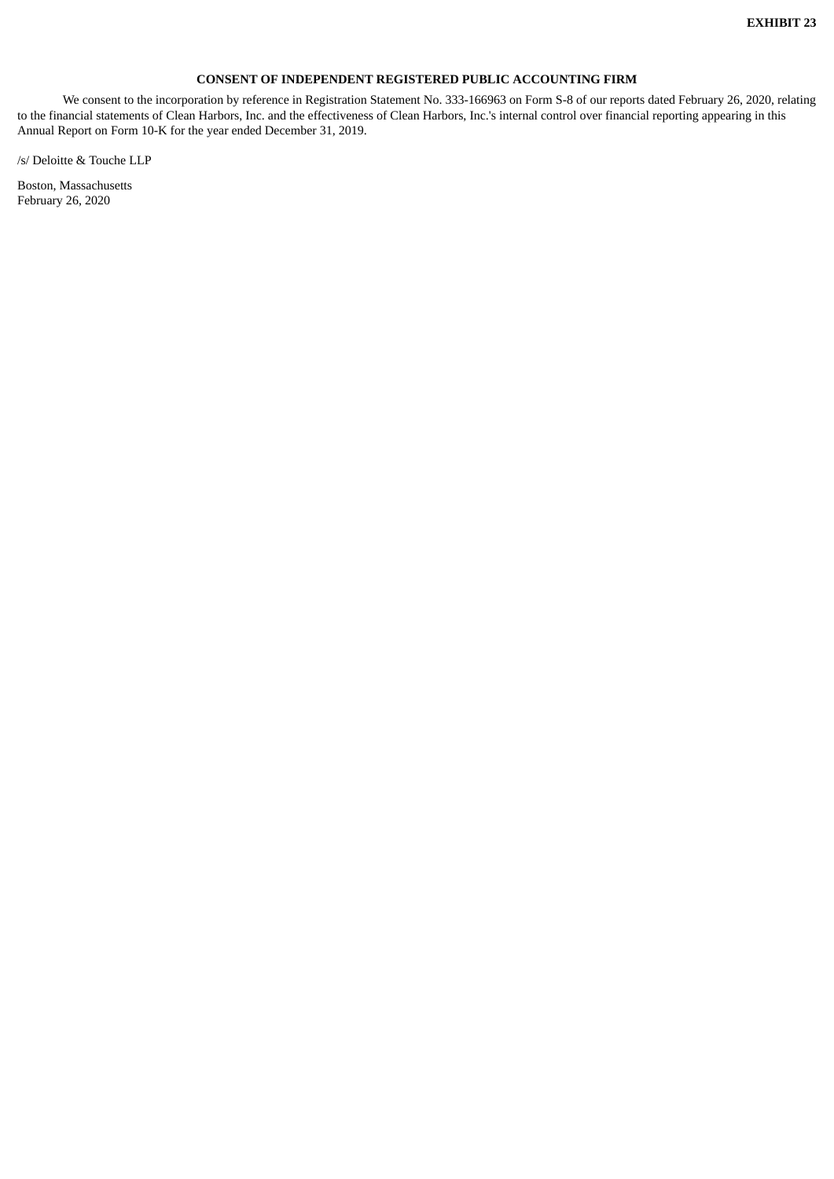**EXHIBIT 23**

**CONSENT OF INDEPENDENT REGISTERED PUBLIC ACCOUNTING FIRM**

We consent to the incorporation by reference in Registration Statement No. 333-166963 on Form S-8 of our reports dated February 26, 2020, relating to the financial statements of Clean Harbors, Inc. and the effectiveness of Clean Harbors, Inc.'s internal control over financial reporting appearing in this Annual Report on Form 10-K for the year ended December 31, 2019.

/s/ Deloitte & Touche LLP

Boston, Massachusetts
February 26, 2020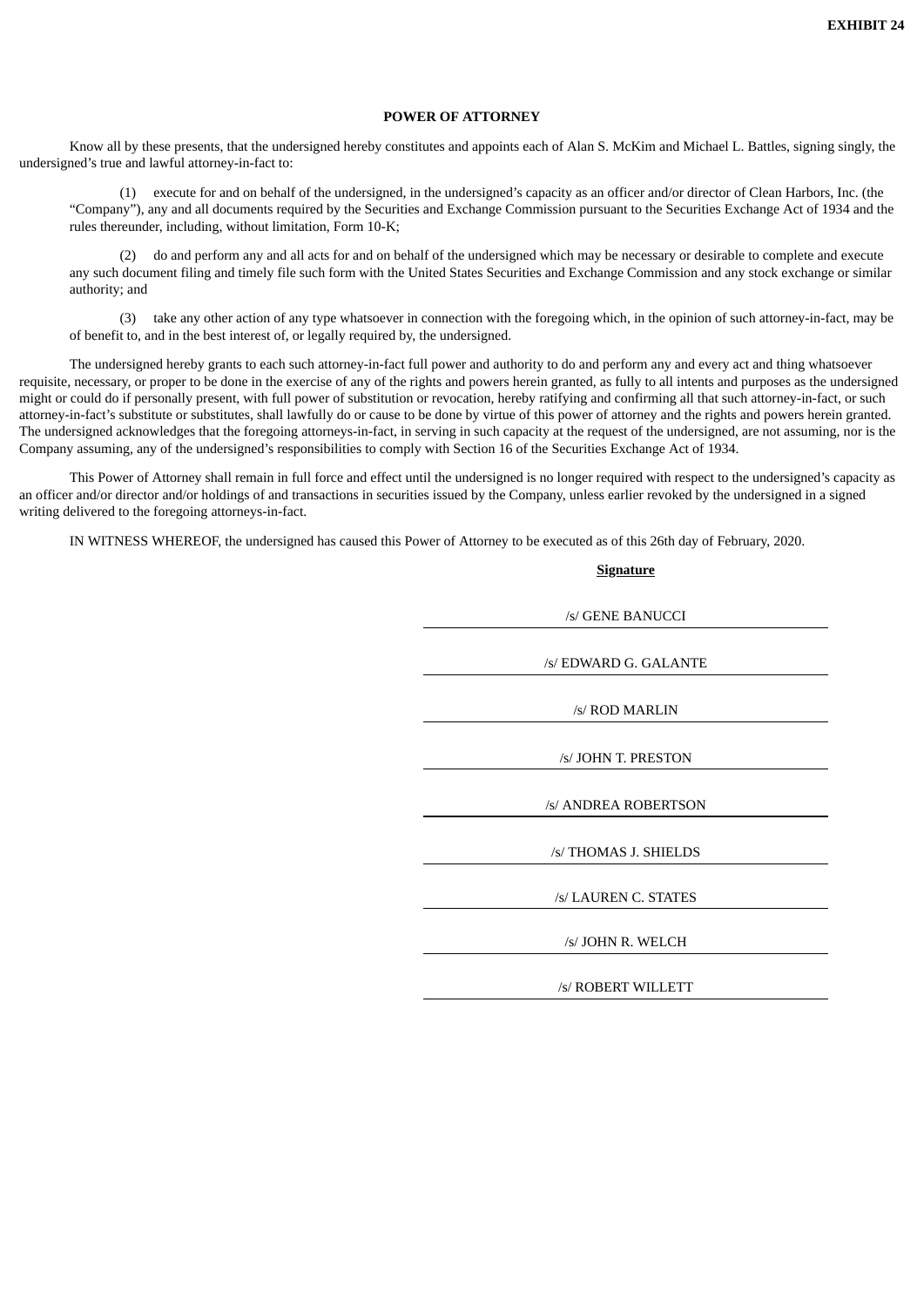**EXHIBIT 24**

# POWER OF ATTORNEY

Know all by these presents, that the undersigned hereby constitutes and appoints each of Alan S. McKim and Michael L. Battles, signing singly, the undersigned's true and lawful attorney-in-fact to:

(1) execute for and on behalf of the undersigned, in the undersigned's capacity as an officer and/or director of Clean Harbors, Inc. (the "Company"), any and all documents required by the Securities and Exchange Commission pursuant to the Securities Exchange Act of 1934 and the rules thereunder, including, without limitation, Form 10-K;

(2) do and perform any and all acts for and on behalf of the undersigned which may be necessary or desirable to complete and execute any such document filing and timely file such form with the United States Securities and Exchange Commission and any stock exchange or similar authority; and

(3) take any other action of any type whatsoever in connection with the foregoing which, in the opinion of such attorney-in-fact, may be of benefit to, and in the best interest of, or legally required by, the undersigned.

The undersigned hereby grants to each such attorney-in-fact full power and authority to do and perform any and every act and thing whatsoever requisite, necessary, or proper to be done in the exercise of any of the rights and powers herein granted, as fully to all intents and purposes as the undersigned might or could do if personally present, with full power of substitution or revocation, hereby ratifying and confirming all that such attorney-in-fact, or such attorney-in-fact's substitute or substitutes, shall lawfully do or cause to be done by virtue of this power of attorney and the rights and powers herein granted. The undersigned acknowledges that the foregoing attorneys-in-fact, in serving in such capacity at the request of the undersigned, are not assuming, nor is the Company assuming, any of the undersigned's responsibilities to comply with Section 16 of the Securities Exchange Act of 1934.

This Power of Attorney shall remain in full force and effect until the undersigned is no longer required with respect to the undersigned's capacity as an officer and/or director and/or holdings of and transactions in securities issued by the Company, unless earlier revoked by the undersigned in a signed writing delivered to the foregoing attorneys-in-fact.

IN WITNESS WHEREOF, the undersigned has caused this Power of Attorney to be executed as of this 26th day of February, 2020.

**Signature**

/s/ GENE BANUCCI

/s/ EDWARD G. GALANTE

/s/ ROD MARLIN

/s/ JOHN T. PRESTON

/s/ ANDREA ROBERTSON

/s/ THOMAS J. SHIELDS

/s/ LAUREN C. STATES

/s/ JOHN R. WELCH

/s/ ROBERT WILLETT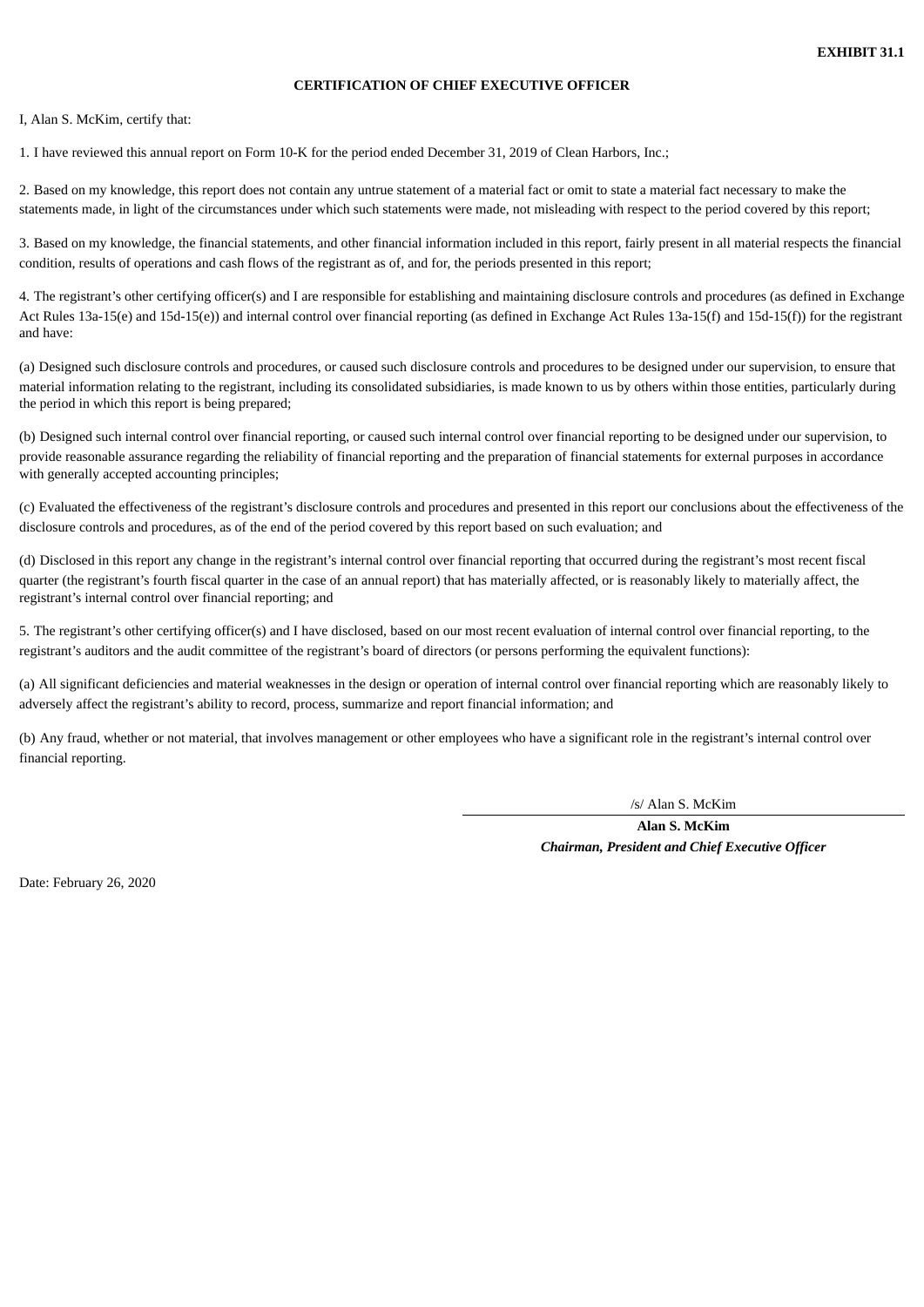**EXHIBIT 31.1**

**CERTIFICATION OF CHIEF EXECUTIVE OFFICER**

I, Alan S. McKim, certify that:

1. I have reviewed this annual report on Form 10-K for the period ended December 31, 2019 of Clean Harbors, Inc.;

2. Based on my knowledge, this report does not contain any untrue statement of a material fact or omit to state a material fact necessary to make the statements made, in light of the circumstances under which such statements were made, not misleading with respect to the period covered by this report;

3. Based on my knowledge, the financial statements, and other financial information included in this report, fairly present in all material respects the financial condition, results of operations and cash flows of the registrant as of, and for, the periods presented in this report;

4. The registrant's other certifying officer(s) and I are responsible for establishing and maintaining disclosure controls and procedures (as defined in Exchange Act Rules 13a-15(e) and 15d-15(e)) and internal control over financial reporting (as defined in Exchange Act Rules 13a-15(f) and 15d-15(f)) for the registrant and have:

(a) Designed such disclosure controls and procedures, or caused such disclosure controls and procedures to be designed under our supervision, to ensure that material information relating to the registrant, including its consolidated subsidiaries, is made known to us by others within those entities, particularly during the period in which this report is being prepared;

(b) Designed such internal control over financial reporting, or caused such internal control over financial reporting to be designed under our supervision, to provide reasonable assurance regarding the reliability of financial reporting and the preparation of financial statements for external purposes in accordance with generally accepted accounting principles;

(c) Evaluated the effectiveness of the registrant's disclosure controls and procedures and presented in this report our conclusions about the effectiveness of the disclosure controls and procedures, as of the end of the period covered by this report based on such evaluation; and

(d) Disclosed in this report any change in the registrant's internal control over financial reporting that occurred during the registrant's most recent fiscal quarter (the registrant's fourth fiscal quarter in the case of an annual report) that has materially affected, or is reasonably likely to materially affect, the registrant's internal control over financial reporting; and

5. The registrant's other certifying officer(s) and I have disclosed, based on our most recent evaluation of internal control over financial reporting, to the registrant's auditors and the audit committee of the registrant's board of directors (or persons performing the equivalent functions):

(a) All significant deficiencies and material weaknesses in the design or operation of internal control over financial reporting which are reasonably likely to adversely affect the registrant's ability to record, process, summarize and report financial information; and

(b) Any fraud, whether or not material, that involves management or other employees who have a significant role in the registrant's internal control over financial reporting.

/s/ Alan S. McKim

**Alan S. McKim**

***Chairman, President and Chief Executive Officer***

Date: February 26, 2020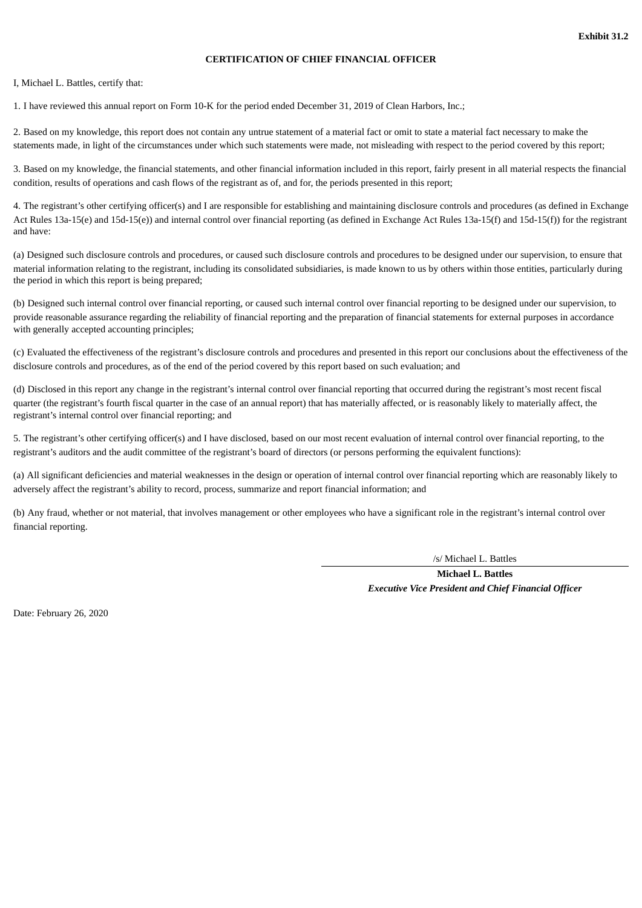**Exhibit 31.2**

**CERTIFICATION OF CHIEF FINANCIAL OFFICER**

I, Michael L. Battles, certify that:

1. I have reviewed this annual report on Form 10-K for the period ended December 31, 2019 of Clean Harbors, Inc.;

2. Based on my knowledge, this report does not contain any untrue statement of a material fact or omit to state a material fact necessary to make the statements made, in light of the circumstances under which such statements were made, not misleading with respect to the period covered by this report;

3. Based on my knowledge, the financial statements, and other financial information included in this report, fairly present in all material respects the financial condition, results of operations and cash flows of the registrant as of, and for, the periods presented in this report;

4. The registrant's other certifying officer(s) and I are responsible for establishing and maintaining disclosure controls and procedures (as defined in Exchange Act Rules 13a-15(e) and 15d-15(e)) and internal control over financial reporting (as defined in Exchange Act Rules 13a-15(f) and 15d-15(f)) for the registrant and have:

(a) Designed such disclosure controls and procedures, or caused such disclosure controls and procedures to be designed under our supervision, to ensure that material information relating to the registrant, including its consolidated subsidiaries, is made known to us by others within those entities, particularly during the period in which this report is being prepared;

(b) Designed such internal control over financial reporting, or caused such internal control over financial reporting to be designed under our supervision, to provide reasonable assurance regarding the reliability of financial reporting and the preparation of financial statements for external purposes in accordance with generally accepted accounting principles;

(c) Evaluated the effectiveness of the registrant's disclosure controls and procedures and presented in this report our conclusions about the effectiveness of the disclosure controls and procedures, as of the end of the period covered by this report based on such evaluation; and

(d) Disclosed in this report any change in the registrant's internal control over financial reporting that occurred during the registrant's most recent fiscal quarter (the registrant's fourth fiscal quarter in the case of an annual report) that has materially affected, or is reasonably likely to materially affect, the registrant's internal control over financial reporting; and

5. The registrant's other certifying officer(s) and I have disclosed, based on our most recent evaluation of internal control over financial reporting, to the registrant's auditors and the audit committee of the registrant's board of directors (or persons performing the equivalent functions):

(a) All significant deficiencies and material weaknesses in the design or operation of internal control over financial reporting which are reasonably likely to adversely affect the registrant's ability to record, process, summarize and report financial information; and

(b) Any fraud, whether or not material, that involves management or other employees who have a significant role in the registrant's internal control over financial reporting.

/s/ Michael L. Battles

**Michael L. Battles**

***Executive Vice President and Chief Financial Officer***

Date: February 26, 2020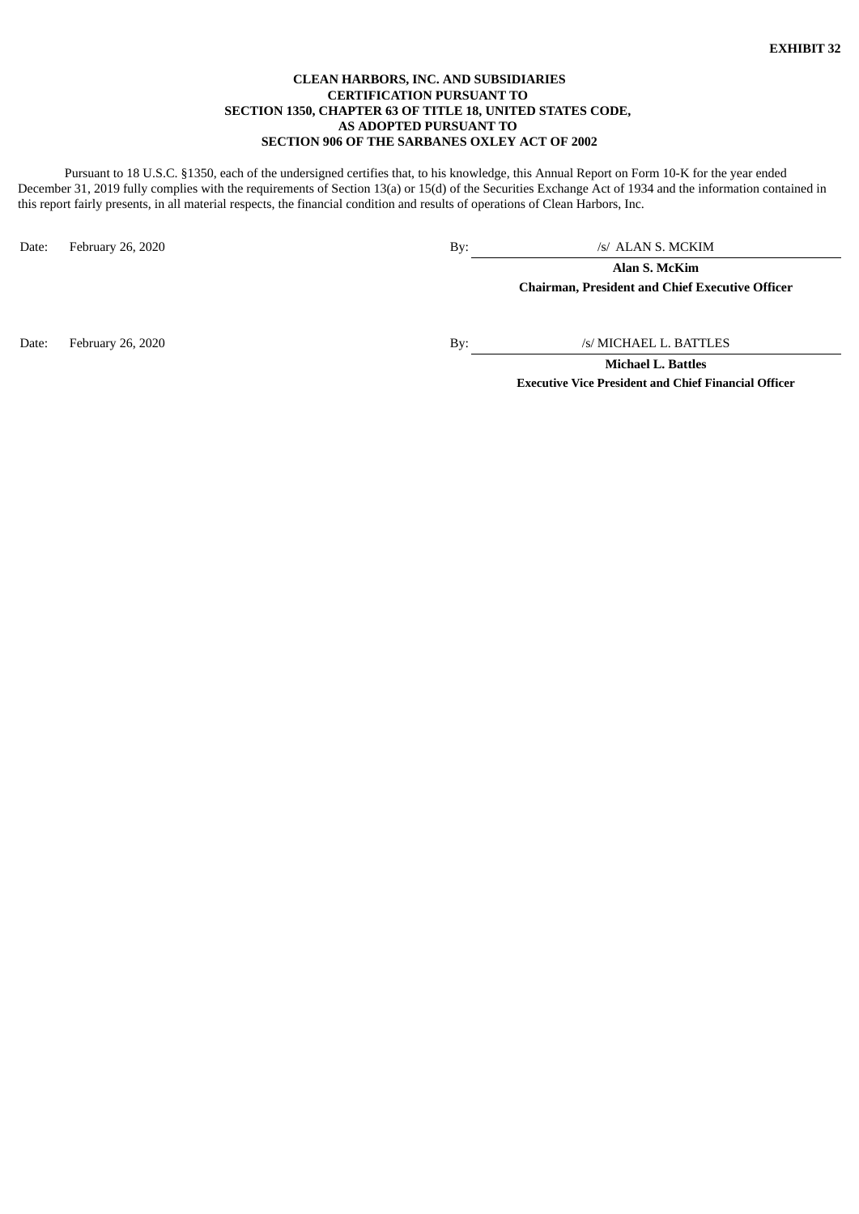**EXHIBIT 32**

**CLEAN HARBORS, INC. AND SUBSIDIARIES**
**CERTIFICATION PURSUANT TO**
**SECTION 1350, CHAPTER 63 OF TITLE 18, UNITED STATES CODE,**
**AS ADOPTED PURSUANT TO**
**SECTION 906 OF THE SARBANES OXLEY ACT OF 2002**

Pursuant to 18 U.S.C. §1350, each of the undersigned certifies that, to his knowledge, this Annual Report on Form 10-K for the year ended December 31, 2019 fully complies with the requirements of Section 13(a) or 15(d) of the Securities Exchange Act of 1934 and the information contained in this report fairly presents, in all material respects, the financial condition and results of operations of Clean Harbors, Inc.

Date: February 26, 2020

By: /s/ ALAN S. MCKIM

**Alan S. McKim**
**Chairman, President and Chief Executive Officer**

Date: February 26, 2020

By: /s/ MICHAEL L. BATTLES

**Michael L. Battles**
**Executive Vice President and Chief Financial Officer**